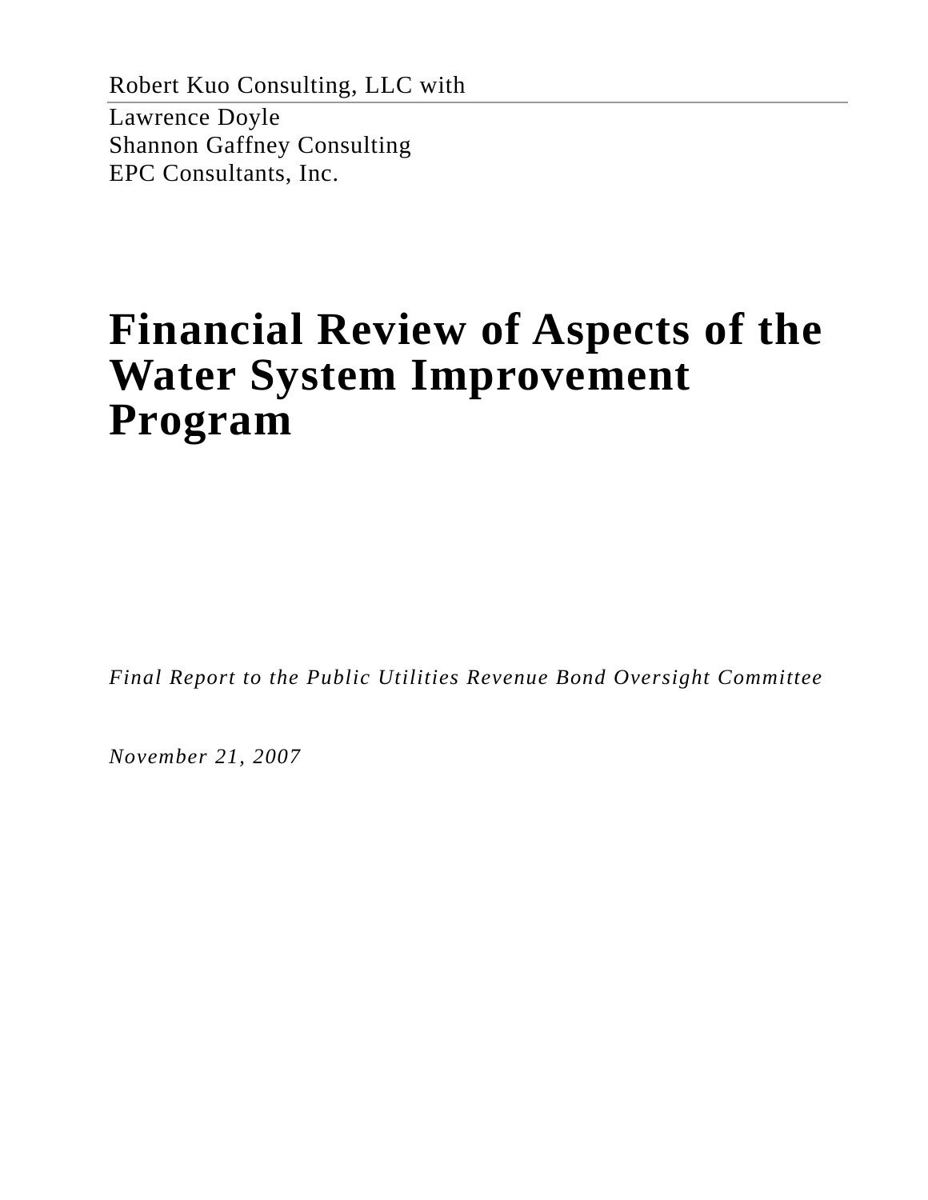Robert Kuo Consulting, LLC with

Lawrence Doyle
Shannon Gaffney Consulting
EPC Consultants, Inc.

# Financial Review of Aspects of the Water System Improvement Program

*Final Report to the Public Utilities Revenue Bond Oversight Committee*

*November 21, 2007*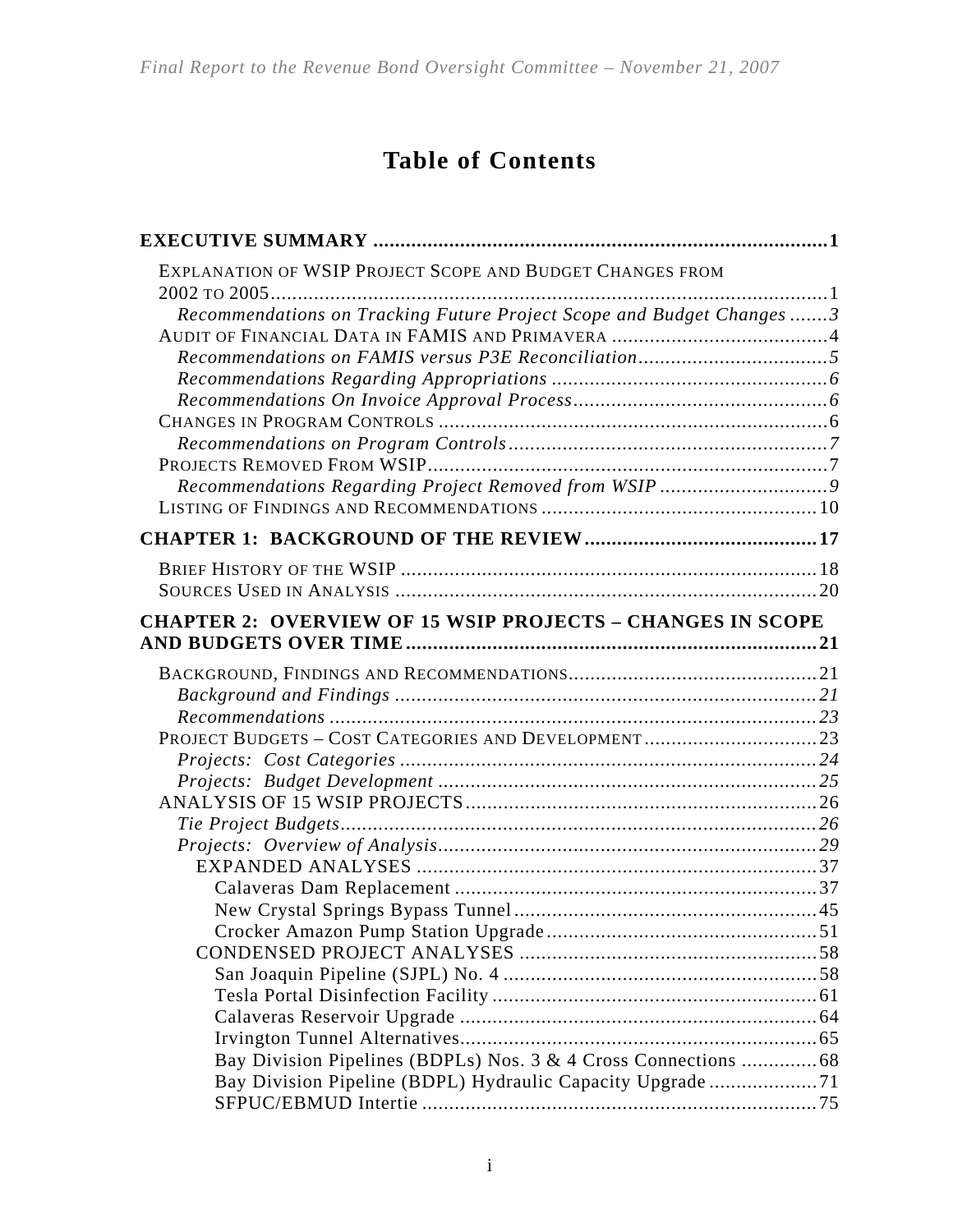# Table of Contents

**EXECUTIVE SUMMARY .................................................................................1**

EXPLANATION OF WSIP PROJECT SCOPE AND BUDGET CHANGES FROM 2002 TO 2005.......................................................................................................1

*Recommendations on Tracking Future Project Scope and Budget Changes .......3*

AUDIT OF FINANCIAL DATA IN FAMIS AND PRIMAVERA .......................................4

*Recommendations on FAMIS versus P3E Reconciliation..................................5*

*Recommendations Regarding Appropriations ..................................................6*

*Recommendations On Invoice Approval Process..............................................6*

CHANGES IN PROGRAM CONTROLS .......................................................................6

*Recommendations on Program Controls..........................................................7*

PROJECTS REMOVED FROM WSIP.........................................................................7

*Recommendations Regarding Project Removed from WSIP ...............................9*

LISTING OF FINDINGS AND RECOMMENDATIONS ..................................................10

**CHAPTER 1: BACKGROUND OF THE REVIEW..........................................17**

BRIEF HISTORY OF THE WSIP ............................................................................18

SOURCES USED IN ANALYSIS .............................................................................20

**CHAPTER 2: OVERVIEW OF 15 WSIP PROJECTS – CHANGES IN SCOPE AND BUDGETS OVER TIME...........................................................................21**

BACKGROUND, FINDINGS AND RECOMMENDATIONS.............................................21

*Background and Findings .............................................................................21*

*Recommendations .........................................................................................23*

PROJECT BUDGETS – COST CATEGORIES AND DEVELOPMENT ................................23

*Projects: Cost Categories ............................................................................24*

*Projects: Budget Development ......................................................................25*

ANALYSIS OF 15 WSIP PROJECTS.......................................................................26

*Tie Project Budgets.......................................................................................26*

*Projects: Overview of Analysis.....................................................................29*

EXPANDED ANALYSES ........................................................................37

Calaveras Dam Replacement ..................................................................37

New Crystal Springs Bypass Tunnel.......................................................45

Crocker Amazon Pump Station Upgrade.................................................51

CONDENSED PROJECT ANALYSES .......................................................58

San Joaquin Pipeline (SJPL) No. 4 ..........................................................58

Tesla Portal Disinfection Facility ............................................................61

Calaveras Reservoir Upgrade .................................................................64

Irvington Tunnel Alternatives..................................................................65

Bay Division Pipelines (BDPLs) Nos. 3 & 4 Cross Connections ..............68

Bay Division Pipeline (BDPL) Hydraulic Capacity Upgrade ....................71

SFPUC/EBMUD Intertie ........................................................................75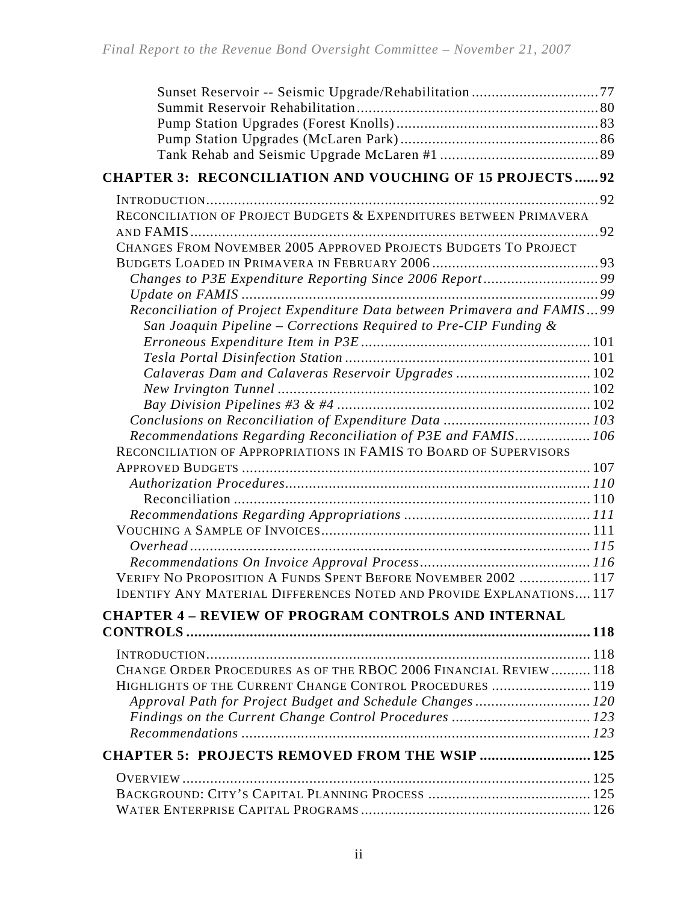Sunset Reservoir -- Seismic Upgrade/Rehabilitation ................................ 77
Summit Reservoir Rehabilitation ............................................................ 80
Pump Station Upgrades (Forest Knolls) .................................................. 83
Pump Station Upgrades (McLaren Park) ................................................. 86
Tank Rehab and Seismic Upgrade McLaren #1 ....................................... 89

**CHAPTER 3: RECONCILIATION AND VOUCHING OF 15 PROJECTS ...... 92**

INTRODUCTION ................................................................................................. 92
RECONCILIATION OF PROJECT BUDGETS & EXPENDITURES BETWEEN PRIMAVERA AND FAMIS ..................................................................................................... 92
CHANGES FROM NOVEMBER 2005 APPROVED PROJECTS BUDGETS TO PROJECT BUDGETS LOADED IN PRIMAVERA IN FEBRUARY 2006 ......................................... 93
*Changes to P3E Expenditure Reporting Since 2006 Report ............................ 99*
*Update on FAMIS ........................................................................................ 99*
*Reconciliation of Project Expenditure Data between Primavera and FAMIS ... 99*
*San Joaquin Pipeline – Corrections Required to Pre-CIP Funding & Erroneous Expenditure Item in P3E ......................................................... 101*
*Tesla Portal Disinfection Station ............................................................. 101*
*Calaveras Dam and Calaveras Reservoir Upgrades .................................. 102*
*New Irvington Tunnel ............................................................................... 102*
*Bay Division Pipelines #3 & #4 ................................................................ 102*
*Conclusions on Reconciliation of Expenditure Data ..................................... 103*
*Recommendations Regarding Reconciliation of P3E and FAMIS .................. 106*
RECONCILIATION OF APPROPRIATIONS IN FAMIS TO BOARD OF SUPERVISORS APPROVED BUDGETS ....................................................................................... 107
*Authorization Procedures ............................................................................ 110*
Reconciliation ......................................................................................... 110
*Recommendations Regarding Appropriations .............................................. 111*
VOUCHING A SAMPLE OF INVOICES ................................................................... 111
*Overhead .................................................................................................... 115*
*Recommendations On Invoice Approval Process .......................................... 116*
VERIFY NO PROPOSITION A FUNDS SPENT BEFORE NOVEMBER 2002 .................. 117
IDENTIFY ANY MATERIAL DIFFERENCES NOTED AND PROVIDE EXPLANATIONS .... 117

**CHAPTER 4 – REVIEW OF PROGRAM CONTROLS AND INTERNAL CONTROLS ..................................................................................................... 118**

INTRODUCTION ................................................................................................. 118
CHANGE ORDER PROCEDURES AS OF THE RBOC 2006 FINANCIAL REVIEW .......... 118
HIGHLIGHTS OF THE CURRENT CHANGE CONTROL PROCEDURES ......................... 119
*Approval Path for Project Budget and Schedule Changes ............................. 120*
*Findings on the Current Change Control Procedures ................................... 123*
*Recommendations ....................................................................................... 123*

**CHAPTER 5: PROJECTS REMOVED FROM THE WSIP ............................ 125**

OVERVIEW ....................................................................................................... 125
BACKGROUND: CITY'S CAPITAL PLANNING PROCESS ......................................... 125
WATER ENTERPRISE CAPITAL PROGRAMS .......................................................... 126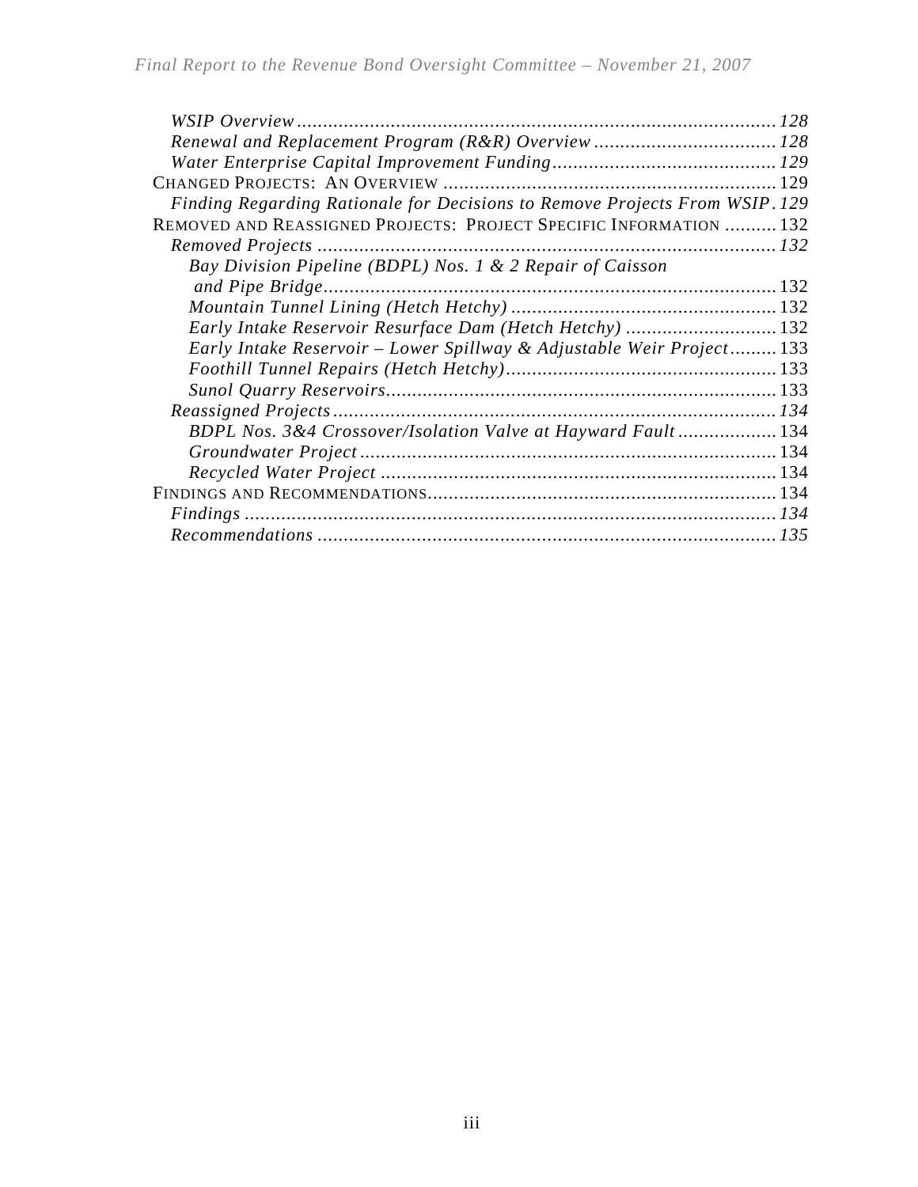*WSIP Overview* ............................................................................................ *128*
*Renewal and Replacement Program (R&R) Overview* .................................... *128*
*Water Enterprise Capital Improvement Funding* ............................................ *129*
CHANGED PROJECTS: AN OVERVIEW ................................................................ 129
*Finding Regarding Rationale for Decisions to Remove Projects From WSIP* . *129*
REMOVED AND REASSIGNED PROJECTS: PROJECT SPECIFIC INFORMATION .......... 132
*Removed Projects* ......................................................................................... *132*
*Bay Division Pipeline (BDPL) Nos. 1 & 2 Repair of Caisson and Pipe Bridge* ........................................................................................ 132
*Mountain Tunnel Lining (Hetch Hetchy)* .................................................... 132
*Early Intake Reservoir Resurface Dam (Hetch Hetchy)* .............................. 132
*Early Intake Reservoir – Lower Spillway & Adjustable Weir Project* ......... 133
*Foothill Tunnel Repairs (Hetch Hetchy)* ..................................................... 133
*Sunol Quarry Reservoirs* ............................................................................ 133
*Reassigned Projects* ..................................................................................... *134*
*BDPL Nos. 3&4 Crossover/Isolation Valve at Hayward Fault* ................... 134
*Groundwater Project* ................................................................................. 134
*Recycled Water Project* ............................................................................. 134
FINDINGS AND RECOMMENDATIONS ................................................................... 134
*Findings* ...................................................................................................... *134*
*Recommendations* ....................................................................................... *135*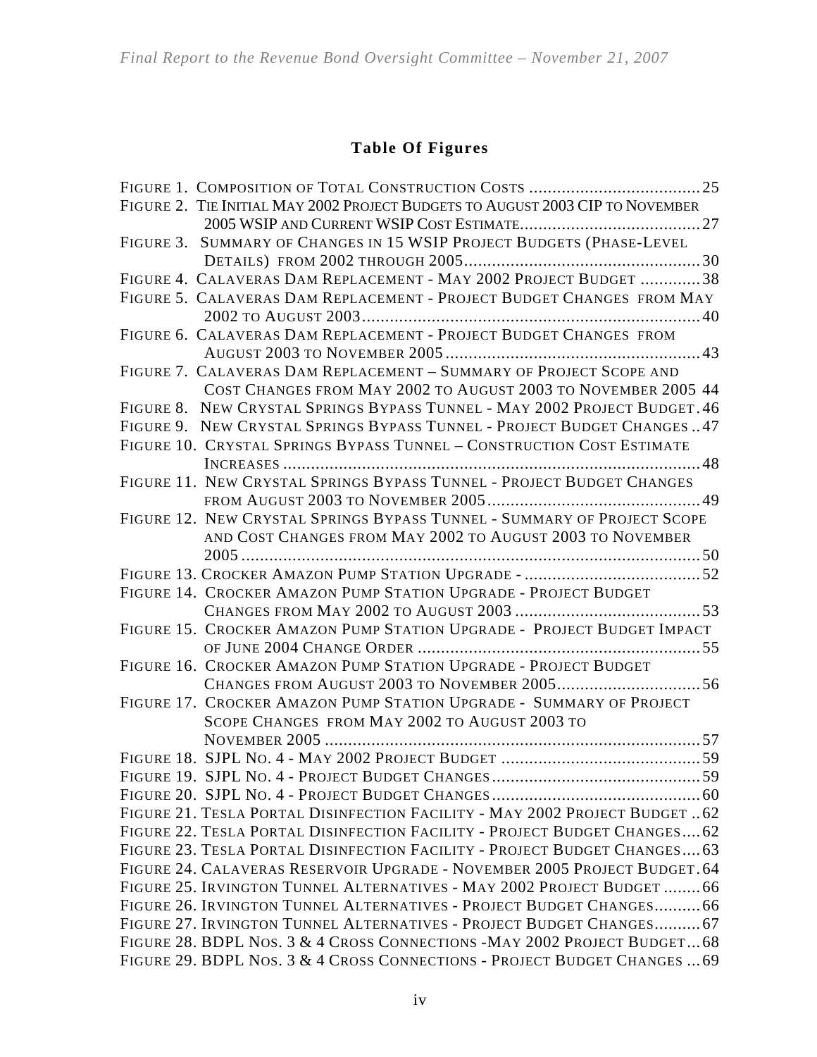## Table Of Figures

FIGURE 1. COMPOSITION OF TOTAL CONSTRUCTION COSTS ..................................... 25
FIGURE 2. TIE INITIAL MAY 2002 PROJECT BUDGETS TO AUGUST 2003 CIP TO NOVEMBER 2005 WSIP AND CURRENT WSIP COST ESTIMATE....................................... 27
FIGURE 3. SUMMARY OF CHANGES IN 15 WSIP PROJECT BUDGETS (PHASE-LEVEL DETAILS) FROM 2002 THROUGH 2005................................................... 30
FIGURE 4. CALAVERAS DAM REPLACEMENT - MAY 2002 PROJECT BUDGET ............. 38
FIGURE 5. CALAVERAS DAM REPLACEMENT - PROJECT BUDGET CHANGES FROM MAY 2002 TO AUGUST 2003......................................................................... 40
FIGURE 6. CALAVERAS DAM REPLACEMENT - PROJECT BUDGET CHANGES FROM AUGUST 2003 TO NOVEMBER 2005 ....................................................... 43
FIGURE 7. CALAVERAS DAM REPLACEMENT – SUMMARY OF PROJECT SCOPE AND COST CHANGES FROM MAY 2002 TO AUGUST 2003 TO NOVEMBER 2005 44
FIGURE 8. NEW CRYSTAL SPRINGS BYPASS TUNNEL - MAY 2002 PROJECT BUDGET . 46
FIGURE 9. NEW CRYSTAL SPRINGS BYPASS TUNNEL - PROJECT BUDGET CHANGES .. 47
FIGURE 10. CRYSTAL SPRINGS BYPASS TUNNEL – CONSTRUCTION COST ESTIMATE INCREASES ......................................................................................... 48
FIGURE 11. NEW CRYSTAL SPRINGS BYPASS TUNNEL - PROJECT BUDGET CHANGES FROM AUGUST 2003 TO NOVEMBER 2005.............................................. 49
FIGURE 12. NEW CRYSTAL SPRINGS BYPASS TUNNEL - SUMMARY OF PROJECT SCOPE AND COST CHANGES FROM MAY 2002 TO AUGUST 2003 TO NOVEMBER 2005 .................................................................................................... 50
FIGURE 13. CROCKER AMAZON PUMP STATION UPGRADE - ...................................... 52
FIGURE 14. CROCKER AMAZON PUMP STATION UPGRADE - PROJECT BUDGET CHANGES FROM MAY 2002 TO AUGUST 2003 ........................................ 53
FIGURE 15. CROCKER AMAZON PUMP STATION UPGRADE - PROJECT BUDGET IMPACT OF JUNE 2004 CHANGE ORDER ............................................................. 55
FIGURE 16. CROCKER AMAZON PUMP STATION UPGRADE - PROJECT BUDGET CHANGES FROM AUGUST 2003 TO NOVEMBER 2005............................... 56
FIGURE 17. CROCKER AMAZON PUMP STATION UPGRADE - SUMMARY OF PROJECT SCOPE CHANGES FROM MAY 2002 TO AUGUST 2003 TO NOVEMBER 2005 ................................................................................ 57
FIGURE 18. SJPL NO. 4 - MAY 2002 PROJECT BUDGET ........................................... 59
FIGURE 19. SJPL NO. 4 - PROJECT BUDGET CHANGES ............................................. 59
FIGURE 20. SJPL NO. 4 - PROJECT BUDGET CHANGES ............................................. 60
FIGURE 21. TESLA PORTAL DISINFECTION FACILITY - MAY 2002 PROJECT BUDGET .. 62
FIGURE 22. TESLA PORTAL DISINFECTION FACILITY - PROJECT BUDGET CHANGES.... 62
FIGURE 23. TESLA PORTAL DISINFECTION FACILITY - PROJECT BUDGET CHANGES.... 63
FIGURE 24. CALAVERAS RESERVOIR UPGRADE - NOVEMBER 2005 PROJECT BUDGET . 64
FIGURE 25. IRVINGTON TUNNEL ALTERNATIVES - MAY 2002 PROJECT BUDGET ........ 66
FIGURE 26. IRVINGTON TUNNEL ALTERNATIVES - PROJECT BUDGET CHANGES.......... 66
FIGURE 27. IRVINGTON TUNNEL ALTERNATIVES - PROJECT BUDGET CHANGES.......... 67
FIGURE 28. BDPL NOS. 3 & 4 CROSS CONNECTIONS -MAY 2002 PROJECT BUDGET... 68
FIGURE 29. BDPL NOS. 3 & 4 CROSS CONNECTIONS - PROJECT BUDGET CHANGES ... 69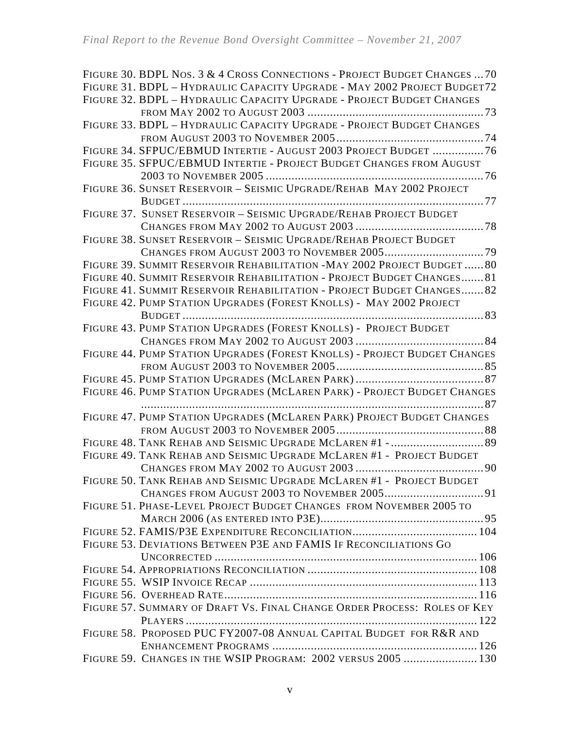Figure 30. BDPL Nos. 3 & 4 Cross Connections - Project Budget Changes ... 70
Figure 31. BDPL – Hydraulic Capacity Upgrade - May 2002 Project Budget 72
Figure 32. BDPL – Hydraulic Capacity Upgrade - Project Budget Changes from May 2002 to August 2003 ... 73
Figure 33. BDPL – Hydraulic Capacity Upgrade - Project Budget Changes from August 2003 to November 2005 ... 74
Figure 34. SFPUC/EBMUD Intertie - August 2003 Project Budget ... 76
Figure 35. SFPUC/EBMUD Intertie - Project Budget Changes from August 2003 to November 2005 ... 76
Figure 36. Sunset Reservoir – Seismic Upgrade/Rehab May 2002 Project Budget ... 77
Figure 37. Sunset Reservoir – Seismic Upgrade/Rehab Project Budget Changes from May 2002 to August 2003 ... 78
Figure 38. Sunset Reservoir – Seismic Upgrade/Rehab Project Budget Changes from August 2003 to November 2005 ... 79
Figure 39. Summit Reservoir Rehabilitation -May 2002 Project Budget ... 80
Figure 40. Summit Reservoir Rehabilitation - Project Budget Changes ... 81
Figure 41. Summit Reservoir Rehabilitation - Project Budget Changes ... 82
Figure 42. Pump Station Upgrades (Forest Knolls) - May 2002 Project Budget ... 83
Figure 43. Pump Station Upgrades (Forest Knolls) - Project Budget Changes from May 2002 to August 2003 ... 84
Figure 44. Pump Station Upgrades (Forest Knolls) - Project Budget Changes from August 2003 to November 2005 ... 85
Figure 45. Pump Station Upgrades (McLaren Park) ... 87
Figure 46. Pump Station Upgrades (McLaren Park) - Project Budget Changes ... 87
Figure 47. Pump Station Upgrades (McLaren Park) Project Budget Changes from August 2003 to November 2005 ... 88
Figure 48. Tank Rehab and Seismic Upgrade McLaren #1 - ... 89
Figure 49. Tank Rehab and Seismic Upgrade McLaren #1 - Project Budget Changes from May 2002 to August 2003 ... 90
Figure 50. Tank Rehab and Seismic Upgrade McLaren #1 - Project Budget Changes from August 2003 to November 2005 ... 91
Figure 51. Phase-Level Project Budget Changes from November 2005 to March 2006 (as entered into P3E) ... 95
Figure 52. FAMIS/P3E Expenditure Reconciliation ... 104
Figure 53. Deviations Between P3E and FAMIS If Reconciliations Go Uncorrected ... 106
Figure 54. Appropriations Reconciliation ... 108
Figure 55. WSIP Invoice Recap ... 113
Figure 56. Overhead Rate ... 116
Figure 57. Summary of Draft Vs. Final Change Order Process: Roles of Key Players ... 122
Figure 58. Proposed PUC FY2007-08 Annual Capital Budget for R&R and Enhancement Programs ... 126
Figure 59. Changes in the WSIP Program: 2002 versus 2005 ... 130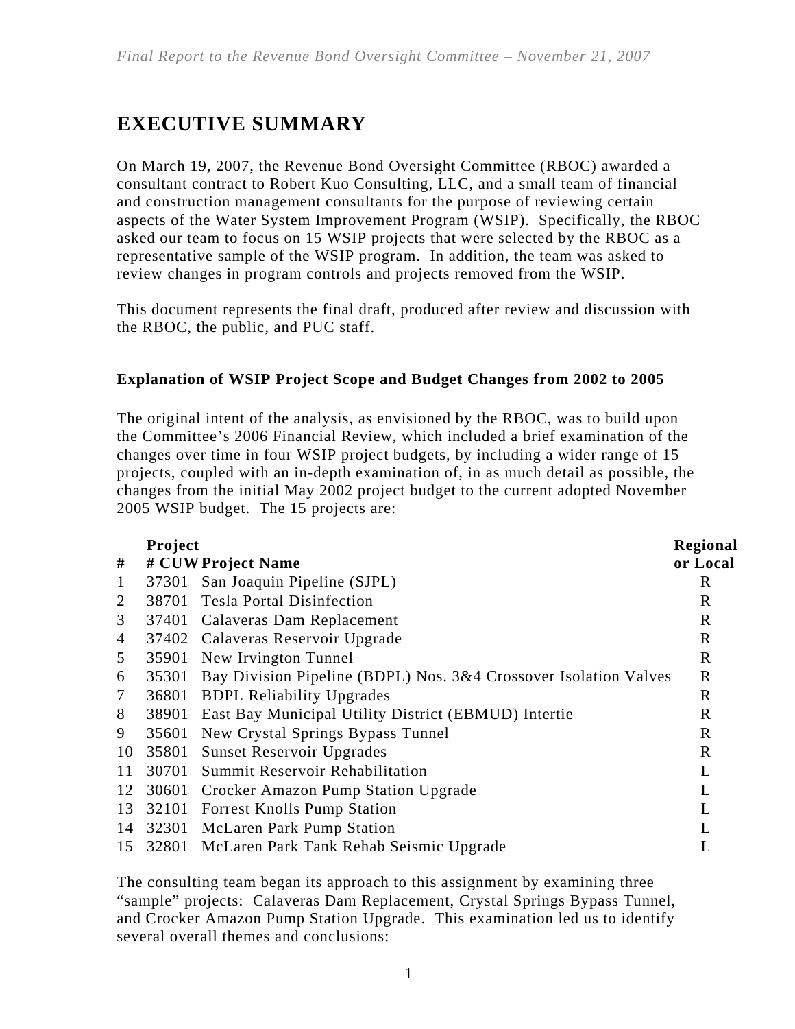# EXECUTIVE SUMMARY

On March 19, 2007, the Revenue Bond Oversight Committee (RBOC) awarded a consultant contract to Robert Kuo Consulting, LLC, and a small team of financial and construction management consultants for the purpose of reviewing certain aspects of the Water System Improvement Program (WSIP). Specifically, the RBOC asked our team to focus on 15 WSIP projects that were selected by the RBOC as a representative sample of the WSIP program. In addition, the team was asked to review changes in program controls and projects removed from the WSIP.

This document represents the final draft, produced after review and discussion with the RBOC, the public, and PUC staff.

### Explanation of WSIP Project Scope and Budget Changes from 2002 to 2005

The original intent of the analysis, as envisioned by the RBOC, was to build upon the Committee's 2006 Financial Review, which included a brief examination of the changes over time in four WSIP project budgets, by including a wider range of 15 projects, coupled with an in-depth examination of, in as much detail as possible, the changes from the initial May 2002 project budget to the current adopted November 2005 WSIP budget. The 15 projects are:

| # | Project # CUW | Project Name | Regional or Local |
|---|---|---|---|
| 1 | 37301 | San Joaquin Pipeline (SJPL) | R |
| 2 | 38701 | Tesla Portal Disinfection | R |
| 3 | 37401 | Calaveras Dam Replacement | R |
| 4 | 37402 | Calaveras Reservoir Upgrade | R |
| 5 | 35901 | New Irvington Tunnel | R |
| 6 | 35301 | Bay Division Pipeline (BDPL) Nos. 3&4 Crossover Isolation Valves | R |
| 7 | 36801 | BDPL Reliability Upgrades | R |
| 8 | 38901 | East Bay Municipal Utility District (EBMUD) Intertie | R |
| 9 | 35601 | New Crystal Springs Bypass Tunnel | R |
| 10 | 35801 | Sunset Reservoir Upgrades | R |
| 11 | 30701 | Summit Reservoir Rehabilitation | L |
| 12 | 30601 | Crocker Amazon Pump Station Upgrade | L |
| 13 | 32101 | Forrest Knolls Pump Station | L |
| 14 | 32301 | McLaren Park Pump Station | L |
| 15 | 32801 | McLaren Park Tank Rehab Seismic Upgrade | L |

The consulting team began its approach to this assignment by examining three "sample" projects: Calaveras Dam Replacement, Crystal Springs Bypass Tunnel, and Crocker Amazon Pump Station Upgrade. This examination led us to identify several overall themes and conclusions: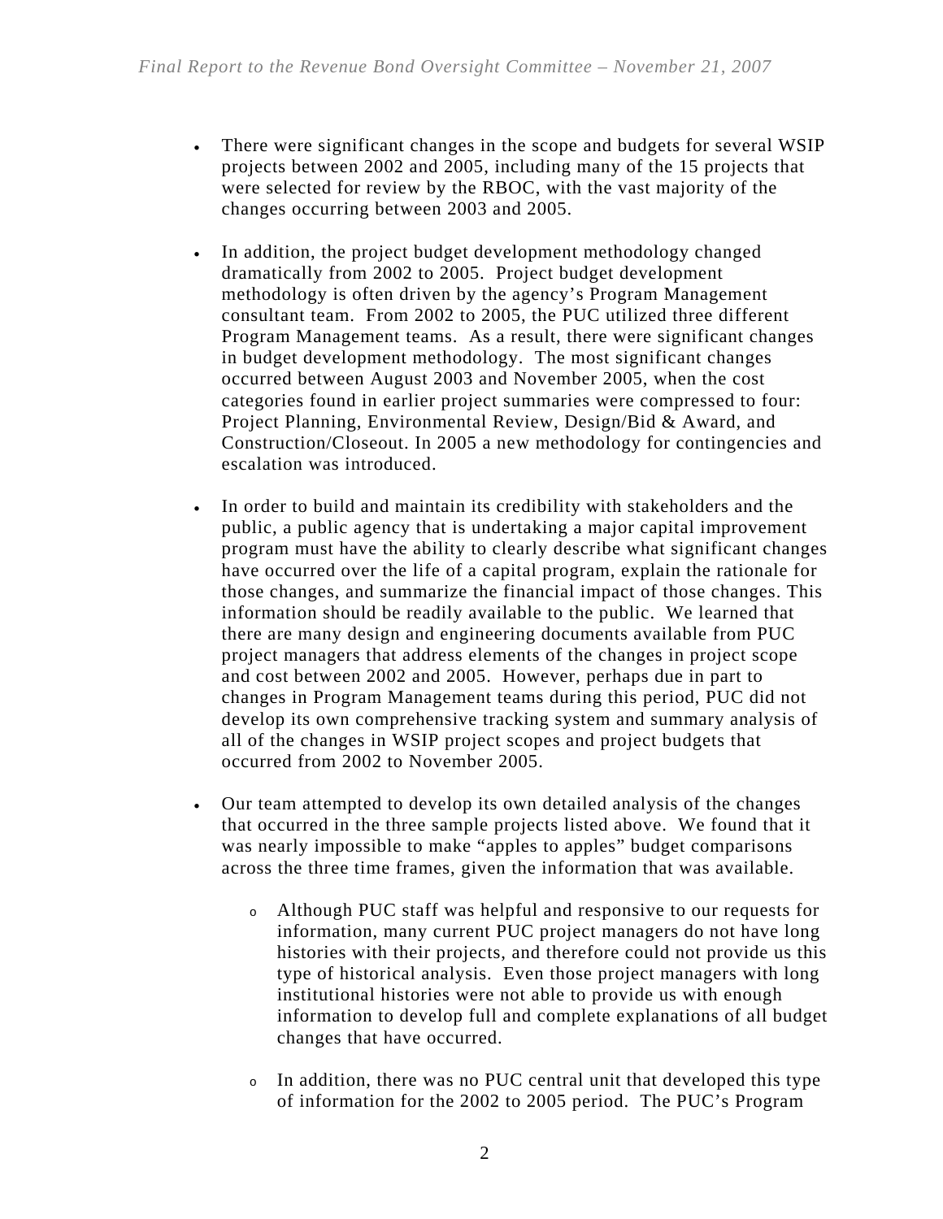- There were significant changes in the scope and budgets for several WSIP projects between 2002 and 2005, including many of the 15 projects that were selected for review by the RBOC, with the vast majority of the changes occurring between 2003 and 2005.

- In addition, the project budget development methodology changed dramatically from 2002 to 2005. Project budget development methodology is often driven by the agency's Program Management consultant team. From 2002 to 2005, the PUC utilized three different Program Management teams. As a result, there were significant changes in budget development methodology. The most significant changes occurred between August 2003 and November 2005, when the cost categories found in earlier project summaries were compressed to four: Project Planning, Environmental Review, Design/Bid & Award, and Construction/Closeout. In 2005 a new methodology for contingencies and escalation was introduced.

- In order to build and maintain its credibility with stakeholders and the public, a public agency that is undertaking a major capital improvement program must have the ability to clearly describe what significant changes have occurred over the life of a capital program, explain the rationale for those changes, and summarize the financial impact of those changes. This information should be readily available to the public. We learned that there are many design and engineering documents available from PUC project managers that address elements of the changes in project scope and cost between 2002 and 2005. However, perhaps due in part to changes in Program Management teams during this period, PUC did not develop its own comprehensive tracking system and summary analysis of all of the changes in WSIP project scopes and project budgets that occurred from 2002 to November 2005.

- Our team attempted to develop its own detailed analysis of the changes that occurred in the three sample projects listed above. We found that it was nearly impossible to make "apples to apples" budget comparisons across the three time frames, given the information that was available.

    - Although PUC staff was helpful and responsive to our requests for information, many current PUC project managers do not have long histories with their projects, and therefore could not provide us this type of historical analysis. Even those project managers with long institutional histories were not able to provide us with enough information to develop full and complete explanations of all budget changes that have occurred.

    - In addition, there was no PUC central unit that developed this type of information for the 2002 to 2005 period. The PUC's Program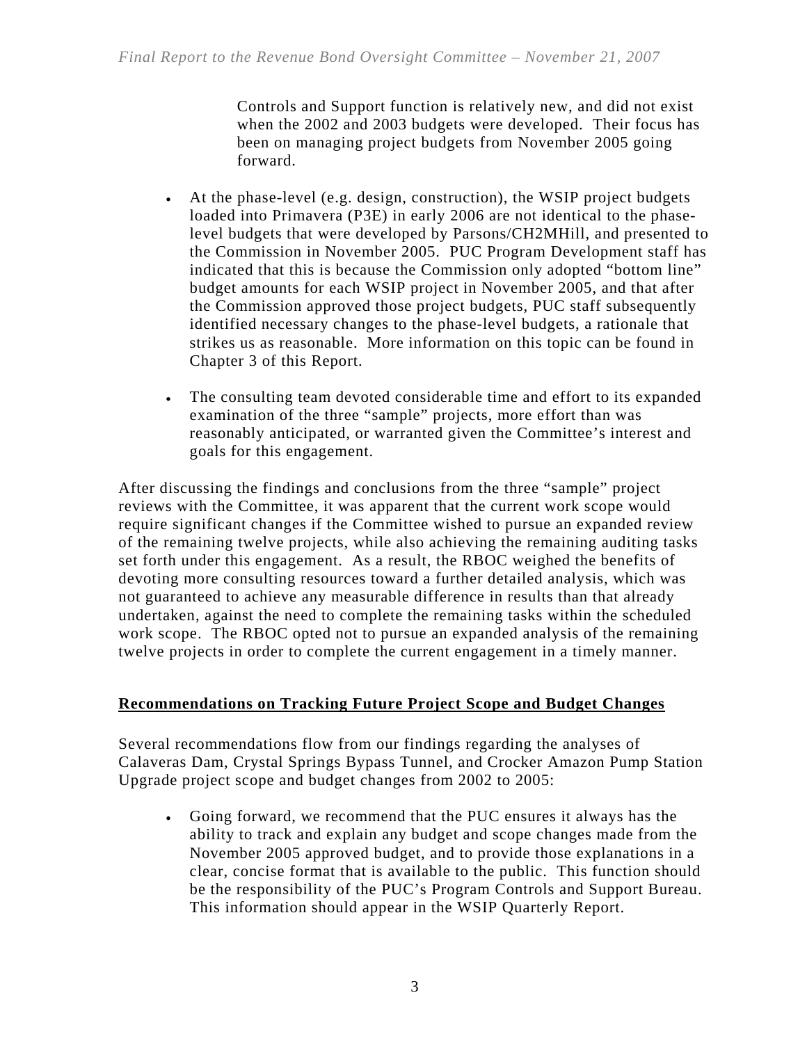Controls and Support function is relatively new, and did not exist when the 2002 and 2003 budgets were developed. Their focus has been on managing project budgets from November 2005 going forward.

- At the phase-level (e.g. design, construction), the WSIP project budgets loaded into Primavera (P3E) in early 2006 are not identical to the phase-level budgets that were developed by Parsons/CH2MHill, and presented to the Commission in November 2005. PUC Program Development staff has indicated that this is because the Commission only adopted "bottom line" budget amounts for each WSIP project in November 2005, and that after the Commission approved those project budgets, PUC staff subsequently identified necessary changes to the phase-level budgets, a rationale that strikes us as reasonable. More information on this topic can be found in Chapter 3 of this Report.

- The consulting team devoted considerable time and effort to its expanded examination of the three "sample" projects, more effort than was reasonably anticipated, or warranted given the Committee's interest and goals for this engagement.

After discussing the findings and conclusions from the three "sample" project reviews with the Committee, it was apparent that the current work scope would require significant changes if the Committee wished to pursue an expanded review of the remaining twelve projects, while also achieving the remaining auditing tasks set forth under this engagement. As a result, the RBOC weighed the benefits of devoting more consulting resources toward a further detailed analysis, which was not guaranteed to achieve any measurable difference in results than that already undertaken, against the need to complete the remaining tasks within the scheduled work scope. The RBOC opted not to pursue an expanded analysis of the remaining twelve projects in order to complete the current engagement in a timely manner.

## Recommendations on Tracking Future Project Scope and Budget Changes

Several recommendations flow from our findings regarding the analyses of Calaveras Dam, Crystal Springs Bypass Tunnel, and Crocker Amazon Pump Station Upgrade project scope and budget changes from 2002 to 2005:

- Going forward, we recommend that the PUC ensures it always has the ability to track and explain any budget and scope changes made from the November 2005 approved budget, and to provide those explanations in a clear, concise format that is available to the public. This function should be the responsibility of the PUC's Program Controls and Support Bureau. This information should appear in the WSIP Quarterly Report.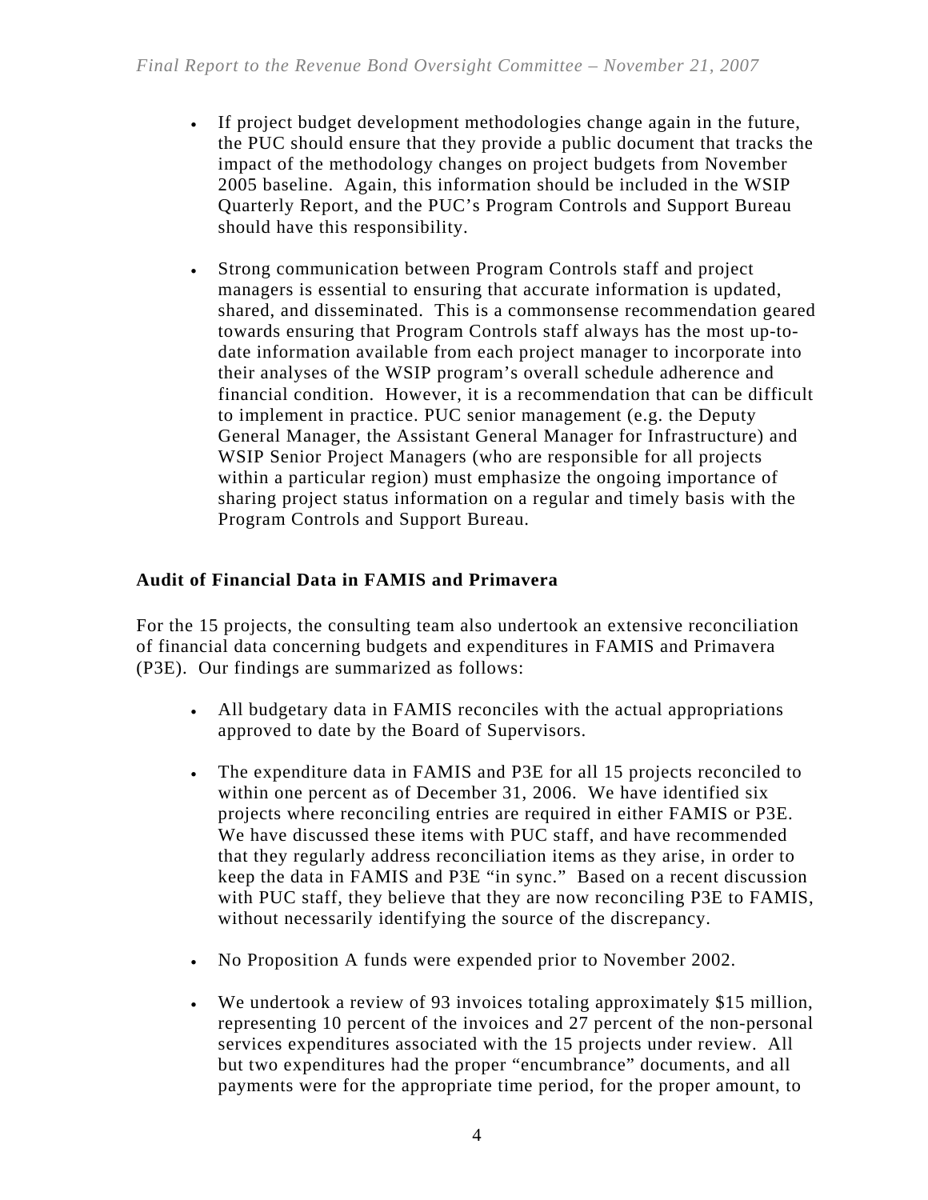- If project budget development methodologies change again in the future, the PUC should ensure that they provide a public document that tracks the impact of the methodology changes on project budgets from November 2005 baseline. Again, this information should be included in the WSIP Quarterly Report, and the PUC's Program Controls and Support Bureau should have this responsibility.

- Strong communication between Program Controls staff and project managers is essential to ensuring that accurate information is updated, shared, and disseminated. This is a commonsense recommendation geared towards ensuring that Program Controls staff always has the most up-to-date information available from each project manager to incorporate into their analyses of the WSIP program's overall schedule adherence and financial condition. However, it is a recommendation that can be difficult to implement in practice. PUC senior management (e.g. the Deputy General Manager, the Assistant General Manager for Infrastructure) and WSIP Senior Project Managers (who are responsible for all projects within a particular region) must emphasize the ongoing importance of sharing project status information on a regular and timely basis with the Program Controls and Support Bureau.

**Audit of Financial Data in FAMIS and Primavera**

For the 15 projects, the consulting team also undertook an extensive reconciliation of financial data concerning budgets and expenditures in FAMIS and Primavera (P3E). Our findings are summarized as follows:

- All budgetary data in FAMIS reconciles with the actual appropriations approved to date by the Board of Supervisors.

- The expenditure data in FAMIS and P3E for all 15 projects reconciled to within one percent as of December 31, 2006. We have identified six projects where reconciling entries are required in either FAMIS or P3E. We have discussed these items with PUC staff, and have recommended that they regularly address reconciliation items as they arise, in order to keep the data in FAMIS and P3E "in sync." Based on a recent discussion with PUC staff, they believe that they are now reconciling P3E to FAMIS, without necessarily identifying the source of the discrepancy.

- No Proposition A funds were expended prior to November 2002.

- We undertook a review of 93 invoices totaling approximately \$15 million, representing 10 percent of the invoices and 27 percent of the non-personal services expenditures associated with the 15 projects under review. All but two expenditures had the proper "encumbrance" documents, and all payments were for the appropriate time period, for the proper amount, to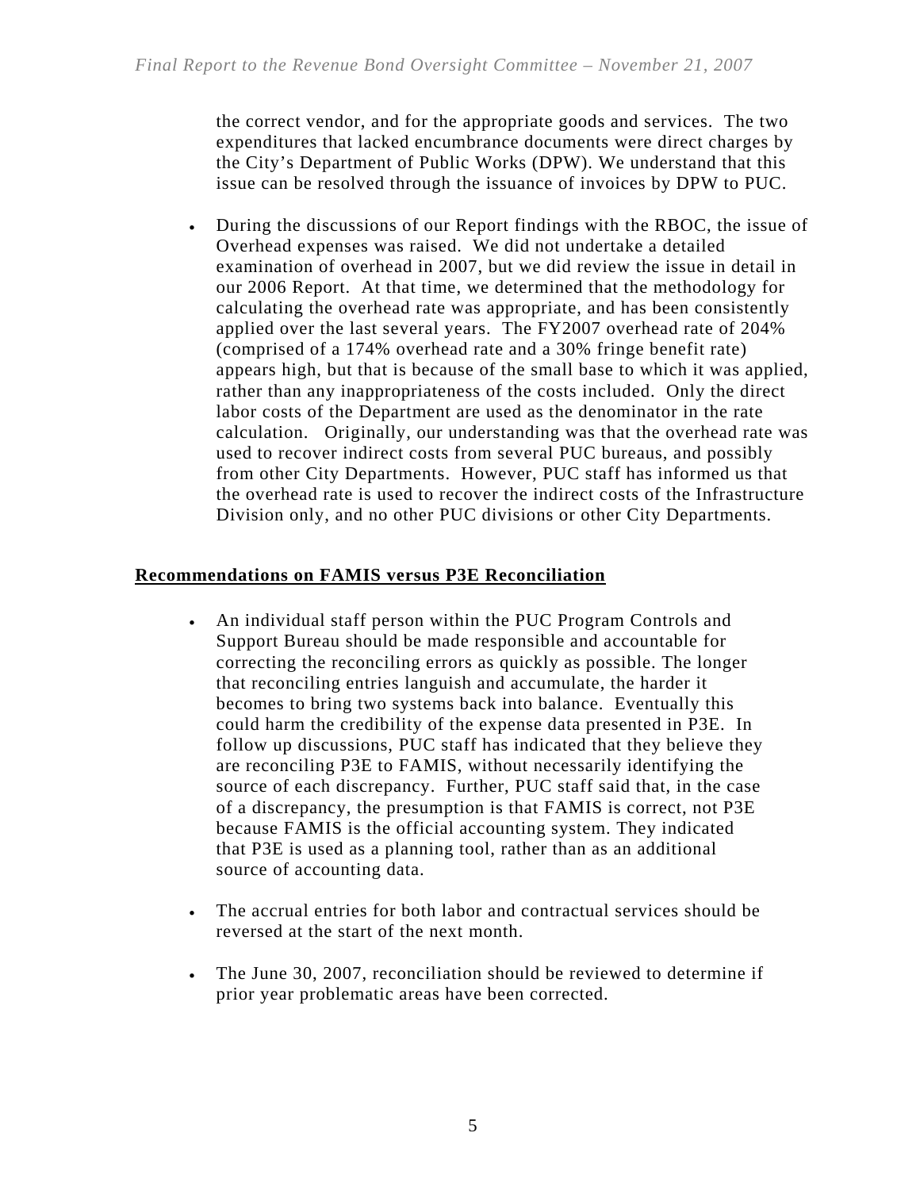the correct vendor, and for the appropriate goods and services. The two expenditures that lacked encumbrance documents were direct charges by the City's Department of Public Works (DPW). We understand that this issue can be resolved through the issuance of invoices by DPW to PUC.

- During the discussions of our Report findings with the RBOC, the issue of Overhead expenses was raised. We did not undertake a detailed examination of overhead in 2007, but we did review the issue in detail in our 2006 Report. At that time, we determined that the methodology for calculating the overhead rate was appropriate, and has been consistently applied over the last several years. The FY2007 overhead rate of 204% (comprised of a 174% overhead rate and a 30% fringe benefit rate) appears high, but that is because of the small base to which it was applied, rather than any inappropriateness of the costs included. Only the direct labor costs of the Department are used as the denominator in the rate calculation. Originally, our understanding was that the overhead rate was used to recover indirect costs from several PUC bureaus, and possibly from other City Departments. However, PUC staff has informed us that the overhead rate is used to recover the indirect costs of the Infrastructure Division only, and no other PUC divisions or other City Departments.

## Recommendations on FAMIS versus P3E Reconciliation

- An individual staff person within the PUC Program Controls and Support Bureau should be made responsible and accountable for correcting the reconciling errors as quickly as possible. The longer that reconciling entries languish and accumulate, the harder it becomes to bring two systems back into balance. Eventually this could harm the credibility of the expense data presented in P3E. In follow up discussions, PUC staff has indicated that they believe they are reconciling P3E to FAMIS, without necessarily identifying the source of each discrepancy. Further, PUC staff said that, in the case of a discrepancy, the presumption is that FAMIS is correct, not P3E because FAMIS is the official accounting system. They indicated that P3E is used as a planning tool, rather than as an additional source of accounting data.

- The accrual entries for both labor and contractual services should be reversed at the start of the next month.

- The June 30, 2007, reconciliation should be reviewed to determine if prior year problematic areas have been corrected.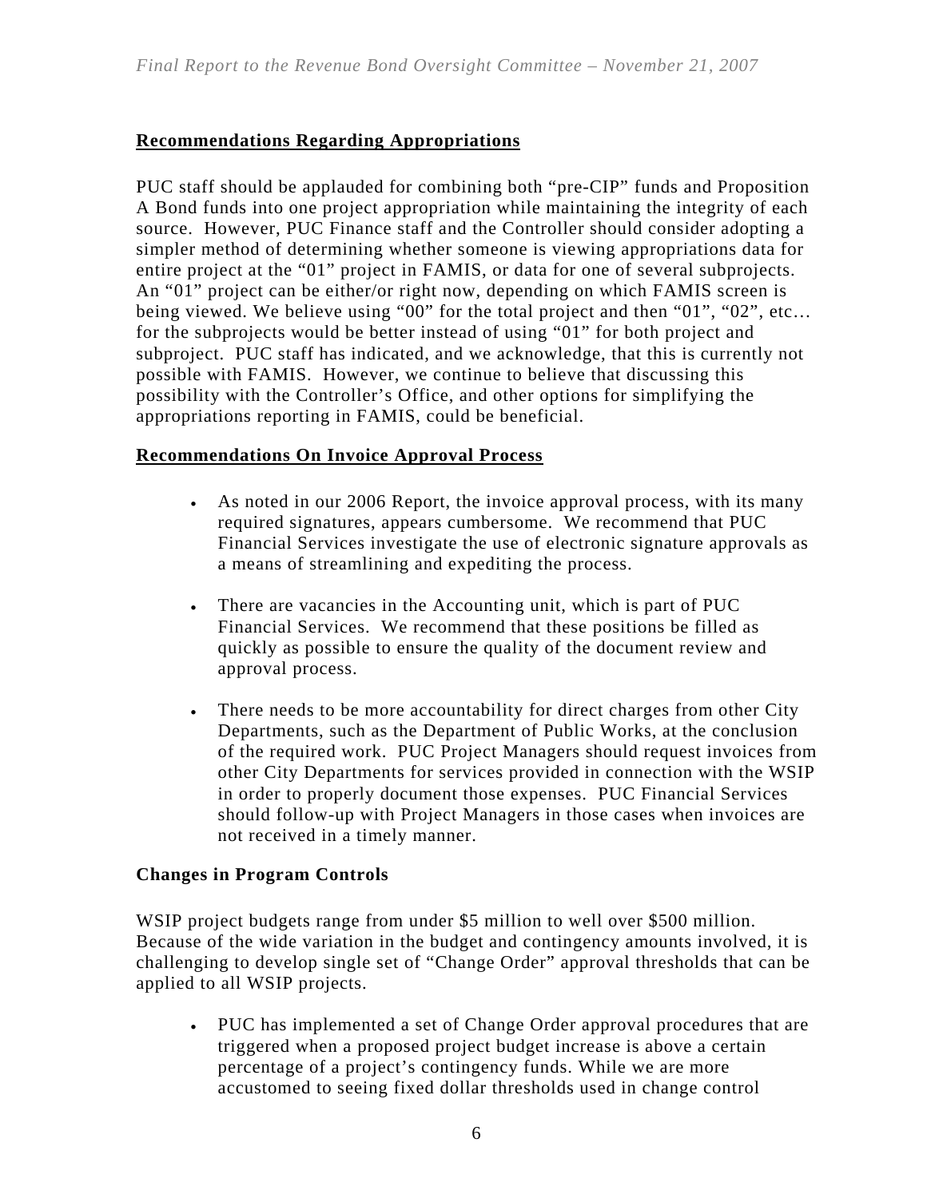## Recommendations Regarding Appropriations

PUC staff should be applauded for combining both "pre-CIP" funds and Proposition A Bond funds into one project appropriation while maintaining the integrity of each source. However, PUC Finance staff and the Controller should consider adopting a simpler method of determining whether someone is viewing appropriations data for entire project at the "01" project in FAMIS, or data for one of several subprojects. An "01" project can be either/or right now, depending on which FAMIS screen is being viewed. We believe using "00" for the total project and then "01", "02", etc… for the subprojects would be better instead of using "01" for both project and subproject. PUC staff has indicated, and we acknowledge, that this is currently not possible with FAMIS. However, we continue to believe that discussing this possibility with the Controller's Office, and other options for simplifying the appropriations reporting in FAMIS, could be beneficial.

## Recommendations On Invoice Approval Process

- As noted in our 2006 Report, the invoice approval process, with its many required signatures, appears cumbersome. We recommend that PUC Financial Services investigate the use of electronic signature approvals as a means of streamlining and expediting the process.

- There are vacancies in the Accounting unit, which is part of PUC Financial Services. We recommend that these positions be filled as quickly as possible to ensure the quality of the document review and approval process.

- There needs to be more accountability for direct charges from other City Departments, such as the Department of Public Works, at the conclusion of the required work. PUC Project Managers should request invoices from other City Departments for services provided in connection with the WSIP in order to properly document those expenses. PUC Financial Services should follow-up with Project Managers in those cases when invoices are not received in a timely manner.

### Changes in Program Controls

WSIP project budgets range from under $5 million to well over $500 million. Because of the wide variation in the budget and contingency amounts involved, it is challenging to develop single set of "Change Order" approval thresholds that can be applied to all WSIP projects.

- PUC has implemented a set of Change Order approval procedures that are triggered when a proposed project budget increase is above a certain percentage of a project's contingency funds. While we are more accustomed to seeing fixed dollar thresholds used in change control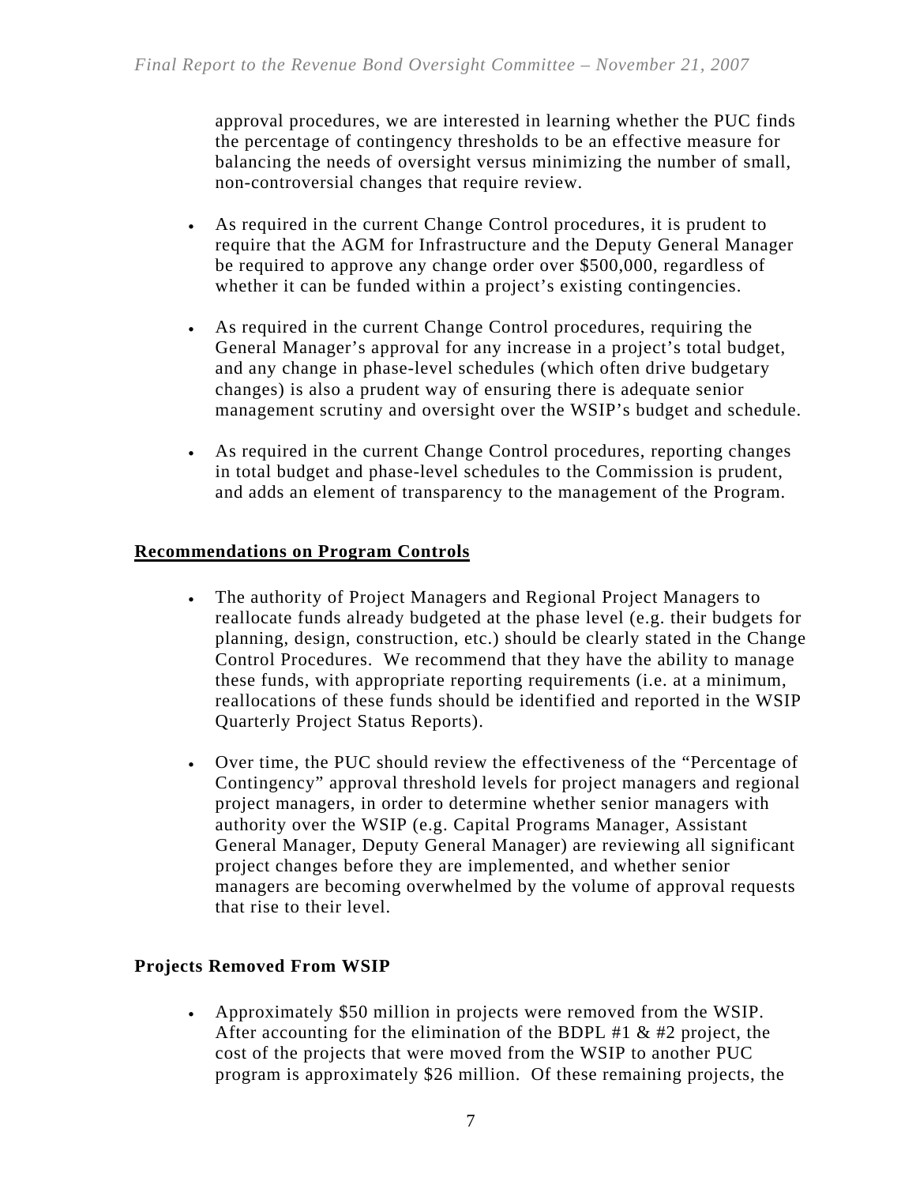approval procedures, we are interested in learning whether the PUC finds the percentage of contingency thresholds to be an effective measure for balancing the needs of oversight versus minimizing the number of small, non-controversial changes that require review.

- As required in the current Change Control procedures, it is prudent to require that the AGM for Infrastructure and the Deputy General Manager be required to approve any change order over $500,000, regardless of whether it can be funded within a project's existing contingencies.

- As required in the current Change Control procedures, requiring the General Manager's approval for any increase in a project's total budget, and any change in phase-level schedules (which often drive budgetary changes) is also a prudent way of ensuring there is adequate senior management scrutiny and oversight over the WSIP's budget and schedule.

- As required in the current Change Control procedures, reporting changes in total budget and phase-level schedules to the Commission is prudent, and adds an element of transparency to the management of the Program.

## Recommendations on Program Controls

- The authority of Project Managers and Regional Project Managers to reallocate funds already budgeted at the phase level (e.g. their budgets for planning, design, construction, etc.) should be clearly stated in the Change Control Procedures. We recommend that they have the ability to manage these funds, with appropriate reporting requirements (i.e. at a minimum, reallocations of these funds should be identified and reported in the WSIP Quarterly Project Status Reports).

- Over time, the PUC should review the effectiveness of the "Percentage of Contingency" approval threshold levels for project managers and regional project managers, in order to determine whether senior managers with authority over the WSIP (e.g. Capital Programs Manager, Assistant General Manager, Deputy General Manager) are reviewing all significant project changes before they are implemented, and whether senior managers are becoming overwhelmed by the volume of approval requests that rise to their level.

### Projects Removed From WSIP

- Approximately $50 million in projects were removed from the WSIP. After accounting for the elimination of the BDPL #1 & #2 project, the cost of the projects that were moved from the WSIP to another PUC program is approximately $26 million. Of these remaining projects, the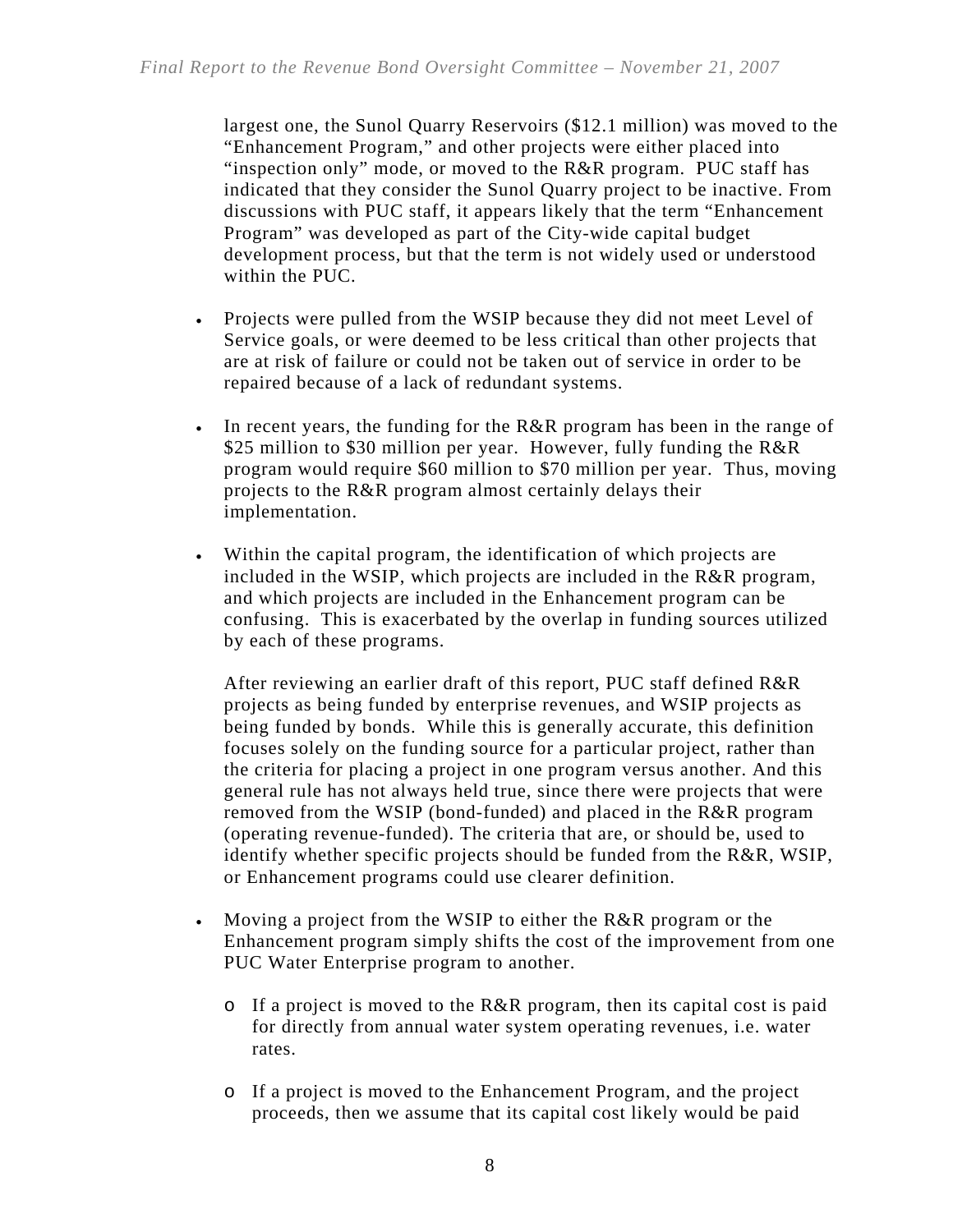largest one, the Sunol Quarry Reservoirs ($12.1 million) was moved to the "Enhancement Program," and other projects were either placed into "inspection only" mode, or moved to the R&R program. PUC staff has indicated that they consider the Sunol Quarry project to be inactive. From discussions with PUC staff, it appears likely that the term "Enhancement Program" was developed as part of the City-wide capital budget development process, but that the term is not widely used or understood within the PUC.

- Projects were pulled from the WSIP because they did not meet Level of Service goals, or were deemed to be less critical than other projects that are at risk of failure or could not be taken out of service in order to be repaired because of a lack of redundant systems.

- In recent years, the funding for the R&R program has been in the range of $25 million to $30 million per year. However, fully funding the R&R program would require $60 million to $70 million per year. Thus, moving projects to the R&R program almost certainly delays their implementation.

- Within the capital program, the identification of which projects are included in the WSIP, which projects are included in the R&R program, and which projects are included in the Enhancement program can be confusing. This is exacerbated by the overlap in funding sources utilized by each of these programs.

  After reviewing an earlier draft of this report, PUC staff defined R&R projects as being funded by enterprise revenues, and WSIP projects as being funded by bonds. While this is generally accurate, this definition focuses solely on the funding source for a particular project, rather than the criteria for placing a project in one program versus another. And this general rule has not always held true, since there were projects that were removed from the WSIP (bond-funded) and placed in the R&R program (operating revenue-funded). The criteria that are, or should be, used to identify whether specific projects should be funded from the R&R, WSIP, or Enhancement programs could use clearer definition.

- Moving a project from the WSIP to either the R&R program or the Enhancement program simply shifts the cost of the improvement from one PUC Water Enterprise program to another.

  - If a project is moved to the R&R program, then its capital cost is paid for directly from annual water system operating revenues, i.e. water rates.

  - If a project is moved to the Enhancement Program, and the project proceeds, then we assume that its capital cost likely would be paid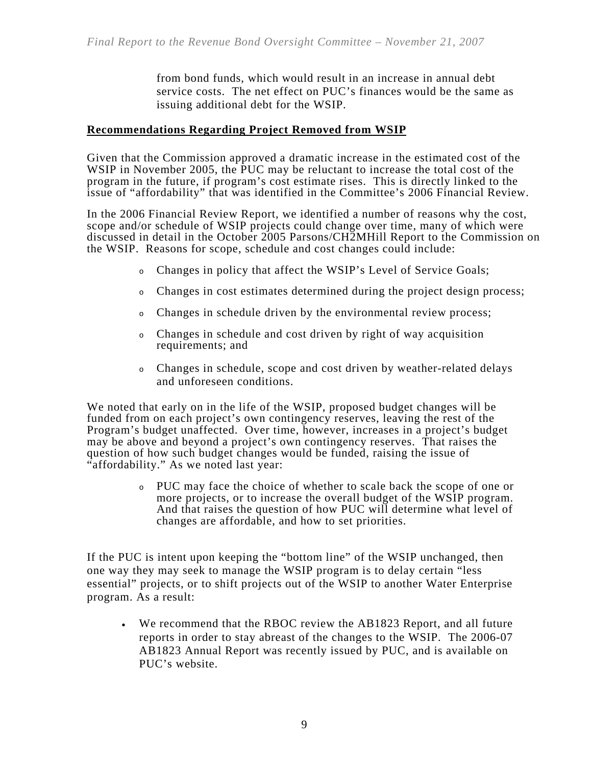from bond funds, which would result in an increase in annual debt service costs. The net effect on PUC's finances would be the same as issuing additional debt for the WSIP.

**Recommendations Regarding Project Removed from WSIP**

Given that the Commission approved a dramatic increase in the estimated cost of the WSIP in November 2005, the PUC may be reluctant to increase the total cost of the program in the future, if program's cost estimate rises. This is directly linked to the issue of "affordability" that was identified in the Committee's 2006 Financial Review.

In the 2006 Financial Review Report, we identified a number of reasons why the cost, scope and/or schedule of WSIP projects could change over time, many of which were discussed in detail in the October 2005 Parsons/CH2MHill Report to the Commission on the WSIP. Reasons for scope, schedule and cost changes could include:

- Changes in policy that affect the WSIP's Level of Service Goals;
- Changes in cost estimates determined during the project design process;
- Changes in schedule driven by the environmental review process;
- Changes in schedule and cost driven by right of way acquisition requirements; and
- Changes in schedule, scope and cost driven by weather-related delays and unforeseen conditions.

We noted that early on in the life of the WSIP, proposed budget changes will be funded from on each project's own contingency reserves, leaving the rest of the Program's budget unaffected. Over time, however, increases in a project's budget may be above and beyond a project's own contingency reserves. That raises the question of how such budget changes would be funded, raising the issue of "affordability." As we noted last year:

- PUC may face the choice of whether to scale back the scope of one or more projects, or to increase the overall budget of the WSIP program. And that raises the question of how PUC will determine what level of changes are affordable, and how to set priorities.

If the PUC is intent upon keeping the "bottom line" of the WSIP unchanged, then one way they may seek to manage the WSIP program is to delay certain "less essential" projects, or to shift projects out of the WSIP to another Water Enterprise program. As a result:

- We recommend that the RBOC review the AB1823 Report, and all future reports in order to stay abreast of the changes to the WSIP. The 2006-07 AB1823 Annual Report was recently issued by PUC, and is available on PUC's website.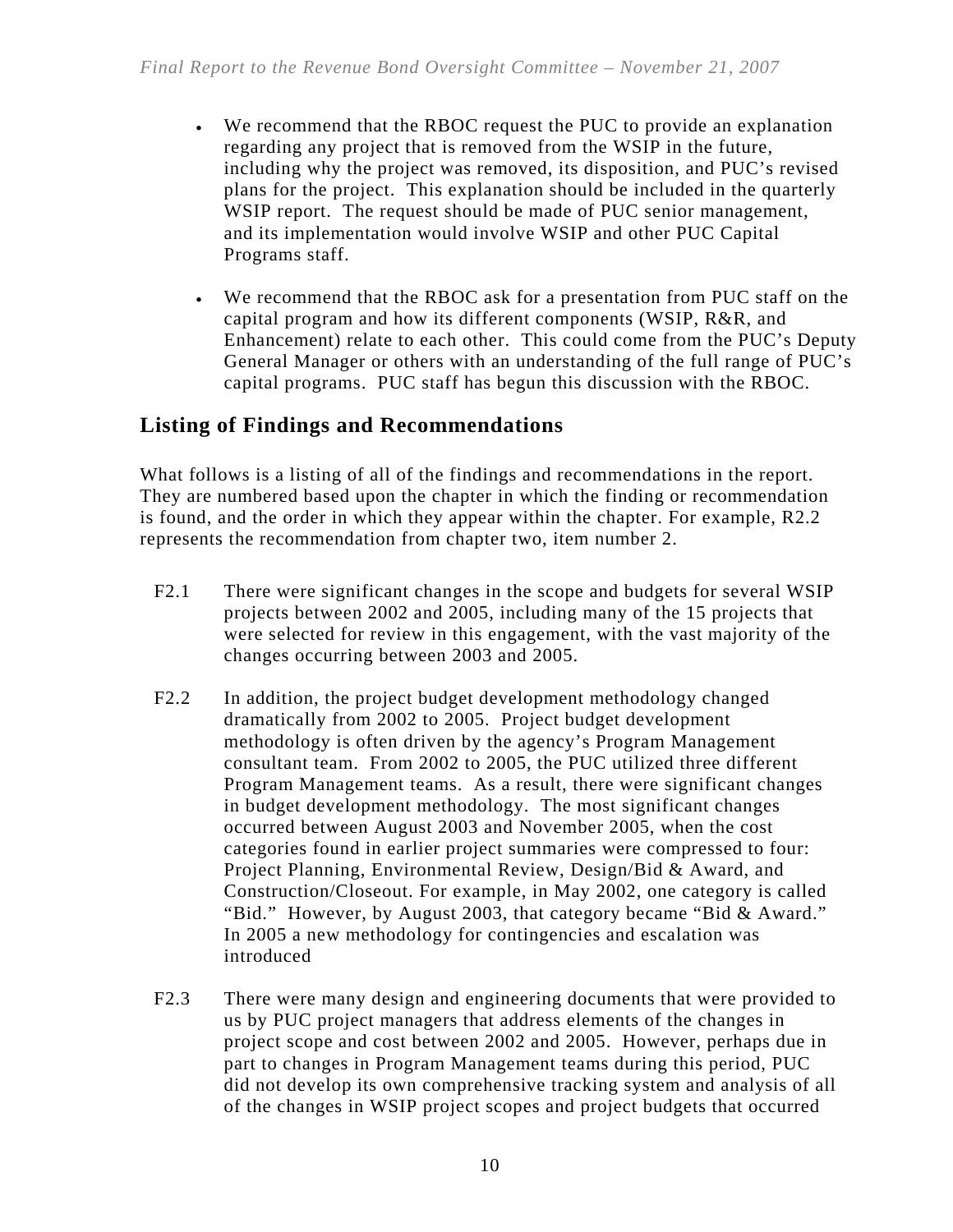- We recommend that the RBOC request the PUC to provide an explanation regarding any project that is removed from the WSIP in the future, including why the project was removed, its disposition, and PUC's revised plans for the project. This explanation should be included in the quarterly WSIP report. The request should be made of PUC senior management, and its implementation would involve WSIP and other PUC Capital Programs staff.

- We recommend that the RBOC ask for a presentation from PUC staff on the capital program and how its different components (WSIP, R&R, and Enhancement) relate to each other. This could come from the PUC's Deputy General Manager or others with an understanding of the full range of PUC's capital programs. PUC staff has begun this discussion with the RBOC.

## Listing of Findings and Recommendations

What follows is a listing of all of the findings and recommendations in the report. They are numbered based upon the chapter in which the finding or recommendation is found, and the order in which they appear within the chapter. For example, R2.2 represents the recommendation from chapter two, item number 2.

F2.1 There were significant changes in the scope and budgets for several WSIP projects between 2002 and 2005, including many of the 15 projects that were selected for review in this engagement, with the vast majority of the changes occurring between 2003 and 2005.

F2.2 In addition, the project budget development methodology changed dramatically from 2002 to 2005. Project budget development methodology is often driven by the agency's Program Management consultant team. From 2002 to 2005, the PUC utilized three different Program Management teams. As a result, there were significant changes in budget development methodology. The most significant changes occurred between August 2003 and November 2005, when the cost categories found in earlier project summaries were compressed to four: Project Planning, Environmental Review, Design/Bid & Award, and Construction/Closeout. For example, in May 2002, one category is called "Bid." However, by August 2003, that category became "Bid & Award." In 2005 a new methodology for contingencies and escalation was introduced

F2.3 There were many design and engineering documents that were provided to us by PUC project managers that address elements of the changes in project scope and cost between 2002 and 2005. However, perhaps due in part to changes in Program Management teams during this period, PUC did not develop its own comprehensive tracking system and analysis of all of the changes in WSIP project scopes and project budgets that occurred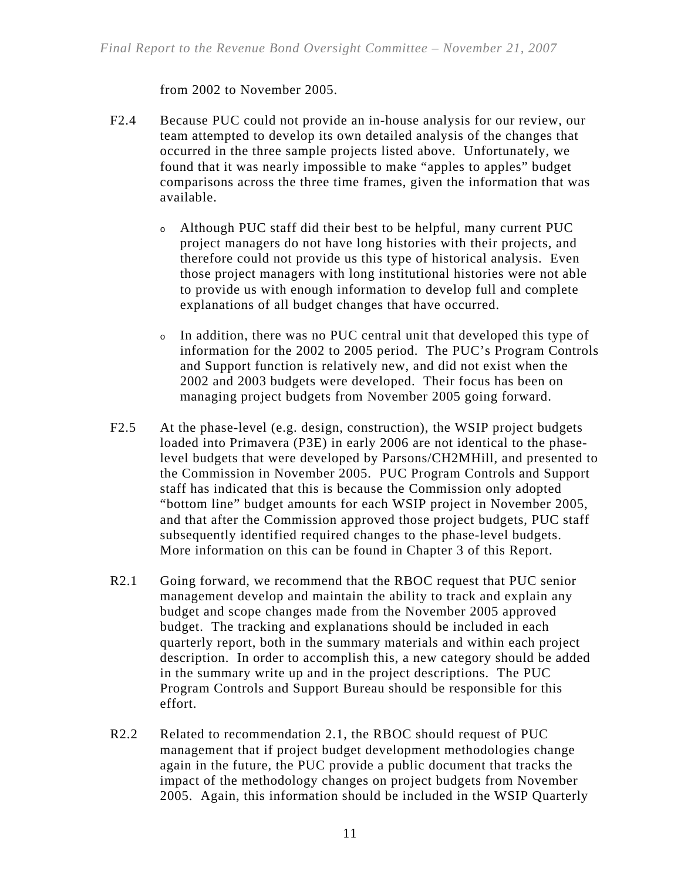from 2002 to November 2005.

F2.4 Because PUC could not provide an in-house analysis for our review, our team attempted to develop its own detailed analysis of the changes that occurred in the three sample projects listed above. Unfortunately, we found that it was nearly impossible to make "apples to apples" budget comparisons across the three time frames, given the information that was available.

- Although PUC staff did their best to be helpful, many current PUC project managers do not have long histories with their projects, and therefore could not provide us this type of historical analysis. Even those project managers with long institutional histories were not able to provide us with enough information to develop full and complete explanations of all budget changes that have occurred.

- In addition, there was no PUC central unit that developed this type of information for the 2002 to 2005 period. The PUC's Program Controls and Support function is relatively new, and did not exist when the 2002 and 2003 budgets were developed. Their focus has been on managing project budgets from November 2005 going forward.

F2.5 At the phase-level (e.g. design, construction), the WSIP project budgets loaded into Primavera (P3E) in early 2006 are not identical to the phase-level budgets that were developed by Parsons/CH2MHill, and presented to the Commission in November 2005. PUC Program Controls and Support staff has indicated that this is because the Commission only adopted "bottom line" budget amounts for each WSIP project in November 2005, and that after the Commission approved those project budgets, PUC staff subsequently identified required changes to the phase-level budgets. More information on this can be found in Chapter 3 of this Report.

R2.1 Going forward, we recommend that the RBOC request that PUC senior management develop and maintain the ability to track and explain any budget and scope changes made from the November 2005 approved budget. The tracking and explanations should be included in each quarterly report, both in the summary materials and within each project description. In order to accomplish this, a new category should be added in the summary write up and in the project descriptions. The PUC Program Controls and Support Bureau should be responsible for this effort.

R2.2 Related to recommendation 2.1, the RBOC should request of PUC management that if project budget development methodologies change again in the future, the PUC provide a public document that tracks the impact of the methodology changes on project budgets from November 2005. Again, this information should be included in the WSIP Quarterly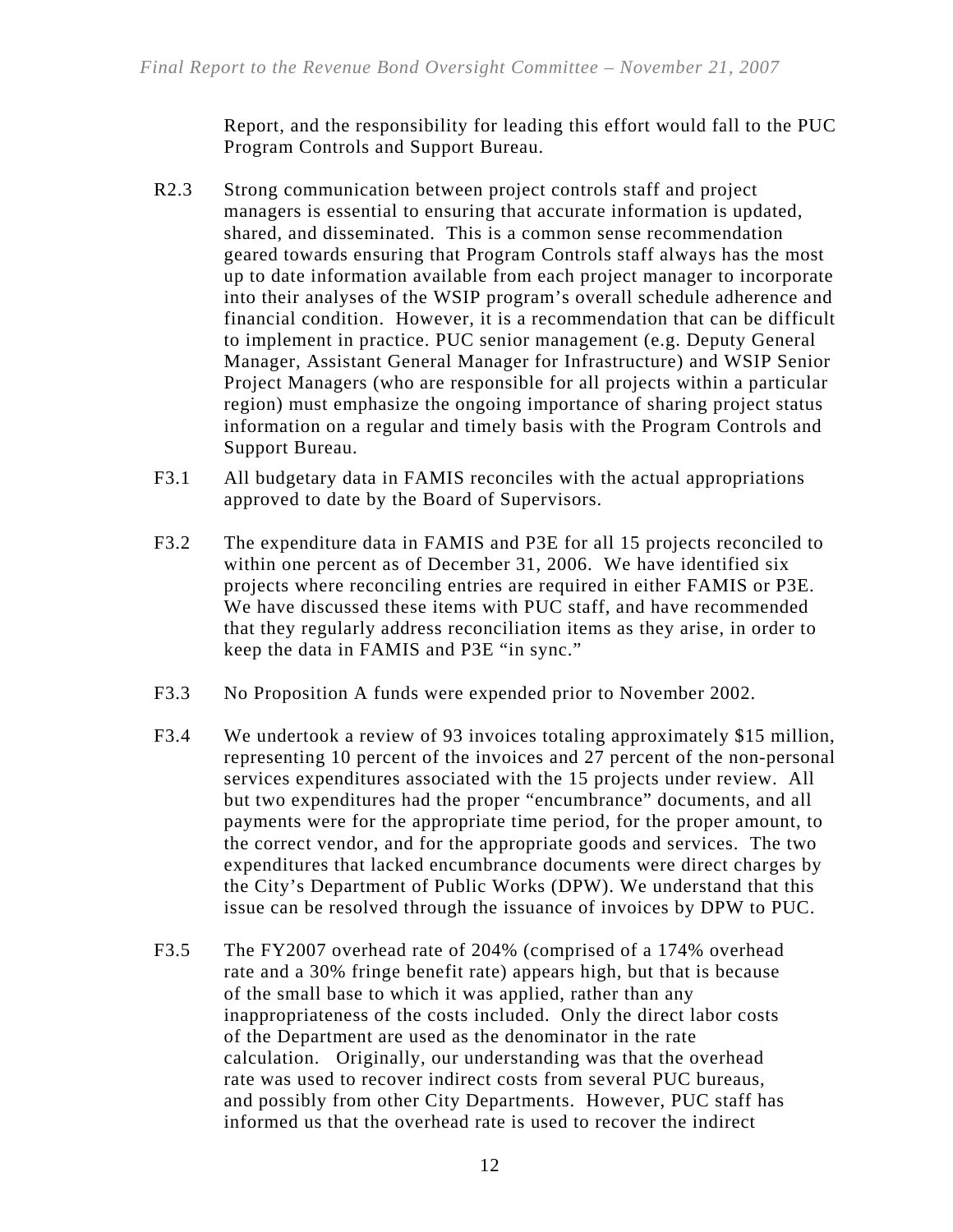Report, and the responsibility for leading this effort would fall to the PUC Program Controls and Support Bureau.

R2.3 Strong communication between project controls staff and project managers is essential to ensuring that accurate information is updated, shared, and disseminated. This is a common sense recommendation geared towards ensuring that Program Controls staff always has the most up to date information available from each project manager to incorporate into their analyses of the WSIP program's overall schedule adherence and financial condition. However, it is a recommendation that can be difficult to implement in practice. PUC senior management (e.g. Deputy General Manager, Assistant General Manager for Infrastructure) and WSIP Senior Project Managers (who are responsible for all projects within a particular region) must emphasize the ongoing importance of sharing project status information on a regular and timely basis with the Program Controls and Support Bureau.

F3.1 All budgetary data in FAMIS reconciles with the actual appropriations approved to date by the Board of Supervisors.

F3.2 The expenditure data in FAMIS and P3E for all 15 projects reconciled to within one percent as of December 31, 2006. We have identified six projects where reconciling entries are required in either FAMIS or P3E. We have discussed these items with PUC staff, and have recommended that they regularly address reconciliation items as they arise, in order to keep the data in FAMIS and P3E "in sync."

F3.3 No Proposition A funds were expended prior to November 2002.

F3.4 We undertook a review of 93 invoices totaling approximately $15 million, representing 10 percent of the invoices and 27 percent of the non-personal services expenditures associated with the 15 projects under review. All but two expenditures had the proper "encumbrance" documents, and all payments were for the appropriate time period, for the proper amount, to the correct vendor, and for the appropriate goods and services. The two expenditures that lacked encumbrance documents were direct charges by the City's Department of Public Works (DPW). We understand that this issue can be resolved through the issuance of invoices by DPW to PUC.

F3.5 The FY2007 overhead rate of 204% (comprised of a 174% overhead rate and a 30% fringe benefit rate) appears high, but that is because of the small base to which it was applied, rather than any inappropriateness of the costs included. Only the direct labor costs of the Department are used as the denominator in the rate calculation. Originally, our understanding was that the overhead rate was used to recover indirect costs from several PUC bureaus, and possibly from other City Departments. However, PUC staff has informed us that the overhead rate is used to recover the indirect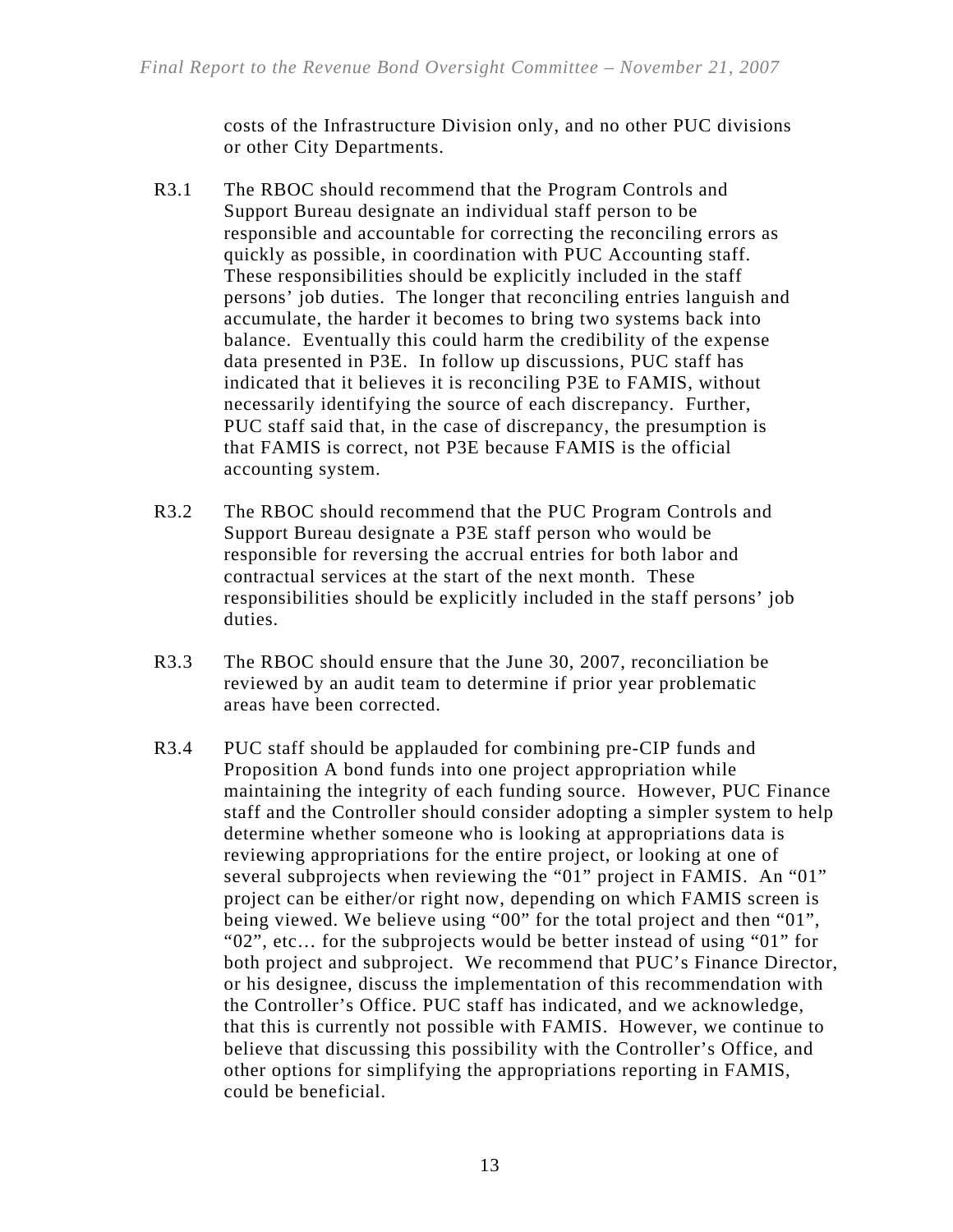costs of the Infrastructure Division only, and no other PUC divisions or other City Departments.

R3.1 The RBOC should recommend that the Program Controls and Support Bureau designate an individual staff person to be responsible and accountable for correcting the reconciling errors as quickly as possible, in coordination with PUC Accounting staff. These responsibilities should be explicitly included in the staff persons' job duties. The longer that reconciling entries languish and accumulate, the harder it becomes to bring two systems back into balance. Eventually this could harm the credibility of the expense data presented in P3E. In follow up discussions, PUC staff has indicated that it believes it is reconciling P3E to FAMIS, without necessarily identifying the source of each discrepancy. Further, PUC staff said that, in the case of discrepancy, the presumption is that FAMIS is correct, not P3E because FAMIS is the official accounting system.

R3.2 The RBOC should recommend that the PUC Program Controls and Support Bureau designate a P3E staff person who would be responsible for reversing the accrual entries for both labor and contractual services at the start of the next month. These responsibilities should be explicitly included in the staff persons' job duties.

R3.3 The RBOC should ensure that the June 30, 2007, reconciliation be reviewed by an audit team to determine if prior year problematic areas have been corrected.

R3.4 PUC staff should be applauded for combining pre-CIP funds and Proposition A bond funds into one project appropriation while maintaining the integrity of each funding source. However, PUC Finance staff and the Controller should consider adopting a simpler system to help determine whether someone who is looking at appropriations data is reviewing appropriations for the entire project, or looking at one of several subprojects when reviewing the "01" project in FAMIS. An "01" project can be either/or right now, depending on which FAMIS screen is being viewed. We believe using "00" for the total project and then "01", "02", etc… for the subprojects would be better instead of using "01" for both project and subproject. We recommend that PUC's Finance Director, or his designee, discuss the implementation of this recommendation with the Controller's Office. PUC staff has indicated, and we acknowledge, that this is currently not possible with FAMIS. However, we continue to believe that discussing this possibility with the Controller's Office, and other options for simplifying the appropriations reporting in FAMIS, could be beneficial.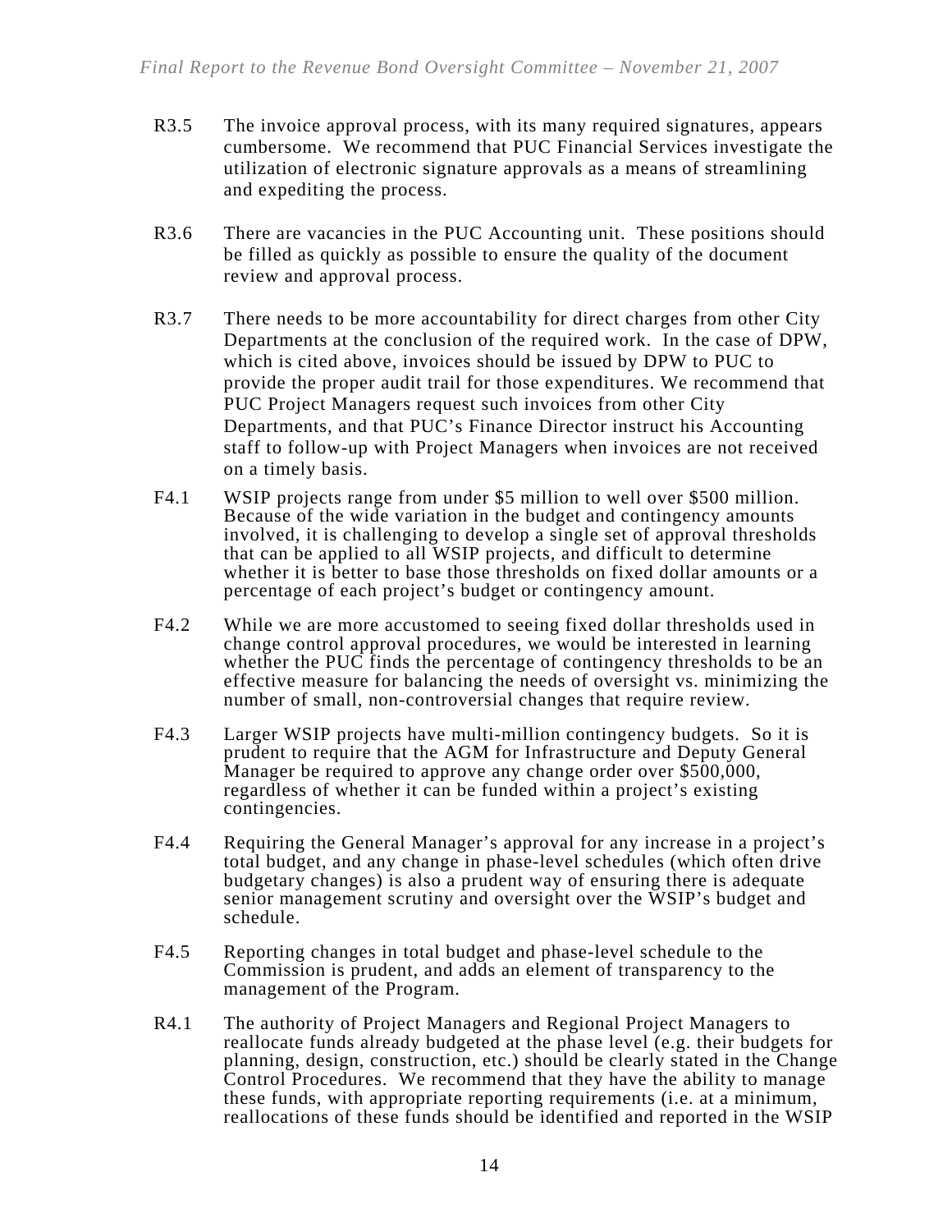R3.5 The invoice approval process, with its many required signatures, appears cumbersome. We recommend that PUC Financial Services investigate the utilization of electronic signature approvals as a means of streamlining and expediting the process.

R3.6 There are vacancies in the PUC Accounting unit. These positions should be filled as quickly as possible to ensure the quality of the document review and approval process.

R3.7 There needs to be more accountability for direct charges from other City Departments at the conclusion of the required work. In the case of DPW, which is cited above, invoices should be issued by DPW to PUC to provide the proper audit trail for those expenditures. We recommend that PUC Project Managers request such invoices from other City Departments, and that PUC's Finance Director instruct his Accounting staff to follow-up with Project Managers when invoices are not received on a timely basis.

F4.1 WSIP projects range from under $5 million to well over $500 million. Because of the wide variation in the budget and contingency amounts involved, it is challenging to develop a single set of approval thresholds that can be applied to all WSIP projects, and difficult to determine whether it is better to base those thresholds on fixed dollar amounts or a percentage of each project's budget or contingency amount.

F4.2 While we are more accustomed to seeing fixed dollar thresholds used in change control approval procedures, we would be interested in learning whether the PUC finds the percentage of contingency thresholds to be an effective measure for balancing the needs of oversight vs. minimizing the number of small, non-controversial changes that require review.

F4.3 Larger WSIP projects have multi-million contingency budgets. So it is prudent to require that the AGM for Infrastructure and Deputy General Manager be required to approve any change order over $500,000, regardless of whether it can be funded within a project's existing contingencies.

F4.4 Requiring the General Manager's approval for any increase in a project's total budget, and any change in phase-level schedules (which often drive budgetary changes) is also a prudent way of ensuring there is adequate senior management scrutiny and oversight over the WSIP's budget and schedule.

F4.5 Reporting changes in total budget and phase-level schedule to the Commission is prudent, and adds an element of transparency to the management of the Program.

R4.1 The authority of Project Managers and Regional Project Managers to reallocate funds already budgeted at the phase level (e.g. their budgets for planning, design, construction, etc.) should be clearly stated in the Change Control Procedures. We recommend that they have the ability to manage these funds, with appropriate reporting requirements (i.e. at a minimum, reallocations of these funds should be identified and reported in the WSIP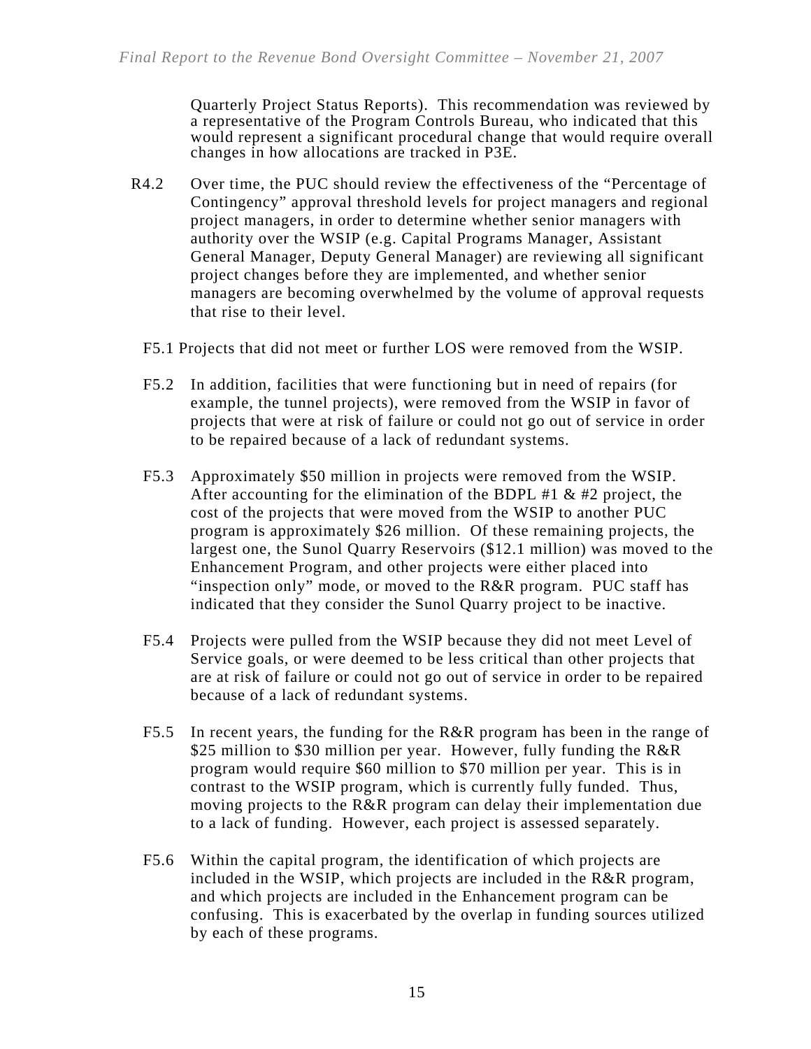Quarterly Project Status Reports). This recommendation was reviewed by a representative of the Program Controls Bureau, who indicated that this would represent a significant procedural change that would require overall changes in how allocations are tracked in P3E.

R4.2 Over time, the PUC should review the effectiveness of the "Percentage of Contingency" approval threshold levels for project managers and regional project managers, in order to determine whether senior managers with authority over the WSIP (e.g. Capital Programs Manager, Assistant General Manager, Deputy General Manager) are reviewing all significant project changes before they are implemented, and whether senior managers are becoming overwhelmed by the volume of approval requests that rise to their level.

F5.1 Projects that did not meet or further LOS were removed from the WSIP.

F5.2 In addition, facilities that were functioning but in need of repairs (for example, the tunnel projects), were removed from the WSIP in favor of projects that were at risk of failure or could not go out of service in order to be repaired because of a lack of redundant systems.

F5.3 Approximately $50 million in projects were removed from the WSIP. After accounting for the elimination of the BDPL #1 & #2 project, the cost of the projects that were moved from the WSIP to another PUC program is approximately $26 million. Of these remaining projects, the largest one, the Sunol Quarry Reservoirs ($12.1 million) was moved to the Enhancement Program, and other projects were either placed into "inspection only" mode, or moved to the R&R program. PUC staff has indicated that they consider the Sunol Quarry project to be inactive.

F5.4 Projects were pulled from the WSIP because they did not meet Level of Service goals, or were deemed to be less critical than other projects that are at risk of failure or could not go out of service in order to be repaired because of a lack of redundant systems.

F5.5 In recent years, the funding for the R&R program has been in the range of $25 million to $30 million per year. However, fully funding the R&R program would require $60 million to $70 million per year. This is in contrast to the WSIP program, which is currently fully funded. Thus, moving projects to the R&R program can delay their implementation due to a lack of funding. However, each project is assessed separately.

F5.6 Within the capital program, the identification of which projects are included in the WSIP, which projects are included in the R&R program, and which projects are included in the Enhancement program can be confusing. This is exacerbated by the overlap in funding sources utilized by each of these programs.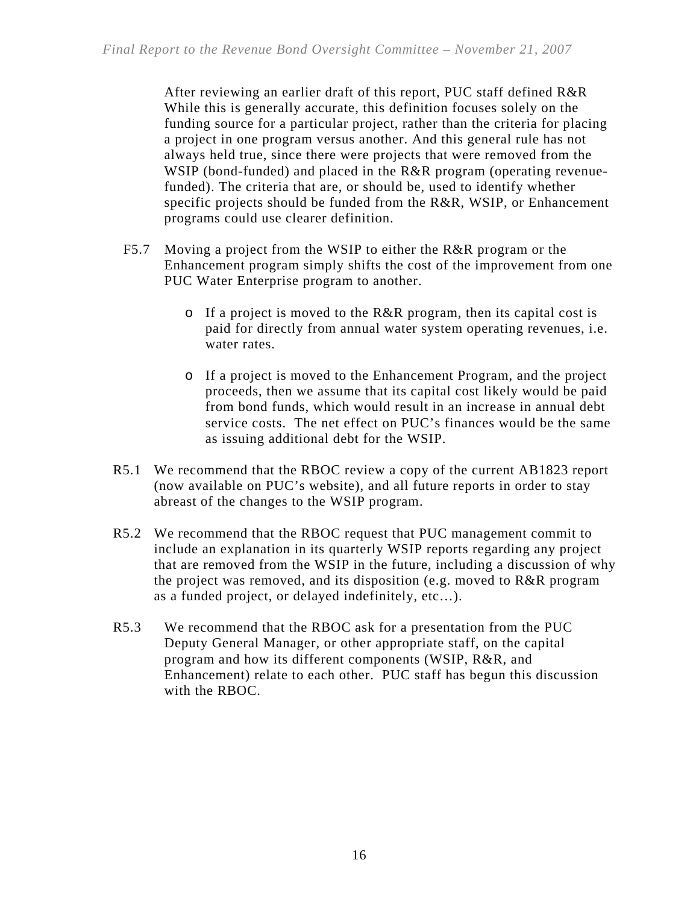After reviewing an earlier draft of this report, PUC staff defined R&R While this is generally accurate, this definition focuses solely on the funding source for a particular project, rather than the criteria for placing a project in one program versus another. And this general rule has not always held true, since there were projects that were removed from the WSIP (bond-funded) and placed in the R&R program (operating revenue-funded). The criteria that are, or should be, used to identify whether specific projects should be funded from the R&R, WSIP, or Enhancement programs could use clearer definition.

F5.7 Moving a project from the WSIP to either the R&R program or the Enhancement program simply shifts the cost of the improvement from one PUC Water Enterprise program to another.

- If a project is moved to the R&R program, then its capital cost is paid for directly from annual water system operating revenues, i.e. water rates.

- If a project is moved to the Enhancement Program, and the project proceeds, then we assume that its capital cost likely would be paid from bond funds, which would result in an increase in annual debt service costs. The net effect on PUC's finances would be the same as issuing additional debt for the WSIP.

R5.1 We recommend that the RBOC review a copy of the current AB1823 report (now available on PUC's website), and all future reports in order to stay abreast of the changes to the WSIP program.

R5.2 We recommend that the RBOC request that PUC management commit to include an explanation in its quarterly WSIP reports regarding any project that are removed from the WSIP in the future, including a discussion of why the project was removed, and its disposition (e.g. moved to R&R program as a funded project, or delayed indefinitely, etc…).

R5.3 We recommend that the RBOC ask for a presentation from the PUC Deputy General Manager, or other appropriate staff, on the capital program and how its different components (WSIP, R&R, and Enhancement) relate to each other. PUC staff has begun this discussion with the RBOC.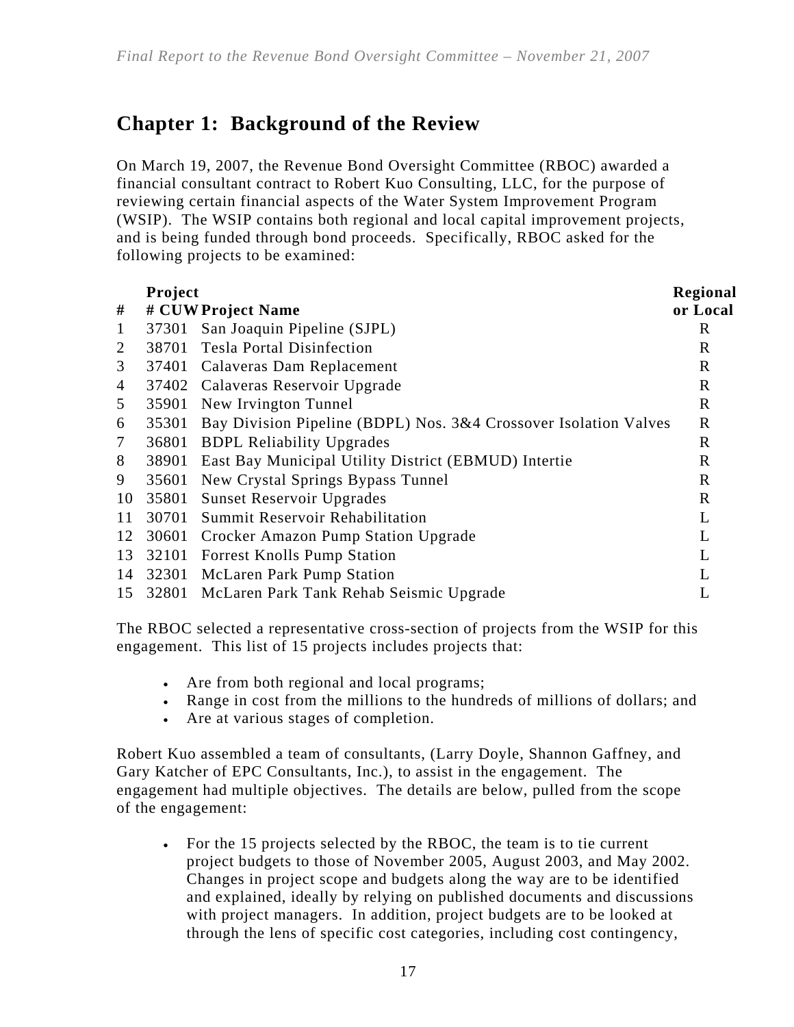# Chapter 1: Background of the Review

On March 19, 2007, the Revenue Bond Oversight Committee (RBOC) awarded a financial consultant contract to Robert Kuo Consulting, LLC, for the purpose of reviewing certain financial aspects of the Water System Improvement Program (WSIP). The WSIP contains both regional and local capital improvement projects, and is being funded through bond proceeds. Specifically, RBOC asked for the following projects to be examined:

| # | Project # CUW | Project Name | Regional or Local |
|---|---|---|---|
| 1 | 37301 | San Joaquin Pipeline (SJPL) | R |
| 2 | 38701 | Tesla Portal Disinfection | R |
| 3 | 37401 | Calaveras Dam Replacement | R |
| 4 | 37402 | Calaveras Reservoir Upgrade | R |
| 5 | 35901 | New Irvington Tunnel | R |
| 6 | 35301 | Bay Division Pipeline (BDPL) Nos. 3&4 Crossover Isolation Valves | R |
| 7 | 36801 | BDPL Reliability Upgrades | R |
| 8 | 38901 | East Bay Municipal Utility District (EBMUD) Intertie | R |
| 9 | 35601 | New Crystal Springs Bypass Tunnel | R |
| 10 | 35801 | Sunset Reservoir Upgrades | R |
| 11 | 30701 | Summit Reservoir Rehabilitation | L |
| 12 | 30601 | Crocker Amazon Pump Station Upgrade | L |
| 13 | 32101 | Forrest Knolls Pump Station | L |
| 14 | 32301 | McLaren Park Pump Station | L |
| 15 | 32801 | McLaren Park Tank Rehab Seismic Upgrade | L |

The RBOC selected a representative cross-section of projects from the WSIP for this engagement. This list of 15 projects includes projects that:

- Are from both regional and local programs;
- Range in cost from the millions to the hundreds of millions of dollars; and
- Are at various stages of completion.

Robert Kuo assembled a team of consultants, (Larry Doyle, Shannon Gaffney, and Gary Katcher of EPC Consultants, Inc.), to assist in the engagement. The engagement had multiple objectives. The details are below, pulled from the scope of the engagement:

- For the 15 projects selected by the RBOC, the team is to tie current project budgets to those of November 2005, August 2003, and May 2002. Changes in project scope and budgets along the way are to be identified and explained, ideally by relying on published documents and discussions with project managers. In addition, project budgets are to be looked at through the lens of specific cost categories, including cost contingency,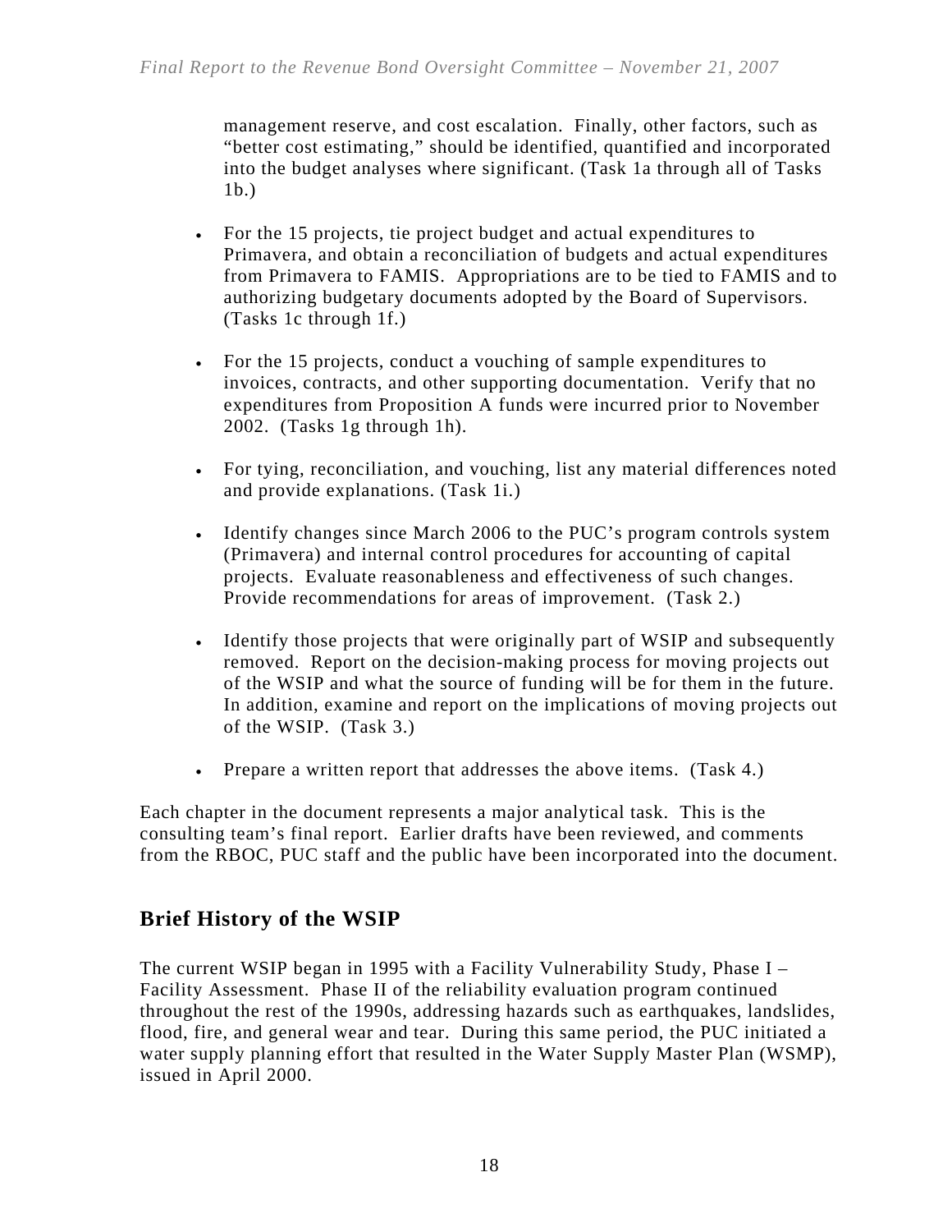management reserve, and cost escalation. Finally, other factors, such as "better cost estimating," should be identified, quantified and incorporated into the budget analyses where significant. (Task 1a through all of Tasks 1b.)

- For the 15 projects, tie project budget and actual expenditures to Primavera, and obtain a reconciliation of budgets and actual expenditures from Primavera to FAMIS. Appropriations are to be tied to FAMIS and to authorizing budgetary documents adopted by the Board of Supervisors. (Tasks 1c through 1f.)

- For the 15 projects, conduct a vouching of sample expenditures to invoices, contracts, and other supporting documentation. Verify that no expenditures from Proposition A funds were incurred prior to November 2002. (Tasks 1g through 1h).

- For tying, reconciliation, and vouching, list any material differences noted and provide explanations. (Task 1i.)

- Identify changes since March 2006 to the PUC's program controls system (Primavera) and internal control procedures for accounting of capital projects. Evaluate reasonableness and effectiveness of such changes. Provide recommendations for areas of improvement. (Task 2.)

- Identify those projects that were originally part of WSIP and subsequently removed. Report on the decision-making process for moving projects out of the WSIP and what the source of funding will be for them in the future. In addition, examine and report on the implications of moving projects out of the WSIP. (Task 3.)

- Prepare a written report that addresses the above items. (Task 4.)

Each chapter in the document represents a major analytical task. This is the consulting team's final report. Earlier drafts have been reviewed, and comments from the RBOC, PUC staff and the public have been incorporated into the document.

## Brief History of the WSIP

The current WSIP began in 1995 with a Facility Vulnerability Study, Phase I – Facility Assessment. Phase II of the reliability evaluation program continued throughout the rest of the 1990s, addressing hazards such as earthquakes, landslides, flood, fire, and general wear and tear. During this same period, the PUC initiated a water supply planning effort that resulted in the Water Supply Master Plan (WSMP), issued in April 2000.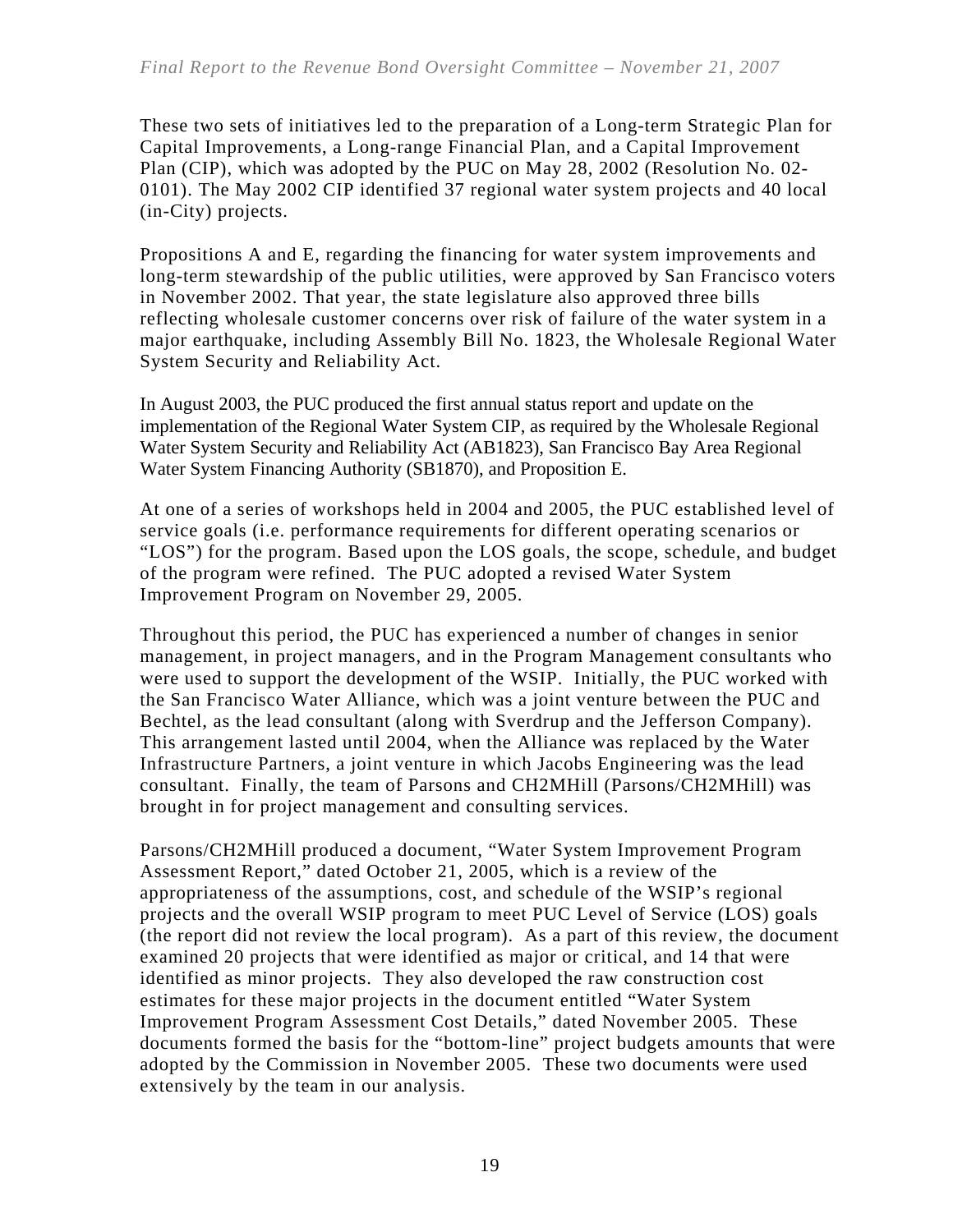These two sets of initiatives led to the preparation of a Long-term Strategic Plan for Capital Improvements, a Long-range Financial Plan, and a Capital Improvement Plan (CIP), which was adopted by the PUC on May 28, 2002 (Resolution No. 02-0101). The May 2002 CIP identified 37 regional water system projects and 40 local (in-City) projects.

Propositions A and E, regarding the financing for water system improvements and long-term stewardship of the public utilities, were approved by San Francisco voters in November 2002. That year, the state legislature also approved three bills reflecting wholesale customer concerns over risk of failure of the water system in a major earthquake, including Assembly Bill No. 1823, the Wholesale Regional Water System Security and Reliability Act.

In August 2003, the PUC produced the first annual status report and update on the implementation of the Regional Water System CIP, as required by the Wholesale Regional Water System Security and Reliability Act (AB1823), San Francisco Bay Area Regional Water System Financing Authority (SB1870), and Proposition E.

At one of a series of workshops held in 2004 and 2005, the PUC established level of service goals (i.e. performance requirements for different operating scenarios or "LOS") for the program. Based upon the LOS goals, the scope, schedule, and budget of the program were refined. The PUC adopted a revised Water System Improvement Program on November 29, 2005.

Throughout this period, the PUC has experienced a number of changes in senior management, in project managers, and in the Program Management consultants who were used to support the development of the WSIP. Initially, the PUC worked with the San Francisco Water Alliance, which was a joint venture between the PUC and Bechtel, as the lead consultant (along with Sverdrup and the Jefferson Company). This arrangement lasted until 2004, when the Alliance was replaced by the Water Infrastructure Partners, a joint venture in which Jacobs Engineering was the lead consultant. Finally, the team of Parsons and CH2MHill (Parsons/CH2MHill) was brought in for project management and consulting services.

Parsons/CH2MHill produced a document, "Water System Improvement Program Assessment Report," dated October 21, 2005, which is a review of the appropriateness of the assumptions, cost, and schedule of the WSIP's regional projects and the overall WSIP program to meet PUC Level of Service (LOS) goals (the report did not review the local program). As a part of this review, the document examined 20 projects that were identified as major or critical, and 14 that were identified as minor projects. They also developed the raw construction cost estimates for these major projects in the document entitled "Water System Improvement Program Assessment Cost Details," dated November 2005. These documents formed the basis for the "bottom-line" project budgets amounts that were adopted by the Commission in November 2005. These two documents were used extensively by the team in our analysis.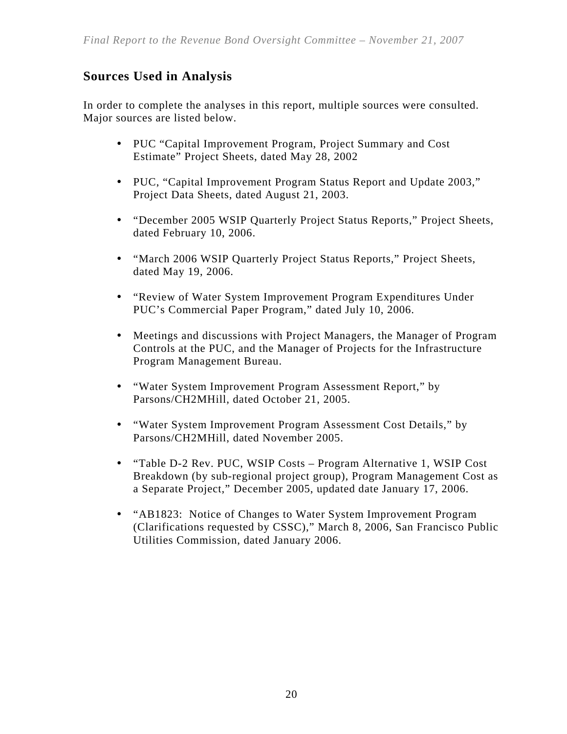## Sources Used in Analysis

In order to complete the analyses in this report, multiple sources were consulted. Major sources are listed below.

- PUC "Capital Improvement Program, Project Summary and Cost Estimate" Project Sheets, dated May 28, 2002
- PUC, "Capital Improvement Program Status Report and Update 2003," Project Data Sheets, dated August 21, 2003.
- "December 2005 WSIP Quarterly Project Status Reports," Project Sheets, dated February 10, 2006.
- "March 2006 WSIP Quarterly Project Status Reports," Project Sheets, dated May 19, 2006.
- "Review of Water System Improvement Program Expenditures Under PUC's Commercial Paper Program," dated July 10, 2006.
- Meetings and discussions with Project Managers, the Manager of Program Controls at the PUC, and the Manager of Projects for the Infrastructure Program Management Bureau.
- "Water System Improvement Program Assessment Report," by Parsons/CH2MHill, dated October 21, 2005.
- "Water System Improvement Program Assessment Cost Details," by Parsons/CH2MHill, dated November 2005.
- "Table D-2 Rev. PUC, WSIP Costs – Program Alternative 1, WSIP Cost Breakdown (by sub-regional project group), Program Management Cost as a Separate Project," December 2005, updated date January 17, 2006.
- "AB1823: Notice of Changes to Water System Improvement Program (Clarifications requested by CSSC)," March 8, 2006, San Francisco Public Utilities Commission, dated January 2006.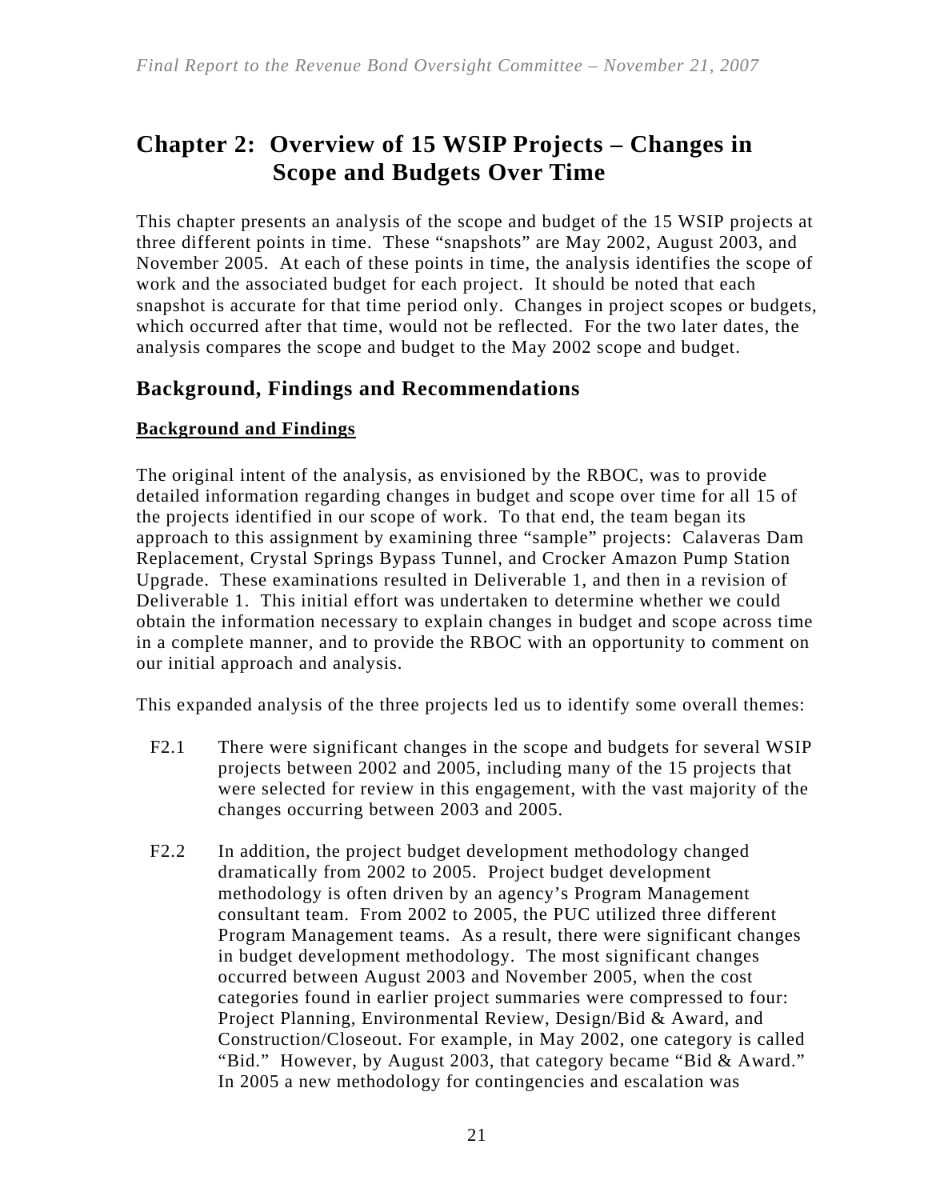# Chapter 2: Overview of 15 WSIP Projects – Changes in Scope and Budgets Over Time

This chapter presents an analysis of the scope and budget of the 15 WSIP projects at three different points in time. These "snapshots" are May 2002, August 2003, and November 2005. At each of these points in time, the analysis identifies the scope of work and the associated budget for each project. It should be noted that each snapshot is accurate for that time period only. Changes in project scopes or budgets, which occurred after that time, would not be reflected. For the two later dates, the analysis compares the scope and budget to the May 2002 scope and budget.

## Background, Findings and Recommendations

### Background and Findings

The original intent of the analysis, as envisioned by the RBOC, was to provide detailed information regarding changes in budget and scope over time for all 15 of the projects identified in our scope of work. To that end, the team began its approach to this assignment by examining three "sample" projects: Calaveras Dam Replacement, Crystal Springs Bypass Tunnel, and Crocker Amazon Pump Station Upgrade. These examinations resulted in Deliverable 1, and then in a revision of Deliverable 1. This initial effort was undertaken to determine whether we could obtain the information necessary to explain changes in budget and scope across time in a complete manner, and to provide the RBOC with an opportunity to comment on our initial approach and analysis.

This expanded analysis of the three projects led us to identify some overall themes:

F2.1 There were significant changes in the scope and budgets for several WSIP projects between 2002 and 2005, including many of the 15 projects that were selected for review in this engagement, with the vast majority of the changes occurring between 2003 and 2005.

F2.2 In addition, the project budget development methodology changed dramatically from 2002 to 2005. Project budget development methodology is often driven by an agency's Program Management consultant team. From 2002 to 2005, the PUC utilized three different Program Management teams. As a result, there were significant changes in budget development methodology. The most significant changes occurred between August 2003 and November 2005, when the cost categories found in earlier project summaries were compressed to four: Project Planning, Environmental Review, Design/Bid & Award, and Construction/Closeout. For example, in May 2002, one category is called "Bid." However, by August 2003, that category became "Bid & Award." In 2005 a new methodology for contingencies and escalation was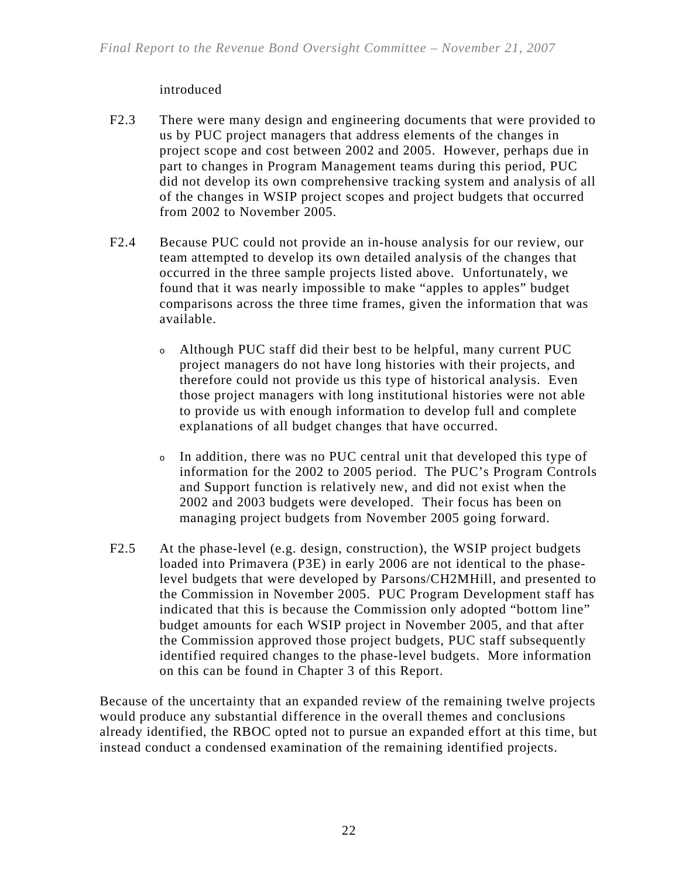introduced

F2.3 There were many design and engineering documents that were provided to us by PUC project managers that address elements of the changes in project scope and cost between 2002 and 2005. However, perhaps due in part to changes in Program Management teams during this period, PUC did not develop its own comprehensive tracking system and analysis of all of the changes in WSIP project scopes and project budgets that occurred from 2002 to November 2005.

F2.4 Because PUC could not provide an in-house analysis for our review, our team attempted to develop its own detailed analysis of the changes that occurred in the three sample projects listed above. Unfortunately, we found that it was nearly impossible to make "apples to apples" budget comparisons across the three time frames, given the information that was available.

- Although PUC staff did their best to be helpful, many current PUC project managers do not have long histories with their projects, and therefore could not provide us this type of historical analysis. Even those project managers with long institutional histories were not able to provide us with enough information to develop full and complete explanations of all budget changes that have occurred.

- In addition, there was no PUC central unit that developed this type of information for the 2002 to 2005 period. The PUC's Program Controls and Support function is relatively new, and did not exist when the 2002 and 2003 budgets were developed. Their focus has been on managing project budgets from November 2005 going forward.

F2.5 At the phase-level (e.g. design, construction), the WSIP project budgets loaded into Primavera (P3E) in early 2006 are not identical to the phase-level budgets that were developed by Parsons/CH2MHill, and presented to the Commission in November 2005. PUC Program Development staff has indicated that this is because the Commission only adopted "bottom line" budget amounts for each WSIP project in November 2005, and that after the Commission approved those project budgets, PUC staff subsequently identified required changes to the phase-level budgets. More information on this can be found in Chapter 3 of this Report.

Because of the uncertainty that an expanded review of the remaining twelve projects would produce any substantial difference in the overall themes and conclusions already identified, the RBOC opted not to pursue an expanded effort at this time, but instead conduct a condensed examination of the remaining identified projects.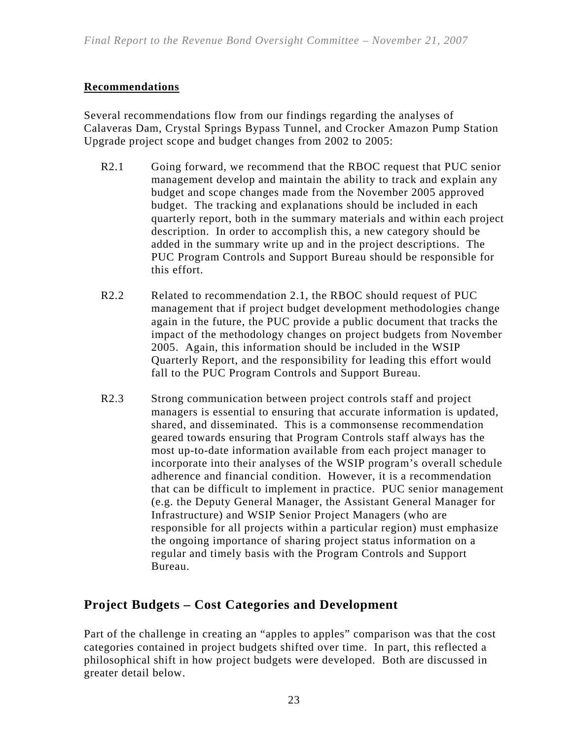**Recommendations**

Several recommendations flow from our findings regarding the analyses of Calaveras Dam, Crystal Springs Bypass Tunnel, and Crocker Amazon Pump Station Upgrade project scope and budget changes from 2002 to 2005:

R2.1 Going forward, we recommend that the RBOC request that PUC senior management develop and maintain the ability to track and explain any budget and scope changes made from the November 2005 approved budget. The tracking and explanations should be included in each quarterly report, both in the summary materials and within each project description. In order to accomplish this, a new category should be added in the summary write up and in the project descriptions. The PUC Program Controls and Support Bureau should be responsible for this effort.

R2.2 Related to recommendation 2.1, the RBOC should request of PUC management that if project budget development methodologies change again in the future, the PUC provide a public document that tracks the impact of the methodology changes on project budgets from November 2005. Again, this information should be included in the WSIP Quarterly Report, and the responsibility for leading this effort would fall to the PUC Program Controls and Support Bureau.

R2.3 Strong communication between project controls staff and project managers is essential to ensuring that accurate information is updated, shared, and disseminated. This is a commonsense recommendation geared towards ensuring that Program Controls staff always has the most up-to-date information available from each project manager to incorporate into their analyses of the WSIP program's overall schedule adherence and financial condition. However, it is a recommendation that can be difficult to implement in practice. PUC senior management (e.g. the Deputy General Manager, the Assistant General Manager for Infrastructure) and WSIP Senior Project Managers (who are responsible for all projects within a particular region) must emphasize the ongoing importance of sharing project status information on a regular and timely basis with the Program Controls and Support Bureau.

## Project Budgets – Cost Categories and Development

Part of the challenge in creating an "apples to apples" comparison was that the cost categories contained in project budgets shifted over time. In part, this reflected a philosophical shift in how project budgets were developed. Both are discussed in greater detail below.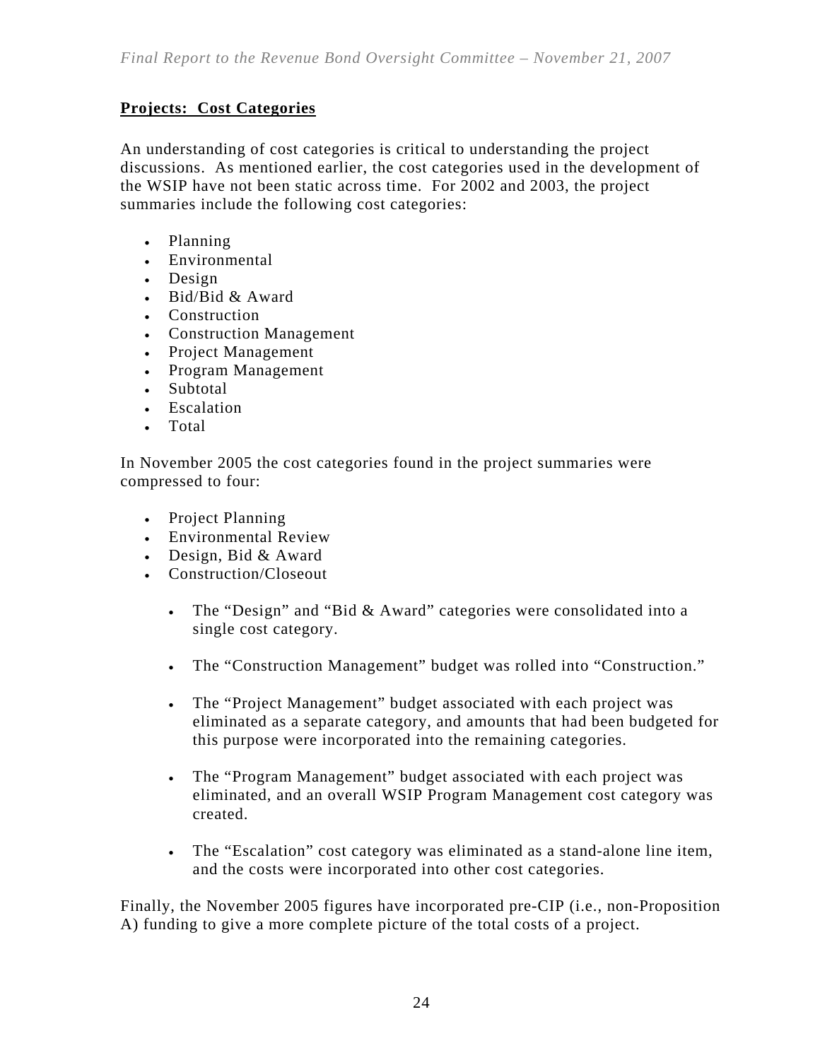## Projects: Cost Categories

An understanding of cost categories is critical to understanding the project discussions. As mentioned earlier, the cost categories used in the development of the WSIP have not been static across time. For 2002 and 2003, the project summaries include the following cost categories:

- Planning
- Environmental
- Design
- Bid/Bid & Award
- Construction
- Construction Management
- Project Management
- Program Management
- Subtotal
- Escalation
- Total

In November 2005 the cost categories found in the project summaries were compressed to four:

- Project Planning
- Environmental Review
- Design, Bid & Award
- Construction/Closeout

  - The "Design" and "Bid & Award" categories were consolidated into a single cost category.

  - The "Construction Management" budget was rolled into "Construction."

  - The "Project Management" budget associated with each project was eliminated as a separate category, and amounts that had been budgeted for this purpose were incorporated into the remaining categories.

  - The "Program Management" budget associated with each project was eliminated, and an overall WSIP Program Management cost category was created.

  - The "Escalation" cost category was eliminated as a stand-alone line item, and the costs were incorporated into other cost categories.

Finally, the November 2005 figures have incorporated pre-CIP (i.e., non-Proposition A) funding to give a more complete picture of the total costs of a project.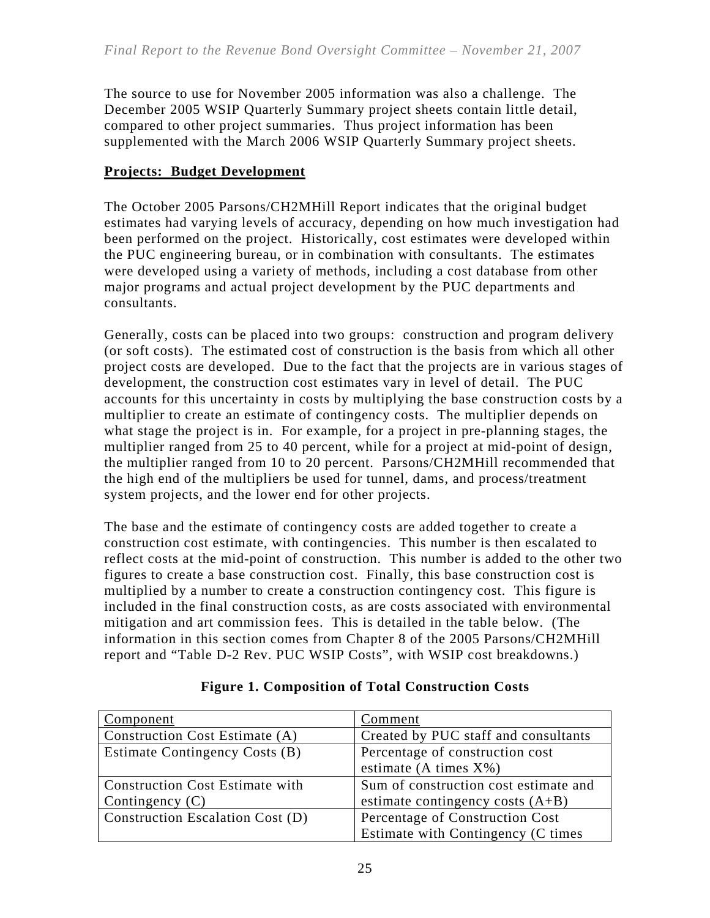The source to use for November 2005 information was also a challenge. The December 2005 WSIP Quarterly Summary project sheets contain little detail, compared to other project summaries. Thus project information has been supplemented with the March 2006 WSIP Quarterly Summary project sheets.

## Projects: Budget Development

The October 2005 Parsons/CH2MHill Report indicates that the original budget estimates had varying levels of accuracy, depending on how much investigation had been performed on the project. Historically, cost estimates were developed within the PUC engineering bureau, or in combination with consultants. The estimates were developed using a variety of methods, including a cost database from other major programs and actual project development by the PUC departments and consultants.

Generally, costs can be placed into two groups: construction and program delivery (or soft costs). The estimated cost of construction is the basis from which all other project costs are developed. Due to the fact that the projects are in various stages of development, the construction cost estimates vary in level of detail. The PUC accounts for this uncertainty in costs by multiplying the base construction costs by a multiplier to create an estimate of contingency costs. The multiplier depends on what stage the project is in. For example, for a project in pre-planning stages, the multiplier ranged from 25 to 40 percent, while for a project at mid-point of design, the multiplier ranged from 10 to 20 percent. Parsons/CH2MHill recommended that the high end of the multipliers be used for tunnel, dams, and process/treatment system projects, and the lower end for other projects.

The base and the estimate of contingency costs are added together to create a construction cost estimate, with contingencies. This number is then escalated to reflect costs at the mid-point of construction. This number is added to the other two figures to create a base construction cost. Finally, this base construction cost is multiplied by a number to create a construction contingency cost. This figure is included in the final construction costs, as are costs associated with environmental mitigation and art commission fees. This is detailed in the table below. (The information in this section comes from Chapter 8 of the 2005 Parsons/CH2MHill report and "Table D-2 Rev. PUC WSIP Costs", with WSIP cost breakdowns.)

**Figure 1. Composition of Total Construction Costs**

| Component | Comment |
|---|---|
| Construction Cost Estimate (A) | Created by PUC staff and consultants |
| Estimate Contingency Costs (B) | Percentage of construction cost estimate (A times X%) |
| Construction Cost Estimate with Contingency (C) | Sum of construction cost estimate and estimate contingency costs (A+B) |
| Construction Escalation Cost (D) | Percentage of Construction Cost Estimate with Contingency (C times |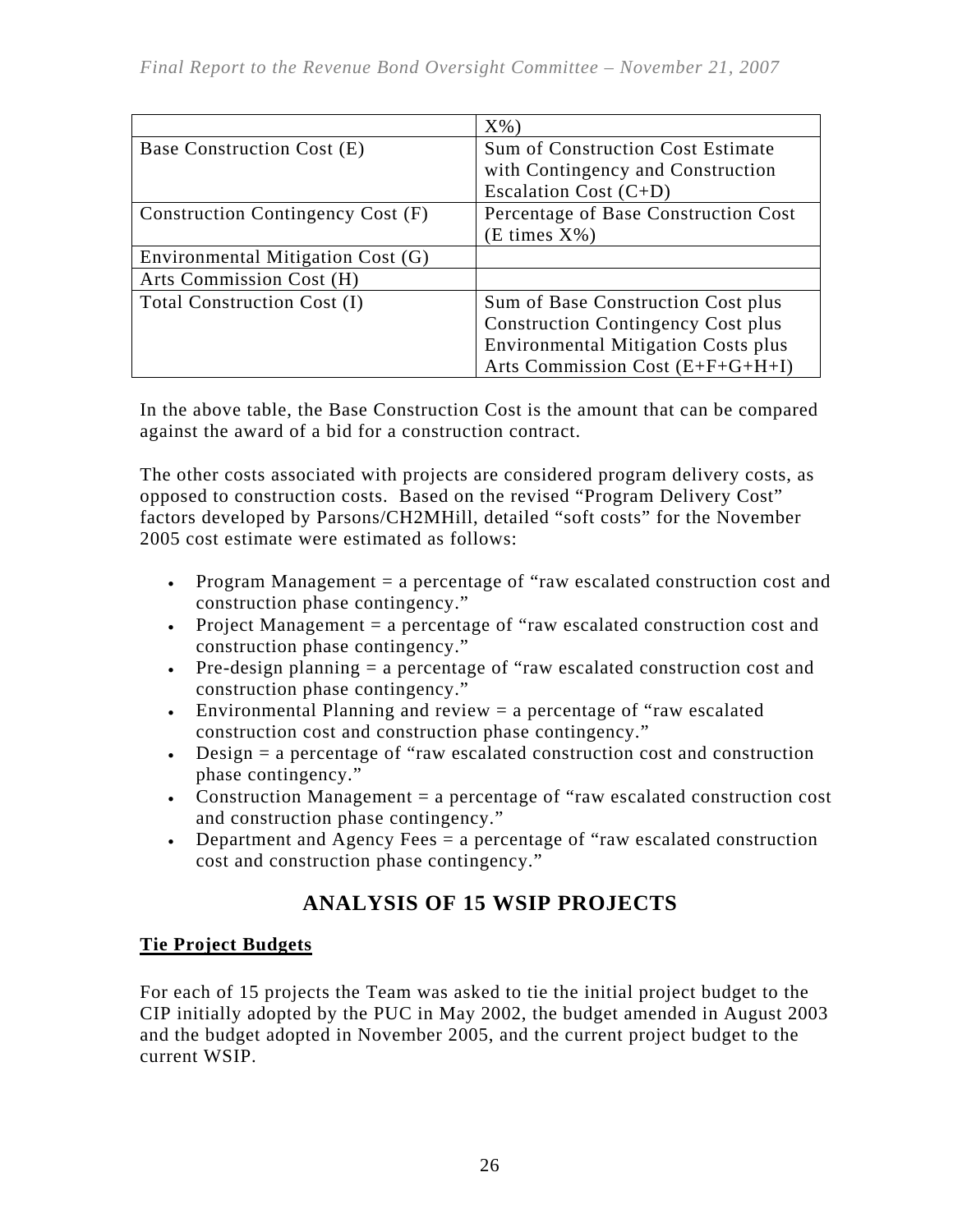| | |
|---|---|
| | X%) |
| Base Construction Cost (E) | Sum of Construction Cost Estimate with Contingency and Construction Escalation Cost (C+D) |
| Construction Contingency Cost (F) | Percentage of Base Construction Cost (E times X%) |
| Environmental Mitigation Cost (G) | |
| Arts Commission Cost (H) | |
| Total Construction Cost (I) | Sum of Base Construction Cost plus Construction Contingency Cost plus Environmental Mitigation Costs plus Arts Commission Cost (E+F+G+H+I) |

In the above table, the Base Construction Cost is the amount that can be compared against the award of a bid for a construction contract.

The other costs associated with projects are considered program delivery costs, as opposed to construction costs. Based on the revised "Program Delivery Cost" factors developed by Parsons/CH2MHill, detailed "soft costs" for the November 2005 cost estimate were estimated as follows:

- Program Management = a percentage of "raw escalated construction cost and construction phase contingency."
- Project Management = a percentage of "raw escalated construction cost and construction phase contingency."
- Pre-design planning = a percentage of "raw escalated construction cost and construction phase contingency."
- Environmental Planning and review = a percentage of "raw escalated construction cost and construction phase contingency."
- Design = a percentage of "raw escalated construction cost and construction phase contingency."
- Construction Management = a percentage of "raw escalated construction cost and construction phase contingency."
- Department and Agency Fees = a percentage of "raw escalated construction cost and construction phase contingency."

## ANALYSIS OF 15 WSIP PROJECTS

### Tie Project Budgets

For each of 15 projects the Team was asked to tie the initial project budget to the CIP initially adopted by the PUC in May 2002, the budget amended in August 2003 and the budget adopted in November 2005, and the current project budget to the current WSIP.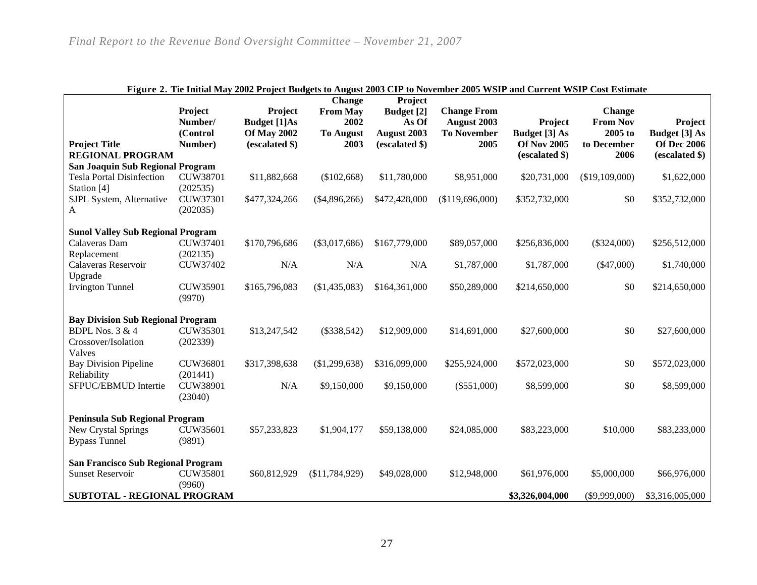**Figure 2. Tie Initial May 2002 Project Budgets to August 2003 CIP to November 2005 WSIP and Current WSIP Cost Estimate**

| Project Title | Project Number/ (Control Number) | Project Budget [1]As Of May 2002 (escalated $) | Change From May 2002 To August 2003 | Project Budget [2] As Of August 2003 (escalated $) | Change From August 2003 To November 2005 | Project Budget [3] As Of Nov 2005 (escalated $) | Change From Nov 2005 to December 2006 | Project Budget [3] As Of Dec 2006 (escalated $) |
|---|---|---|---|---|---|---|---|---|
| **REGIONAL PROGRAM** | | | | | | | | |
| **San Joaquin Sub Regional Program** | | | | | | | | |
| Tesla Portal Disinfection Station [4] | CUW38701 (202535) | $11,882,668 | ($102,668) | $11,780,000 | $8,951,000 | $20,731,000 | ($19,109,000) | $1,622,000 |
| SJPL System, Alternative A | CUW37301 (202035) | $477,324,266 | ($4,896,266) | $472,428,000 | ($119,696,000) | $352,732,000 | $0 | $352,732,000 |
| **Sunol Valley Sub Regional Program** | | | | | | | | |
| Calaveras Dam Replacement | CUW37401 (202135) | $170,796,686 | ($3,017,686) | $167,779,000 | $89,057,000 | $256,836,000 | ($324,000) | $256,512,000 |
| Calaveras Reservoir Upgrade | CUW37402 | N/A | N/A | N/A | $1,787,000 | $1,787,000 | ($47,000) | $1,740,000 |
| Irvington Tunnel | CUW35901 (9970) | $165,796,083 | ($1,435,083) | $164,361,000 | $50,289,000 | $214,650,000 | $0 | $214,650,000 |
| **Bay Division Sub Regional Program** | | | | | | | | |
| BDPL Nos. 3 & 4 Crossover/Isolation Valves | CUW35301 (202339) | $13,247,542 | ($338,542) | $12,909,000 | $14,691,000 | $27,600,000 | $0 | $27,600,000 |
| Bay Division Pipeline Reliability | CUW36801 (201441) | $317,398,638 | ($1,299,638) | $316,099,000 | $255,924,000 | $572,023,000 | $0 | $572,023,000 |
| SFPUC/EBMUD Intertie | CUW38901 (23040) | N/A | $9,150,000 | $9,150,000 | ($551,000) | $8,599,000 | $0 | $8,599,000 |
| **Peninsula Sub Regional Program** | | | | | | | | |
| New Crystal Springs Bypass Tunnel | CUW35601 (9891) | $57,233,823 | $1,904,177 | $59,138,000 | $24,085,000 | $83,223,000 | $10,000 | $83,233,000 |
| **San Francisco Sub Regional Program** | | | | | | | | |
| Sunset Reservoir | CUW35801 (9960) | $60,812,929 | ($11,784,929) | $49,028,000 | $12,948,000 | $61,976,000 | $5,000,000 | $66,976,000 |
| **SUBTOTAL - REGIONAL PROGRAM** | | | | | | **$3,326,004,000** | ($9,999,000) | $3,316,005,000 |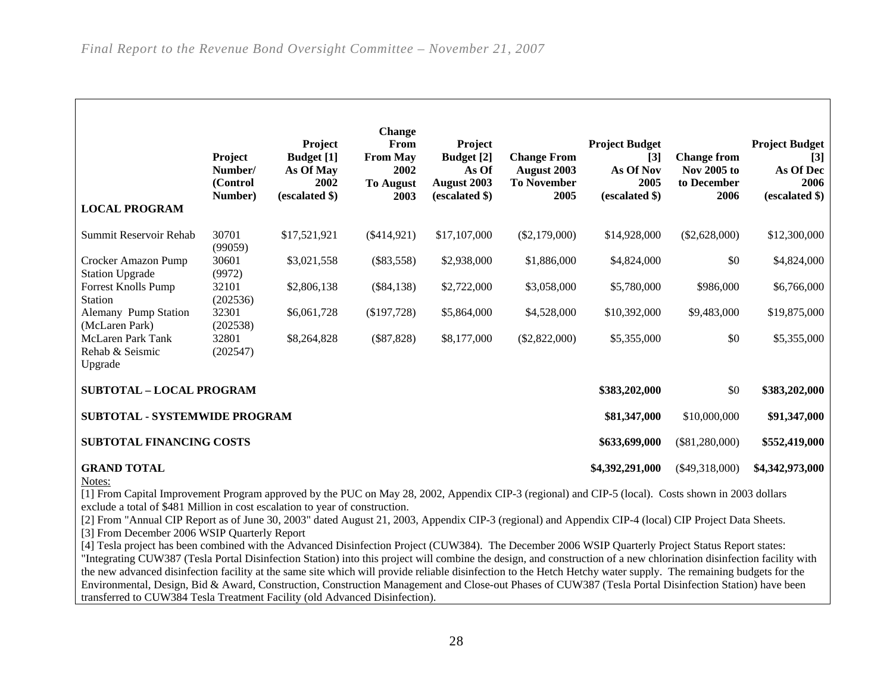| LOCAL PROGRAM | Project Number/ (Control Number) | Project Budget [1] As Of May 2002 (escalated $) | Change From From May 2002 To August 2003 | Project Budget [2] As Of August 2003 (escalated $) | Change From August 2003 To November 2005 | Project Budget [3] As Of Nov 2005 (escalated $) | Change from Nov 2005 to December 2006 | Project Budget [3] As Of Dec 2006 (escalated $) |
|---|---|---|---|---|---|---|---|---|
| Summit Reservoir Rehab | 30701 (99059) | $17,521,921 | ($414,921) | $17,107,000 | ($2,179,000) | $14,928,000 | ($2,628,000) | $12,300,000 |
| Crocker Amazon Pump Station Upgrade | 30601 (9972) | $3,021,558 | ($83,558) | $2,938,000 | $1,886,000 | $4,824,000 | $0 | $4,824,000 |
| Forrest Knolls Pump Station | 32101 (202536) | $2,806,138 | ($84,138) | $2,722,000 | $3,058,000 | $5,780,000 | $986,000 | $6,766,000 |
| Alemany Pump Station (McLaren Park) | 32301 (202538) | $6,061,728 | ($197,728) | $5,864,000 | $4,528,000 | $10,392,000 | $9,483,000 | $19,875,000 |
| McLaren Park Tank Rehab & Seismic Upgrade | 32801 (202547) | $8,264,828 | ($87,828) | $8,177,000 | ($2,822,000) | $5,355,000 | $0 | $5,355,000 |
| **SUBTOTAL – LOCAL PROGRAM** | | | | | | **$383,202,000** | $0 | **$383,202,000** |
| **SUBTOTAL - SYSTEMWIDE PROGRAM** | | | | | | **$81,347,000** | $10,000,000 | **$91,347,000** |
| **SUBTOTAL FINANCING COSTS** | | | | | | **$633,699,000** | ($81,280,000) | **$552,419,000** |
| **GRAND TOTAL** | | | | | | **$4,392,291,000** | ($49,318,000) | **$4,342,973,000** |

Notes:

[1] From Capital Improvement Program approved by the PUC on May 28, 2002, Appendix CIP-3 (regional) and CIP-5 (local). Costs shown in 2003 dollars exclude a total of $481 Million in cost escalation to year of construction.

[2] From "Annual CIP Report as of June 30, 2003" dated August 21, 2003, Appendix CIP-3 (regional) and Appendix CIP-4 (local) CIP Project Data Sheets.

[3] From December 2006 WSIP Quarterly Report

[4] Tesla project has been combined with the Advanced Disinfection Project (CUW384). The December 2006 WSIP Quarterly Project Status Report states: "Integrating CUW387 (Tesla Portal Disinfection Station) into this project will combine the design, and construction of a new chlorination disinfection facility with the new advanced disinfection facility at the same site which will provide reliable disinfection to the Hetch Hetchy water supply. The remaining budgets for the Environmental, Design, Bid & Award, Construction, Construction Management and Close-out Phases of CUW387 (Tesla Portal Disinfection Station) have been transferred to CUW384 Tesla Treatment Facility (old Advanced Disinfection).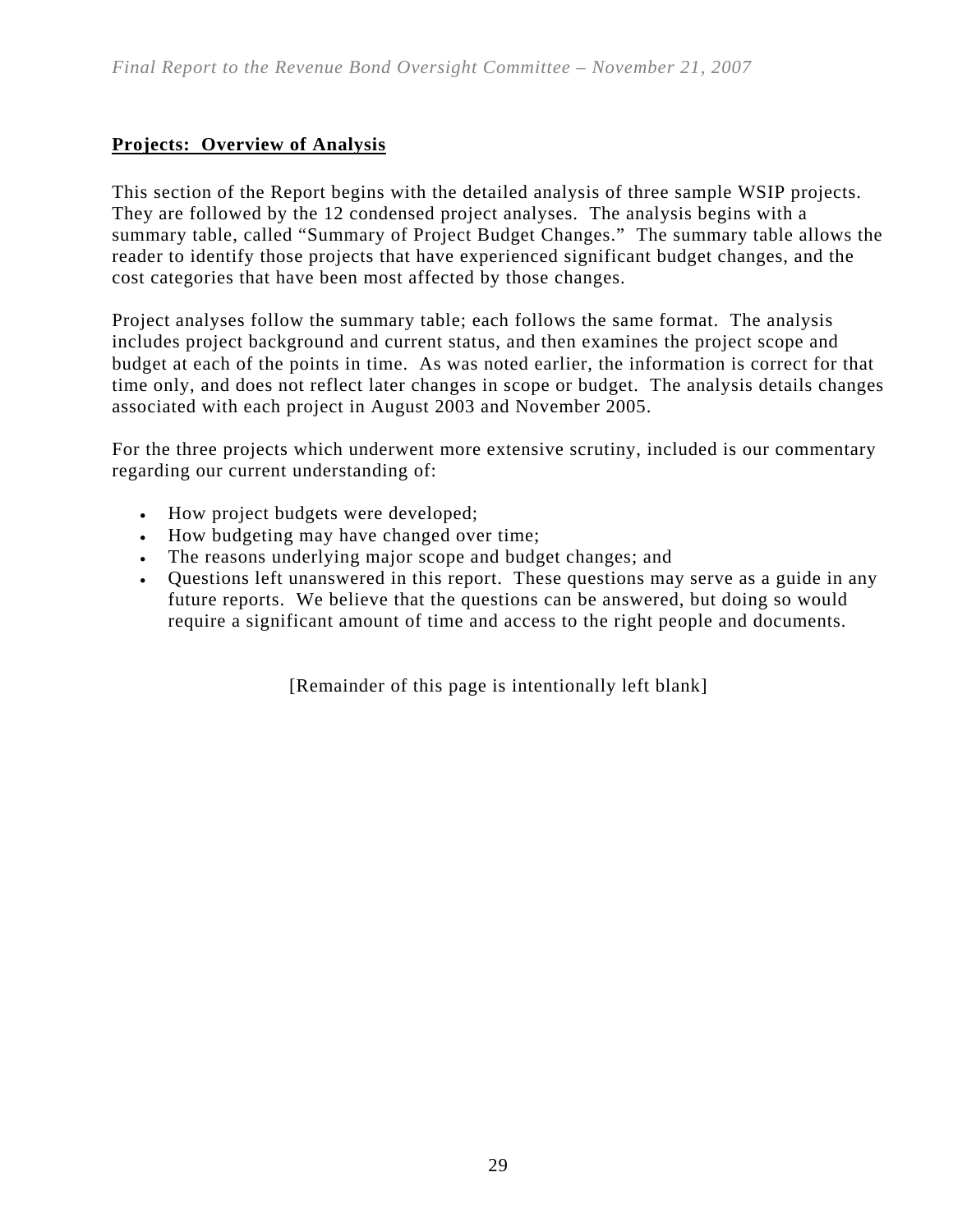## **Projects: Overview of Analysis**

This section of the Report begins with the detailed analysis of three sample WSIP projects. They are followed by the 12 condensed project analyses. The analysis begins with a summary table, called "Summary of Project Budget Changes." The summary table allows the reader to identify those projects that have experienced significant budget changes, and the cost categories that have been most affected by those changes.

Project analyses follow the summary table; each follows the same format. The analysis includes project background and current status, and then examines the project scope and budget at each of the points in time. As was noted earlier, the information is correct for that time only, and does not reflect later changes in scope or budget. The analysis details changes associated with each project in August 2003 and November 2005.

For the three projects which underwent more extensive scrutiny, included is our commentary regarding our current understanding of:

- How project budgets were developed;
- How budgeting may have changed over time;
- The reasons underlying major scope and budget changes; and
- Questions left unanswered in this report. These questions may serve as a guide in any future reports. We believe that the questions can be answered, but doing so would require a significant amount of time and access to the right people and documents.

[Remainder of this page is intentionally left blank]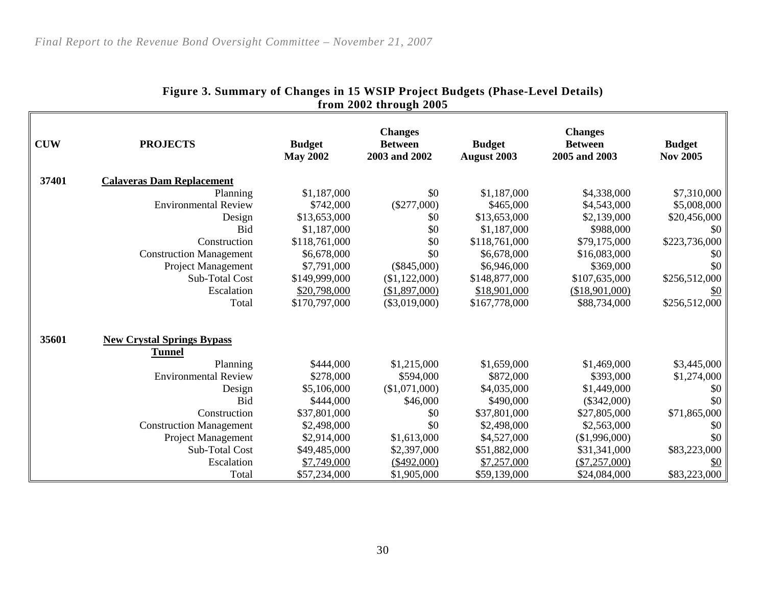**Figure 3. Summary of Changes in 15 WSIP Project Budgets (Phase-Level Details) from 2002 through 2005**

| CUW | PROJECTS | Budget May 2002 | Changes Between 2003 and 2002 | Budget August 2003 | Changes Between 2005 and 2003 | Budget Nov 2005 |
|---|---|---|---|---|---|---|
| 37401 | **Calaveras Dam Replacement** | | | | | |
| | Planning | $1,187,000 | $0 | $1,187,000 | $4,338,000 | $7,310,000 |
| | Environmental Review | $742,000 | ($277,000) | $465,000 | $4,543,000 | $5,008,000 |
| | Design | $13,653,000 | $0 | $13,653,000 | $2,139,000 | $20,456,000 |
| | Bid | $1,187,000 | $0 | $1,187,000 | $988,000 | $0 |
| | Construction | $118,761,000 | $0 | $118,761,000 | $79,175,000 | $223,736,000 |
| | Construction Management | $6,678,000 | $0 | $6,678,000 | $16,083,000 | $0 |
| | Project Management | $7,791,000 | ($845,000) | $6,946,000 | $369,000 | $0 |
| | Sub-Total Cost | $149,999,000 | ($1,122,000) | $148,877,000 | $107,635,000 | $256,512,000 |
| | Escalation | $20,798,000 | ($1,897,000) | $18,901,000 | ($18,901,000) | $0 |
| | Total | $170,797,000 | ($3,019,000) | $167,778,000 | $88,734,000 | $256,512,000 |
| 35601 | **New Crystal Springs Bypass Tunnel** | | | | | |
| | Planning | $444,000 | $1,215,000 | $1,659,000 | $1,469,000 | $3,445,000 |
| | Environmental Review | $278,000 | $594,000 | $872,000 | $393,000 | $1,274,000 |
| | Design | $5,106,000 | ($1,071,000) | $4,035,000 | $1,449,000 | $0 |
| | Bid | $444,000 | $46,000 | $490,000 | ($342,000) | $0 |
| | Construction | $37,801,000 | $0 | $37,801,000 | $27,805,000 | $71,865,000 |
| | Construction Management | $2,498,000 | $0 | $2,498,000 | $2,563,000 | $0 |
| | Project Management | $2,914,000 | $1,613,000 | $4,527,000 | ($1,996,000) | $0 |
| | Sub-Total Cost | $49,485,000 | $2,397,000 | $51,882,000 | $31,341,000 | $83,223,000 |
| | Escalation | $7,749,000 | ($492,000) | $7,257,000 | ($7,257,000) | $0 |
| | Total | $57,234,000 | $1,905,000 | $59,139,000 | $24,084,000 | $83,223,000 |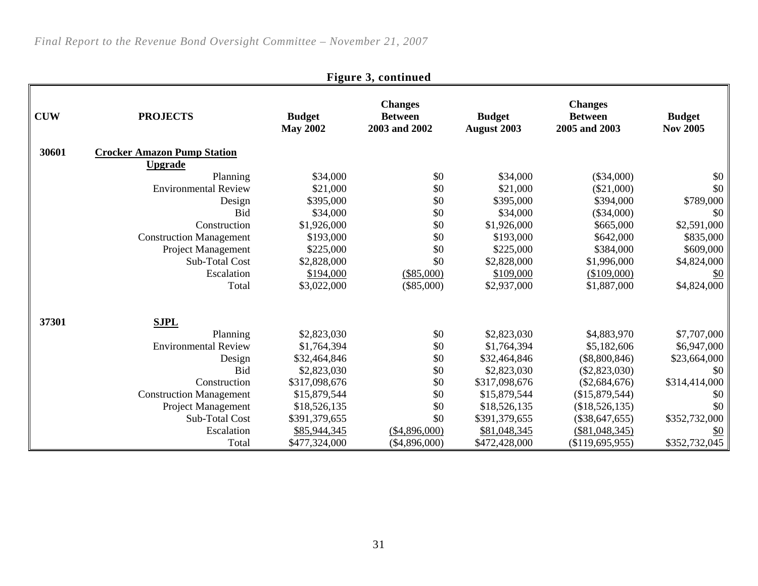**Figure 3, continued**

| CUW | PROJECTS | Budget May 2002 | Changes Between 2003 and 2002 | Budget August 2003 | Changes Between 2005 and 2003 | Budget Nov 2005 |
|---|---|---|---|---|---|---|
| 30601 | **Crocker Amazon Pump Station Upgrade** | | | | | |
| | Planning | $34,000 | $0 | $34,000 | ($34,000) | $0 |
| | Environmental Review | $21,000 | $0 | $21,000 | ($21,000) | $0 |
| | Design | $395,000 | $0 | $395,000 | $394,000 | $789,000 |
| | Bid | $34,000 | $0 | $34,000 | ($34,000) | $0 |
| | Construction | $1,926,000 | $0 | $1,926,000 | $665,000 | $2,591,000 |
| | Construction Management | $193,000 | $0 | $193,000 | $642,000 | $835,000 |
| | Project Management | $225,000 | $0 | $225,000 | $384,000 | $609,000 |
| | Sub-Total Cost | $2,828,000 | $0 | $2,828,000 | $1,996,000 | $4,824,000 |
| | Escalation | $194,000 | ($85,000) | $109,000 | ($109,000) | $0 |
| | Total | $3,022,000 | ($85,000) | $2,937,000 | $1,887,000 | $4,824,000 |
| 37301 | **SJPL** | | | | | |
| | Planning | $2,823,030 | $0 | $2,823,030 | $4,883,970 | $7,707,000 |
| | Environmental Review | $1,764,394 | $0 | $1,764,394 | $5,182,606 | $6,947,000 |
| | Design | $32,464,846 | $0 | $32,464,846 | ($8,800,846) | $23,664,000 |
| | Bid | $2,823,030 | $0 | $2,823,030 | ($2,823,030) | $0 |
| | Construction | $317,098,676 | $0 | $317,098,676 | ($2,684,676) | $314,414,000 |
| | Construction Management | $15,879,544 | $0 | $15,879,544 | ($15,879,544) | $0 |
| | Project Management | $18,526,135 | $0 | $18,526,135 | ($18,526,135) | $0 |
| | Sub-Total Cost | $391,379,655 | $0 | $391,379,655 | ($38,647,655) | $352,732,000 |
| | Escalation | $85,944,345 | ($4,896,000) | $81,048,345 | ($81,048,345) | $0 |
| | Total | $477,324,000 | ($4,896,000) | $472,428,000 | ($119,695,955) | $352,732,045 |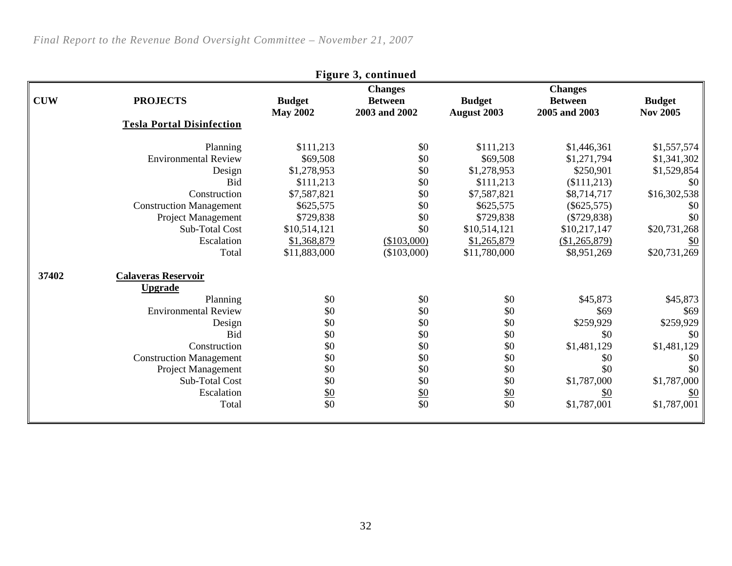**Figure 3, continued**

| CUW | PROJECTS | Budget May 2002 | Changes Between 2003 and 2002 | Budget August 2003 | Changes Between 2005 and 2003 | Budget Nov 2005 |
|---|---|---|---|---|---|---|
| | **Tesla Portal Disinfection** | | | | | |
| | Planning | $111,213 | $0 | $111,213 | $1,446,361 | $1,557,574 |
| | Environmental Review | $69,508 | $0 | $69,508 | $1,271,794 | $1,341,302 |
| | Design | $1,278,953 | $0 | $1,278,953 | $250,901 | $1,529,854 |
| | Bid | $111,213 | $0 | $111,213 | ($111,213) | $0 |
| | Construction | $7,587,821 | $0 | $7,587,821 | $8,714,717 | $16,302,538 |
| | Construction Management | $625,575 | $0 | $625,575 | ($625,575) | $0 |
| | Project Management | $729,838 | $0 | $729,838 | ($729,838) | $0 |
| | Sub-Total Cost | $10,514,121 | $0 | $10,514,121 | $10,217,147 | $20,731,268 |
| | Escalation | $1,368,879 | ($103,000) | $1,265,879 | ($1,265,879) | $0 |
| | Total | $11,883,000 | ($103,000) | $11,780,000 | $8,951,269 | $20,731,269 |
| **37402** | **Calaveras Reservoir Upgrade** | | | | | |
| | Planning | $0 | $0 | $0 | $45,873 | $45,873 |
| | Environmental Review | $0 | $0 | $0 | $69 | $69 |
| | Design | $0 | $0 | $0 | $259,929 | $259,929 |
| | Bid | $0 | $0 | $0 | $0 | $0 |
| | Construction | $0 | $0 | $0 | $1,481,129 | $1,481,129 |
| | Construction Management | $0 | $0 | $0 | $0 | $0 |
| | Project Management | $0 | $0 | $0 | $0 | $0 |
| | Sub-Total Cost | $0 | $0 | $0 | $1,787,000 | $1,787,000 |
| | Escalation | $0 | $0 | $0 | $0 | $0 |
| | Total | $0 | $0 | $0 | $1,787,001 | $1,787,001 |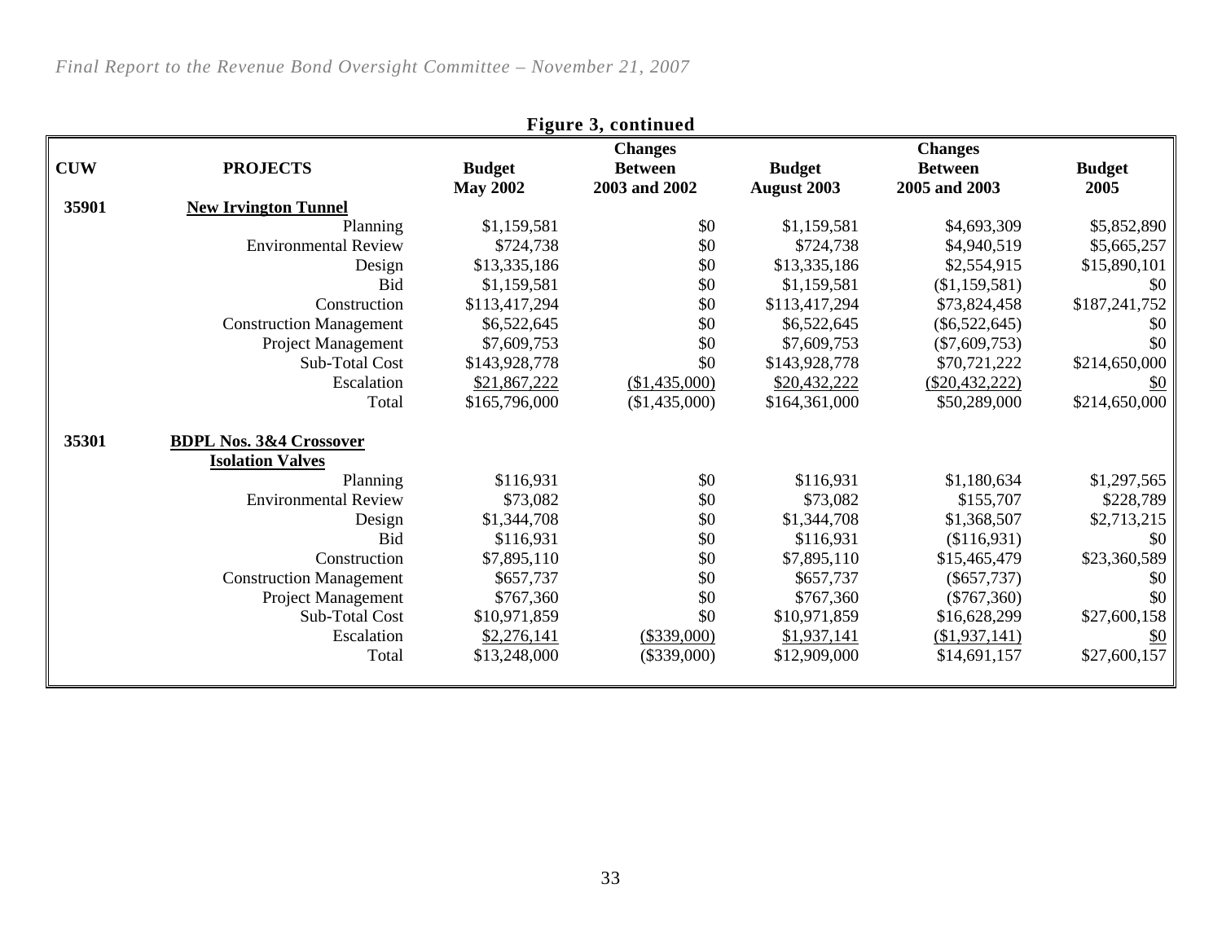**Figure 3, continued**

| CUW | PROJECTS | Budget May 2002 | Changes Between 2003 and 2002 | Budget August 2003 | Changes Between 2005 and 2003 | Budget 2005 |
|---|---|---|---|---|---|---|
| 35901 | **New Irvington Tunnel** | | | | | |
| | Planning | $1,159,581 | $0 | $1,159,581 | $4,693,309 | $5,852,890 |
| | Environmental Review | $724,738 | $0 | $724,738 | $4,940,519 | $5,665,257 |
| | Design | $13,335,186 | $0 | $13,335,186 | $2,554,915 | $15,890,101 |
| | Bid | $1,159,581 | $0 | $1,159,581 | ($1,159,581) | $0 |
| | Construction | $113,417,294 | $0 | $113,417,294 | $73,824,458 | $187,241,752 |
| | Construction Management | $6,522,645 | $0 | $6,522,645 | ($6,522,645) | $0 |
| | Project Management | $7,609,753 | $0 | $7,609,753 | ($7,609,753) | $0 |
| | Sub-Total Cost | $143,928,778 | $0 | $143,928,778 | $70,721,222 | $214,650,000 |
| | Escalation | $21,867,222 | ($1,435,000) | $20,432,222 | ($20,432,222) | $0 |
| | Total | $165,796,000 | ($1,435,000) | $164,361,000 | $50,289,000 | $214,650,000 |
| 35301 | **BDPL Nos. 3&4 Crossover Isolation Valves** | | | | | |
| | Planning | $116,931 | $0 | $116,931 | $1,180,634 | $1,297,565 |
| | Environmental Review | $73,082 | $0 | $73,082 | $155,707 | $228,789 |
| | Design | $1,344,708 | $0 | $1,344,708 | $1,368,507 | $2,713,215 |
| | Bid | $116,931 | $0 | $116,931 | ($116,931) | $0 |
| | Construction | $7,895,110 | $0 | $7,895,110 | $15,465,479 | $23,360,589 |
| | Construction Management | $657,737 | $0 | $657,737 | ($657,737) | $0 |
| | Project Management | $767,360 | $0 | $767,360 | ($767,360) | $0 |
| | Sub-Total Cost | $10,971,859 | $0 | $10,971,859 | $16,628,299 | $27,600,158 |
| | Escalation | $2,276,141 | ($339,000) | $1,937,141 | ($1,937,141) | $0 |
| | Total | $13,248,000 | ($339,000) | $12,909,000 | $14,691,157 | $27,600,157 |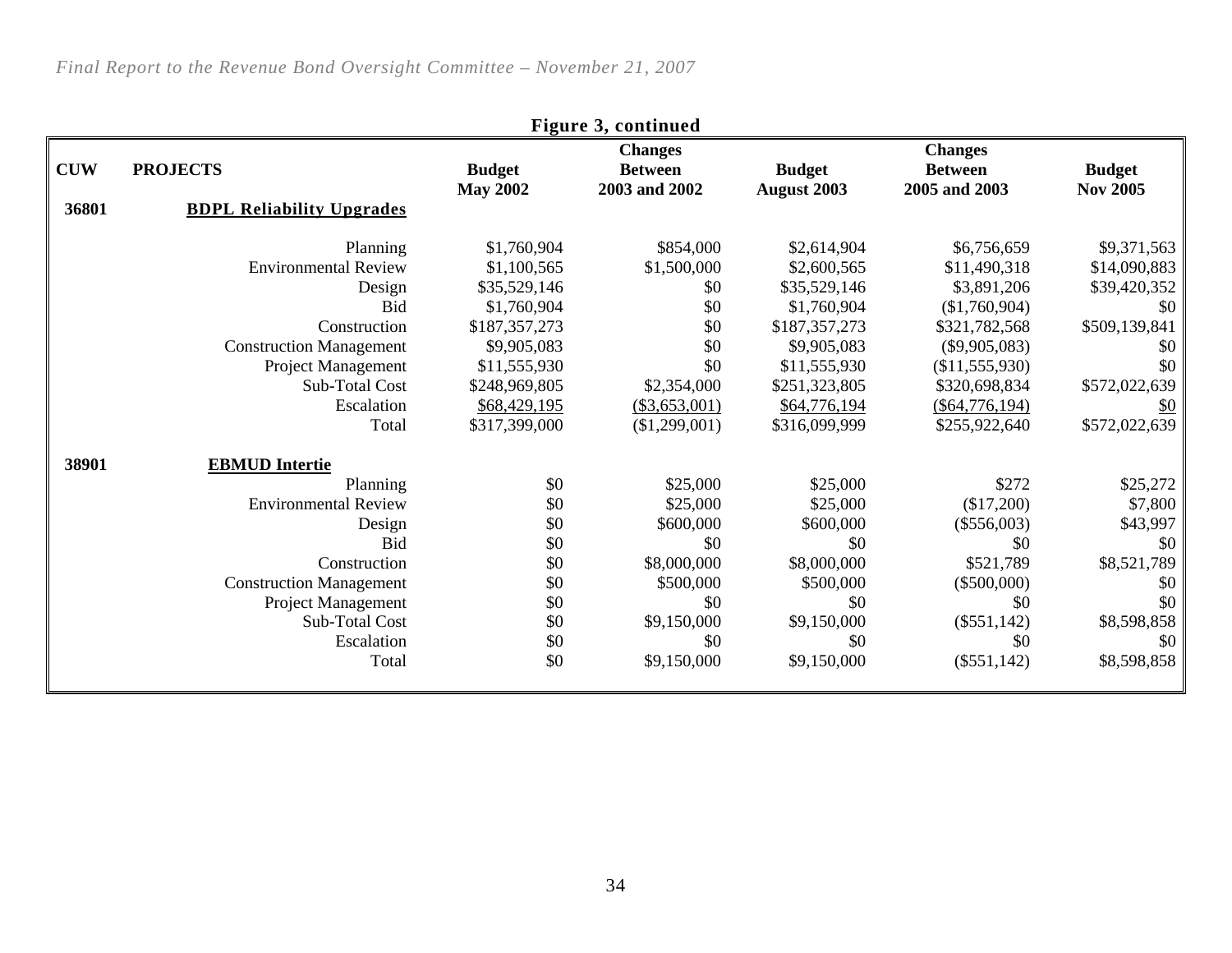**Figure 3, continued**

| CUW | PROJECTS | Budget May 2002 | Changes Between 2003 and 2002 | Budget August 2003 | Changes Between 2005 and 2003 | Budget Nov 2005 |
|---|---|---|---|---|---|---|
| 36801 | **BDPL Reliability Upgrades** | | | | | |
| | Planning | $1,760,904 | $854,000 | $2,614,904 | $6,756,659 | $9,371,563 |
| | Environmental Review | $1,100,565 | $1,500,000 | $2,600,565 | $11,490,318 | $14,090,883 |
| | Design | $35,529,146 | $0 | $35,529,146 | $3,891,206 | $39,420,352 |
| | Bid | $1,760,904 | $0 | $1,760,904 | ($1,760,904) | $0 |
| | Construction | $187,357,273 | $0 | $187,357,273 | $321,782,568 | $509,139,841 |
| | Construction Management | $9,905,083 | $0 | $9,905,083 | ($9,905,083) | $0 |
| | Project Management | $11,555,930 | $0 | $11,555,930 | ($11,555,930) | $0 |
| | Sub-Total Cost | $248,969,805 | $2,354,000 | $251,323,805 | $320,698,834 | $572,022,639 |
| | Escalation | $68,429,195 | ($3,653,001) | $64,776,194 | ($64,776,194) | $0 |
| | Total | $317,399,000 | ($1,299,001) | $316,099,999 | $255,922,640 | $572,022,639 |
| 38901 | **EBMUD Intertie** | | | | | |
| | Planning | $0 | $25,000 | $25,000 | $272 | $25,272 |
| | Environmental Review | $0 | $25,000 | $25,000 | ($17,200) | $7,800 |
| | Design | $0 | $600,000 | $600,000 | ($556,003) | $43,997 |
| | Bid | $0 | $0 | $0 | $0 | $0 |
| | Construction | $0 | $8,000,000 | $8,000,000 | $521,789 | $8,521,789 |
| | Construction Management | $0 | $500,000 | $500,000 | ($500,000) | $0 |
| | Project Management | $0 | $0 | $0 | $0 | $0 |
| | Sub-Total Cost | $0 | $9,150,000 | $9,150,000 | ($551,142) | $8,598,858 |
| | Escalation | $0 | $0 | $0 | $0 | $0 |
| | Total | $0 | $9,150,000 | $9,150,000 | ($551,142) | $8,598,858 |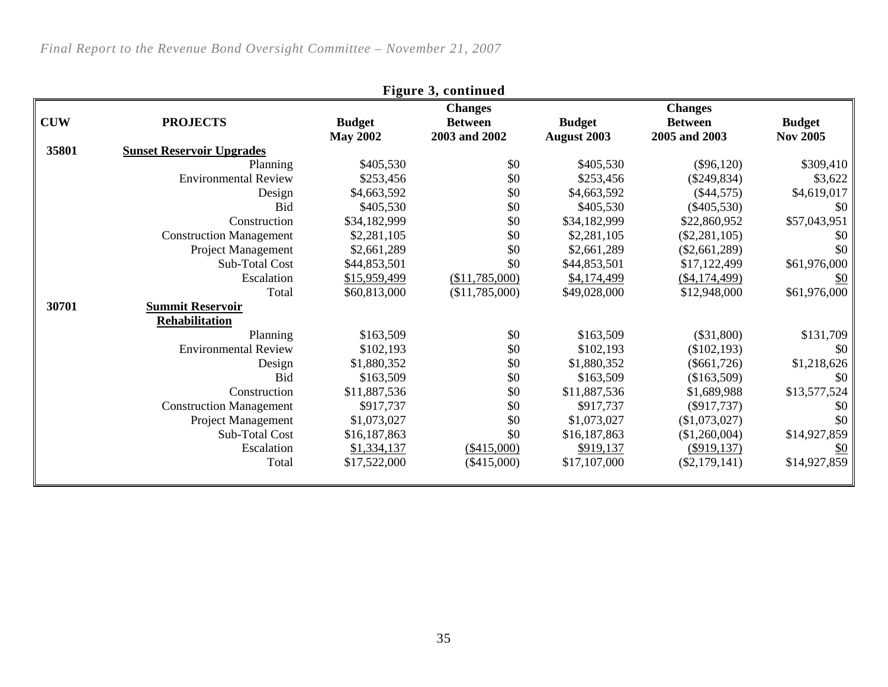**Figure 3, continued**

| CUW | PROJECTS | Budget May 2002 | Changes Between 2003 and 2002 | Budget August 2003 | Changes Between 2005 and 2003 | Budget Nov 2005 |
|---|---|---|---|---|---|---|
| 35801 | **Sunset Reservoir Upgrades** | | | | | |
| | Planning | $405,530 | $0 | $405,530 | ($96,120) | $309,410 |
| | Environmental Review | $253,456 | $0 | $253,456 | ($249,834) | $3,622 |
| | Design | $4,663,592 | $0 | $4,663,592 | ($44,575) | $4,619,017 |
| | Bid | $405,530 | $0 | $405,530 | ($405,530) | $0 |
| | Construction | $34,182,999 | $0 | $34,182,999 | $22,860,952 | $57,043,951 |
| | Construction Management | $2,281,105 | $0 | $2,281,105 | ($2,281,105) | $0 |
| | Project Management | $2,661,289 | $0 | $2,661,289 | ($2,661,289) | $0 |
| | Sub-Total Cost | $44,853,501 | $0 | $44,853,501 | $17,122,499 | $61,976,000 |
| | Escalation | $15,959,499 | ($11,785,000) | $4,174,499 | ($4,174,499) | $0 |
| | Total | $60,813,000 | ($11,785,000) | $49,028,000 | $12,948,000 | $61,976,000 |
| 30701 | **Summit Reservoir Rehabilitation** | | | | | |
| | Planning | $163,509 | $0 | $163,509 | ($31,800) | $131,709 |
| | Environmental Review | $102,193 | $0 | $102,193 | ($102,193) | $0 |
| | Design | $1,880,352 | $0 | $1,880,352 | ($661,726) | $1,218,626 |
| | Bid | $163,509 | $0 | $163,509 | ($163,509) | $0 |
| | Construction | $11,887,536 | $0 | $11,887,536 | $1,689,988 | $13,577,524 |
| | Construction Management | $917,737 | $0 | $917,737 | ($917,737) | $0 |
| | Project Management | $1,073,027 | $0 | $1,073,027 | ($1,073,027) | $0 |
| | Sub-Total Cost | $16,187,863 | $0 | $16,187,863 | ($1,260,004) | $14,927,859 |
| | Escalation | $1,334,137 | ($415,000) | $919,137 | ($919,137) | $0 |
| | Total | $17,522,000 | ($415,000) | $17,107,000 | ($2,179,141) | $14,927,859 |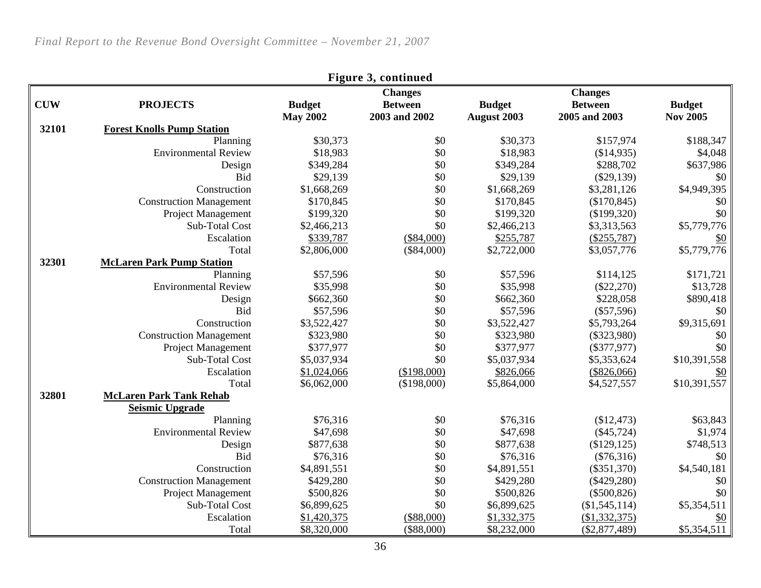**Figure 3, continued**

| CUW | PROJECTS | Budget May 2002 | Changes Between 2003 and 2002 | Budget August 2003 | Changes Between 2005 and 2003 | Budget Nov 2005 |
|---|---|---|---|---|---|---|
| 32101 | **Forest Knolls Pump Station** | | | | | |
| | Planning | $30,373 | $0 | $30,373 | $157,974 | $188,347 |
| | Environmental Review | $18,983 | $0 | $18,983 | ($14,935) | $4,048 |
| | Design | $349,284 | $0 | $349,284 | $288,702 | $637,986 |
| | Bid | $29,139 | $0 | $29,139 | ($29,139) | $0 |
| | Construction | $1,668,269 | $0 | $1,668,269 | $3,281,126 | $4,949,395 |
| | Construction Management | $170,845 | $0 | $170,845 | ($170,845) | $0 |
| | Project Management | $199,320 | $0 | $199,320 | ($199,320) | $0 |
| | Sub-Total Cost | $2,466,213 | $0 | $2,466,213 | $3,313,563 | $5,779,776 |
| | Escalation | $339,787 | ($84,000) | $255,787 | ($255,787) | $0 |
| | Total | $2,806,000 | ($84,000) | $2,722,000 | $3,057,776 | $5,779,776 |
| 32301 | **McLaren Park Pump Station** | | | | | |
| | Planning | $57,596 | $0 | $57,596 | $114,125 | $171,721 |
| | Environmental Review | $35,998 | $0 | $35,998 | ($22,270) | $13,728 |
| | Design | $662,360 | $0 | $662,360 | $228,058 | $890,418 |
| | Bid | $57,596 | $0 | $57,596 | ($57,596) | $0 |
| | Construction | $3,522,427 | $0 | $3,522,427 | $5,793,264 | $9,315,691 |
| | Construction Management | $323,980 | $0 | $323,980 | ($323,980) | $0 |
| | Project Management | $377,977 | $0 | $377,977 | ($377,977) | $0 |
| | Sub-Total Cost | $5,037,934 | $0 | $5,037,934 | $5,353,624 | $10,391,558 |
| | Escalation | $1,024,066 | ($198,000) | $826,066 | ($826,066) | $0 |
| | Total | $6,062,000 | ($198,000) | $5,864,000 | $4,527,557 | $10,391,557 |
| 32801 | **McLaren Park Tank Rehab Seismic Upgrade** | | | | | |
| | Planning | $76,316 | $0 | $76,316 | ($12,473) | $63,843 |
| | Environmental Review | $47,698 | $0 | $47,698 | ($45,724) | $1,974 |
| | Design | $877,638 | $0 | $877,638 | ($129,125) | $748,513 |
| | Bid | $76,316 | $0 | $76,316 | ($76,316) | $0 |
| | Construction | $4,891,551 | $0 | $4,891,551 | ($351,370) | $4,540,181 |
| | Construction Management | $429,280 | $0 | $429,280 | ($429,280) | $0 |
| | Project Management | $500,826 | $0 | $500,826 | ($500,826) | $0 |
| | Sub-Total Cost | $6,899,625 | $0 | $6,899,625 | ($1,545,114) | $5,354,511 |
| | Escalation | $1,420,375 | ($88,000) | $1,332,375 | ($1,332,375) | $0 |
| | Total | $8,320,000 | ($88,000) | $8,232,000 | ($2,877,489) | $5,354,511 |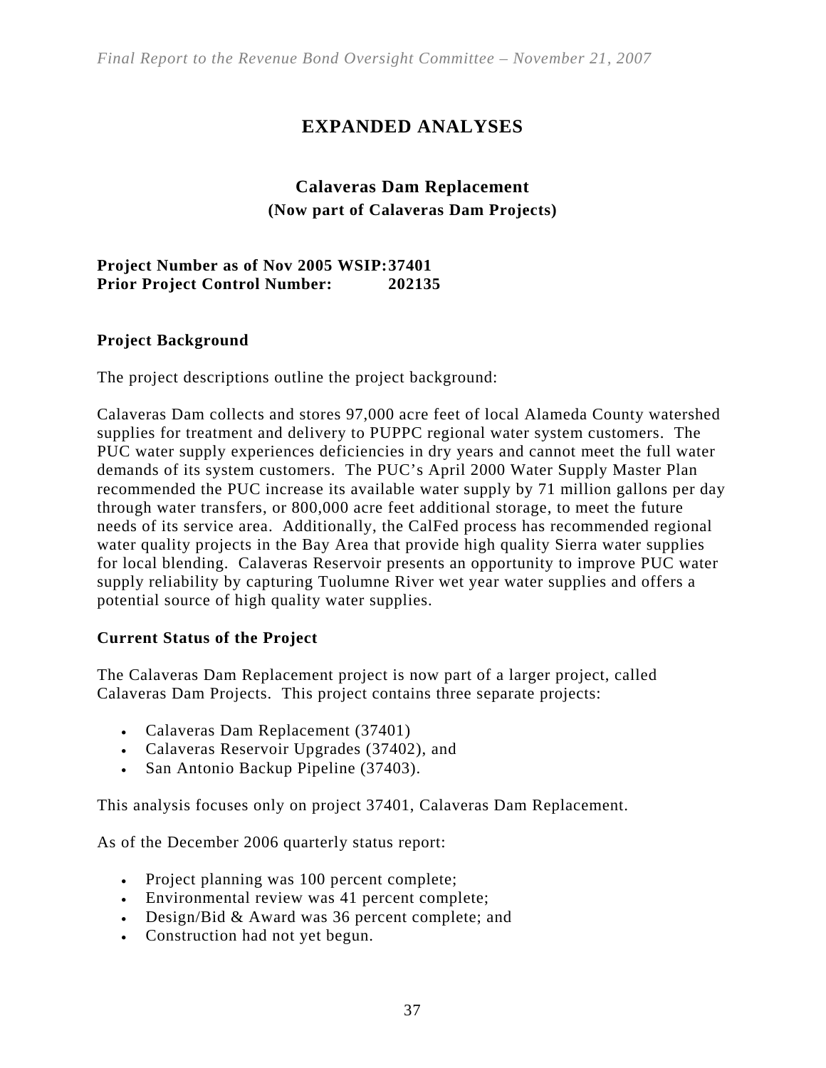# EXPANDED ANALYSES

## Calaveras Dam Replacement

### (Now part of Calaveras Dam Projects)

**Project Number as of Nov 2005 WSIP: 37401**
**Prior Project Control Number: 202135**

### Project Background

The project descriptions outline the project background:

Calaveras Dam collects and stores 97,000 acre feet of local Alameda County watershed supplies for treatment and delivery to PUPPC regional water system customers. The PUC water supply experiences deficiencies in dry years and cannot meet the full water demands of its system customers. The PUC's April 2000 Water Supply Master Plan recommended the PUC increase its available water supply by 71 million gallons per day through water transfers, or 800,000 acre feet additional storage, to meet the future needs of its service area. Additionally, the CalFed process has recommended regional water quality projects in the Bay Area that provide high quality Sierra water supplies for local blending. Calaveras Reservoir presents an opportunity to improve PUC water supply reliability by capturing Tuolumne River wet year water supplies and offers a potential source of high quality water supplies.

### Current Status of the Project

The Calaveras Dam Replacement project is now part of a larger project, called Calaveras Dam Projects. This project contains three separate projects:

- Calaveras Dam Replacement (37401)
- Calaveras Reservoir Upgrades (37402), and
- San Antonio Backup Pipeline (37403).

This analysis focuses only on project 37401, Calaveras Dam Replacement.

As of the December 2006 quarterly status report:

- Project planning was 100 percent complete;
- Environmental review was 41 percent complete;
- Design/Bid & Award was 36 percent complete; and
- Construction had not yet begun.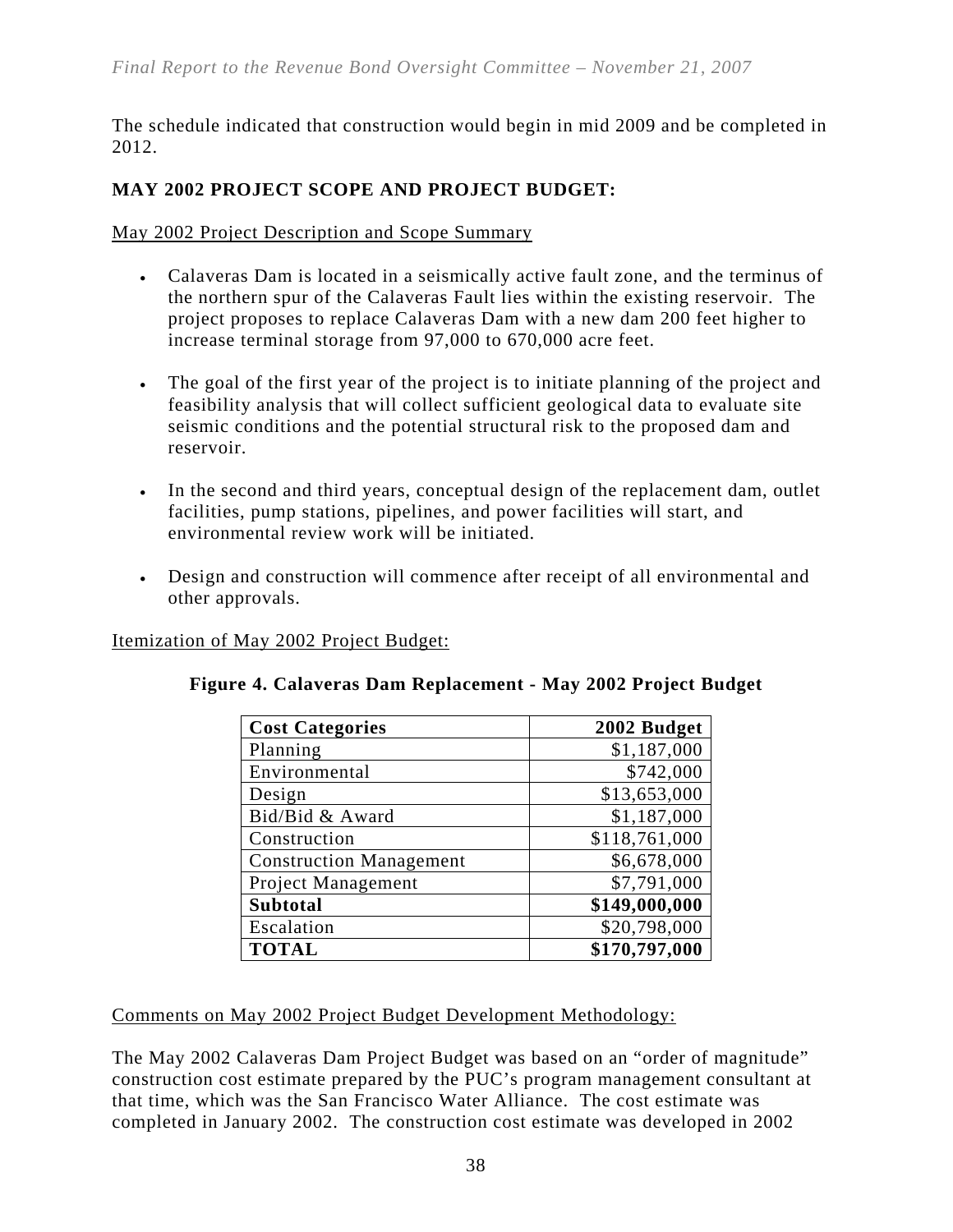The schedule indicated that construction would begin in mid 2009 and be completed in 2012.

## MAY 2002 PROJECT SCOPE AND PROJECT BUDGET:

May 2002 Project Description and Scope Summary

- Calaveras Dam is located in a seismically active fault zone, and the terminus of the northern spur of the Calaveras Fault lies within the existing reservoir. The project proposes to replace Calaveras Dam with a new dam 200 feet higher to increase terminal storage from 97,000 to 670,000 acre feet.
- The goal of the first year of the project is to initiate planning of the project and feasibility analysis that will collect sufficient geological data to evaluate site seismic conditions and the potential structural risk to the proposed dam and reservoir.
- In the second and third years, conceptual design of the replacement dam, outlet facilities, pump stations, pipelines, and power facilities will start, and environmental review work will be initiated.
- Design and construction will commence after receipt of all environmental and other approvals.

Itemization of May 2002 Project Budget:

**Figure 4. Calaveras Dam Replacement - May 2002 Project Budget**

| **Cost Categories** | **2002 Budget** |
|---|---:|
| Planning | $1,187,000 |
| Environmental | $742,000 |
| Design | $13,653,000 |
| Bid/Bid & Award | $1,187,000 |
| Construction | $118,761,000 |
| Construction Management | $6,678,000 |
| Project Management | $7,791,000 |
| **Subtotal** | **$149,000,000** |
| Escalation | $20,798,000 |
| **TOTAL** | **$170,797,000** |

Comments on May 2002 Project Budget Development Methodology:

The May 2002 Calaveras Dam Project Budget was based on an "order of magnitude" construction cost estimate prepared by the PUC's program management consultant at that time, which was the San Francisco Water Alliance. The cost estimate was completed in January 2002. The construction cost estimate was developed in 2002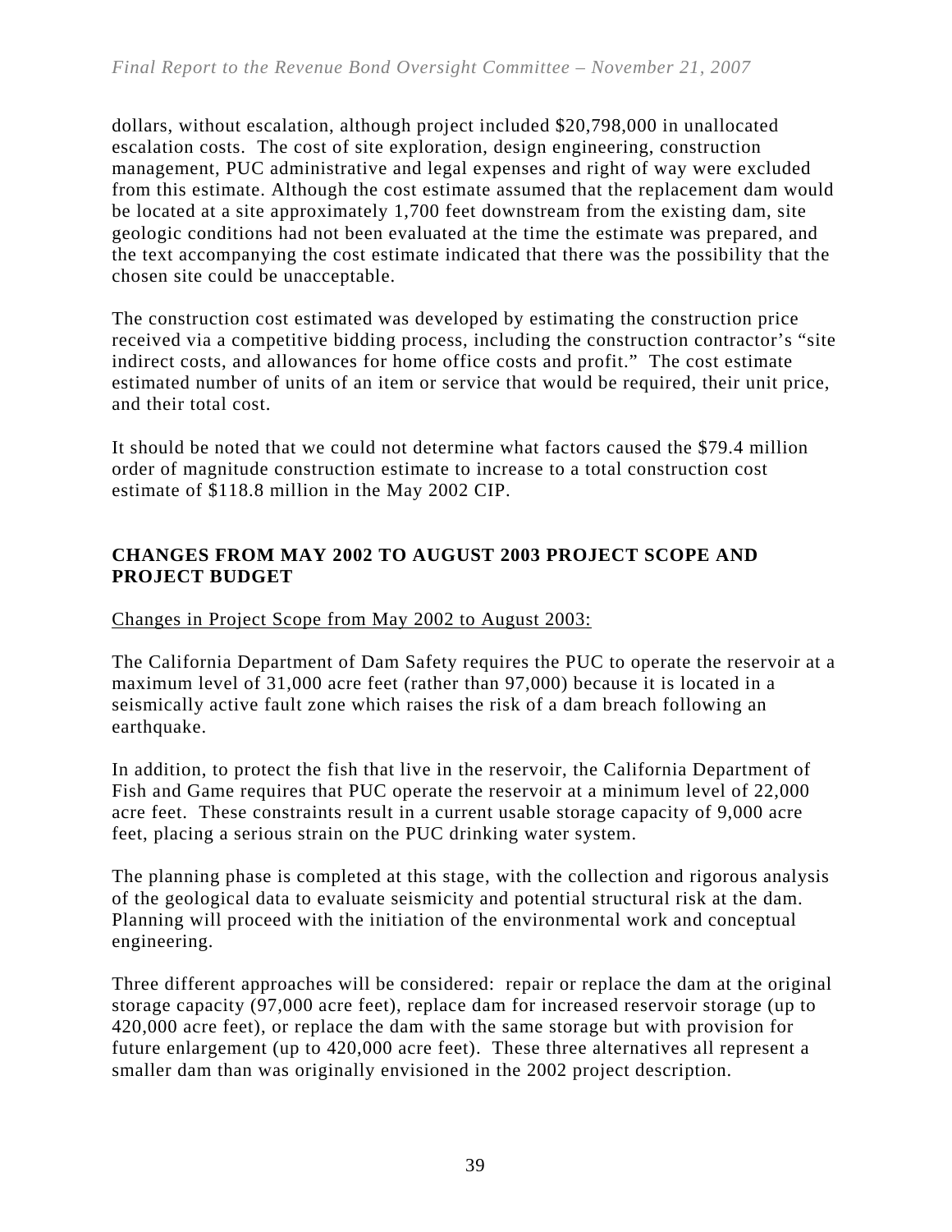dollars, without escalation, although project included $20,798,000 in unallocated escalation costs. The cost of site exploration, design engineering, construction management, PUC administrative and legal expenses and right of way were excluded from this estimate. Although the cost estimate assumed that the replacement dam would be located at a site approximately 1,700 feet downstream from the existing dam, site geologic conditions had not been evaluated at the time the estimate was prepared, and the text accompanying the cost estimate indicated that there was the possibility that the chosen site could be unacceptable.

The construction cost estimated was developed by estimating the construction price received via a competitive bidding process, including the construction contractor's "site indirect costs, and allowances for home office costs and profit." The cost estimate estimated number of units of an item or service that would be required, their unit price, and their total cost.

It should be noted that we could not determine what factors caused the $79.4 million order of magnitude construction estimate to increase to a total construction cost estimate of $118.8 million in the May 2002 CIP.

## CHANGES FROM MAY 2002 TO AUGUST 2003 PROJECT SCOPE AND PROJECT BUDGET

<u>Changes in Project Scope from May 2002 to August 2003:</u>

The California Department of Dam Safety requires the PUC to operate the reservoir at a maximum level of 31,000 acre feet (rather than 97,000) because it is located in a seismically active fault zone which raises the risk of a dam breach following an earthquake.

In addition, to protect the fish that live in the reservoir, the California Department of Fish and Game requires that PUC operate the reservoir at a minimum level of 22,000 acre feet. These constraints result in a current usable storage capacity of 9,000 acre feet, placing a serious strain on the PUC drinking water system.

The planning phase is completed at this stage, with the collection and rigorous analysis of the geological data to evaluate seismicity and potential structural risk at the dam. Planning will proceed with the initiation of the environmental work and conceptual engineering.

Three different approaches will be considered: repair or replace the dam at the original storage capacity (97,000 acre feet), replace dam for increased reservoir storage (up to 420,000 acre feet), or replace the dam with the same storage but with provision for future enlargement (up to 420,000 acre feet). These three alternatives all represent a smaller dam than was originally envisioned in the 2002 project description.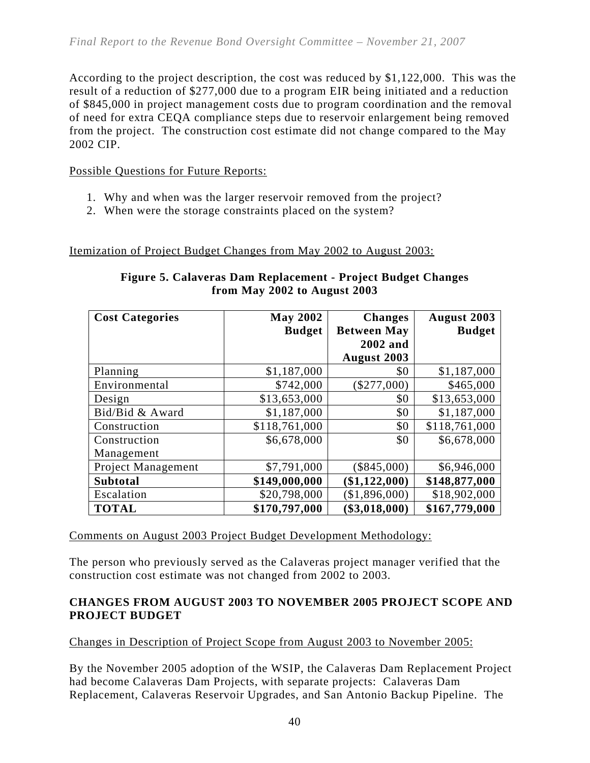According to the project description, the cost was reduced by $1,122,000. This was the result of a reduction of $277,000 due to a program EIR being initiated and a reduction of $845,000 in project management costs due to program coordination and the removal of need for extra CEQA compliance steps due to reservoir enlargement being removed from the project. The construction cost estimate did not change compared to the May 2002 CIP.

Possible Questions for Future Reports:

1. Why and when was the larger reservoir removed from the project?
2. When were the storage constraints placed on the system?

Itemization of Project Budget Changes from May 2002 to August 2003:

**Figure 5. Calaveras Dam Replacement - Project Budget Changes from May 2002 to August 2003**

| Cost Categories | May 2002 Budget | Changes Between May 2002 and August 2003 | August 2003 Budget |
|---|---|---|---|
| Planning | $1,187,000 | $0 | $1,187,000 |
| Environmental | $742,000 | ($277,000) | $465,000 |
| Design | $13,653,000 | $0 | $13,653,000 |
| Bid/Bid & Award | $1,187,000 | $0 | $1,187,000 |
| Construction | $118,761,000 | $0 | $118,761,000 |
| Construction Management | $6,678,000 | $0 | $6,678,000 |
| Project Management | $7,791,000 | ($845,000) | $6,946,000 |
| **Subtotal** | **$149,000,000** | **($1,122,000)** | **$148,877,000** |
| Escalation | $20,798,000 | ($1,896,000) | $18,902,000 |
| **TOTAL** | **$170,797,000** | **($3,018,000)** | **$167,779,000** |

Comments on August 2003 Project Budget Development Methodology:

The person who previously served as the Calaveras project manager verified that the construction cost estimate was not changed from 2002 to 2003.

**CHANGES FROM AUGUST 2003 TO NOVEMBER 2005 PROJECT SCOPE AND PROJECT BUDGET**

Changes in Description of Project Scope from August 2003 to November 2005:

By the November 2005 adoption of the WSIP, the Calaveras Dam Replacement Project had become Calaveras Dam Projects, with separate projects: Calaveras Dam Replacement, Calaveras Reservoir Upgrades, and San Antonio Backup Pipeline. The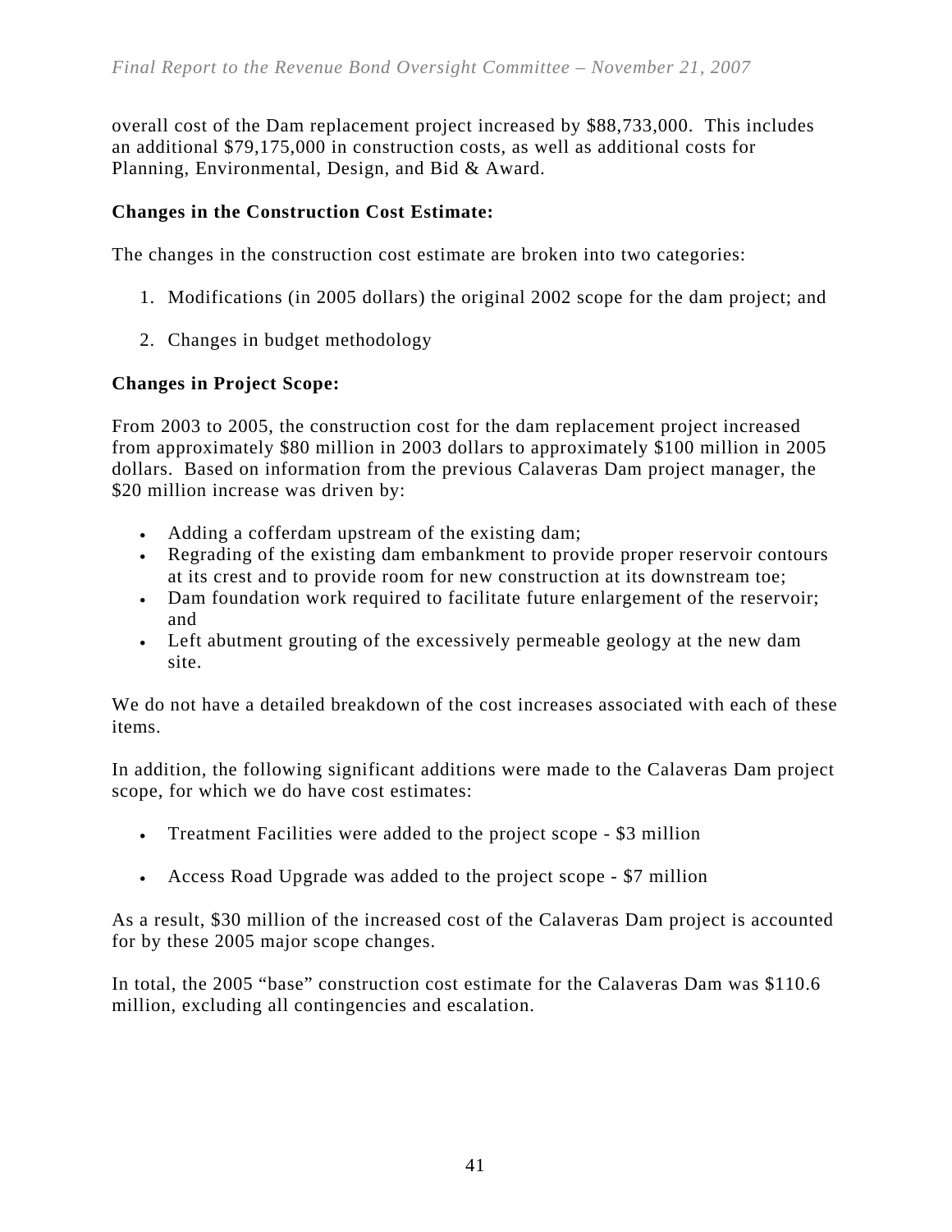overall cost of the Dam replacement project increased by $88,733,000. This includes an additional $79,175,000 in construction costs, as well as additional costs for Planning, Environmental, Design, and Bid & Award.

**Changes in the Construction Cost Estimate:**

The changes in the construction cost estimate are broken into two categories:

1. Modifications (in 2005 dollars) the original 2002 scope for the dam project; and

2. Changes in budget methodology

**Changes in Project Scope:**

From 2003 to 2005, the construction cost for the dam replacement project increased from approximately $80 million in 2003 dollars to approximately $100 million in 2005 dollars. Based on information from the previous Calaveras Dam project manager, the $20 million increase was driven by:

- Adding a cofferdam upstream of the existing dam;
- Regrading of the existing dam embankment to provide proper reservoir contours at its crest and to provide room for new construction at its downstream toe;
- Dam foundation work required to facilitate future enlargement of the reservoir; and
- Left abutment grouting of the excessively permeable geology at the new dam site.

We do not have a detailed breakdown of the cost increases associated with each of these items.

In addition, the following significant additions were made to the Calaveras Dam project scope, for which we do have cost estimates:

- Treatment Facilities were added to the project scope - $3 million

- Access Road Upgrade was added to the project scope - $7 million

As a result, $30 million of the increased cost of the Calaveras Dam project is accounted for by these 2005 major scope changes.

In total, the 2005 "base" construction cost estimate for the Calaveras Dam was $110.6 million, excluding all contingencies and escalation.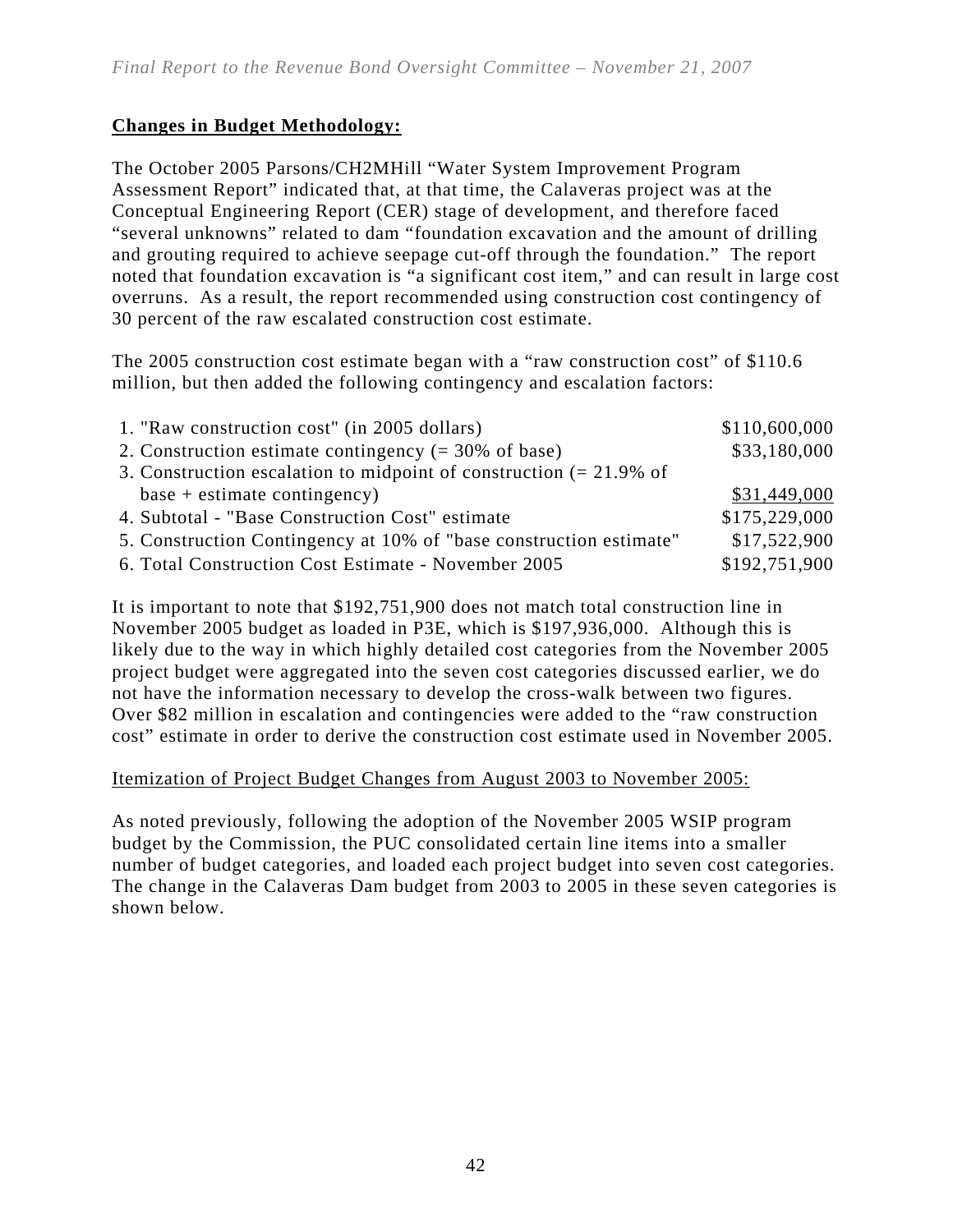**Changes in Budget Methodology:**

The October 2005 Parsons/CH2MHill "Water System Improvement Program Assessment Report" indicated that, at that time, the Calaveras project was at the Conceptual Engineering Report (CER) stage of development, and therefore faced "several unknowns" related to dam "foundation excavation and the amount of drilling and grouting required to achieve seepage cut-off through the foundation." The report noted that foundation excavation is "a significant cost item," and can result in large cost overruns. As a result, the report recommended using construction cost contingency of 30 percent of the raw escalated construction cost estimate.

The 2005 construction cost estimate began with a "raw construction cost" of $110.6 million, but then added the following contingency and escalation factors:

| | |
|---|---|
| 1. "Raw construction cost" (in 2005 dollars) | $110,600,000 |
| 2. Construction estimate contingency (= 30% of base) | $33,180,000 |
| 3. Construction escalation to midpoint of construction (= 21.9% of base + estimate contingency) | $31,449,000 |
| 4. Subtotal - "Base Construction Cost" estimate | $175,229,000 |
| 5. Construction Contingency at 10% of "base construction estimate" | $17,522,900 |
| 6. Total Construction Cost Estimate - November 2005 | $192,751,900 |

It is important to note that $192,751,900 does not match total construction line in November 2005 budget as loaded in P3E, which is $197,936,000. Although this is likely due to the way in which highly detailed cost categories from the November 2005 project budget were aggregated into the seven cost categories discussed earlier, we do not have the information necessary to develop the cross-walk between two figures. Over $82 million in escalation and contingencies were added to the "raw construction cost" estimate in order to derive the construction cost estimate used in November 2005.

Itemization of Project Budget Changes from August 2003 to November 2005:

As noted previously, following the adoption of the November 2005 WSIP program budget by the Commission, the PUC consolidated certain line items into a smaller number of budget categories, and loaded each project budget into seven cost categories. The change in the Calaveras Dam budget from 2003 to 2005 in these seven categories is shown below.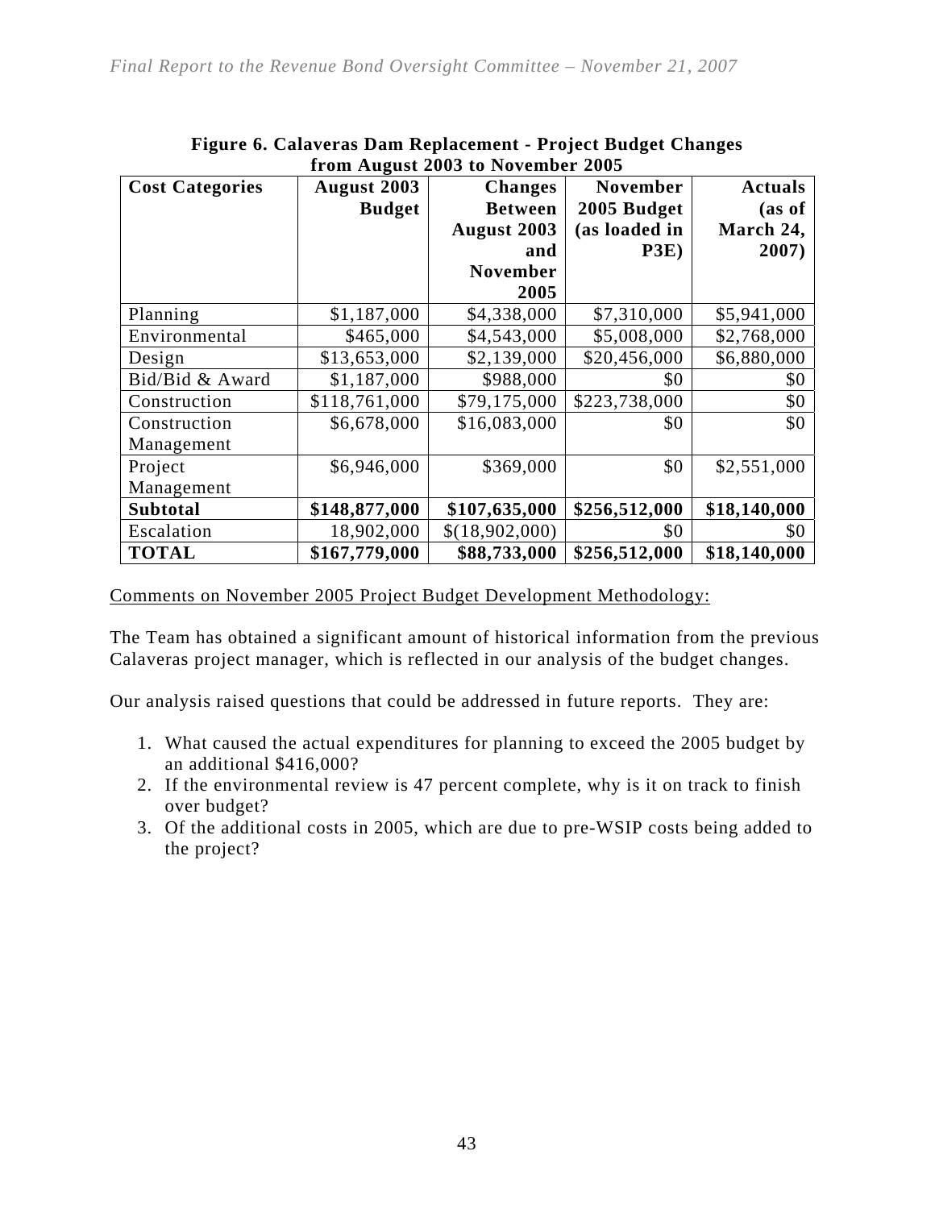**Figure 6. Calaveras Dam Replacement - Project Budget Changes from August 2003 to November 2005**

| Cost Categories | August 2003 Budget | Changes Between August 2003 and November 2005 | November 2005 Budget (as loaded in P3E) | Actuals (as of March 24, 2007) |
|---|---|---|---|---|
| Planning | $1,187,000 | $4,338,000 | $7,310,000 | $5,941,000 |
| Environmental | $465,000 | $4,543,000 | $5,008,000 | $2,768,000 |
| Design | $13,653,000 | $2,139,000 | $20,456,000 | $6,880,000 |
| Bid/Bid & Award | $1,187,000 | $988,000 | $0 | $0 |
| Construction | $118,761,000 | $79,175,000 | $223,738,000 | $0 |
| Construction Management | $6,678,000 | $16,083,000 | $0 | $0 |
| Project Management | $6,946,000 | $369,000 | $0 | $2,551,000 |
| **Subtotal** | **$148,877,000** | **$107,635,000** | **$256,512,000** | **$18,140,000** |
| Escalation | 18,902,000 | $(18,902,000) | $0 | $0 |
| **TOTAL** | **$167,779,000** | **$88,733,000** | **$256,512,000** | **$18,140,000** |

Comments on November 2005 Project Budget Development Methodology:

The Team has obtained a significant amount of historical information from the previous Calaveras project manager, which is reflected in our analysis of the budget changes.

Our analysis raised questions that could be addressed in future reports. They are:

1. What caused the actual expenditures for planning to exceed the 2005 budget by an additional $416,000?
2. If the environmental review is 47 percent complete, why is it on track to finish over budget?
3. Of the additional costs in 2005, which are due to pre-WSIP costs being added to the project?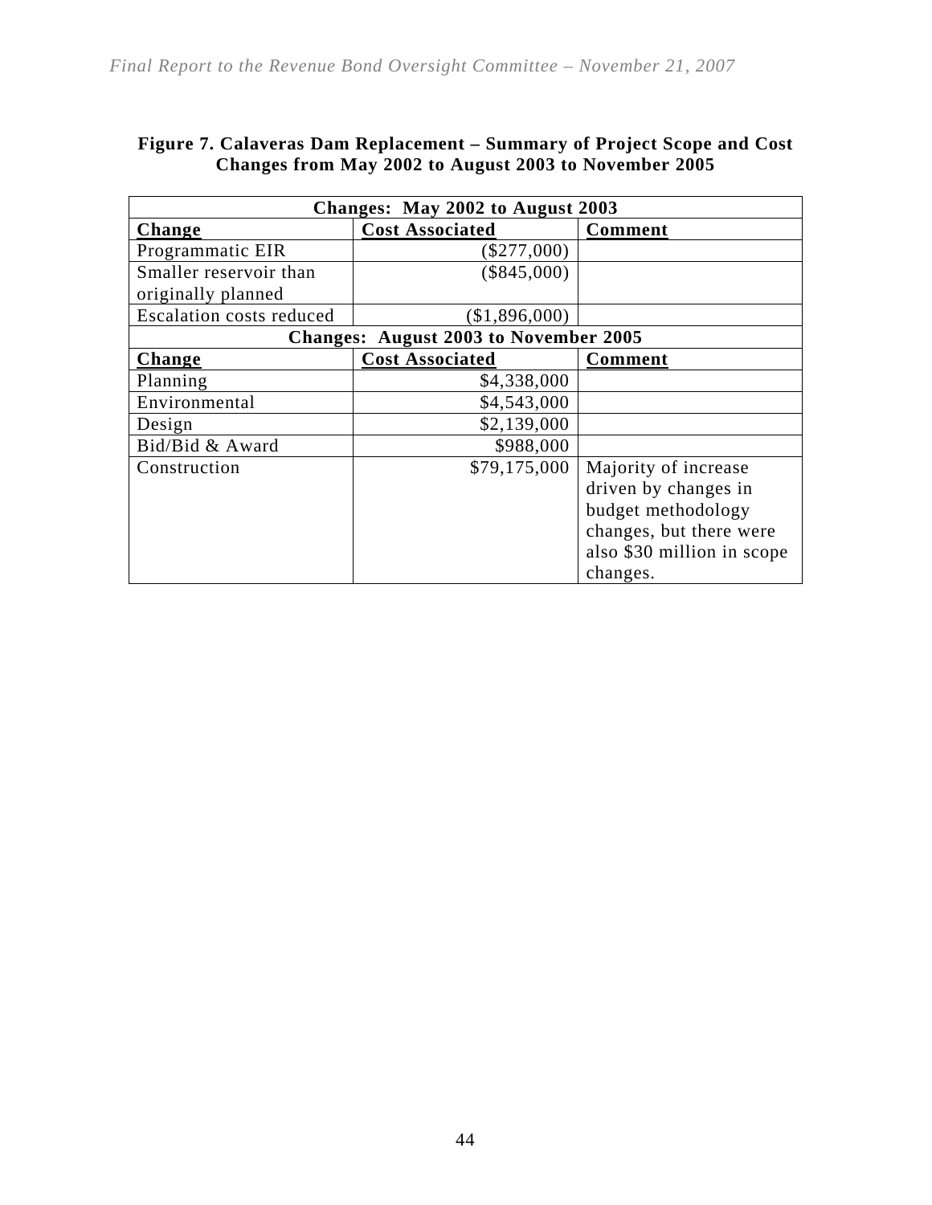**Figure 7. Calaveras Dam Replacement – Summary of Project Scope and Cost Changes from May 2002 to August 2003 to November 2005**

| Changes: May 2002 to August 2003 | | |
|---|---|---|
| **Change** | **Cost Associated** | **Comment** |
| Programmatic EIR | ($277,000) | |
| Smaller reservoir than originally planned | ($845,000) | |
| Escalation costs reduced | ($1,896,000) | |
| **Changes: August 2003 to November 2005** | | |
| **Change** | **Cost Associated** | **Comment** |
| Planning | $4,338,000 | |
| Environmental | $4,543,000 | |
| Design | $2,139,000 | |
| Bid/Bid & Award | $988,000 | |
| Construction | $79,175,000 | Majority of increase driven by changes in budget methodology changes, but there were also $30 million in scope changes. |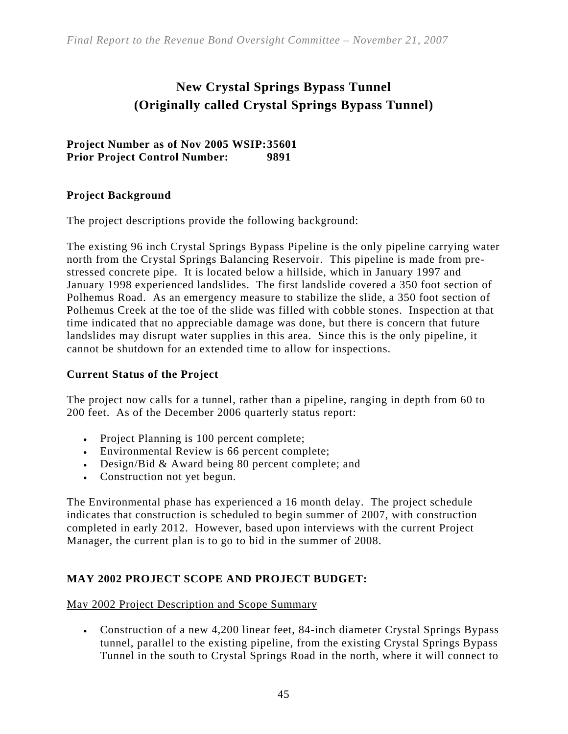# New Crystal Springs Bypass Tunnel
# (Originally called Crystal Springs Bypass Tunnel)

**Project Number as of Nov 2005 WSIP: 35601**
**Prior Project Control Number: 9891**

### Project Background

The project descriptions provide the following background:

The existing 96 inch Crystal Springs Bypass Pipeline is the only pipeline carrying water north from the Crystal Springs Balancing Reservoir. This pipeline is made from pre-stressed concrete pipe. It is located below a hillside, which in January 1997 and January 1998 experienced landslides. The first landslide covered a 350 foot section of Polhemus Road. As an emergency measure to stabilize the slide, a 350 foot section of Polhemus Creek at the toe of the slide was filled with cobble stones. Inspection at that time indicated that no appreciable damage was done, but there is concern that future landslides may disrupt water supplies in this area. Since this is the only pipeline, it cannot be shutdown for an extended time to allow for inspections.

### Current Status of the Project

The project now calls for a tunnel, rather than a pipeline, ranging in depth from 60 to 200 feet. As of the December 2006 quarterly status report:

- Project Planning is 100 percent complete;
- Environmental Review is 66 percent complete;
- Design/Bid & Award being 80 percent complete; and
- Construction not yet begun.

The Environmental phase has experienced a 16 month delay. The project schedule indicates that construction is scheduled to begin summer of 2007, with construction completed in early 2012. However, based upon interviews with the current Project Manager, the current plan is to go to bid in the summer of 2008.

### MAY 2002 PROJECT SCOPE AND PROJECT BUDGET:

May 2002 Project Description and Scope Summary

- Construction of a new 4,200 linear feet, 84-inch diameter Crystal Springs Bypass tunnel, parallel to the existing pipeline, from the existing Crystal Springs Bypass Tunnel in the south to Crystal Springs Road in the north, where it will connect to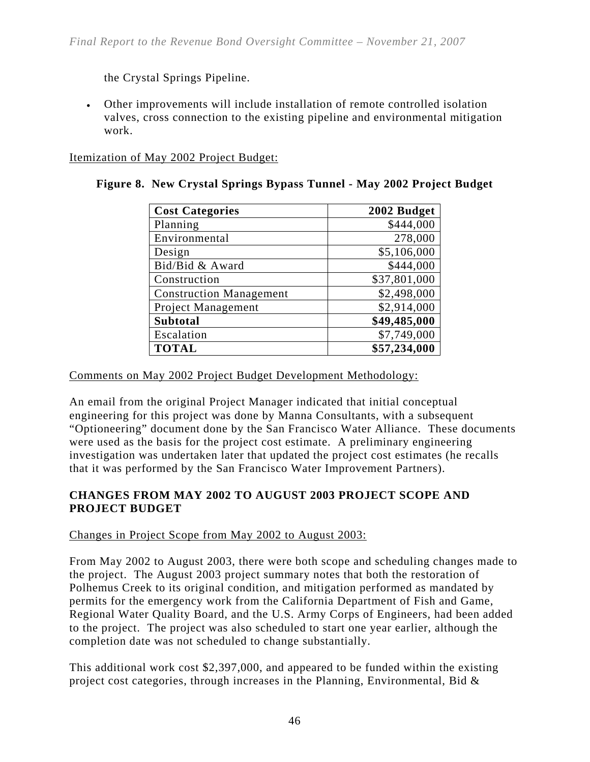the Crystal Springs Pipeline.

- Other improvements will include installation of remote controlled isolation valves, cross connection to the existing pipeline and environmental mitigation work.

Itemization of May 2002 Project Budget:

**Figure 8. New Crystal Springs Bypass Tunnel - May 2002 Project Budget**

| Cost Categories | 2002 Budget |
|---|---:|
| Planning | $444,000 |
| Environmental | 278,000 |
| Design | $5,106,000 |
| Bid/Bid & Award | $444,000 |
| Construction | $37,801,000 |
| Construction Management | $2,498,000 |
| Project Management | $2,914,000 |
| **Subtotal** | **$49,485,000** |
| Escalation | $7,749,000 |
| **TOTAL** | **$57,234,000** |

Comments on May 2002 Project Budget Development Methodology:

An email from the original Project Manager indicated that initial conceptual engineering for this project was done by Manna Consultants, with a subsequent "Optioneering" document done by the San Francisco Water Alliance. These documents were used as the basis for the project cost estimate. A preliminary engineering investigation was undertaken later that updated the project cost estimates (he recalls that it was performed by the San Francisco Water Improvement Partners).

**CHANGES FROM MAY 2002 TO AUGUST 2003 PROJECT SCOPE AND PROJECT BUDGET**

Changes in Project Scope from May 2002 to August 2003:

From May 2002 to August 2003, there were both scope and scheduling changes made to the project. The August 2003 project summary notes that both the restoration of Polhemus Creek to its original condition, and mitigation performed as mandated by permits for the emergency work from the California Department of Fish and Game, Regional Water Quality Board, and the U.S. Army Corps of Engineers, had been added to the project. The project was also scheduled to start one year earlier, although the completion date was not scheduled to change substantially.

This additional work cost $2,397,000, and appeared to be funded within the existing project cost categories, through increases in the Planning, Environmental, Bid &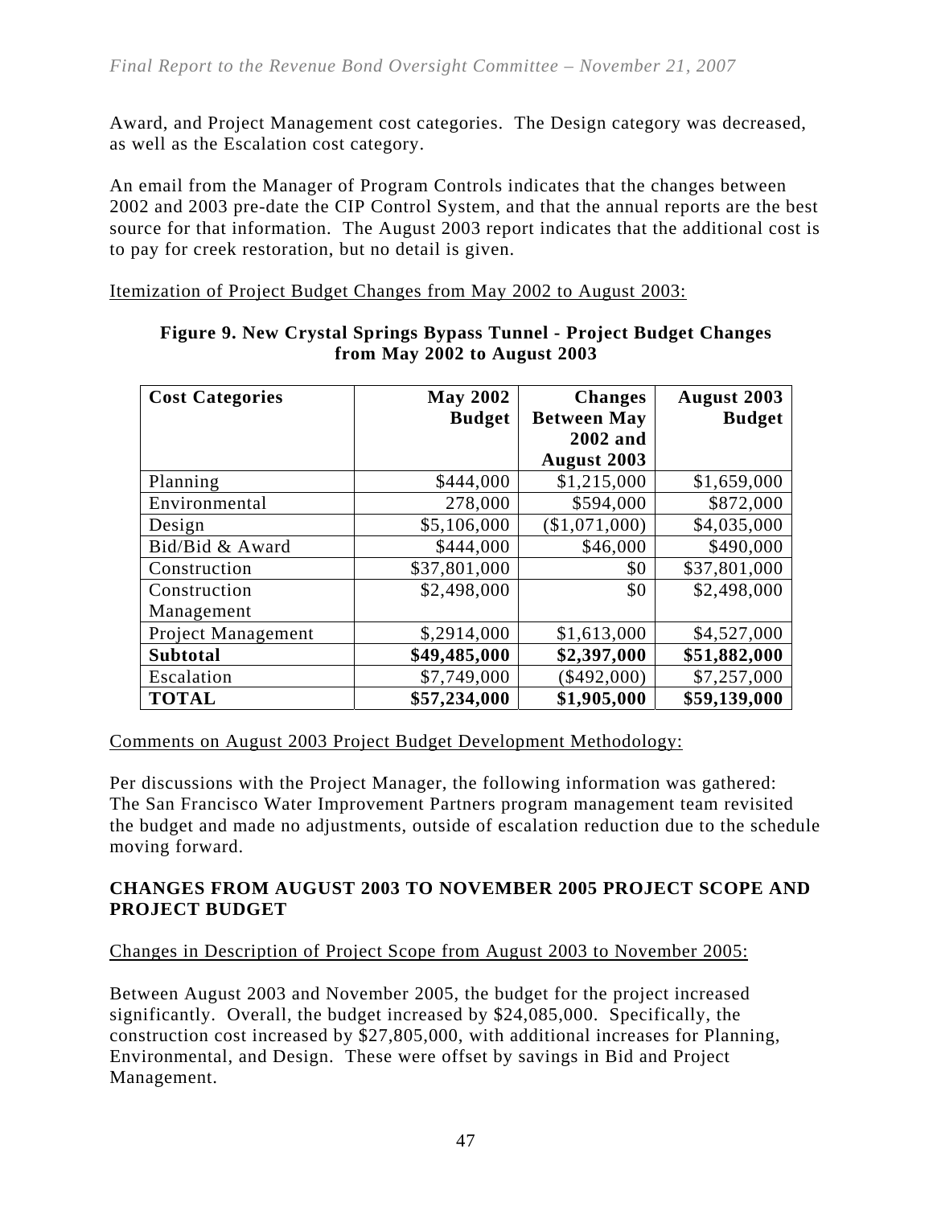Award, and Project Management cost categories. The Design category was decreased, as well as the Escalation cost category.

An email from the Manager of Program Controls indicates that the changes between 2002 and 2003 pre-date the CIP Control System, and that the annual reports are the best source for that information. The August 2003 report indicates that the additional cost is to pay for creek restoration, but no detail is given.

Itemization of Project Budget Changes from May 2002 to August 2003:

**Figure 9. New Crystal Springs Bypass Tunnel - Project Budget Changes from May 2002 to August 2003**

| Cost Categories | May 2002 Budget | Changes Between May 2002 and August 2003 | August 2003 Budget |
|---|---|---|---|
| Planning | \$444,000 | \$1,215,000 | \$1,659,000 |
| Environmental | 278,000 | \$594,000 | \$872,000 |
| Design | \$5,106,000 | (\$1,071,000) | \$4,035,000 |
| Bid/Bid & Award | \$444,000 | \$46,000 | \$490,000 |
| Construction | \$37,801,000 | \$0 | \$37,801,000 |
| Construction Management | \$2,498,000 | \$0 | \$2,498,000 |
| Project Management | \$,2914,000 | \$1,613,000 | \$4,527,000 |
| **Subtotal** | **\$49,485,000** | **\$2,397,000** | **\$51,882,000** |
| Escalation | \$7,749,000 | (\$492,000) | \$7,257,000 |
| **TOTAL** | **\$57,234,000** | **\$1,905,000** | **\$59,139,000** |

Comments on August 2003 Project Budget Development Methodology:

Per discussions with the Project Manager, the following information was gathered: The San Francisco Water Improvement Partners program management team revisited the budget and made no adjustments, outside of escalation reduction due to the schedule moving forward.

**CHANGES FROM AUGUST 2003 TO NOVEMBER 2005 PROJECT SCOPE AND PROJECT BUDGET**

Changes in Description of Project Scope from August 2003 to November 2005:

Between August 2003 and November 2005, the budget for the project increased significantly. Overall, the budget increased by \$24,085,000. Specifically, the construction cost increased by \$27,805,000, with additional increases for Planning, Environmental, and Design. These were offset by savings in Bid and Project Management.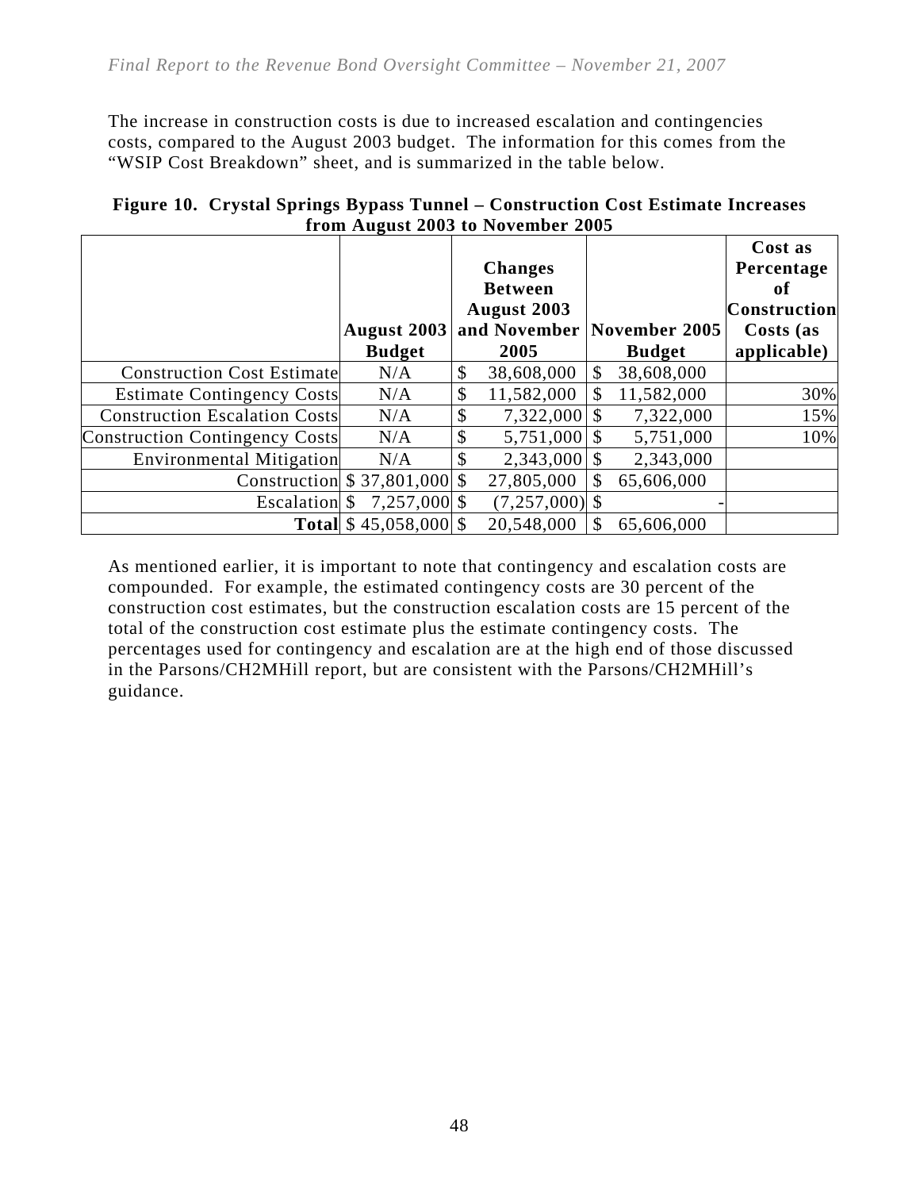The increase in construction costs is due to increased escalation and contingencies costs, compared to the August 2003 budget. The information for this comes from the "WSIP Cost Breakdown" sheet, and is summarized in the table below.

**Figure 10. Crystal Springs Bypass Tunnel – Construction Cost Estimate Increases from August 2003 to November 2005**

| | August 2003 Budget | Changes Between August 2003 and November 2005 | November 2005 Budget | Cost as Percentage of Construction Costs (as applicable) |
|---|---|---|---|---|
| Construction Cost Estimate | N/A | $ 38,608,000 | $ 38,608,000 | |
| Estimate Contingency Costs | N/A | $ 11,582,000 | $ 11,582,000 | 30% |
| Construction Escalation Costs | N/A | $ 7,322,000 | $ 7,322,000 | 15% |
| Construction Contingency Costs | N/A | $ 5,751,000 | $ 5,751,000 | 10% |
| Environmental Mitigation | N/A | $ 2,343,000 | $ 2,343,000 | |
| Construction | $ 37,801,000 | $ 27,805,000 | $ 65,606,000 | |
| Escalation | $ 7,257,000 | $ (7,257,000) | $ - | |
| **Total** | $ 45,058,000 | $ 20,548,000 | $ 65,606,000 | |

As mentioned earlier, it is important to note that contingency and escalation costs are compounded. For example, the estimated contingency costs are 30 percent of the construction cost estimates, but the construction escalation costs are 15 percent of the total of the construction cost estimate plus the estimate contingency costs. The percentages used for contingency and escalation are at the high end of those discussed in the Parsons/CH2MHill report, but are consistent with the Parsons/CH2MHill's guidance.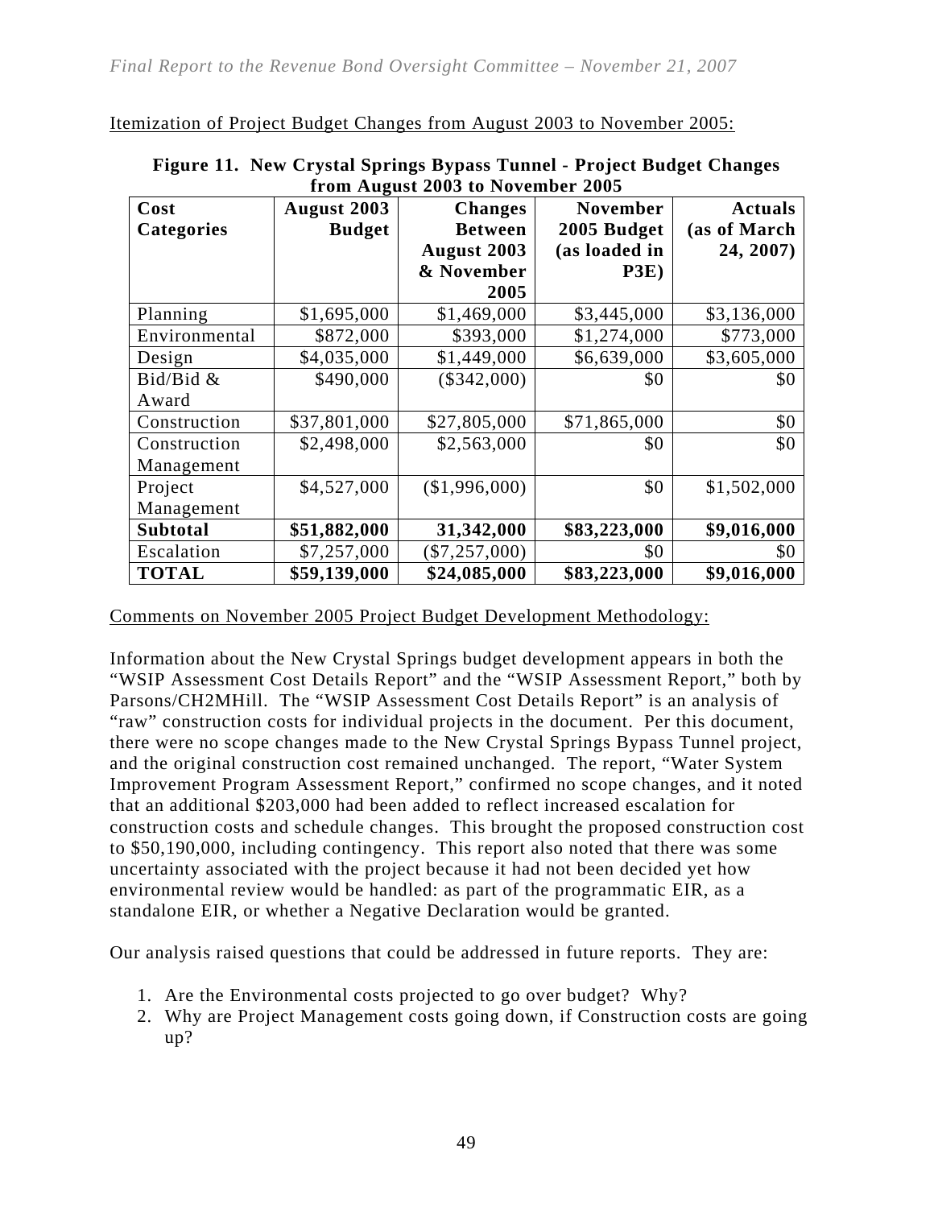Itemization of Project Budget Changes from August 2003 to November 2005:

**Figure 11. New Crystal Springs Bypass Tunnel - Project Budget Changes from August 2003 to November 2005**

| Cost Categories | August 2003 Budget | Changes Between August 2003 & November 2005 | November 2005 Budget (as loaded in P3E) | Actuals (as of March 24, 2007) |
|---|---|---|---|---|
| Planning | $1,695,000 | $1,469,000 | $3,445,000 | $3,136,000 |
| Environmental | $872,000 | $393,000 | $1,274,000 | $773,000 |
| Design | $4,035,000 | $1,449,000 | $6,639,000 | $3,605,000 |
| Bid/Bid & Award | $490,000 | ($342,000) | $0 | $0 |
| Construction | $37,801,000 | $27,805,000 | $71,865,000 | $0 |
| Construction Management | $2,498,000 | $2,563,000 | $0 | $0 |
| Project Management | $4,527,000 | ($1,996,000) | $0 | $1,502,000 |
| **Subtotal** | **$51,882,000** | **31,342,000** | **$83,223,000** | **$9,016,000** |
| Escalation | $7,257,000 | ($7,257,000) | $0 | $0 |
| **TOTAL** | **$59,139,000** | **$24,085,000** | **$83,223,000** | **$9,016,000** |

Comments on November 2005 Project Budget Development Methodology:

Information about the New Crystal Springs budget development appears in both the "WSIP Assessment Cost Details Report" and the "WSIP Assessment Report," both by Parsons/CH2MHill. The "WSIP Assessment Cost Details Report" is an analysis of "raw" construction costs for individual projects in the document. Per this document, there were no scope changes made to the New Crystal Springs Bypass Tunnel project, and the original construction cost remained unchanged. The report, "Water System Improvement Program Assessment Report," confirmed no scope changes, and it noted that an additional $203,000 had been added to reflect increased escalation for construction costs and schedule changes. This brought the proposed construction cost to $50,190,000, including contingency. This report also noted that there was some uncertainty associated with the project because it had not been decided yet how environmental review would be handled: as part of the programmatic EIR, as a standalone EIR, or whether a Negative Declaration would be granted.

Our analysis raised questions that could be addressed in future reports. They are:

1. Are the Environmental costs projected to go over budget? Why?
2. Why are Project Management costs going down, if Construction costs are going up?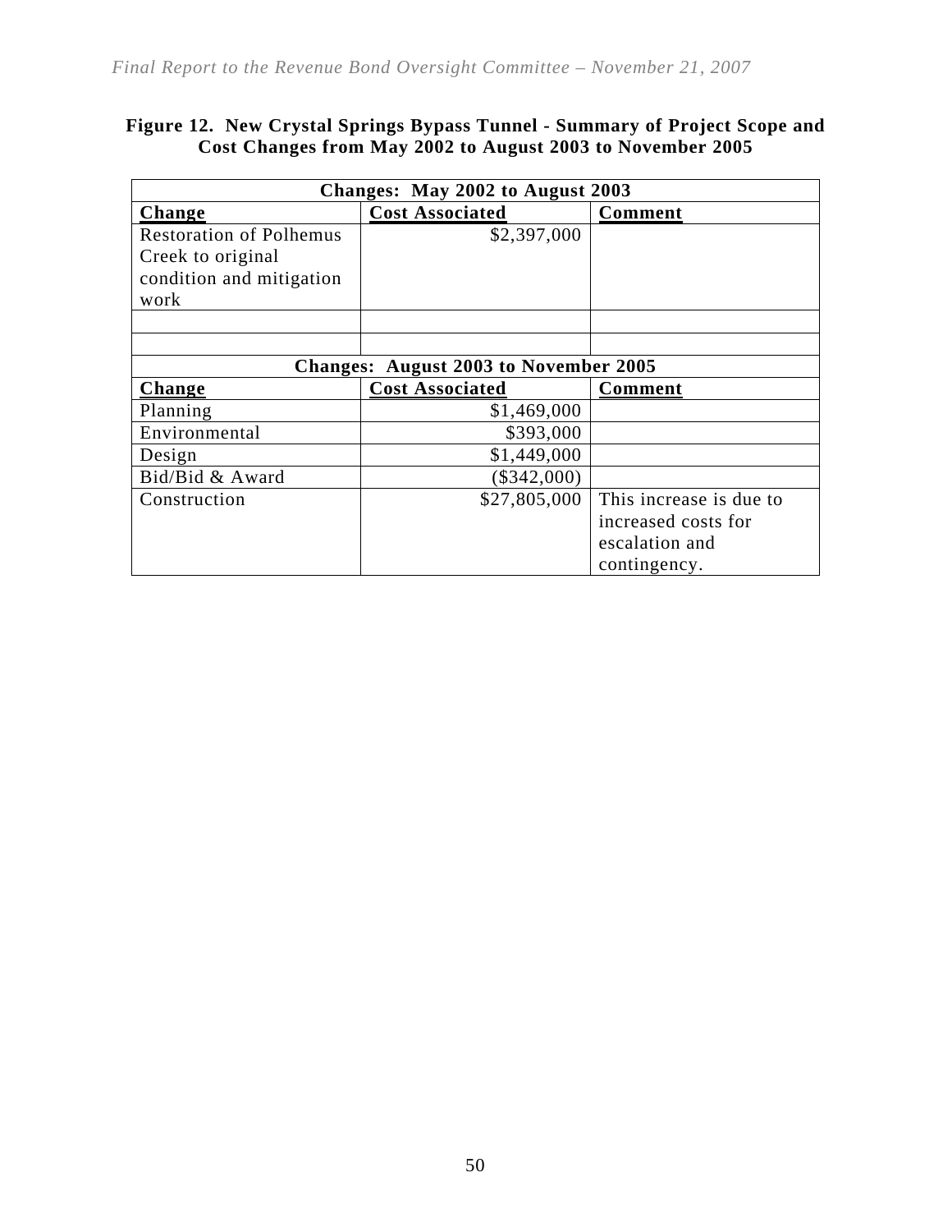**Figure 12. New Crystal Springs Bypass Tunnel - Summary of Project Scope and Cost Changes from May 2002 to August 2003 to November 2005**

| **Changes: May 2002 to August 2003** | | |
|---|---|---|
| **Change** | **Cost Associated** | **Comment** |
| Restoration of Polhemus Creek to original condition and mitigation work | $2,397,000 | |
| | | |
| | | |
| **Changes: August 2003 to November 2005** | | |
| **Change** | **Cost Associated** | **Comment** |
| Planning | $1,469,000 | |
| Environmental | $393,000 | |
| Design | $1,449,000 | |
| Bid/Bid & Award | ($342,000) | |
| Construction | $27,805,000 | This increase is due to increased costs for escalation and contingency. |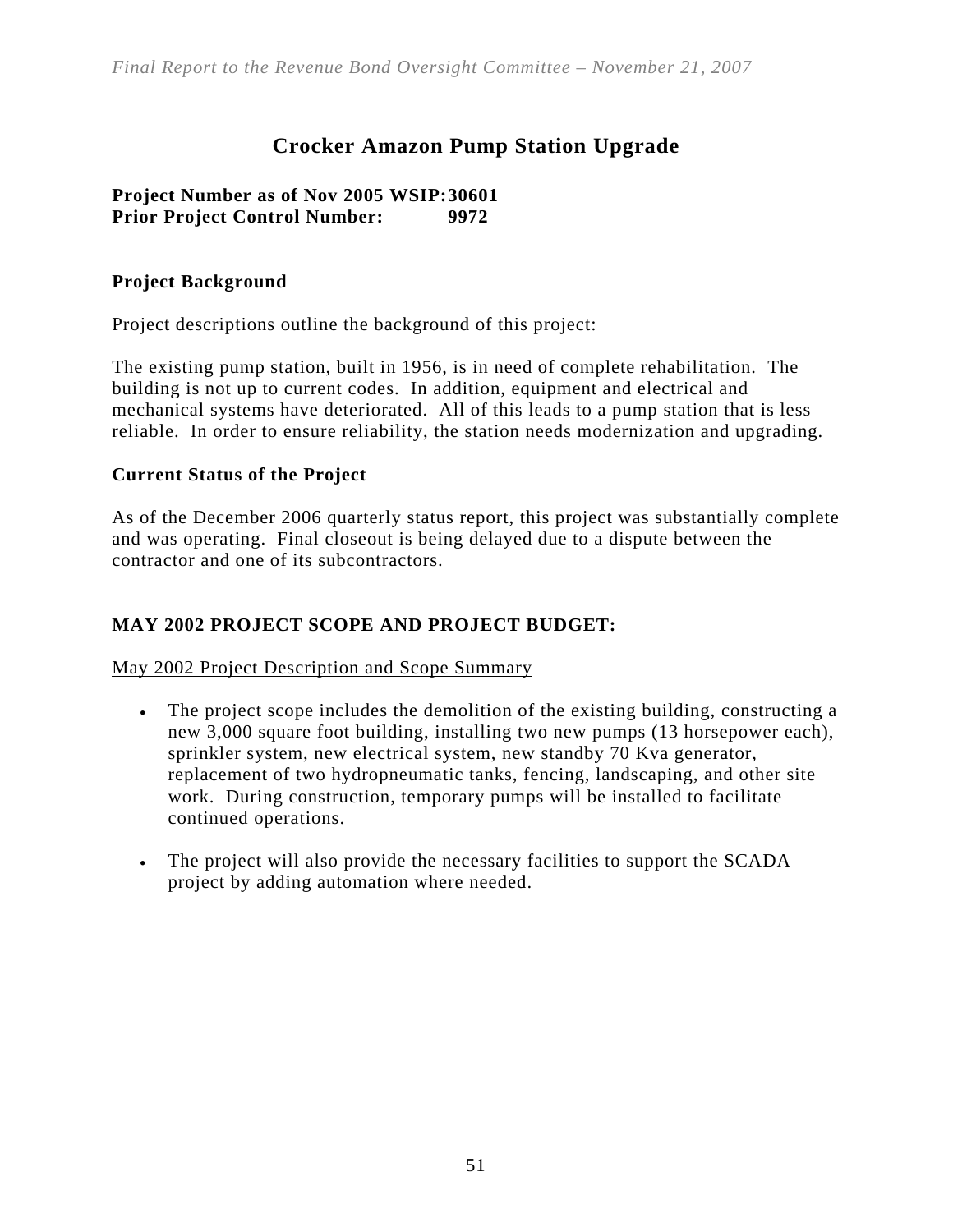# Crocker Amazon Pump Station Upgrade

**Project Number as of Nov 2005 WSIP: 30601**
**Prior Project Control Number: 9972**

### Project Background

Project descriptions outline the background of this project:

The existing pump station, built in 1956, is in need of complete rehabilitation. The building is not up to current codes. In addition, equipment and electrical and mechanical systems have deteriorated. All of this leads to a pump station that is less reliable. In order to ensure reliability, the station needs modernization and upgrading.

### Current Status of the Project

As of the December 2006 quarterly status report, this project was substantially complete and was operating. Final closeout is being delayed due to a dispute between the contractor and one of its subcontractors.

### MAY 2002 PROJECT SCOPE AND PROJECT BUDGET:

May 2002 Project Description and Scope Summary

- The project scope includes the demolition of the existing building, constructing a new 3,000 square foot building, installing two new pumps (13 horsepower each), sprinkler system, new electrical system, new standby 70 Kva generator, replacement of two hydropneumatic tanks, fencing, landscaping, and other site work. During construction, temporary pumps will be installed to facilitate continued operations.

- The project will also provide the necessary facilities to support the SCADA project by adding automation where needed.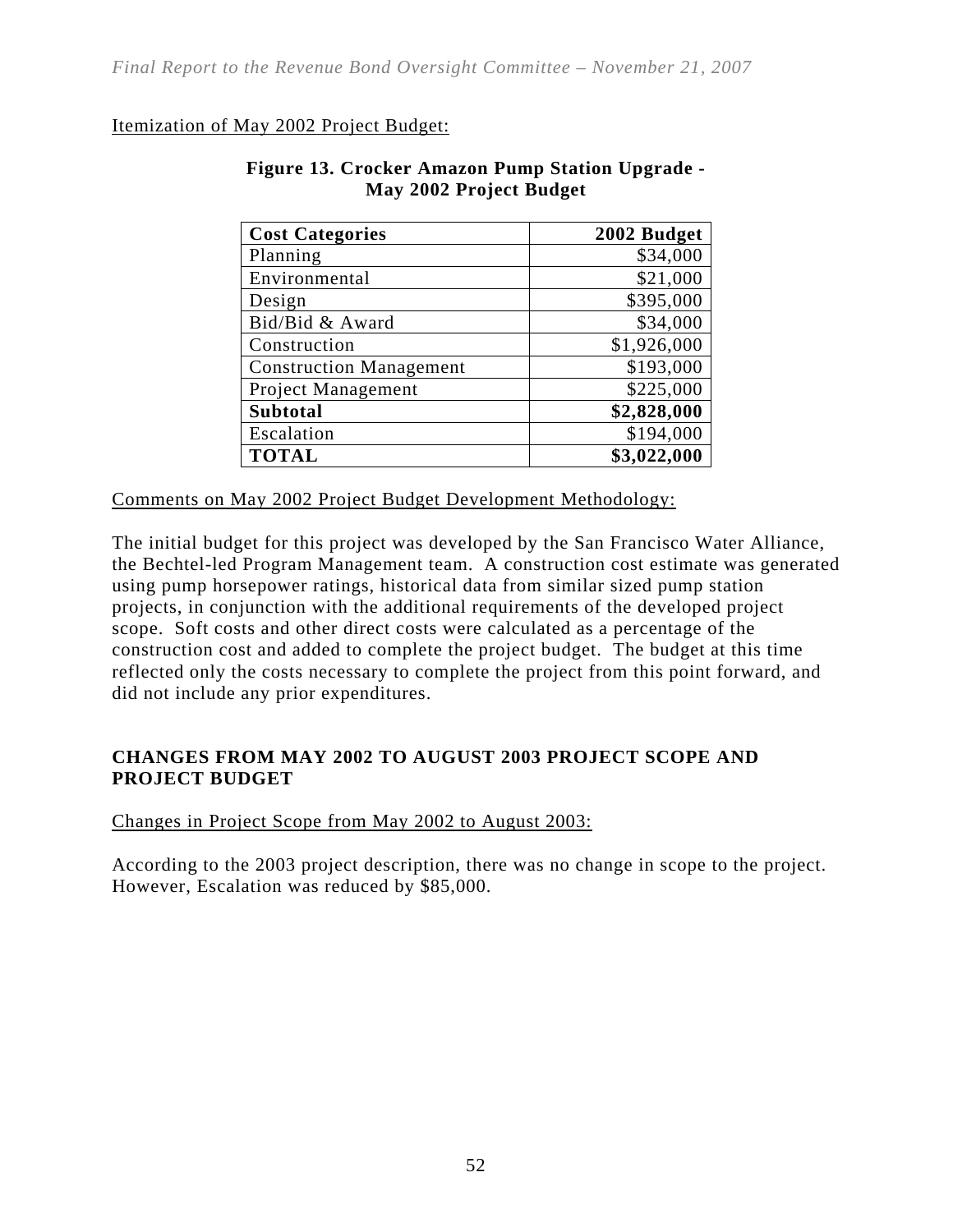Itemization of May 2002 Project Budget:

**Figure 13. Crocker Amazon Pump Station Upgrade - May 2002 Project Budget**

| **Cost Categories** | **2002 Budget** |
|---|---:|
| Planning | $34,000 |
| Environmental | $21,000 |
| Design | $395,000 |
| Bid/Bid & Award | $34,000 |
| Construction | $1,926,000 |
| Construction Management | $193,000 |
| Project Management | $225,000 |
| **Subtotal** | **$2,828,000** |
| Escalation | $194,000 |
| **TOTAL** | **$3,022,000** |

Comments on May 2002 Project Budget Development Methodology:

The initial budget for this project was developed by the San Francisco Water Alliance, the Bechtel-led Program Management team. A construction cost estimate was generated using pump horsepower ratings, historical data from similar sized pump station projects, in conjunction with the additional requirements of the developed project scope. Soft costs and other direct costs were calculated as a percentage of the construction cost and added to complete the project budget. The budget at this time reflected only the costs necessary to complete the project from this point forward, and did not include any prior expenditures.

## CHANGES FROM MAY 2002 TO AUGUST 2003 PROJECT SCOPE AND PROJECT BUDGET

Changes in Project Scope from May 2002 to August 2003:

According to the 2003 project description, there was no change in scope to the project. However, Escalation was reduced by $85,000.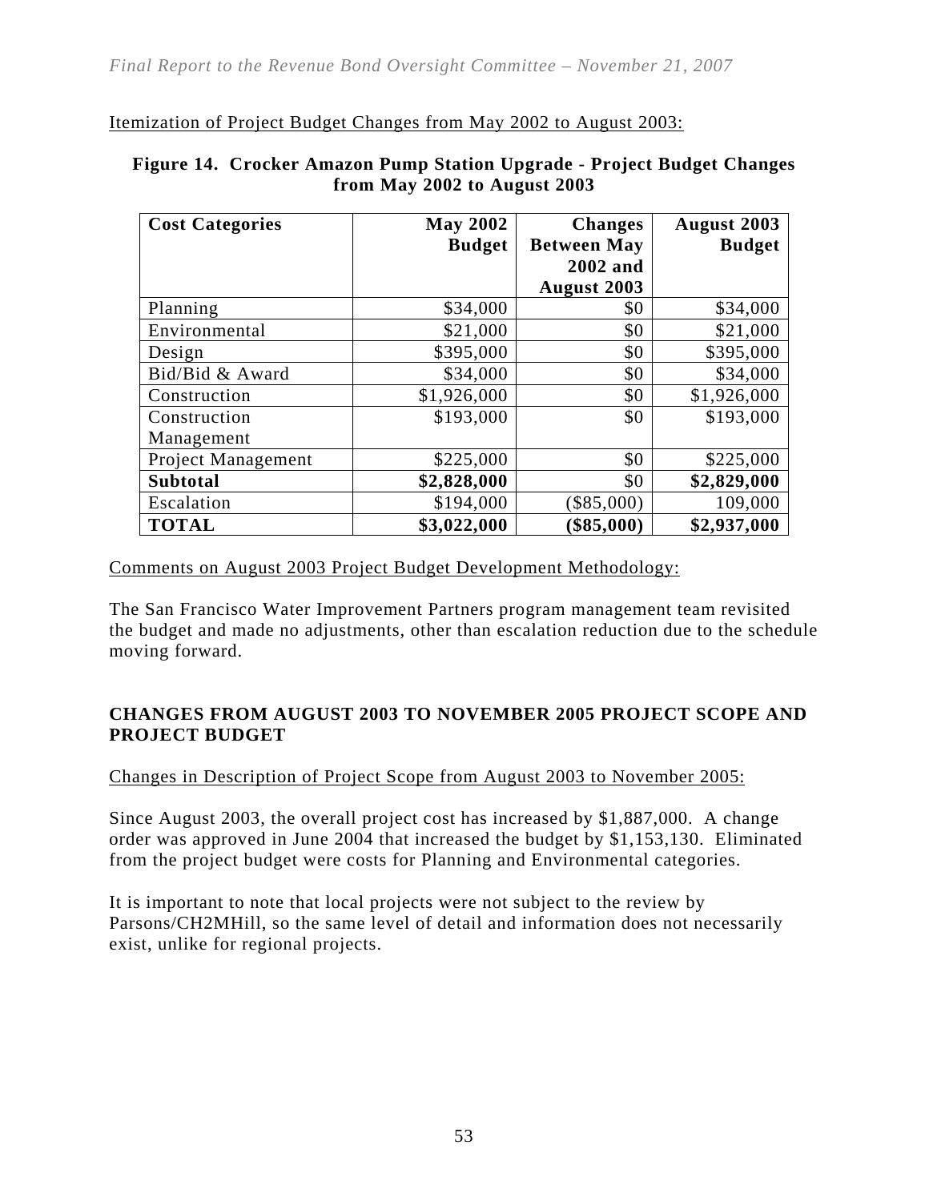Itemization of Project Budget Changes from May 2002 to August 2003:

**Figure 14. Crocker Amazon Pump Station Upgrade - Project Budget Changes from May 2002 to August 2003**

| **Cost Categories** | **May 2002 Budget** | **Changes Between May 2002 and August 2003** | **August 2003 Budget** |
|---|---|---|---|
| Planning | \$34,000 | \$0 | \$34,000 |
| Environmental | \$21,000 | \$0 | \$21,000 |
| Design | \$395,000 | \$0 | \$395,000 |
| Bid/Bid & Award | \$34,000 | \$0 | \$34,000 |
| Construction | \$1,926,000 | \$0 | \$1,926,000 |
| Construction Management | \$193,000 | \$0 | \$193,000 |
| Project Management | \$225,000 | \$0 | \$225,000 |
| **Subtotal** | **\$2,828,000** | \$0 | **\$2,829,000** |
| Escalation | \$194,000 | (\$85,000) | 109,000 |
| **TOTAL** | **\$3,022,000** | **(\$85,000)** | **\$2,937,000** |

Comments on August 2003 Project Budget Development Methodology:

The San Francisco Water Improvement Partners program management team revisited the budget and made no adjustments, other than escalation reduction due to the schedule moving forward.

**CHANGES FROM AUGUST 2003 TO NOVEMBER 2005 PROJECT SCOPE AND PROJECT BUDGET**

Changes in Description of Project Scope from August 2003 to November 2005:

Since August 2003, the overall project cost has increased by \$1,887,000. A change order was approved in June 2004 that increased the budget by \$1,153,130. Eliminated from the project budget were costs for Planning and Environmental categories.

It is important to note that local projects were not subject to the review by Parsons/CH2MHill, so the same level of detail and information does not necessarily exist, unlike for regional projects.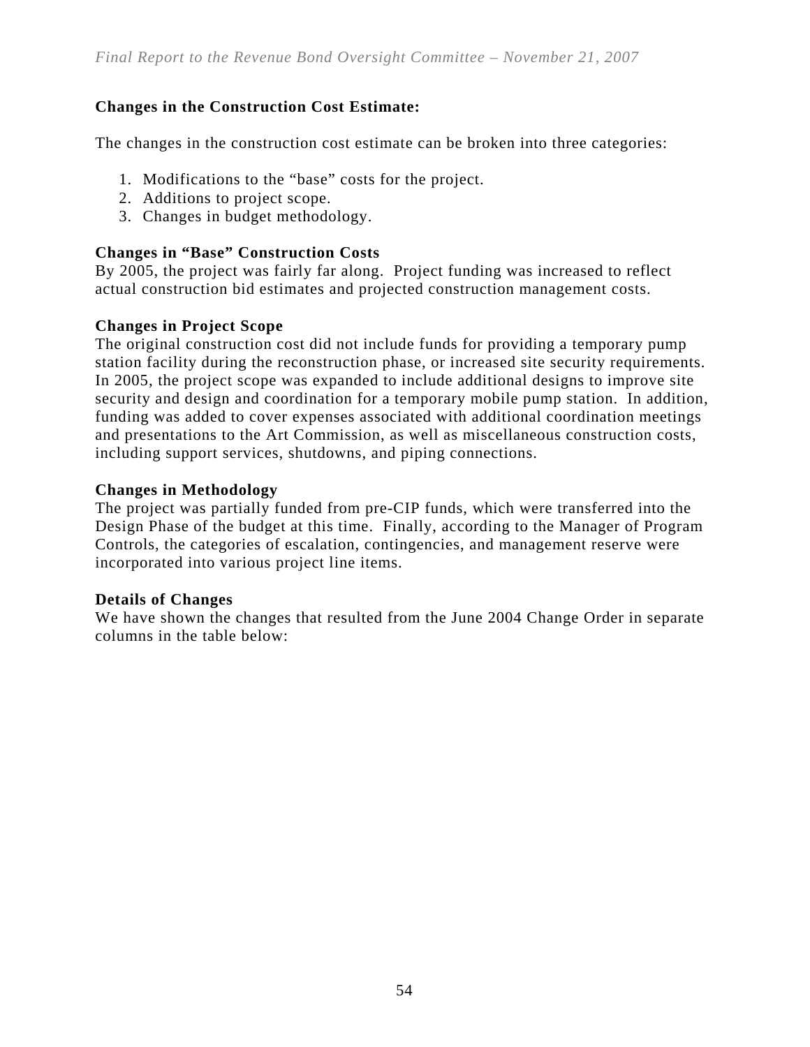## Changes in the Construction Cost Estimate:

The changes in the construction cost estimate can be broken into three categories:

1. Modifications to the "base" costs for the project.
2. Additions to project scope.
3. Changes in budget methodology.

### Changes in "Base" Construction Costs

By 2005, the project was fairly far along. Project funding was increased to reflect actual construction bid estimates and projected construction management costs.

### Changes in Project Scope

The original construction cost did not include funds for providing a temporary pump station facility during the reconstruction phase, or increased site security requirements. In 2005, the project scope was expanded to include additional designs to improve site security and design and coordination for a temporary mobile pump station. In addition, funding was added to cover expenses associated with additional coordination meetings and presentations to the Art Commission, as well as miscellaneous construction costs, including support services, shutdowns, and piping connections.

### Changes in Methodology

The project was partially funded from pre-CIP funds, which were transferred into the Design Phase of the budget at this time. Finally, according to the Manager of Program Controls, the categories of escalation, contingencies, and management reserve were incorporated into various project line items.

### Details of Changes

We have shown the changes that resulted from the June 2004 Change Order in separate columns in the table below: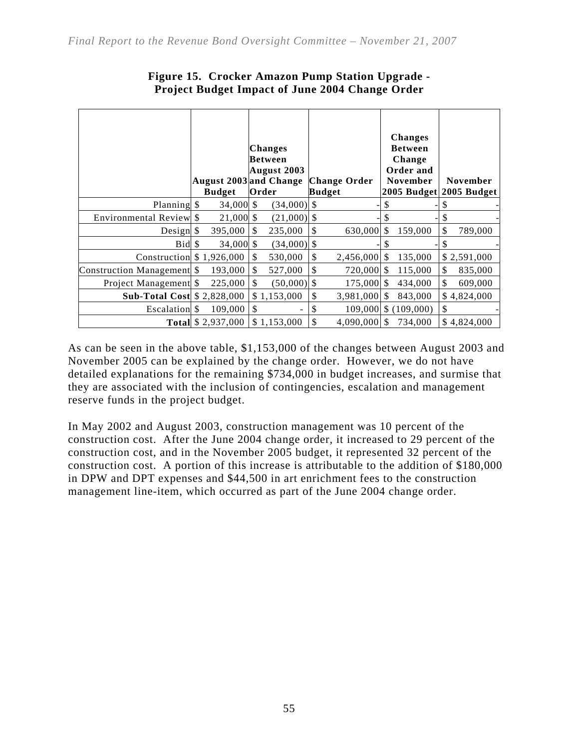**Figure 15. Crocker Amazon Pump Station Upgrade - Project Budget Impact of June 2004 Change Order**

| | August 2003 Budget | Changes Between August 2003 and Change Order | Change Order Budget | Changes Between Change Order and November 2005 Budget | November 2005 Budget |
|---|---|---|---|---|---|
| Planning | $ 34,000 | $ (34,000) | $ - | $ - | $ - |
| Environmental Review | $ 21,000 | $ (21,000) | $ - | $ - | $ - |
| Design | $ 395,000 | $ 235,000 | $ 630,000 | $ 159,000 | $ 789,000 |
| Bid | $ 34,000 | $ (34,000) | $ - | $ - | $ - |
| Construction | $ 1,926,000 | $ 530,000 | $ 2,456,000 | $ 135,000 | $ 2,591,000 |
| Construction Management | $ 193,000 | $ 527,000 | $ 720,000 | $ 115,000 | $ 835,000 |
| Project Management | $ 225,000 | $ (50,000) | $ 175,000 | $ 434,000 | $ 609,000 |
| **Sub-Total Cost** | $ 2,828,000 | $ 1,153,000 | $ 3,981,000 | $ 843,000 | $ 4,824,000 |
| Escalation | $ 109,000 | $ - | $ 109,000 | $ (109,000) | $ - |
| **Total** | $ 2,937,000 | $ 1,153,000 | $ 4,090,000 | $ 734,000 | $ 4,824,000 |

As can be seen in the above table, $1,153,000 of the changes between August 2003 and November 2005 can be explained by the change order. However, we do not have detailed explanations for the remaining $734,000 in budget increases, and surmise that they are associated with the inclusion of contingencies, escalation and management reserve funds in the project budget.

In May 2002 and August 2003, construction management was 10 percent of the construction cost. After the June 2004 change order, it increased to 29 percent of the construction cost, and in the November 2005 budget, it represented 32 percent of the construction cost. A portion of this increase is attributable to the addition of $180,000 in DPW and DPT expenses and $44,500 in art enrichment fees to the construction management line-item, which occurred as part of the June 2004 change order.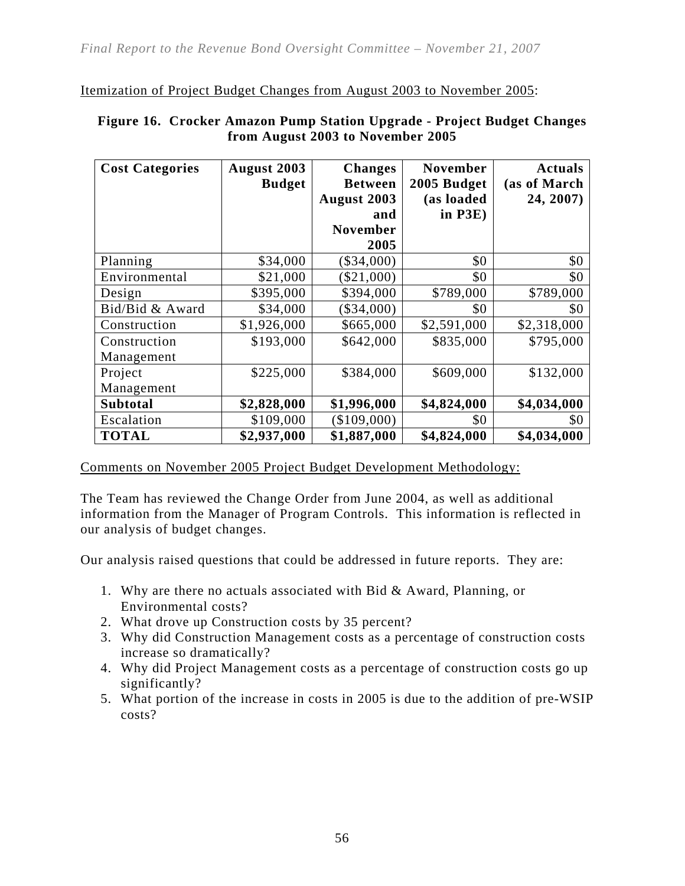Itemization of Project Budget Changes from August 2003 to November 2005:

**Figure 16. Crocker Amazon Pump Station Upgrade - Project Budget Changes from August 2003 to November 2005**

| Cost Categories | August 2003 Budget | Changes Between August 2003 and November 2005 | November 2005 Budget (as loaded in P3E) | Actuals (as of March 24, 2007) |
|---|---|---|---|---|
| Planning | $34,000 | ($34,000) | $0 | $0 |
| Environmental | $21,000 | ($21,000) | $0 | $0 |
| Design | $395,000 | $394,000 | $789,000 | $789,000 |
| Bid/Bid & Award | $34,000 | ($34,000) | $0 | $0 |
| Construction | $1,926,000 | $665,000 | $2,591,000 | $2,318,000 |
| Construction Management | $193,000 | $642,000 | $835,000 | $795,000 |
| Project Management | $225,000 | $384,000 | $609,000 | $132,000 |
| **Subtotal** | **$2,828,000** | **$1,996,000** | **$4,824,000** | **$4,034,000** |
| Escalation | $109,000 | ($109,000) | $0 | $0 |
| **TOTAL** | **$2,937,000** | **$1,887,000** | **$4,824,000** | **$4,034,000** |

Comments on November 2005 Project Budget Development Methodology:

The Team has reviewed the Change Order from June 2004, as well as additional information from the Manager of Program Controls. This information is reflected in our analysis of budget changes.

Our analysis raised questions that could be addressed in future reports. They are:

1. Why are there no actuals associated with Bid & Award, Planning, or Environmental costs?
2. What drove up Construction costs by 35 percent?
3. Why did Construction Management costs as a percentage of construction costs increase so dramatically?
4. Why did Project Management costs as a percentage of construction costs go up significantly?
5. What portion of the increase in costs in 2005 is due to the addition of pre-WSIP costs?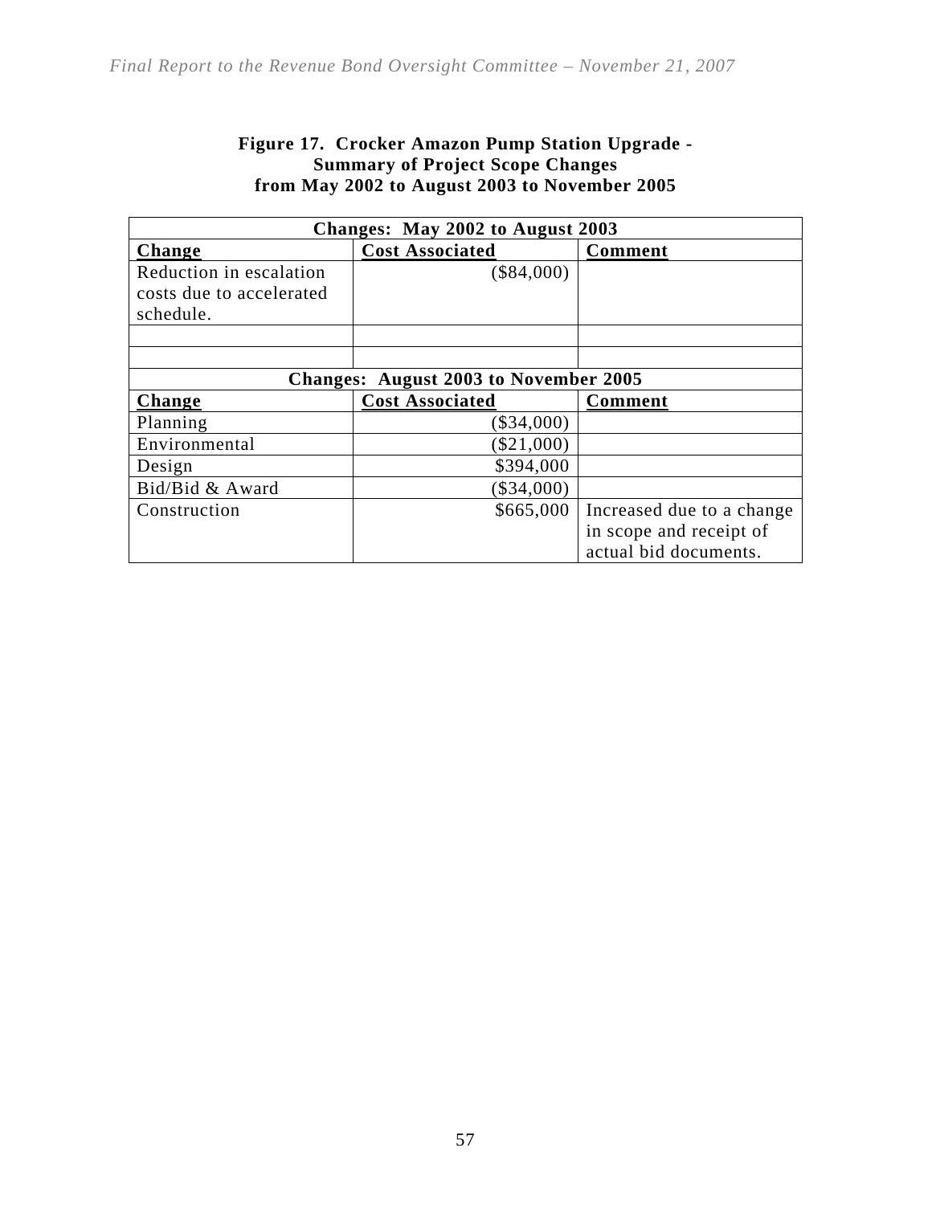**Figure 17. Crocker Amazon Pump Station Upgrade - Summary of Project Scope Changes from May 2002 to August 2003 to November 2005**

| Changes: May 2002 to August 2003 | | |
|---|---|---|
| **Change** | **Cost Associated** | **Comment** |
| Reduction in escalation costs due to accelerated schedule. | ($84,000) | |
| | | |
| | | |
| **Changes: August 2003 to November 2005** | | |
| **Change** | **Cost Associated** | **Comment** |
| Planning | ($34,000) | |
| Environmental | ($21,000) | |
| Design | $394,000 | |
| Bid/Bid & Award | ($34,000) | |
| Construction | $665,000 | Increased due to a change in scope and receipt of actual bid documents. |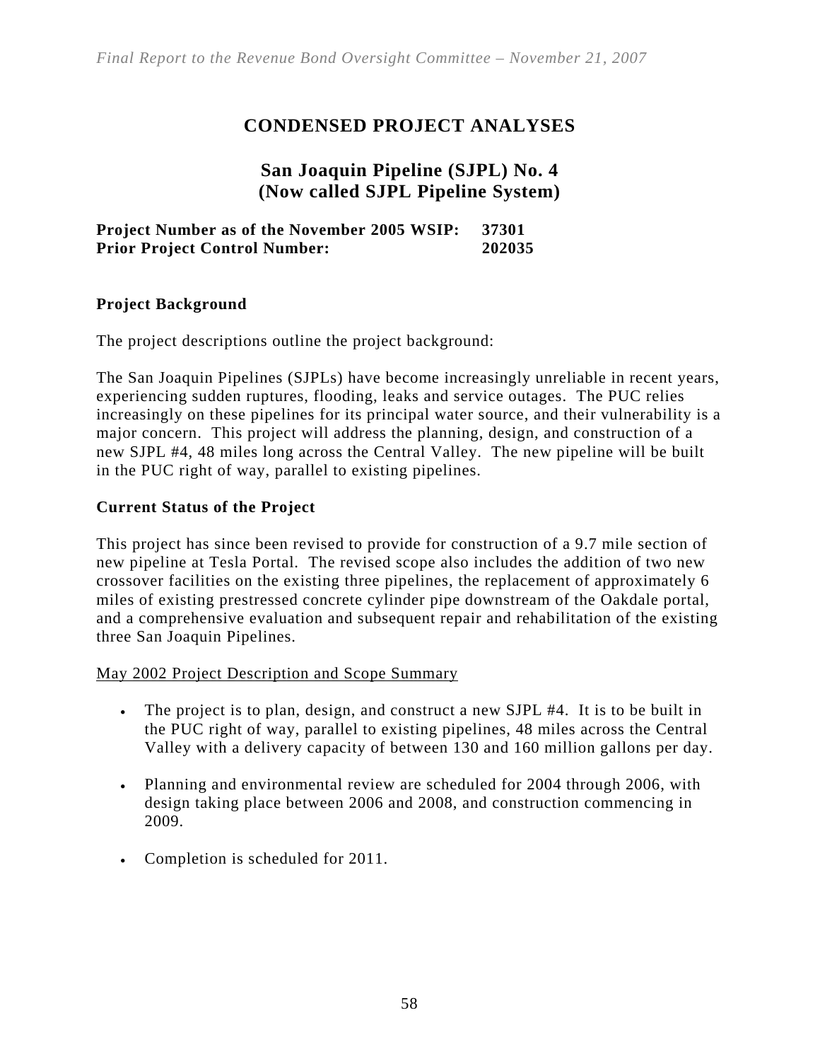# CONDENSED PROJECT ANALYSES

## San Joaquin Pipeline (SJPL) No. 4
## (Now called SJPL Pipeline System)

**Project Number as of the November 2005 WSIP: 37301**
**Prior Project Control Number: 202035**

### Project Background

The project descriptions outline the project background:

The San Joaquin Pipelines (SJPLs) have become increasingly unreliable in recent years, experiencing sudden ruptures, flooding, leaks and service outages. The PUC relies increasingly on these pipelines for its principal water source, and their vulnerability is a major concern. This project will address the planning, design, and construction of a new SJPL #4, 48 miles long across the Central Valley. The new pipeline will be built in the PUC right of way, parallel to existing pipelines.

### Current Status of the Project

This project has since been revised to provide for construction of a 9.7 mile section of new pipeline at Tesla Portal. The revised scope also includes the addition of two new crossover facilities on the existing three pipelines, the replacement of approximately 6 miles of existing prestressed concrete cylinder pipe downstream of the Oakdale portal, and a comprehensive evaluation and subsequent repair and rehabilitation of the existing three San Joaquin Pipelines.

<u>May 2002 Project Description and Scope Summary</u>

- The project is to plan, design, and construct a new SJPL #4. It is to be built in the PUC right of way, parallel to existing pipelines, 48 miles across the Central Valley with a delivery capacity of between 130 and 160 million gallons per day.
- Planning and environmental review are scheduled for 2004 through 2006, with design taking place between 2006 and 2008, and construction commencing in 2009.
- Completion is scheduled for 2011.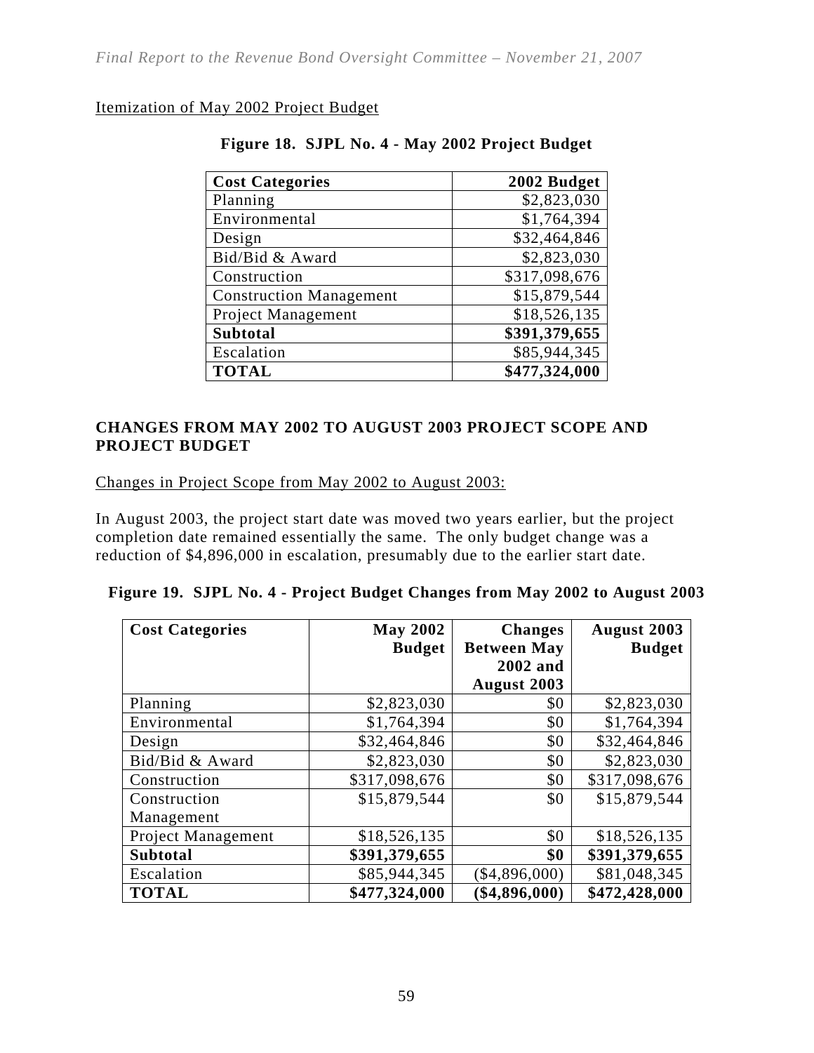Itemization of May 2002 Project Budget

**Figure 18. SJPL No. 4 - May 2002 Project Budget**

| Cost Categories | 2002 Budget |
|---|---|
| Planning | $2,823,030 |
| Environmental | $1,764,394 |
| Design | $32,464,846 |
| Bid/Bid & Award | $2,823,030 |
| Construction | $317,098,676 |
| Construction Management | $15,879,544 |
| Project Management | $18,526,135 |
| **Subtotal** | **$391,379,655** |
| Escalation | $85,944,345 |
| **TOTAL** | **$477,324,000** |

## CHANGES FROM MAY 2002 TO AUGUST 2003 PROJECT SCOPE AND PROJECT BUDGET

Changes in Project Scope from May 2002 to August 2003:

In August 2003, the project start date was moved two years earlier, but the project completion date remained essentially the same. The only budget change was a reduction of $4,896,000 in escalation, presumably due to the earlier start date.

**Figure 19. SJPL No. 4 - Project Budget Changes from May 2002 to August 2003**

| Cost Categories | May 2002 Budget | Changes Between May 2002 and August 2003 | August 2003 Budget |
|---|---|---|---|
| Planning | $2,823,030 | $0 | $2,823,030 |
| Environmental | $1,764,394 | $0 | $1,764,394 |
| Design | $32,464,846 | $0 | $32,464,846 |
| Bid/Bid & Award | $2,823,030 | $0 | $2,823,030 |
| Construction | $317,098,676 | $0 | $317,098,676 |
| Construction Management | $15,879,544 | $0 | $15,879,544 |
| Project Management | $18,526,135 | $0 | $18,526,135 |
| **Subtotal** | **$391,379,655** | **$0** | **$391,379,655** |
| Escalation | $85,944,345 | ($4,896,000) | $81,048,345 |
| **TOTAL** | **$477,324,000** | **($4,896,000)** | **$472,428,000** |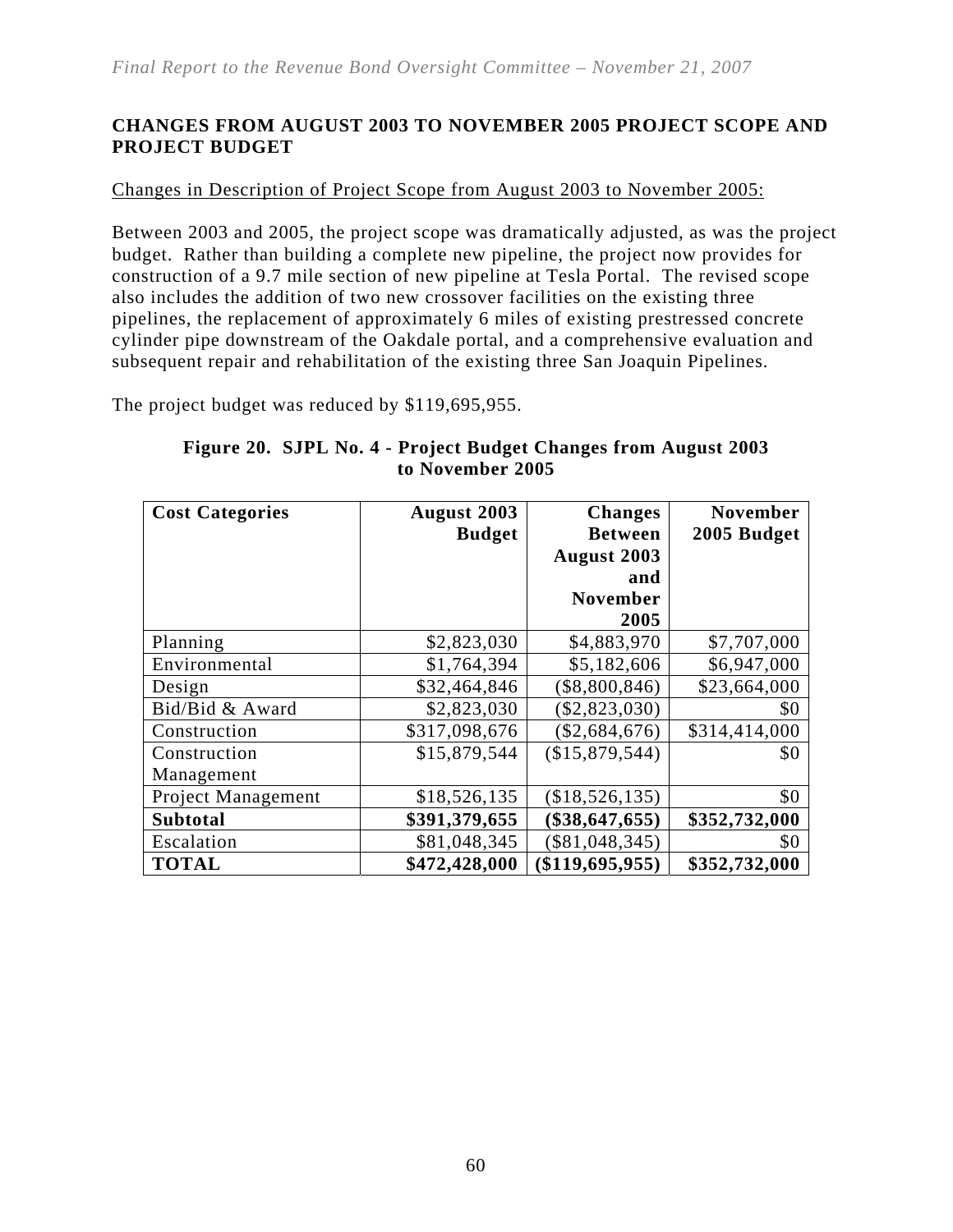## CHANGES FROM AUGUST 2003 TO NOVEMBER 2005 PROJECT SCOPE AND PROJECT BUDGET

Changes in Description of Project Scope from August 2003 to November 2005:

Between 2003 and 2005, the project scope was dramatically adjusted, as was the project budget. Rather than building a complete new pipeline, the project now provides for construction of a 9.7 mile section of new pipeline at Tesla Portal. The revised scope also includes the addition of two new crossover facilities on the existing three pipelines, the replacement of approximately 6 miles of existing prestressed concrete cylinder pipe downstream of the Oakdale portal, and a comprehensive evaluation and subsequent repair and rehabilitation of the existing three San Joaquin Pipelines.

The project budget was reduced by $119,695,955.

**Figure 20. SJPL No. 4 - Project Budget Changes from August 2003 to November 2005**

| Cost Categories | August 2003 Budget | Changes Between August 2003 and November 2005 | November 2005 Budget |
|---|---|---|---|
| Planning | $2,823,030 | $4,883,970 | $7,707,000 |
| Environmental | $1,764,394 | $5,182,606 | $6,947,000 |
| Design | $32,464,846 | ($8,800,846) | $23,664,000 |
| Bid/Bid & Award | $2,823,030 | ($2,823,030) | $0 |
| Construction | $317,098,676 | ($2,684,676) | $314,414,000 |
| Construction Management | $15,879,544 | ($15,879,544) | $0 |
| Project Management | $18,526,135 | ($18,526,135) | $0 |
| **Subtotal** | **$391,379,655** | **($38,647,655)** | **$352,732,000** |
| Escalation | $81,048,345 | ($81,048,345) | $0 |
| **TOTAL** | **$472,428,000** | **($119,695,955)** | **$352,732,000** |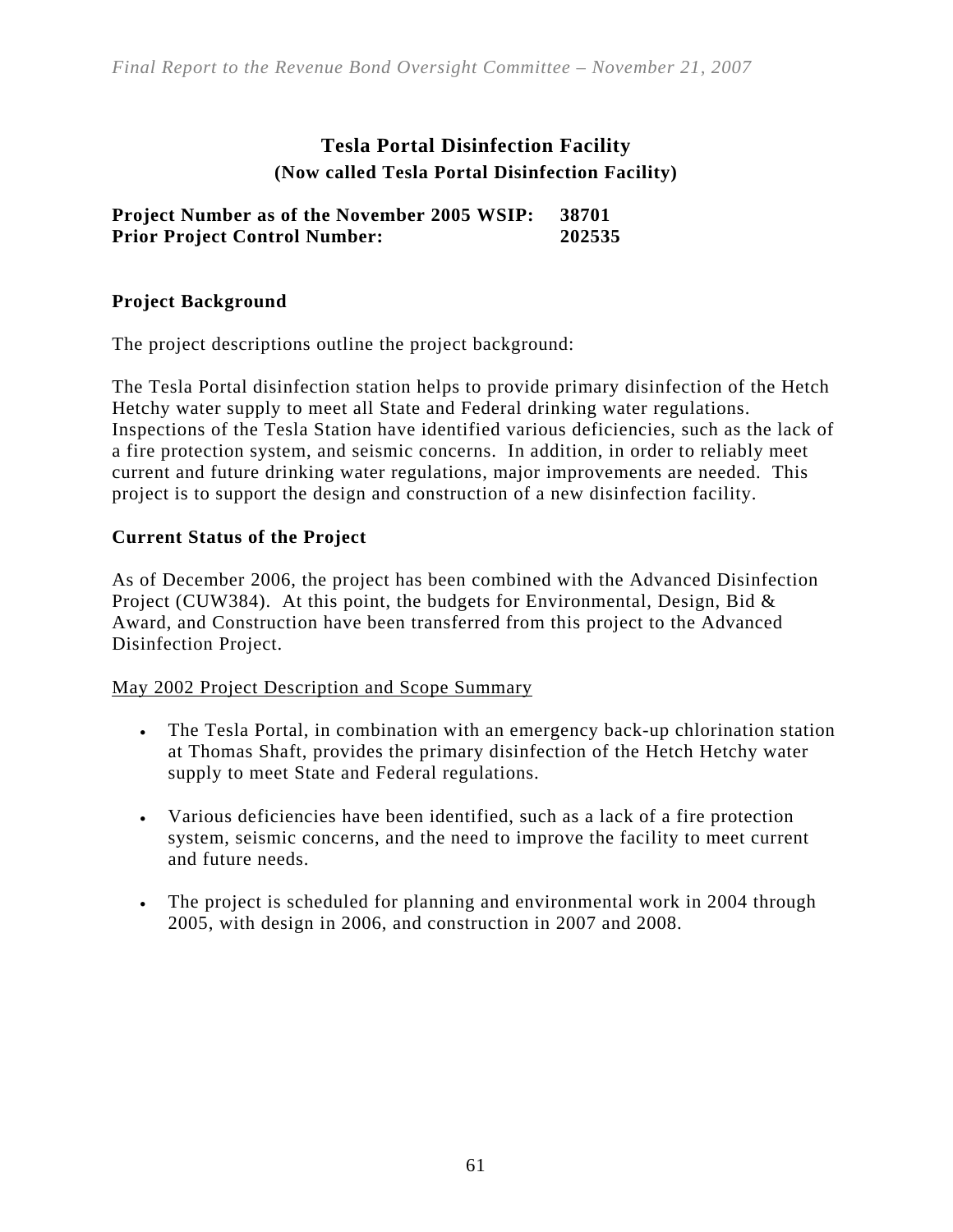## Tesla Portal Disinfection Facility

**(Now called Tesla Portal Disinfection Facility)**

**Project Number as of the November 2005 WSIP: 38701**
**Prior Project Control Number: 202535**

### Project Background

The project descriptions outline the project background:

The Tesla Portal disinfection station helps to provide primary disinfection of the Hetch Hetchy water supply to meet all State and Federal drinking water regulations. Inspections of the Tesla Station have identified various deficiencies, such as the lack of a fire protection system, and seismic concerns. In addition, in order to reliably meet current and future drinking water regulations, major improvements are needed. This project is to support the design and construction of a new disinfection facility.

### Current Status of the Project

As of December 2006, the project has been combined with the Advanced Disinfection Project (CUW384). At this point, the budgets for Environmental, Design, Bid & Award, and Construction have been transferred from this project to the Advanced Disinfection Project.

<u>May 2002 Project Description and Scope Summary</u>

- The Tesla Portal, in combination with an emergency back-up chlorination station at Thomas Shaft, provides the primary disinfection of the Hetch Hetchy water supply to meet State and Federal regulations.
- Various deficiencies have been identified, such as a lack of a fire protection system, seismic concerns, and the need to improve the facility to meet current and future needs.
- The project is scheduled for planning and environmental work in 2004 through 2005, with design in 2006, and construction in 2007 and 2008.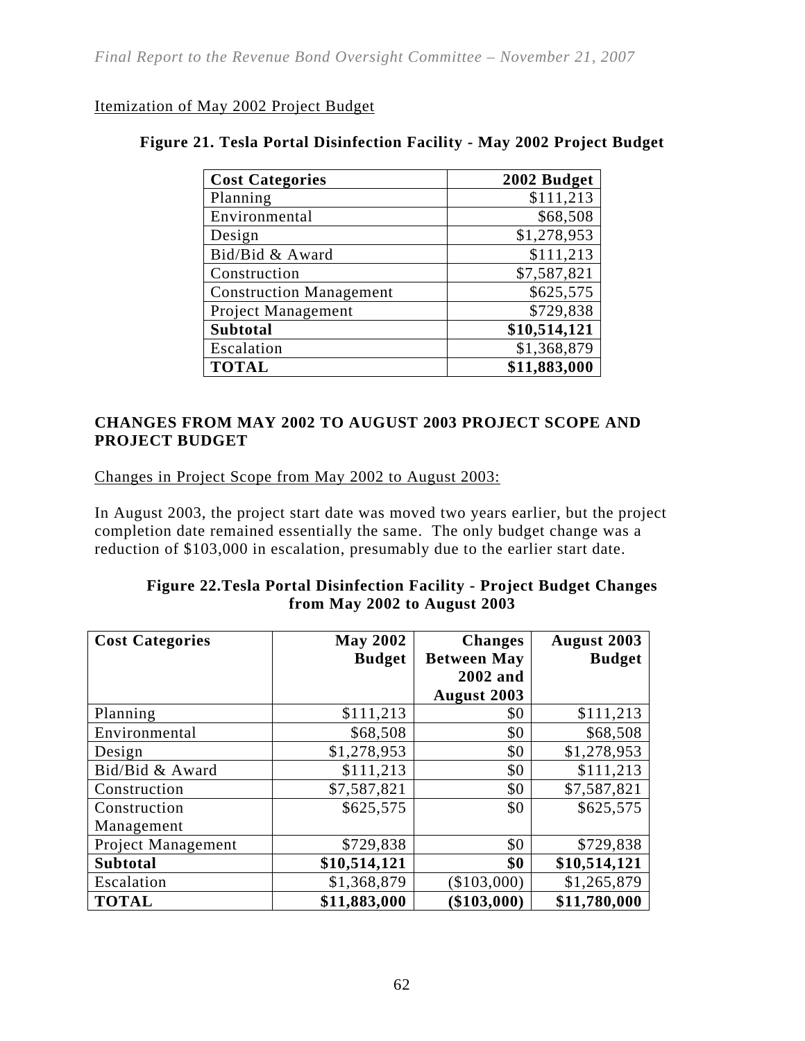Itemization of May 2002 Project Budget

**Figure 21. Tesla Portal Disinfection Facility - May 2002 Project Budget**

| Cost Categories | 2002 Budget |
|---|---|
| Planning | \$111,213 |
| Environmental | \$68,508 |
| Design | \$1,278,953 |
| Bid/Bid & Award | \$111,213 |
| Construction | \$7,587,821 |
| Construction Management | \$625,575 |
| Project Management | \$729,838 |
| **Subtotal** | **\$10,514,121** |
| Escalation | \$1,368,879 |
| **TOTAL** | **\$11,883,000** |

## CHANGES FROM MAY 2002 TO AUGUST 2003 PROJECT SCOPE AND PROJECT BUDGET

Changes in Project Scope from May 2002 to August 2003:

In August 2003, the project start date was moved two years earlier, but the project completion date remained essentially the same. The only budget change was a reduction of \$103,000 in escalation, presumably due to the earlier start date.

**Figure 22.Tesla Portal Disinfection Facility - Project Budget Changes from May 2002 to August 2003**

| Cost Categories | May 2002 Budget | Changes Between May 2002 and August 2003 | August 2003 Budget |
|---|---|---|---|
| Planning | \$111,213 | \$0 | \$111,213 |
| Environmental | \$68,508 | \$0 | \$68,508 |
| Design | \$1,278,953 | \$0 | \$1,278,953 |
| Bid/Bid & Award | \$111,213 | \$0 | \$111,213 |
| Construction | \$7,587,821 | \$0 | \$7,587,821 |
| Construction Management | \$625,575 | \$0 | \$625,575 |
| Project Management | \$729,838 | \$0 | \$729,838 |
| **Subtotal** | **\$10,514,121** | **\$0** | **\$10,514,121** |
| Escalation | \$1,368,879 | (\$103,000) | \$1,265,879 |
| **TOTAL** | **\$11,883,000** | **(\$103,000)** | **\$11,780,000** |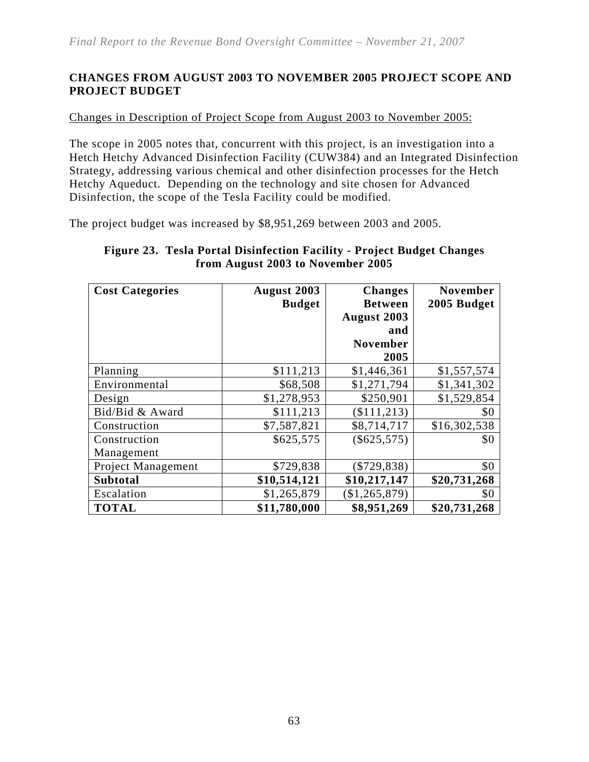## CHANGES FROM AUGUST 2003 TO NOVEMBER 2005 PROJECT SCOPE AND PROJECT BUDGET

Changes in Description of Project Scope from August 2003 to November 2005:

The scope in 2005 notes that, concurrent with this project, is an investigation into a Hetch Hetchy Advanced Disinfection Facility (CUW384) and an Integrated Disinfection Strategy, addressing various chemical and other disinfection processes for the Hetch Hetchy Aqueduct. Depending on the technology and site chosen for Advanced Disinfection, the scope of the Tesla Facility could be modified.

The project budget was increased by $8,951,269 between 2003 and 2005.

**Figure 23. Tesla Portal Disinfection Facility - Project Budget Changes from August 2003 to November 2005**

| Cost Categories | August 2003 Budget | Changes Between August 2003 and November 2005 | November 2005 Budget |
|---|---|---|---|
| Planning | $111,213 | $1,446,361 | $1,557,574 |
| Environmental | $68,508 | $1,271,794 | $1,341,302 |
| Design | $1,278,953 | $250,901 | $1,529,854 |
| Bid/Bid & Award | $111,213 | ($111,213) | $0 |
| Construction | $7,587,821 | $8,714,717 | $16,302,538 |
| Construction Management | $625,575 | ($625,575) | $0 |
| Project Management | $729,838 | ($729,838) | $0 |
| **Subtotal** | **$10,514,121** | **$10,217,147** | **$20,731,268** |
| Escalation | $1,265,879 | ($1,265,879) | $0 |
| **TOTAL** | **$11,780,000** | **$8,951,269** | **$20,731,268** |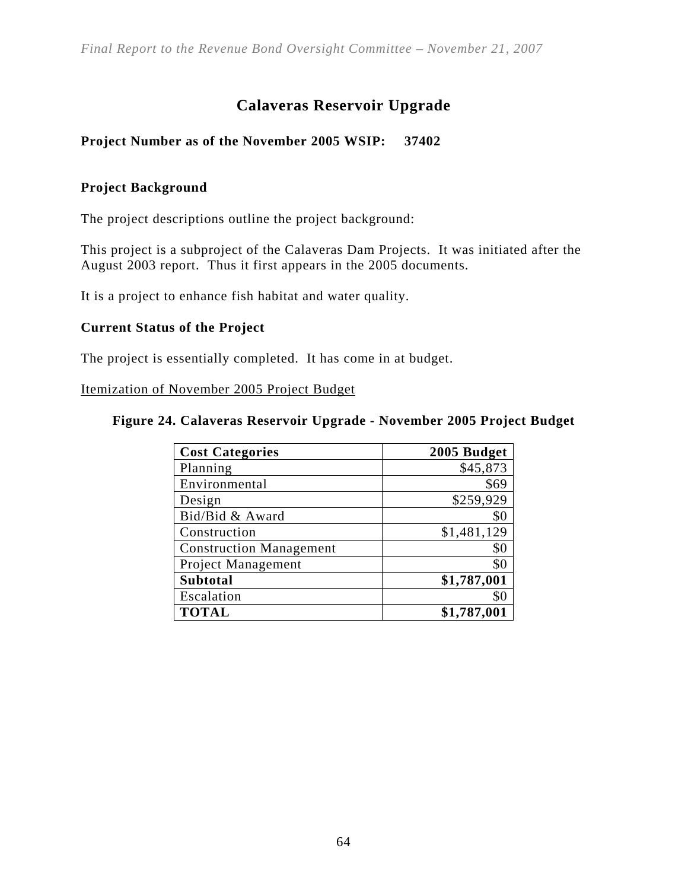# Calaveras Reservoir Upgrade

**Project Number as of the November 2005 WSIP: 37402**

### Project Background

The project descriptions outline the project background:

This project is a subproject of the Calaveras Dam Projects. It was initiated after the August 2003 report. Thus it first appears in the 2005 documents.

It is a project to enhance fish habitat and water quality.

### Current Status of the Project

The project is essentially completed. It has come in at budget.

Itemization of November 2005 Project Budget

**Figure 24. Calaveras Reservoir Upgrade - November 2005 Project Budget**

| Cost Categories | 2005 Budget |
|---|---:|
| Planning | $45,873 |
| Environmental | $69 |
| Design | $259,929 |
| Bid/Bid & Award | $0 |
| Construction | $1,481,129 |
| Construction Management | $0 |
| Project Management | $0 |
| **Subtotal** | **$1,787,001** |
| Escalation | $0 |
| **TOTAL** | **$1,787,001** |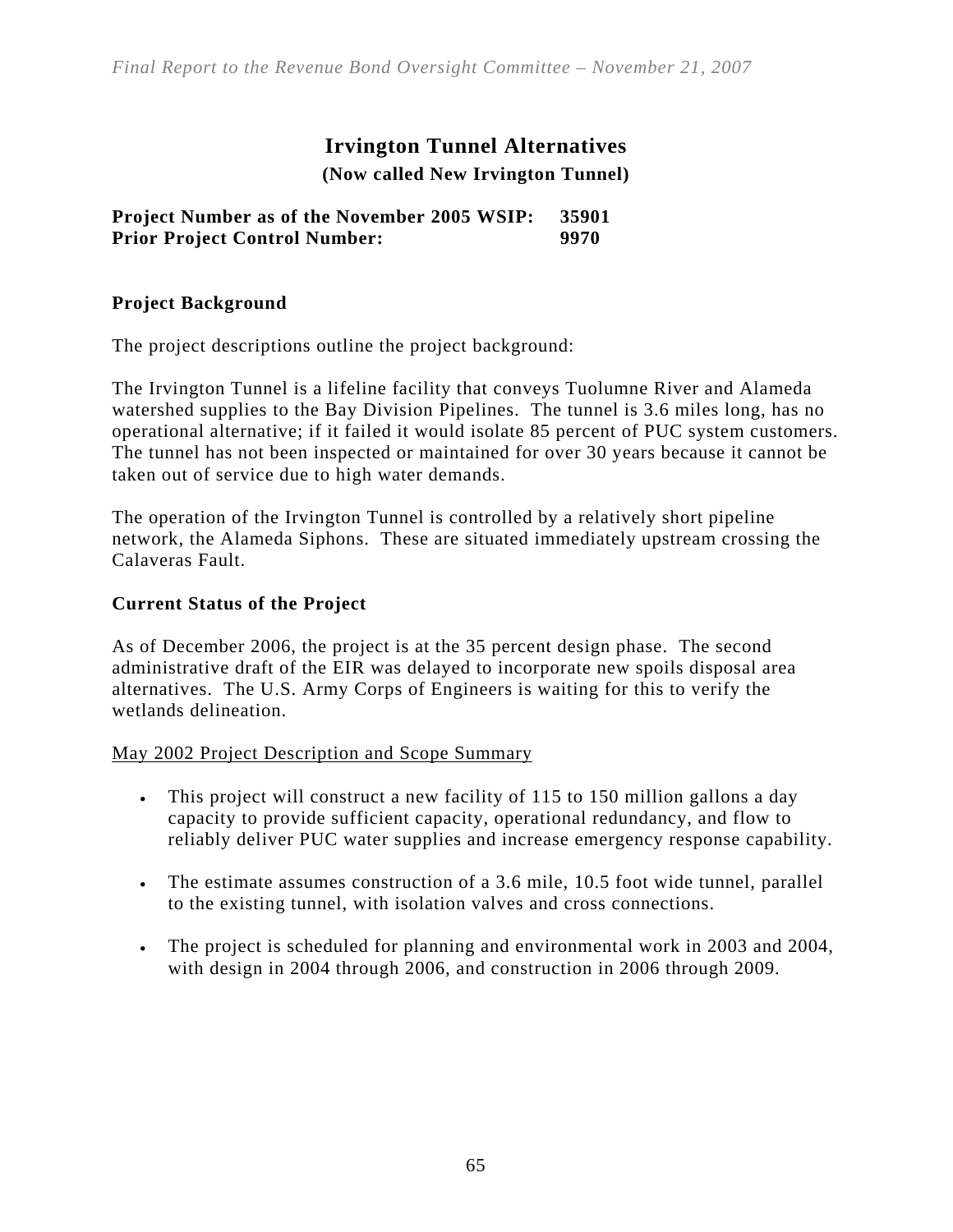# Irvington Tunnel Alternatives

**(Now called New Irvington Tunnel)**

**Project Number as of the November 2005 WSIP: 35901**
**Prior Project Control Number: 9970**

## Project Background

The project descriptions outline the project background:

The Irvington Tunnel is a lifeline facility that conveys Tuolumne River and Alameda watershed supplies to the Bay Division Pipelines. The tunnel is 3.6 miles long, has no operational alternative; if it failed it would isolate 85 percent of PUC system customers. The tunnel has not been inspected or maintained for over 30 years because it cannot be taken out of service due to high water demands.

The operation of the Irvington Tunnel is controlled by a relatively short pipeline network, the Alameda Siphons. These are situated immediately upstream crossing the Calaveras Fault.

## Current Status of the Project

As of December 2006, the project is at the 35 percent design phase. The second administrative draft of the EIR was delayed to incorporate new spoils disposal area alternatives. The U.S. Army Corps of Engineers is waiting for this to verify the wetlands delineation.

<u>May 2002 Project Description and Scope Summary</u>

- This project will construct a new facility of 115 to 150 million gallons a day capacity to provide sufficient capacity, operational redundancy, and flow to reliably deliver PUC water supplies and increase emergency response capability.
- The estimate assumes construction of a 3.6 mile, 10.5 foot wide tunnel, parallel to the existing tunnel, with isolation valves and cross connections.
- The project is scheduled for planning and environmental work in 2003 and 2004, with design in 2004 through 2006, and construction in 2006 through 2009.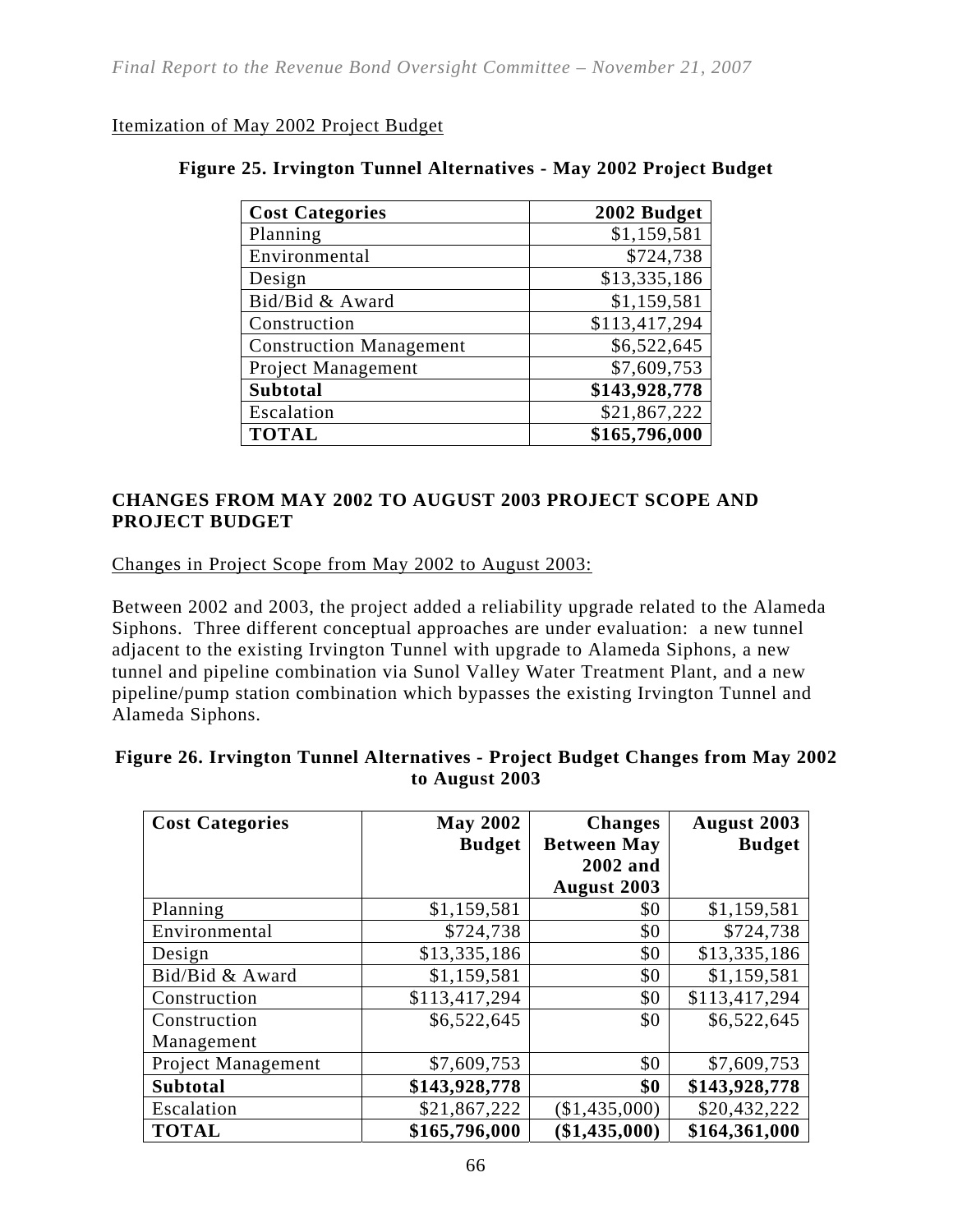Itemization of May 2002 Project Budget

**Figure 25. Irvington Tunnel Alternatives - May 2002 Project Budget**

| Cost Categories | 2002 Budget |
|---|---:|
| Planning | $1,159,581 |
| Environmental | $724,738 |
| Design | $13,335,186 |
| Bid/Bid & Award | $1,159,581 |
| Construction | $113,417,294 |
| Construction Management | $6,522,645 |
| Project Management | $7,609,753 |
| **Subtotal** | **$143,928,778** |
| Escalation | $21,867,222 |
| **TOTAL** | **$165,796,000** |

## CHANGES FROM MAY 2002 TO AUGUST 2003 PROJECT SCOPE AND PROJECT BUDGET

Changes in Project Scope from May 2002 to August 2003:

Between 2002 and 2003, the project added a reliability upgrade related to the Alameda Siphons. Three different conceptual approaches are under evaluation: a new tunnel adjacent to the existing Irvington Tunnel with upgrade to Alameda Siphons, a new tunnel and pipeline combination via Sunol Valley Water Treatment Plant, and a new pipeline/pump station combination which bypasses the existing Irvington Tunnel and Alameda Siphons.

**Figure 26. Irvington Tunnel Alternatives - Project Budget Changes from May 2002 to August 2003**

| Cost Categories | May 2002 Budget | Changes Between May 2002 and August 2003 | August 2003 Budget |
|---|---:|---:|---:|
| Planning | $1,159,581 | $0 | $1,159,581 |
| Environmental | $724,738 | $0 | $724,738 |
| Design | $13,335,186 | $0 | $13,335,186 |
| Bid/Bid & Award | $1,159,581 | $0 | $1,159,581 |
| Construction | $113,417,294 | $0 | $113,417,294 |
| Construction Management | $6,522,645 | $0 | $6,522,645 |
| Project Management | $7,609,753 | $0 | $7,609,753 |
| **Subtotal** | **$143,928,778** | **$0** | **$143,928,778** |
| Escalation | $21,867,222 | ($1,435,000) | $20,432,222 |
| **TOTAL** | **$165,796,000** | **($1,435,000)** | **$164,361,000** |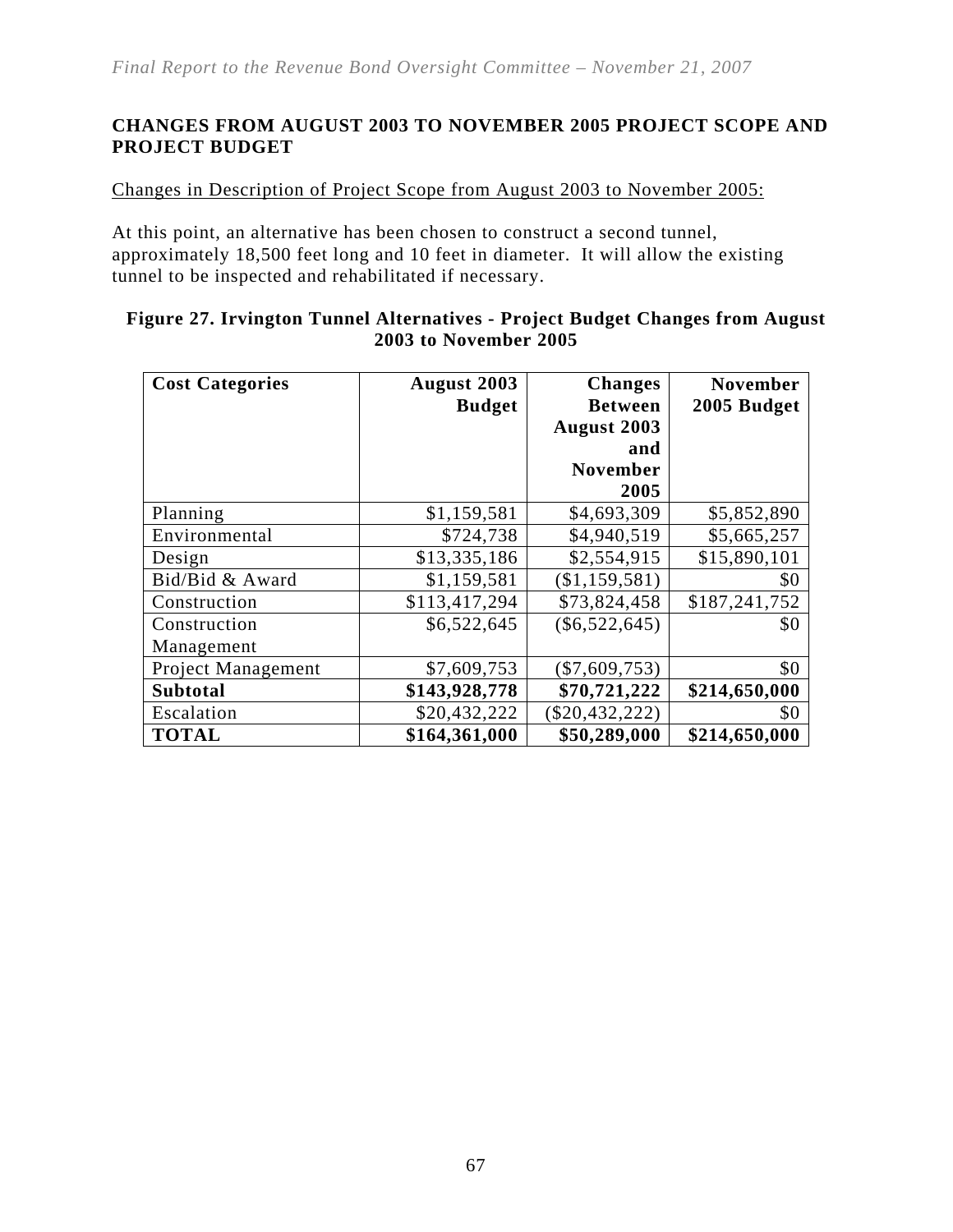## CHANGES FROM AUGUST 2003 TO NOVEMBER 2005 PROJECT SCOPE AND PROJECT BUDGET

Changes in Description of Project Scope from August 2003 to November 2005:

At this point, an alternative has been chosen to construct a second tunnel, approximately 18,500 feet long and 10 feet in diameter. It will allow the existing tunnel to be inspected and rehabilitated if necessary.

**Figure 27. Irvington Tunnel Alternatives - Project Budget Changes from August 2003 to November 2005**

| Cost Categories | August 2003 Budget | Changes Between August 2003 and November 2005 | November 2005 Budget |
|---|---:|---:|---:|
| Planning | $1,159,581 | $4,693,309 | $5,852,890 |
| Environmental | $724,738 | $4,940,519 | $5,665,257 |
| Design | $13,335,186 | $2,554,915 | $15,890,101 |
| Bid/Bid & Award | $1,159,581 | ($1,159,581) | $0 |
| Construction | $113,417,294 | $73,824,458 | $187,241,752 |
| Construction Management | $6,522,645 | ($6,522,645) | $0 |
| Project Management | $7,609,753 | ($7,609,753) | $0 |
| **Subtotal** | **$143,928,778** | **$70,721,222** | **$214,650,000** |
| Escalation | $20,432,222 | ($20,432,222) | $0 |
| **TOTAL** | **$164,361,000** | **$50,289,000** | **$214,650,000** |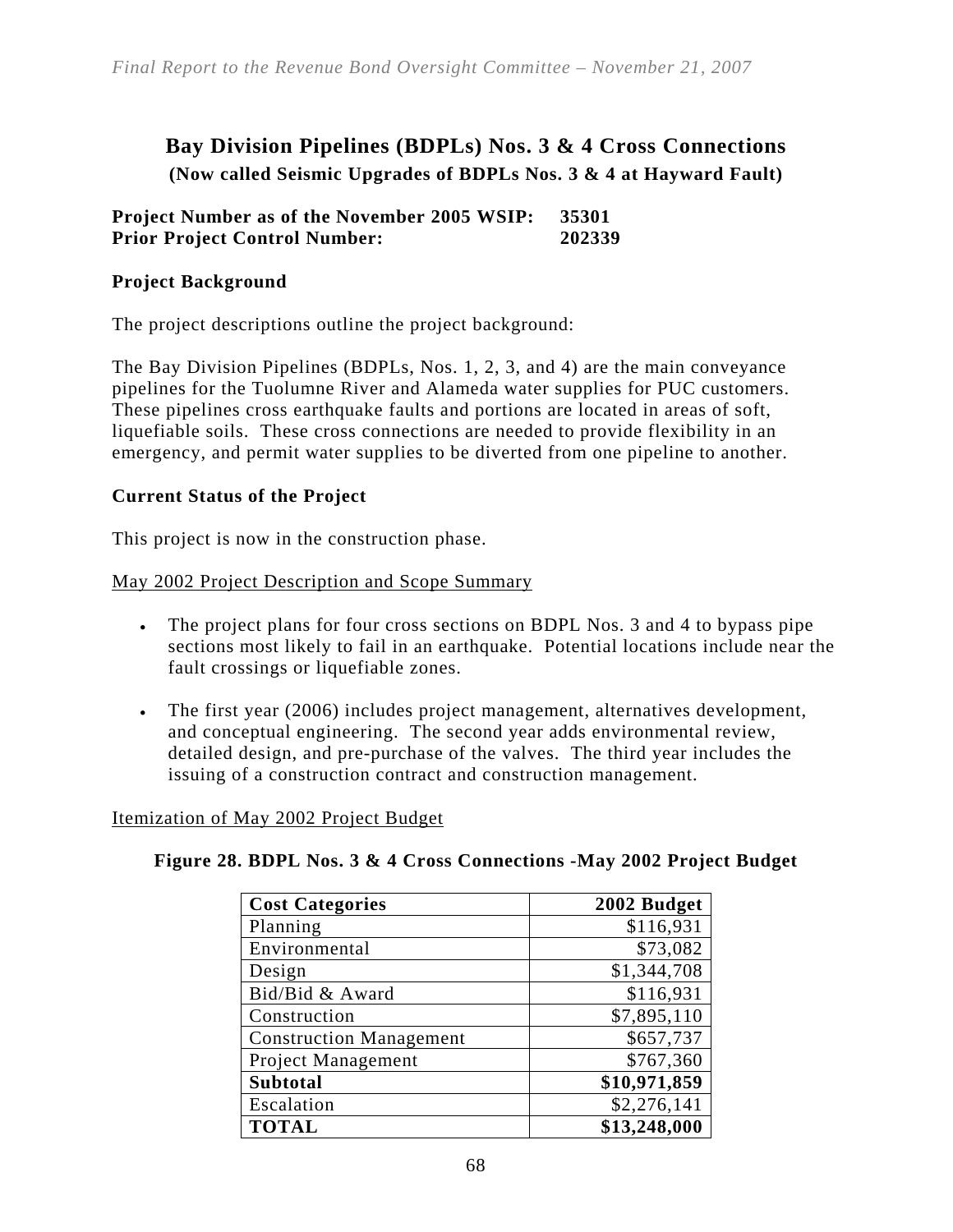## Bay Division Pipelines (BDPLs) Nos. 3 & 4 Cross Connections

**(Now called Seismic Upgrades of BDPLs Nos. 3 & 4 at Hayward Fault)**

**Project Number as of the November 2005 WSIP: 35301**
**Prior Project Control Number: 202339**

### Project Background

The project descriptions outline the project background:

The Bay Division Pipelines (BDPLs, Nos. 1, 2, 3, and 4) are the main conveyance pipelines for the Tuolumne River and Alameda water supplies for PUC customers. These pipelines cross earthquake faults and portions are located in areas of soft, liquefiable soils. These cross connections are needed to provide flexibility in an emergency, and permit water supplies to be diverted from one pipeline to another.

### Current Status of the Project

This project is now in the construction phase.

May 2002 Project Description and Scope Summary

- The project plans for four cross sections on BDPL Nos. 3 and 4 to bypass pipe sections most likely to fail in an earthquake. Potential locations include near the fault crossings or liquefiable zones.
- The first year (2006) includes project management, alternatives development, and conceptual engineering. The second year adds environmental review, detailed design, and pre-purchase of the valves. The third year includes the issuing of a construction contract and construction management.

Itemization of May 2002 Project Budget

**Figure 28. BDPL Nos. 3 & 4 Cross Connections -May 2002 Project Budget**

| Cost Categories | 2002 Budget |
|---|---:|
| Planning | $116,931 |
| Environmental | $73,082 |
| Design | $1,344,708 |
| Bid/Bid & Award | $116,931 |
| Construction | $7,895,110 |
| Construction Management | $657,737 |
| Project Management | $767,360 |
| **Subtotal** | **$10,971,859** |
| Escalation | $2,276,141 |
| **TOTAL** | **$13,248,000** |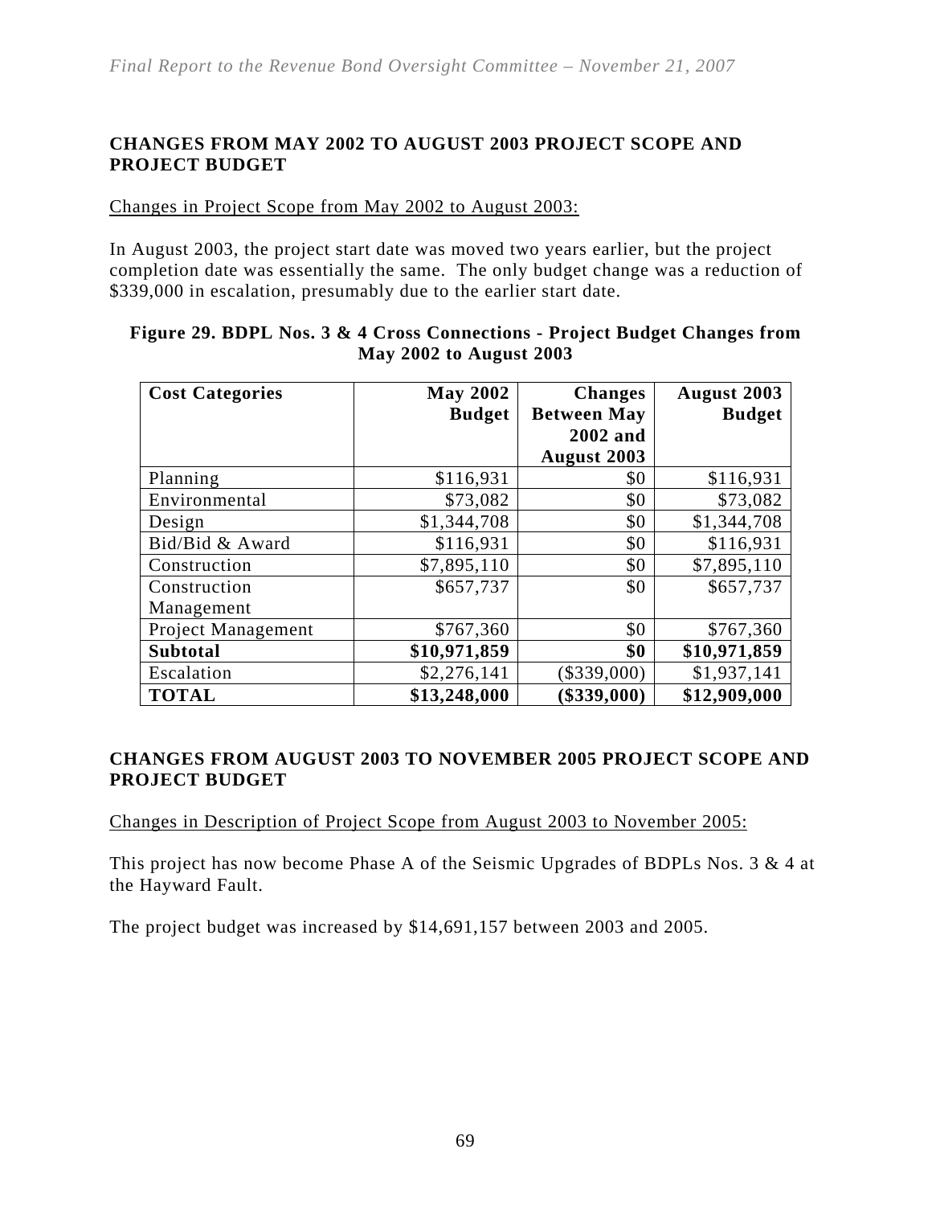## CHANGES FROM MAY 2002 TO AUGUST 2003 PROJECT SCOPE AND PROJECT BUDGET

Changes in Project Scope from May 2002 to August 2003:

In August 2003, the project start date was moved two years earlier, but the project completion date was essentially the same. The only budget change was a reduction of $339,000 in escalation, presumably due to the earlier start date.

**Figure 29. BDPL Nos. 3 & 4 Cross Connections - Project Budget Changes from May 2002 to August 2003**

| Cost Categories | May 2002 Budget | Changes Between May 2002 and August 2003 | August 2003 Budget |
|---|---:|---:|---:|
| Planning | $116,931 | $0 | $116,931 |
| Environmental | $73,082 | $0 | $73,082 |
| Design | $1,344,708 | $0 | $1,344,708 |
| Bid/Bid & Award | $116,931 | $0 | $116,931 |
| Construction | $7,895,110 | $0 | $7,895,110 |
| Construction Management | $657,737 | $0 | $657,737 |
| Project Management | $767,360 | $0 | $767,360 |
| **Subtotal** | **$10,971,859** | **$0** | **$10,971,859** |
| Escalation | $2,276,141 | ($339,000) | $1,937,141 |
| **TOTAL** | **$13,248,000** | **($339,000)** | **$12,909,000** |

## CHANGES FROM AUGUST 2003 TO NOVEMBER 2005 PROJECT SCOPE AND PROJECT BUDGET

Changes in Description of Project Scope from August 2003 to November 2005:

This project has now become Phase A of the Seismic Upgrades of BDPLs Nos. 3 & 4 at the Hayward Fault.

The project budget was increased by $14,691,157 between 2003 and 2005.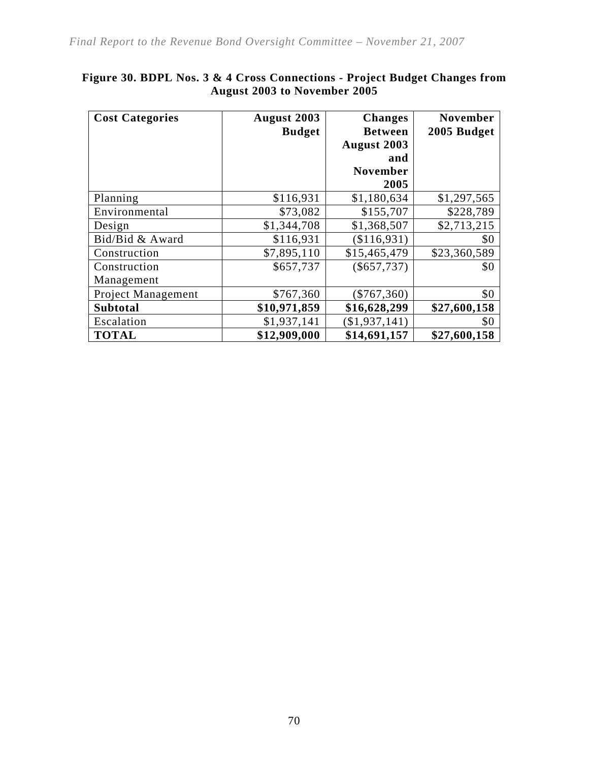**Figure 30. BDPL Nos. 3 & 4 Cross Connections - Project Budget Changes from August 2003 to November 2005**

| Cost Categories | August 2003 Budget | Changes Between August 2003 and November 2005 | November 2005 Budget |
|---|---|---|---|
| Planning | $116,931 | $1,180,634 | $1,297,565 |
| Environmental | $73,082 | $155,707 | $228,789 |
| Design | $1,344,708 | $1,368,507 | $2,713,215 |
| Bid/Bid & Award | $116,931 | ($116,931) | $0 |
| Construction | $7,895,110 | $15,465,479 | $23,360,589 |
| Construction Management | $657,737 | ($657,737) | $0 |
| Project Management | $767,360 | ($767,360) | $0 |
| **Subtotal** | **$10,971,859** | **$16,628,299** | **$27,600,158** |
| Escalation | $1,937,141 | ($1,937,141) | $0 |
| **TOTAL** | **$12,909,000** | **$14,691,157** | **$27,600,158** |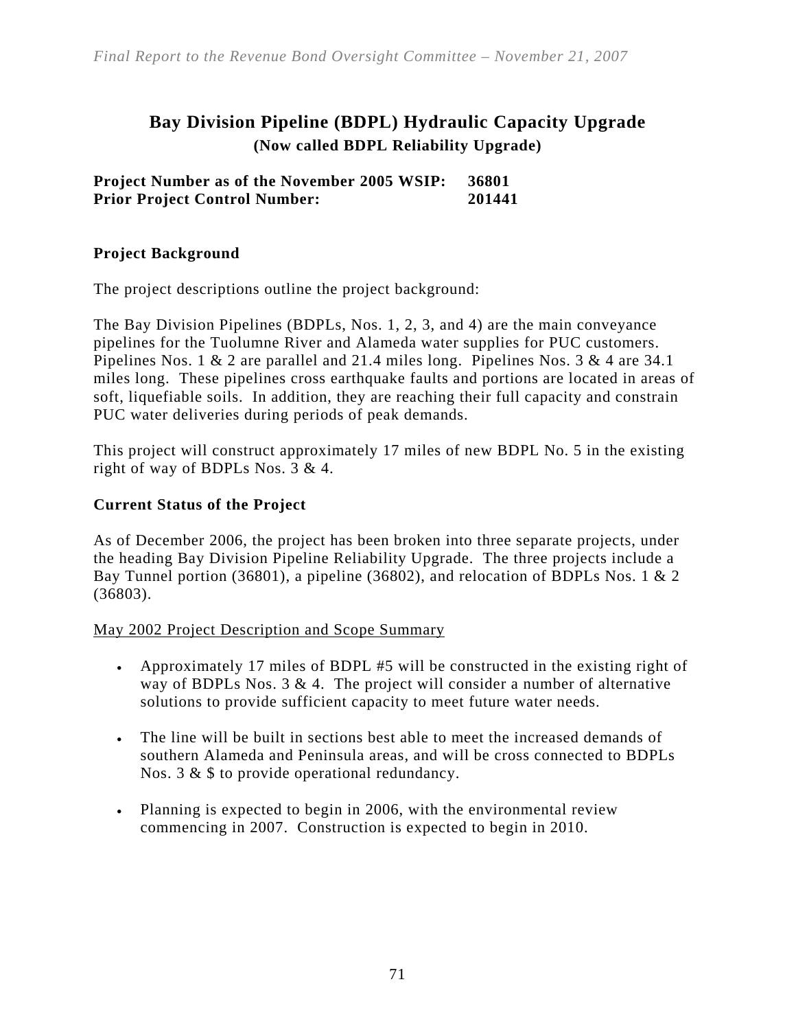# Bay Division Pipeline (BDPL) Hydraulic Capacity Upgrade

**(Now called BDPL Reliability Upgrade)**

**Project Number as of the November 2005 WSIP: 36801**
**Prior Project Control Number: 201441**

### Project Background

The project descriptions outline the project background:

The Bay Division Pipelines (BDPLs, Nos. 1, 2, 3, and 4) are the main conveyance pipelines for the Tuolumne River and Alameda water supplies for PUC customers. Pipelines Nos. 1 & 2 are parallel and 21.4 miles long. Pipelines Nos. 3 & 4 are 34.1 miles long. These pipelines cross earthquake faults and portions are located in areas of soft, liquefiable soils. In addition, they are reaching their full capacity and constrain PUC water deliveries during periods of peak demands.

This project will construct approximately 17 miles of new BDPL No. 5 in the existing right of way of BDPLs Nos. 3 & 4.

### Current Status of the Project

As of December 2006, the project has been broken into three separate projects, under the heading Bay Division Pipeline Reliability Upgrade. The three projects include a Bay Tunnel portion (36801), a pipeline (36802), and relocation of BDPLs Nos. 1 & 2 (36803).

<u>May 2002 Project Description and Scope Summary</u>

- Approximately 17 miles of BDPL #5 will be constructed in the existing right of way of BDPLs Nos. 3 & 4. The project will consider a number of alternative solutions to provide sufficient capacity to meet future water needs.

- The line will be built in sections best able to meet the increased demands of southern Alameda and Peninsula areas, and will be cross connected to BDPLs Nos. 3 & $ to provide operational redundancy.

- Planning is expected to begin in 2006, with the environmental review commencing in 2007. Construction is expected to begin in 2010.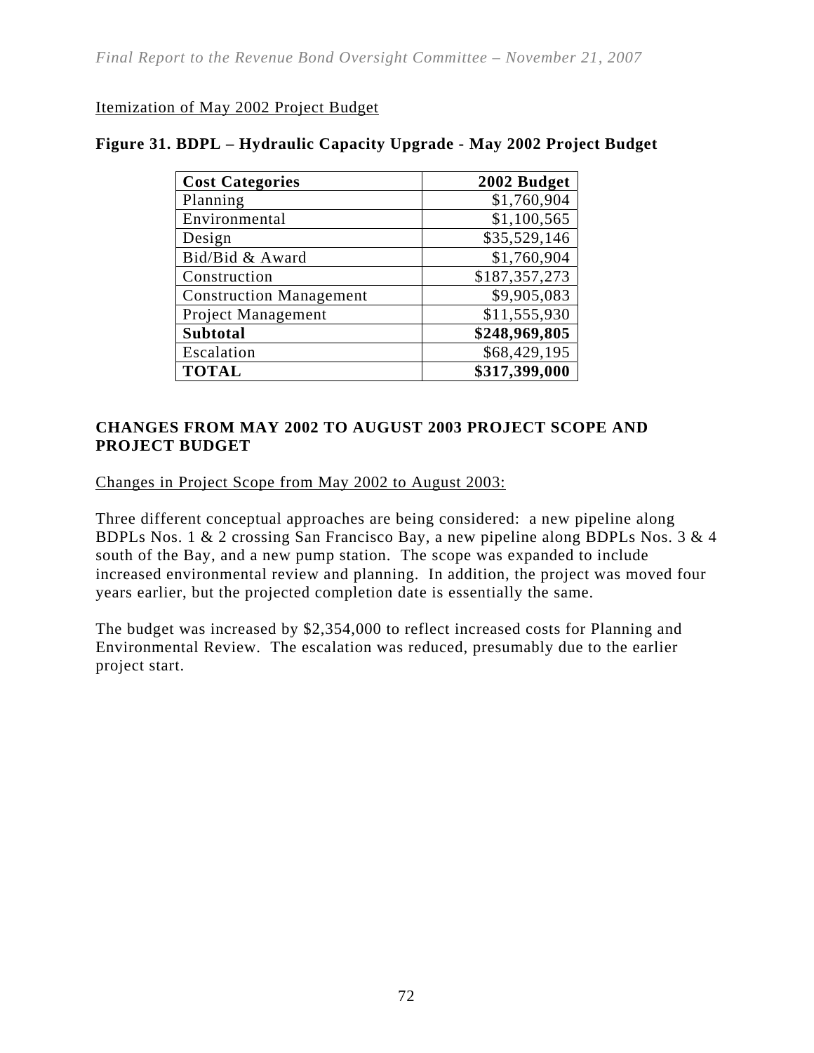Itemization of May 2002 Project Budget

**Figure 31. BDPL – Hydraulic Capacity Upgrade - May 2002 Project Budget**

| **Cost Categories** | **2002 Budget** |
|---|---:|
| Planning | $1,760,904 |
| Environmental | $1,100,565 |
| Design | $35,529,146 |
| Bid/Bid & Award | $1,760,904 |
| Construction | $187,357,273 |
| Construction Management | $9,905,083 |
| Project Management | $11,555,930 |
| **Subtotal** | **$248,969,805** |
| Escalation | $68,429,195 |
| **TOTAL** | **$317,399,000** |

## CHANGES FROM MAY 2002 TO AUGUST 2003 PROJECT SCOPE AND PROJECT BUDGET

Changes in Project Scope from May 2002 to August 2003:

Three different conceptual approaches are being considered: a new pipeline along BDPLs Nos. 1 & 2 crossing San Francisco Bay, a new pipeline along BDPLs Nos. 3 & 4 south of the Bay, and a new pump station. The scope was expanded to include increased environmental review and planning. In addition, the project was moved four years earlier, but the projected completion date is essentially the same.

The budget was increased by $2,354,000 to reflect increased costs for Planning and Environmental Review. The escalation was reduced, presumably due to the earlier project start.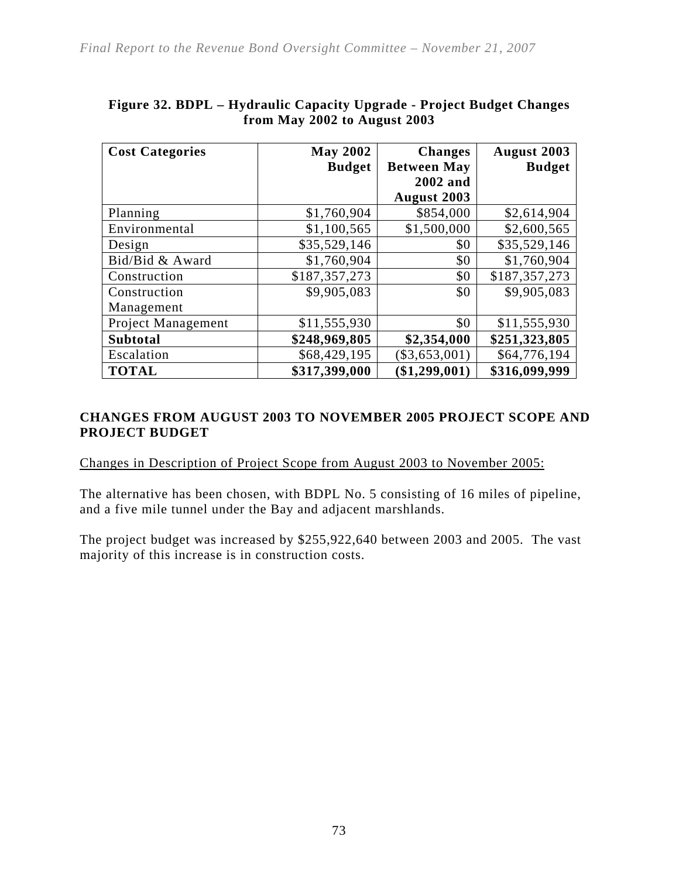**Figure 32. BDPL – Hydraulic Capacity Upgrade - Project Budget Changes from May 2002 to August 2003**

| Cost Categories | May 2002 Budget | Changes Between May 2002 and August 2003 | August 2003 Budget |
|---|---|---|---|
| Planning | $1,760,904 | $854,000 | $2,614,904 |
| Environmental | $1,100,565 | $1,500,000 | $2,600,565 |
| Design | $35,529,146 | $0 | $35,529,146 |
| Bid/Bid & Award | $1,760,904 | $0 | $1,760,904 |
| Construction | $187,357,273 | $0 | $187,357,273 |
| Construction Management | $9,905,083 | $0 | $9,905,083 |
| Project Management | $11,555,930 | $0 | $11,555,930 |
| **Subtotal** | **$248,969,805** | **$2,354,000** | **$251,323,805** |
| Escalation | $68,429,195 | ($3,653,001) | $64,776,194 |
| **TOTAL** | **$317,399,000** | **($1,299,001)** | **$316,099,999** |

## CHANGES FROM AUGUST 2003 TO NOVEMBER 2005 PROJECT SCOPE AND PROJECT BUDGET

Changes in Description of Project Scope from August 2003 to November 2005:

The alternative has been chosen, with BDPL No. 5 consisting of 16 miles of pipeline, and a five mile tunnel under the Bay and adjacent marshlands.

The project budget was increased by $255,922,640 between 2003 and 2005. The vast majority of this increase is in construction costs.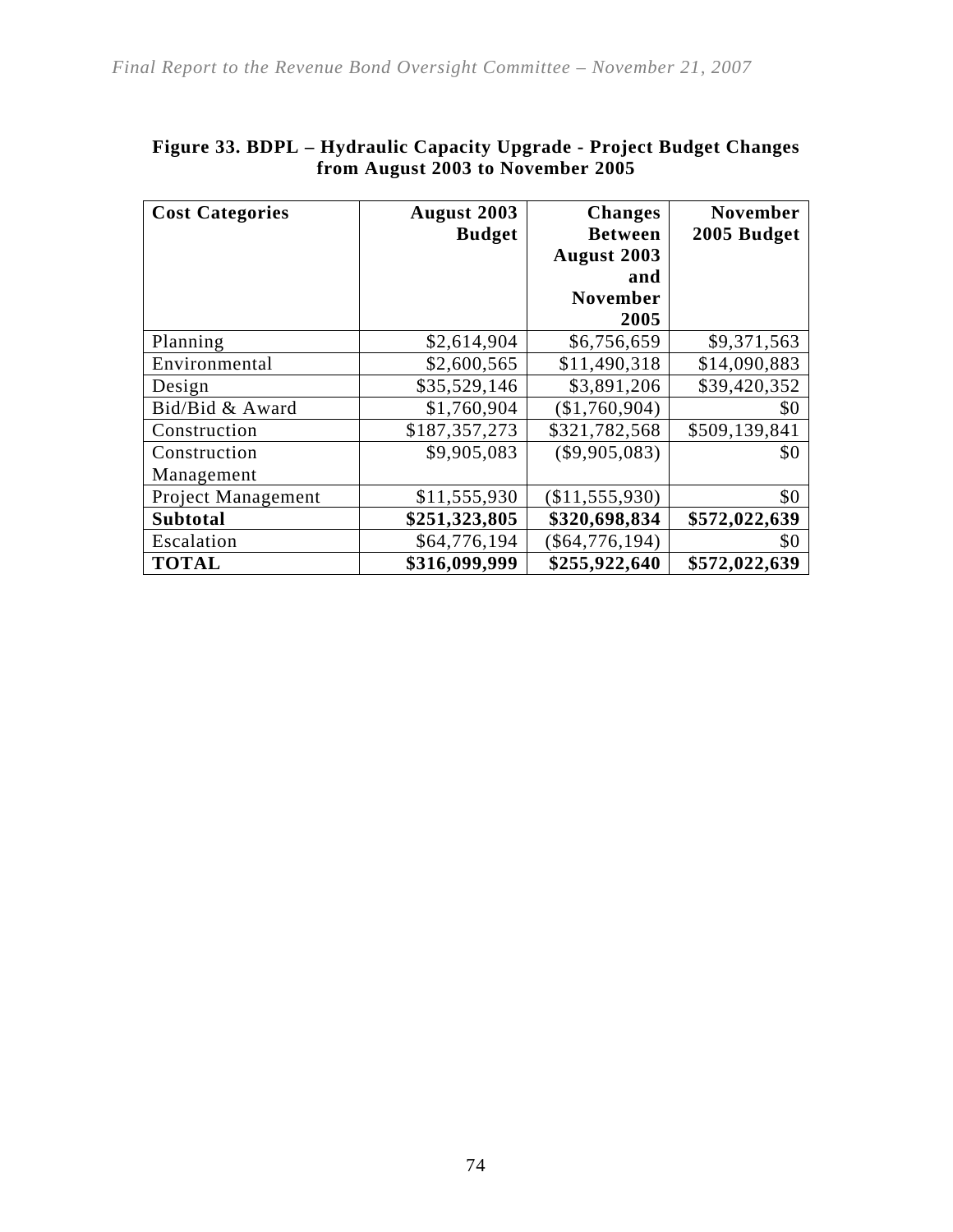**Figure 33. BDPL – Hydraulic Capacity Upgrade - Project Budget Changes from August 2003 to November 2005**

| Cost Categories | August 2003 Budget | Changes Between August 2003 and November 2005 | November 2005 Budget |
|---|---|---|---|
| Planning | \$2,614,904 | \$6,756,659 | \$9,371,563 |
| Environmental | \$2,600,565 | \$11,490,318 | \$14,090,883 |
| Design | \$35,529,146 | \$3,891,206 | \$39,420,352 |
| Bid/Bid & Award | \$1,760,904 | (\$1,760,904) | \$0 |
| Construction | \$187,357,273 | \$321,782,568 | \$509,139,841 |
| Construction Management | \$9,905,083 | (\$9,905,083) | \$0 |
| Project Management | \$11,555,930 | (\$11,555,930) | \$0 |
| **Subtotal** | **\$251,323,805** | **\$320,698,834** | **\$572,022,639** |
| Escalation | \$64,776,194 | (\$64,776,194) | \$0 |
| **TOTAL** | **\$316,099,999** | **\$255,922,640** | **\$572,022,639** |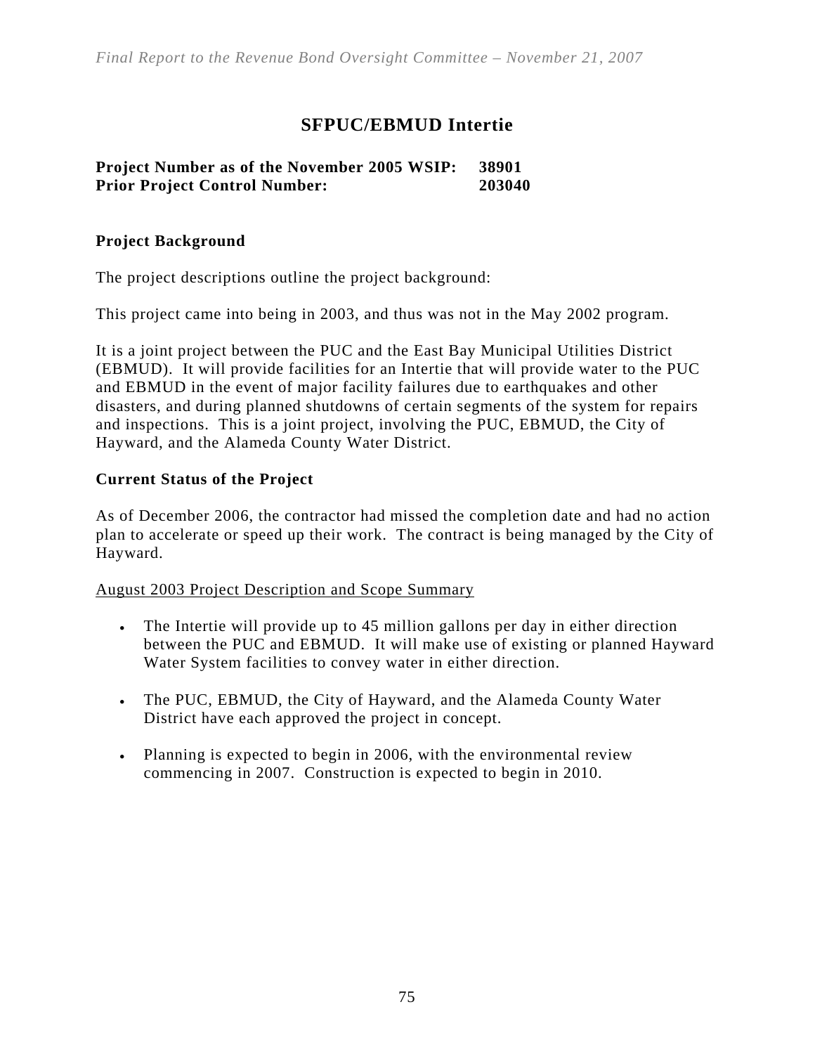## SFPUC/EBMUD Intertie

**Project Number as of the November 2005 WSIP: 38901**
**Prior Project Control Number: 203040**

### Project Background

The project descriptions outline the project background:

This project came into being in 2003, and thus was not in the May 2002 program.

It is a joint project between the PUC and the East Bay Municipal Utilities District (EBMUD). It will provide facilities for an Intertie that will provide water to the PUC and EBMUD in the event of major facility failures due to earthquakes and other disasters, and during planned shutdowns of certain segments of the system for repairs and inspections. This is a joint project, involving the PUC, EBMUD, the City of Hayward, and the Alameda County Water District.

### Current Status of the Project

As of December 2006, the contractor had missed the completion date and had no action plan to accelerate or speed up their work. The contract is being managed by the City of Hayward.

<u>August 2003 Project Description and Scope Summary</u>

- The Intertie will provide up to 45 million gallons per day in either direction between the PUC and EBMUD. It will make use of existing or planned Hayward Water System facilities to convey water in either direction.
- The PUC, EBMUD, the City of Hayward, and the Alameda County Water District have each approved the project in concept.
- Planning is expected to begin in 2006, with the environmental review commencing in 2007. Construction is expected to begin in 2010.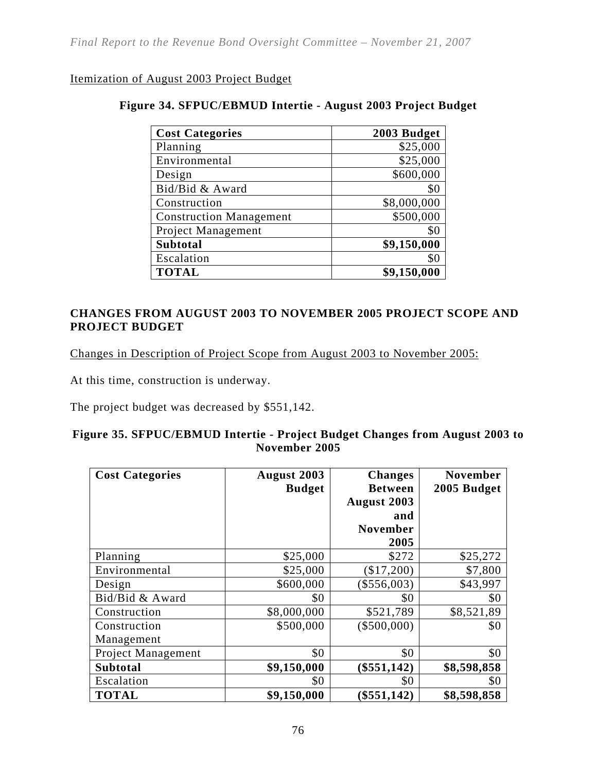Itemization of August 2003 Project Budget

**Figure 34. SFPUC/EBMUD Intertie - August 2003 Project Budget**

| **Cost Categories** | **2003 Budget** |
|---|---:|
| Planning | $25,000 |
| Environmental | $25,000 |
| Design | $600,000 |
| Bid/Bid & Award | $0 |
| Construction | $8,000,000 |
| Construction Management | $500,000 |
| Project Management | $0 |
| **Subtotal** | **$9,150,000** |
| Escalation | $0 |
| **TOTAL** | **$9,150,000** |

**CHANGES FROM AUGUST 2003 TO NOVEMBER 2005 PROJECT SCOPE AND PROJECT BUDGET**

Changes in Description of Project Scope from August 2003 to November 2005:

At this time, construction is underway.

The project budget was decreased by $551,142.

**Figure 35. SFPUC/EBMUD Intertie - Project Budget Changes from August 2003 to November 2005**

| **Cost Categories** | **August 2003 Budget** | **Changes Between August 2003 and November 2005** | **November 2005 Budget** |
|---|---:|---:|---:|
| Planning | $25,000 | $272 | $25,272 |
| Environmental | $25,000 | ($17,200) | $7,800 |
| Design | $600,000 | ($556,003) | $43,997 |
| Bid/Bid & Award | $0 | $0 | $0 |
| Construction | $8,000,000 | $521,789 | $8,521,89 |
| Construction Management | $500,000 | ($500,000) | $0 |
| Project Management | $0 | $0 | $0 |
| **Subtotal** | **$9,150,000** | **($551,142)** | **$8,598,858** |
| Escalation | $0 | $0 | $0 |
| **TOTAL** | **$9,150,000** | **($551,142)** | **$8,598,858** |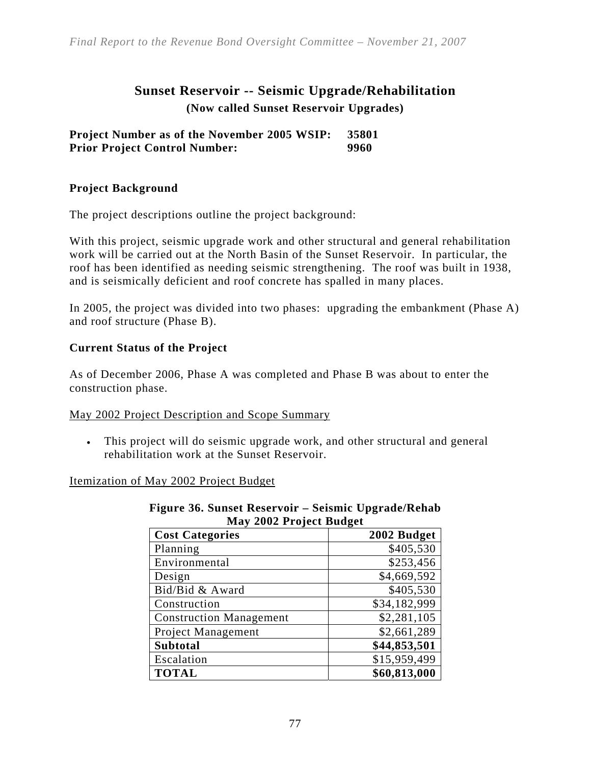## Sunset Reservoir -- Seismic Upgrade/Rehabilitation

**(Now called Sunset Reservoir Upgrades)**

**Project Number as of the November 2005 WSIP: 35801**
**Prior Project Control Number: 9960**

### Project Background

The project descriptions outline the project background:

With this project, seismic upgrade work and other structural and general rehabilitation work will be carried out at the North Basin of the Sunset Reservoir. In particular, the roof has been identified as needing seismic strengthening. The roof was built in 1938, and is seismically deficient and roof concrete has spalled in many places.

In 2005, the project was divided into two phases: upgrading the embankment (Phase A) and roof structure (Phase B).

### Current Status of the Project

As of December 2006, Phase A was completed and Phase B was about to enter the construction phase.

May 2002 Project Description and Scope Summary

- This project will do seismic upgrade work, and other structural and general rehabilitation work at the Sunset Reservoir.

Itemization of May 2002 Project Budget

**Figure 36. Sunset Reservoir – Seismic Upgrade/Rehab May 2002 Project Budget**

| Cost Categories | 2002 Budget |
|---|---:|
| Planning | $405,530 |
| Environmental | $253,456 |
| Design | $4,669,592 |
| Bid/Bid & Award | $405,530 |
| Construction | $34,182,999 |
| Construction Management | $2,281,105 |
| Project Management | $2,661,289 |
| **Subtotal** | **$44,853,501** |
| Escalation | $15,959,499 |
| **TOTAL** | **$60,813,000** |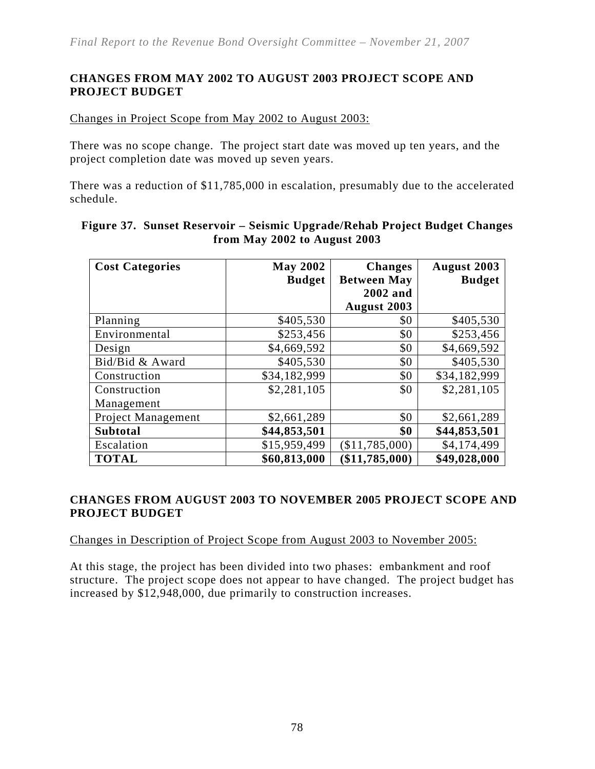## CHANGES FROM MAY 2002 TO AUGUST 2003 PROJECT SCOPE AND PROJECT BUDGET

Changes in Project Scope from May 2002 to August 2003:

There was no scope change. The project start date was moved up ten years, and the project completion date was moved up seven years.

There was a reduction of $11,785,000 in escalation, presumably due to the accelerated schedule.

**Figure 37. Sunset Reservoir – Seismic Upgrade/Rehab Project Budget Changes from May 2002 to August 2003**

| Cost Categories | May 2002 Budget | Changes Between May 2002 and August 2003 | August 2003 Budget |
|---|---:|---:|---:|
| Planning | $405,530 | $0 | $405,530 |
| Environmental | $253,456 | $0 | $253,456 |
| Design | $4,669,592 | $0 | $4,669,592 |
| Bid/Bid & Award | $405,530 | $0 | $405,530 |
| Construction | $34,182,999 | $0 | $34,182,999 |
| Construction Management | $2,281,105 | $0 | $2,281,105 |
| Project Management | $2,661,289 | $0 | $2,661,289 |
| **Subtotal** | **$44,853,501** | **$0** | **$44,853,501** |
| Escalation | $15,959,499 | ($11,785,000) | $4,174,499 |
| **TOTAL** | **$60,813,000** | **($11,785,000)** | **$49,028,000** |

## CHANGES FROM AUGUST 2003 TO NOVEMBER 2005 PROJECT SCOPE AND PROJECT BUDGET

Changes in Description of Project Scope from August 2003 to November 2005:

At this stage, the project has been divided into two phases: embankment and roof structure. The project scope does not appear to have changed. The project budget has increased by $12,948,000, due primarily to construction increases.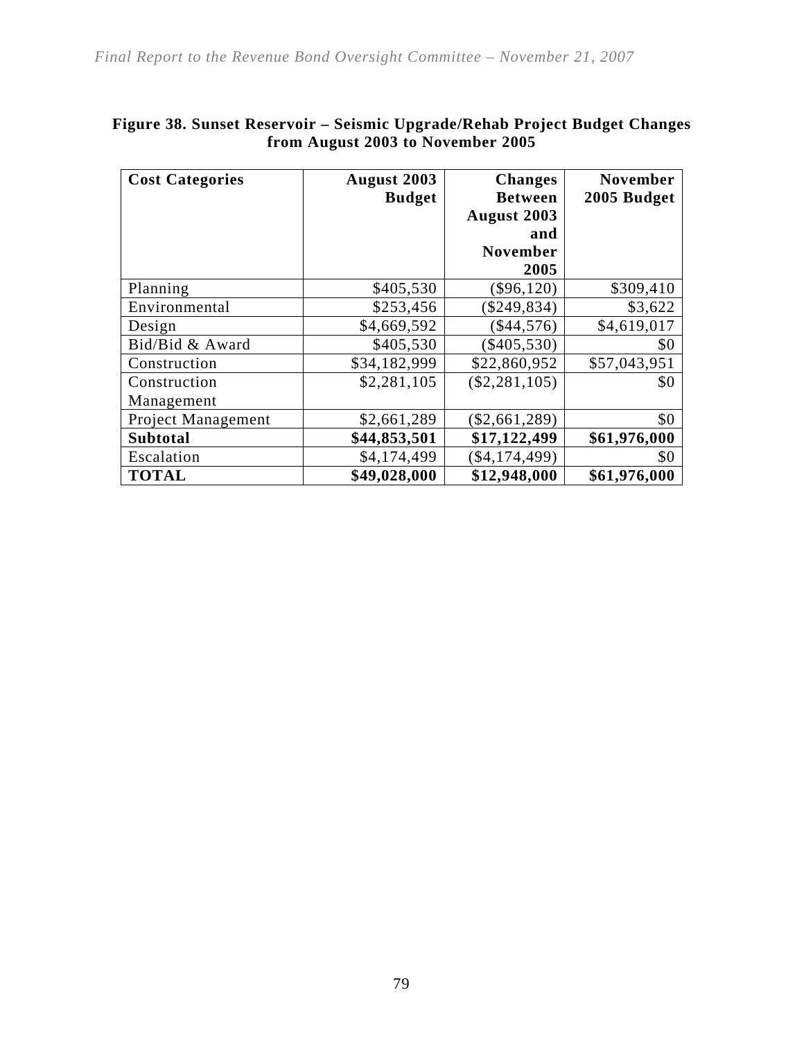**Figure 38. Sunset Reservoir – Seismic Upgrade/Rehab Project Budget Changes from August 2003 to November 2005**

| Cost Categories | August 2003 Budget | Changes Between August 2003 and November 2005 | November 2005 Budget |
|---|---:|---:|---:|
| Planning | $405,530 | ($96,120) | $309,410 |
| Environmental | $253,456 | ($249,834) | $3,622 |
| Design | $4,669,592 | ($44,576) | $4,619,017 |
| Bid/Bid & Award | $405,530 | ($405,530) | $0 |
| Construction | $34,182,999 | $22,860,952 | $57,043,951 |
| Construction Management | $2,281,105 | ($2,281,105) | $0 |
| Project Management | $2,661,289 | ($2,661,289) | $0 |
| **Subtotal** | **$44,853,501** | **$17,122,499** | **$61,976,000** |
| Escalation | $4,174,499 | ($4,174,499) | $0 |
| **TOTAL** | **$49,028,000** | **$12,948,000** | **$61,976,000** |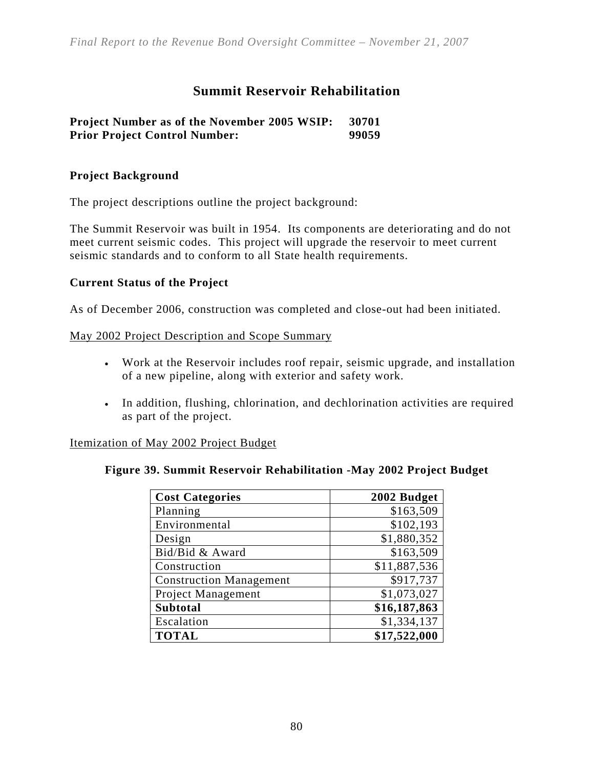## Summit Reservoir Rehabilitation

**Project Number as of the November 2005 WSIP: 30701**
**Prior Project Control Number: 99059**

### Project Background

The project descriptions outline the project background:

The Summit Reservoir was built in 1954. Its components are deteriorating and do not meet current seismic codes. This project will upgrade the reservoir to meet current seismic standards and to conform to all State health requirements.

### Current Status of the Project

As of December 2006, construction was completed and close-out had been initiated.

May 2002 Project Description and Scope Summary

- Work at the Reservoir includes roof repair, seismic upgrade, and installation of a new pipeline, along with exterior and safety work.
- In addition, flushing, chlorination, and dechlorination activities are required as part of the project.

Itemization of May 2002 Project Budget

**Figure 39. Summit Reservoir Rehabilitation -May 2002 Project Budget**

| Cost Categories | 2002 Budget |
|---|---:|
| Planning | $163,509 |
| Environmental | $102,193 |
| Design | $1,880,352 |
| Bid/Bid & Award | $163,509 |
| Construction | $11,887,536 |
| Construction Management | $917,737 |
| Project Management | $1,073,027 |
| **Subtotal** | **$16,187,863** |
| Escalation | $1,334,137 |
| **TOTAL** | **$17,522,000** |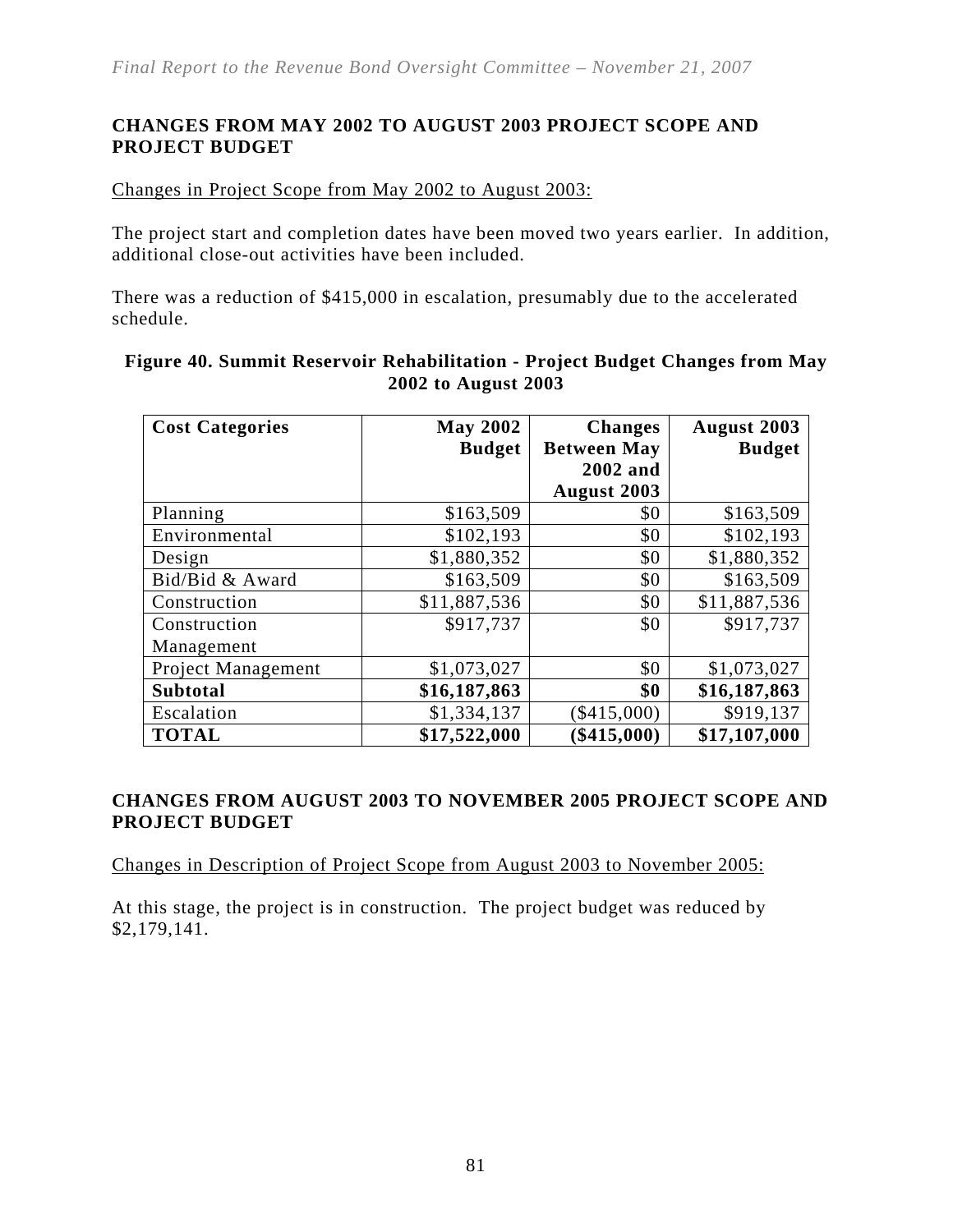## CHANGES FROM MAY 2002 TO AUGUST 2003 PROJECT SCOPE AND PROJECT BUDGET

Changes in Project Scope from May 2002 to August 2003:

The project start and completion dates have been moved two years earlier. In addition, additional close-out activities have been included.

There was a reduction of $415,000 in escalation, presumably due to the accelerated schedule.

**Figure 40. Summit Reservoir Rehabilitation - Project Budget Changes from May 2002 to August 2003**

| Cost Categories | May 2002 Budget | Changes Between May 2002 and August 2003 | August 2003 Budget |
|---|---|---|---|
| Planning | $163,509 | $0 | $163,509 |
| Environmental | $102,193 | $0 | $102,193 |
| Design | $1,880,352 | $0 | $1,880,352 |
| Bid/Bid & Award | $163,509 | $0 | $163,509 |
| Construction | $11,887,536 | $0 | $11,887,536 |
| Construction Management | $917,737 | $0 | $917,737 |
| Project Management | $1,073,027 | $0 | $1,073,027 |
| **Subtotal** | **$16,187,863** | **$0** | **$16,187,863** |
| Escalation | $1,334,137 | ($415,000) | $919,137 |
| **TOTAL** | **$17,522,000** | **($415,000)** | **$17,107,000** |

## CHANGES FROM AUGUST 2003 TO NOVEMBER 2005 PROJECT SCOPE AND PROJECT BUDGET

Changes in Description of Project Scope from August 2003 to November 2005:

At this stage, the project is in construction. The project budget was reduced by $2,179,141.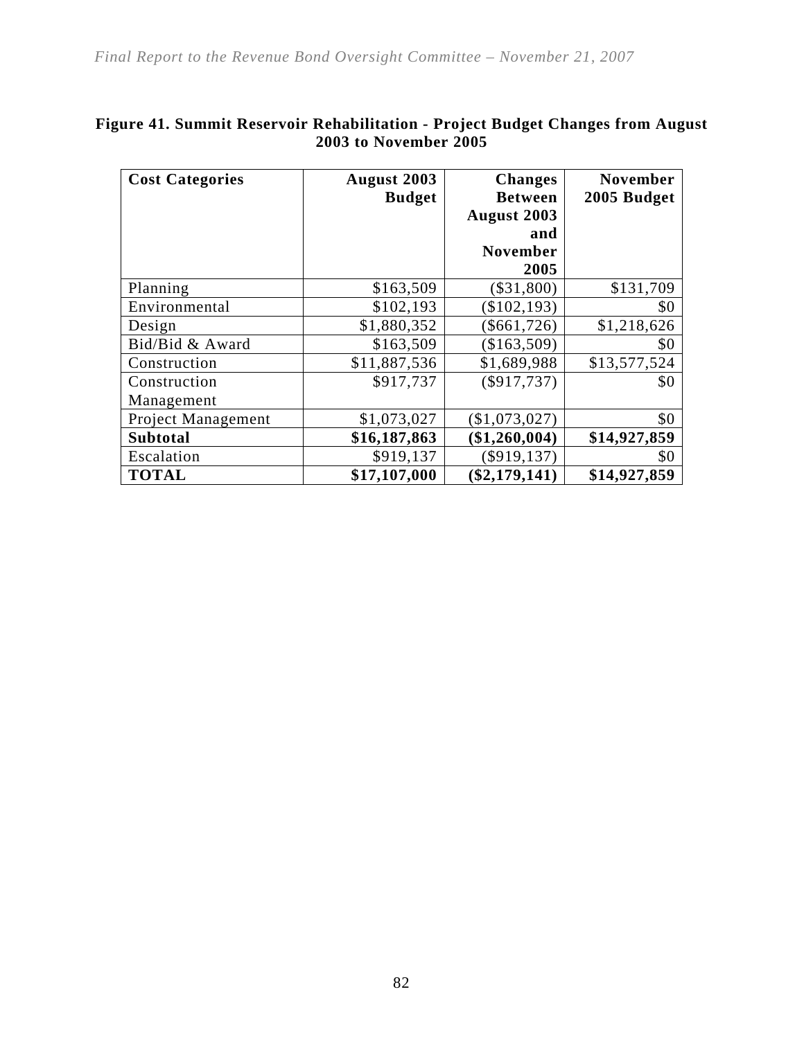**Figure 41. Summit Reservoir Rehabilitation - Project Budget Changes from August 2003 to November 2005**

| Cost Categories | August 2003 Budget | Changes Between August 2003 and November 2005 | November 2005 Budget |
|---|---|---|---|
| Planning | $163,509 | ($31,800) | $131,709 |
| Environmental | $102,193 | ($102,193) | $0 |
| Design | $1,880,352 | ($661,726) | $1,218,626 |
| Bid/Bid & Award | $163,509 | ($163,509) | $0 |
| Construction | $11,887,536 | $1,689,988 | $13,577,524 |
| Construction Management | $917,737 | ($917,737) | $0 |
| Project Management | $1,073,027 | ($1,073,027) | $0 |
| **Subtotal** | **$16,187,863** | **($1,260,004)** | **$14,927,859** |
| Escalation | $919,137 | ($919,137) | $0 |
| **TOTAL** | **$17,107,000** | **($2,179,141)** | **$14,927,859** |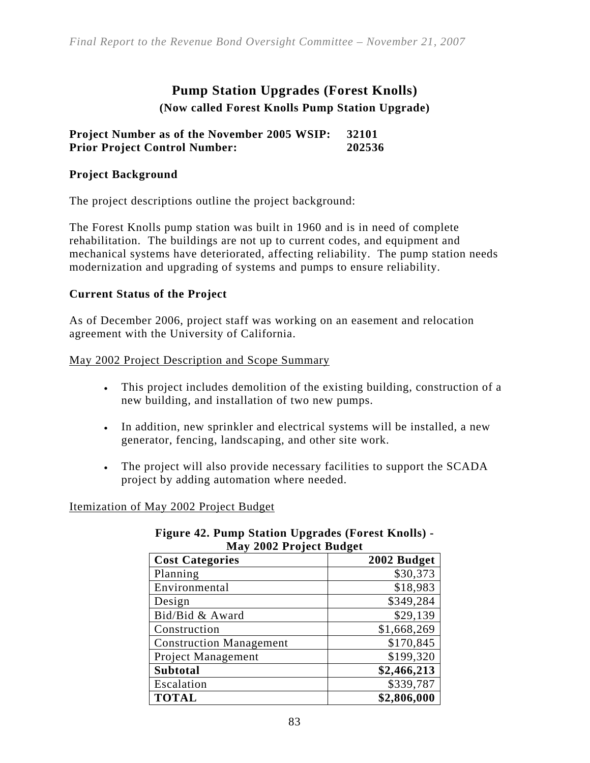# Pump Station Upgrades (Forest Knolls)

**(Now called Forest Knolls Pump Station Upgrade)**

**Project Number as of the November 2005 WSIP: 32101**
**Prior Project Control Number: 202536**

## Project Background

The project descriptions outline the project background:

The Forest Knolls pump station was built in 1960 and is in need of complete rehabilitation. The buildings are not up to current codes, and equipment and mechanical systems have deteriorated, affecting reliability. The pump station needs modernization and upgrading of systems and pumps to ensure reliability.

## Current Status of the Project

As of December 2006, project staff was working on an easement and relocation agreement with the University of California.

<u>May 2002 Project Description and Scope Summary</u>

- This project includes demolition of the existing building, construction of a new building, and installation of two new pumps.
- In addition, new sprinkler and electrical systems will be installed, a new generator, fencing, landscaping, and other site work.
- The project will also provide necessary facilities to support the SCADA project by adding automation where needed.

<u>Itemization of May 2002 Project Budget</u>

**Figure 42. Pump Station Upgrades (Forest Knolls) - May 2002 Project Budget**

| Cost Categories | 2002 Budget |
|---|---:|
| Planning | $30,373 |
| Environmental | $18,983 |
| Design | $349,284 |
| Bid/Bid & Award | $29,139 |
| Construction | $1,668,269 |
| Construction Management | $170,845 |
| Project Management | $199,320 |
| **Subtotal** | **$2,466,213** |
| Escalation | $339,787 |
| **TOTAL** | **$2,806,000** |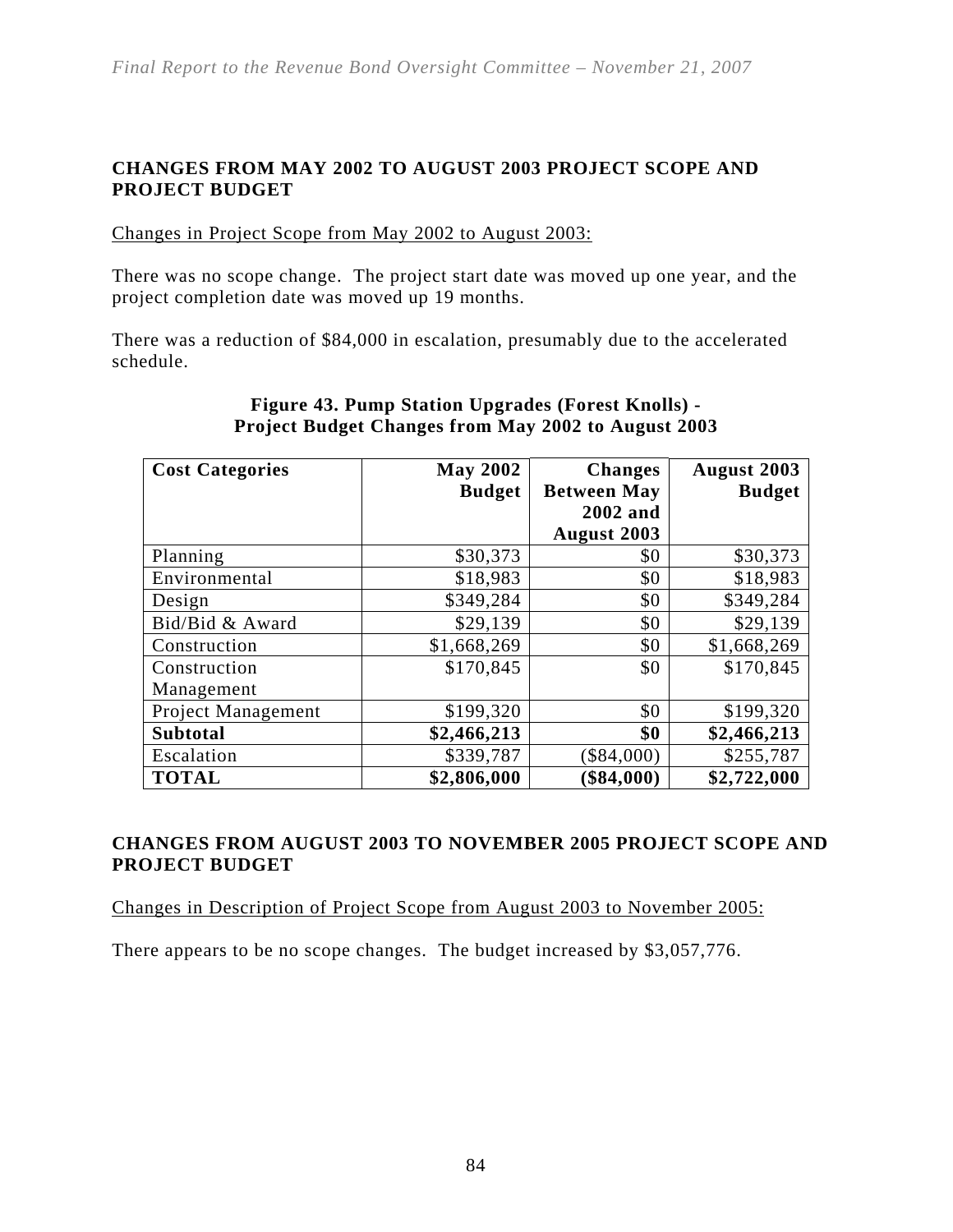## CHANGES FROM MAY 2002 TO AUGUST 2003 PROJECT SCOPE AND PROJECT BUDGET

Changes in Project Scope from May 2002 to August 2003:

There was no scope change. The project start date was moved up one year, and the project completion date was moved up 19 months.

There was a reduction of $84,000 in escalation, presumably due to the accelerated schedule.

**Figure 43. Pump Station Upgrades (Forest Knolls) - Project Budget Changes from May 2002 to August 2003**

| Cost Categories | May 2002 Budget | Changes Between May 2002 and August 2003 | August 2003 Budget |
|---|---|---|---|
| Planning | $30,373 | $0 | $30,373 |
| Environmental | $18,983 | $0 | $18,983 |
| Design | $349,284 | $0 | $349,284 |
| Bid/Bid & Award | $29,139 | $0 | $29,139 |
| Construction | $1,668,269 | $0 | $1,668,269 |
| Construction Management | $170,845 | $0 | $170,845 |
| Project Management | $199,320 | $0 | $199,320 |
| **Subtotal** | **$2,466,213** | **$0** | **$2,466,213** |
| Escalation | $339,787 | ($84,000) | $255,787 |
| **TOTAL** | **$2,806,000** | **($84,000)** | **$2,722,000** |

## CHANGES FROM AUGUST 2003 TO NOVEMBER 2005 PROJECT SCOPE AND PROJECT BUDGET

Changes in Description of Project Scope from August 2003 to November 2005:

There appears to be no scope changes. The budget increased by $3,057,776.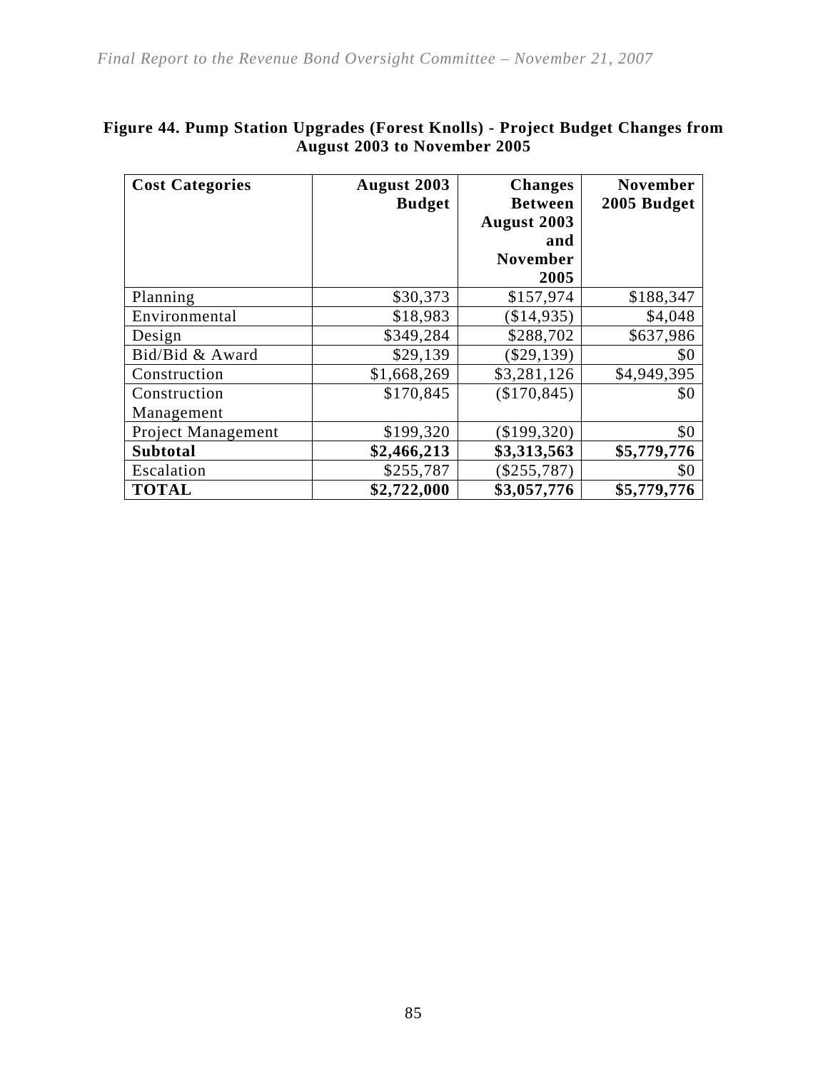**Figure 44. Pump Station Upgrades (Forest Knolls) - Project Budget Changes from August 2003 to November 2005**

| Cost Categories | August 2003 Budget | Changes Between August 2003 and November 2005 | November 2005 Budget |
|---|---|---|---|
| Planning | $30,373 | $157,974 | $188,347 |
| Environmental | $18,983 | ($14,935) | $4,048 |
| Design | $349,284 | $288,702 | $637,986 |
| Bid/Bid & Award | $29,139 | ($29,139) | $0 |
| Construction | $1,668,269 | $3,281,126 | $4,949,395 |
| Construction Management | $170,845 | ($170,845) | $0 |
| Project Management | $199,320 | ($199,320) | $0 |
| **Subtotal** | **$2,466,213** | **$3,313,563** | **$5,779,776** |
| Escalation | $255,787 | ($255,787) | $0 |
| **TOTAL** | **$2,722,000** | **$3,057,776** | **$5,779,776** |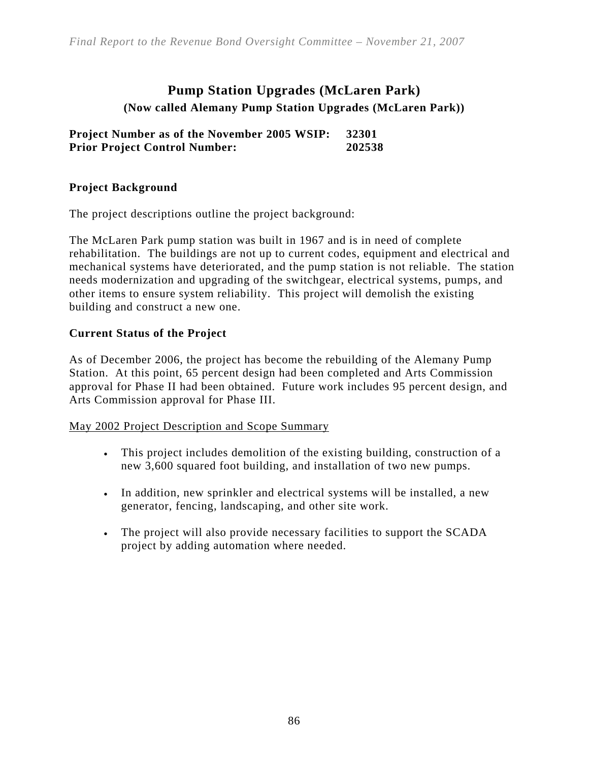## Pump Station Upgrades (McLaren Park)

### (Now called Alemany Pump Station Upgrades (McLaren Park))

**Project Number as of the November 2005 WSIP: 32301**
**Prior Project Control Number: 202538**

**Project Background**

The project descriptions outline the project background:

The McLaren Park pump station was built in 1967 and is in need of complete rehabilitation. The buildings are not up to current codes, equipment and electrical and mechanical systems have deteriorated, and the pump station is not reliable. The station needs modernization and upgrading of the switchgear, electrical systems, pumps, and other items to ensure system reliability. This project will demolish the existing building and construct a new one.

**Current Status of the Project**

As of December 2006, the project has become the rebuilding of the Alemany Pump Station. At this point, 65 percent design had been completed and Arts Commission approval for Phase II had been obtained. Future work includes 95 percent design, and Arts Commission approval for Phase III.

<u>May 2002 Project Description and Scope Summary</u>

- This project includes demolition of the existing building, construction of a new 3,600 squared foot building, and installation of two new pumps.
- In addition, new sprinkler and electrical systems will be installed, a new generator, fencing, landscaping, and other site work.
- The project will also provide necessary facilities to support the SCADA project by adding automation where needed.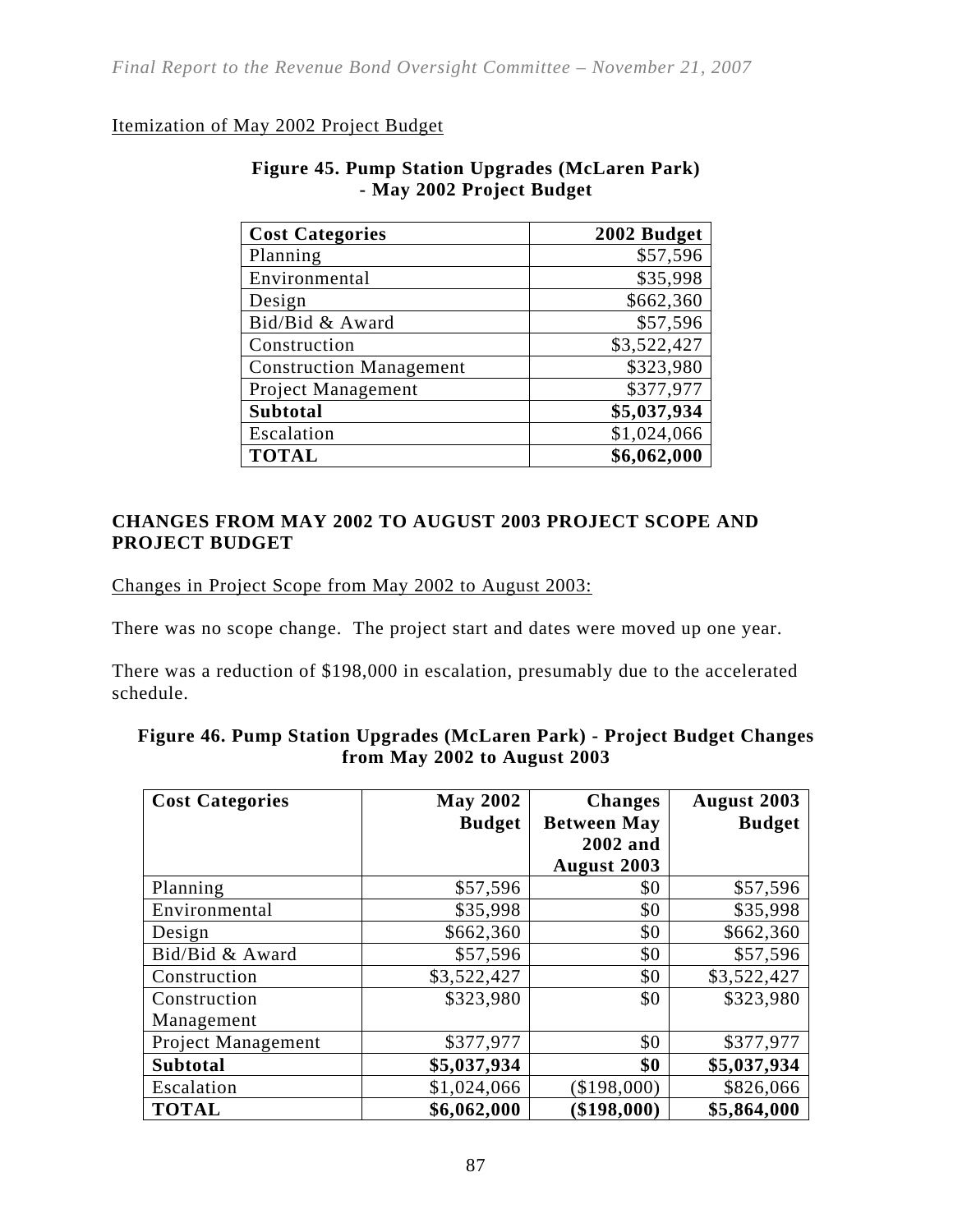Itemization of May 2002 Project Budget

**Figure 45. Pump Station Upgrades (McLaren Park) - May 2002 Project Budget**

| Cost Categories | 2002 Budget |
|---|---:|
| Planning | \$57,596 |
| Environmental | \$35,998 |
| Design | \$662,360 |
| Bid/Bid & Award | \$57,596 |
| Construction | \$3,522,427 |
| Construction Management | \$323,980 |
| Project Management | \$377,977 |
| **Subtotal** | **\$5,037,934** |
| Escalation | \$1,024,066 |
| **TOTAL** | **\$6,062,000** |

## CHANGES FROM MAY 2002 TO AUGUST 2003 PROJECT SCOPE AND PROJECT BUDGET

Changes in Project Scope from May 2002 to August 2003:

There was no scope change. The project start and dates were moved up one year.

There was a reduction of \$198,000 in escalation, presumably due to the accelerated schedule.

**Figure 46. Pump Station Upgrades (McLaren Park) - Project Budget Changes from May 2002 to August 2003**

| Cost Categories | May 2002 Budget | Changes Between May 2002 and August 2003 | August 2003 Budget |
|---|---:|---:|---:|
| Planning | \$57,596 | \$0 | \$57,596 |
| Environmental | \$35,998 | \$0 | \$35,998 |
| Design | \$662,360 | \$0 | \$662,360 |
| Bid/Bid & Award | \$57,596 | \$0 | \$57,596 |
| Construction | \$3,522,427 | \$0 | \$3,522,427 |
| Construction Management | \$323,980 | \$0 | \$323,980 |
| Project Management | \$377,977 | \$0 | \$377,977 |
| **Subtotal** | **\$5,037,934** | **\$0** | **\$5,037,934** |
| Escalation | \$1,024,066 | (\$198,000) | \$826,066 |
| **TOTAL** | **\$6,062,000** | **(\$198,000)** | **\$5,864,000** |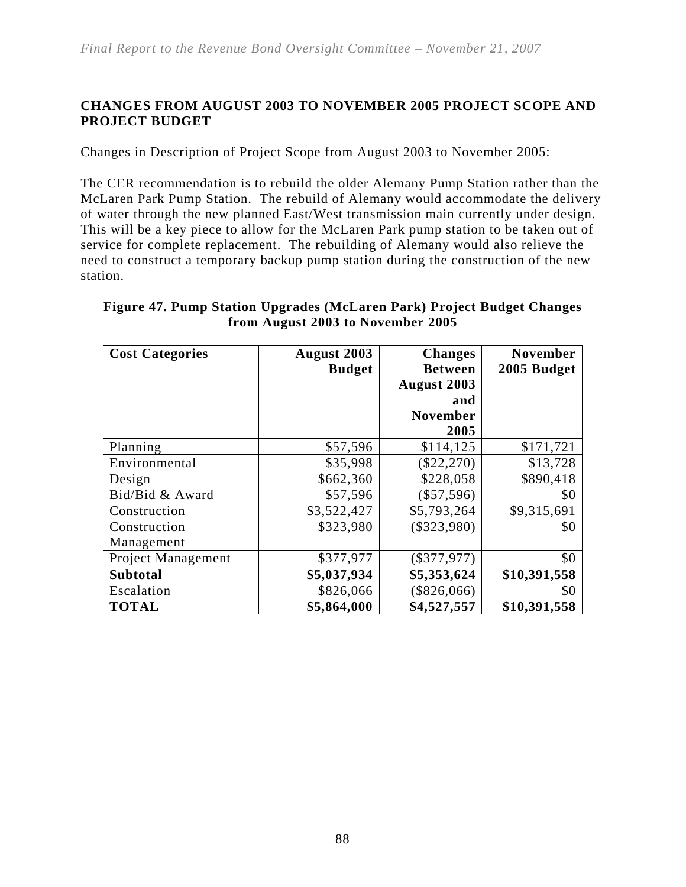## CHANGES FROM AUGUST 2003 TO NOVEMBER 2005 PROJECT SCOPE AND PROJECT BUDGET

Changes in Description of Project Scope from August 2003 to November 2005:

The CER recommendation is to rebuild the older Alemany Pump Station rather than the McLaren Park Pump Station. The rebuild of Alemany would accommodate the delivery of water through the new planned East/West transmission main currently under design. This will be a key piece to allow for the McLaren Park pump station to be taken out of service for complete replacement. The rebuilding of Alemany would also relieve the need to construct a temporary backup pump station during the construction of the new station.

**Figure 47. Pump Station Upgrades (McLaren Park) Project Budget Changes from August 2003 to November 2005**

| Cost Categories | August 2003 Budget | Changes Between August 2003 and November 2005 | November 2005 Budget |
|---|---:|---:|---:|
| Planning | $57,596 | $114,125 | $171,721 |
| Environmental | $35,998 | ($22,270) | $13,728 |
| Design | $662,360 | $228,058 | $890,418 |
| Bid/Bid & Award | $57,596 | ($57,596) | $0 |
| Construction | $3,522,427 | $5,793,264 | $9,315,691 |
| Construction Management | $323,980 | ($323,980) | $0 |
| Project Management | $377,977 | ($377,977) | $0 |
| **Subtotal** | **$5,037,934** | **$5,353,624** | **$10,391,558** |
| Escalation | $826,066 | ($826,066) | $0 |
| **TOTAL** | **$5,864,000** | **$4,527,557** | **$10,391,558** |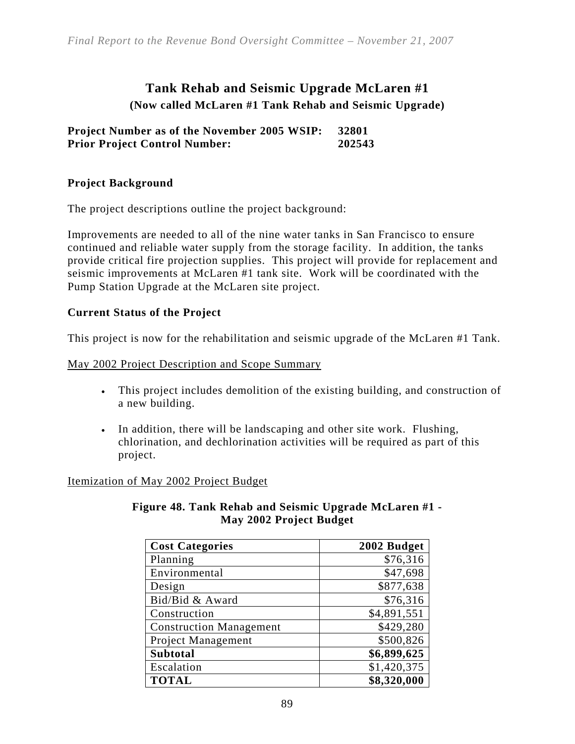## Tank Rehab and Seismic Upgrade McLaren #1

**(Now called McLaren #1 Tank Rehab and Seismic Upgrade)**

**Project Number as of the November 2005 WSIP: 32801**
**Prior Project Control Number: 202543**

### Project Background

The project descriptions outline the project background:

Improvements are needed to all of the nine water tanks in San Francisco to ensure continued and reliable water supply from the storage facility. In addition, the tanks provide critical fire projection supplies. This project will provide for replacement and seismic improvements at McLaren #1 tank site. Work will be coordinated with the Pump Station Upgrade at the McLaren site project.

### Current Status of the Project

This project is now for the rehabilitation and seismic upgrade of the McLaren #1 Tank.

May 2002 Project Description and Scope Summary

- This project includes demolition of the existing building, and construction of a new building.
- In addition, there will be landscaping and other site work. Flushing, chlorination, and dechlorination activities will be required as part of this project.

Itemization of May 2002 Project Budget

**Figure 48. Tank Rehab and Seismic Upgrade McLaren #1 - May 2002 Project Budget**

| Cost Categories | 2002 Budget |
|---|---:|
| Planning | $76,316 |
| Environmental | $47,698 |
| Design | $877,638 |
| Bid/Bid & Award | $76,316 |
| Construction | $4,891,551 |
| Construction Management | $429,280 |
| Project Management | $500,826 |
| **Subtotal** | **$6,899,625** |
| Escalation | $1,420,375 |
| **TOTAL** | **$8,320,000** |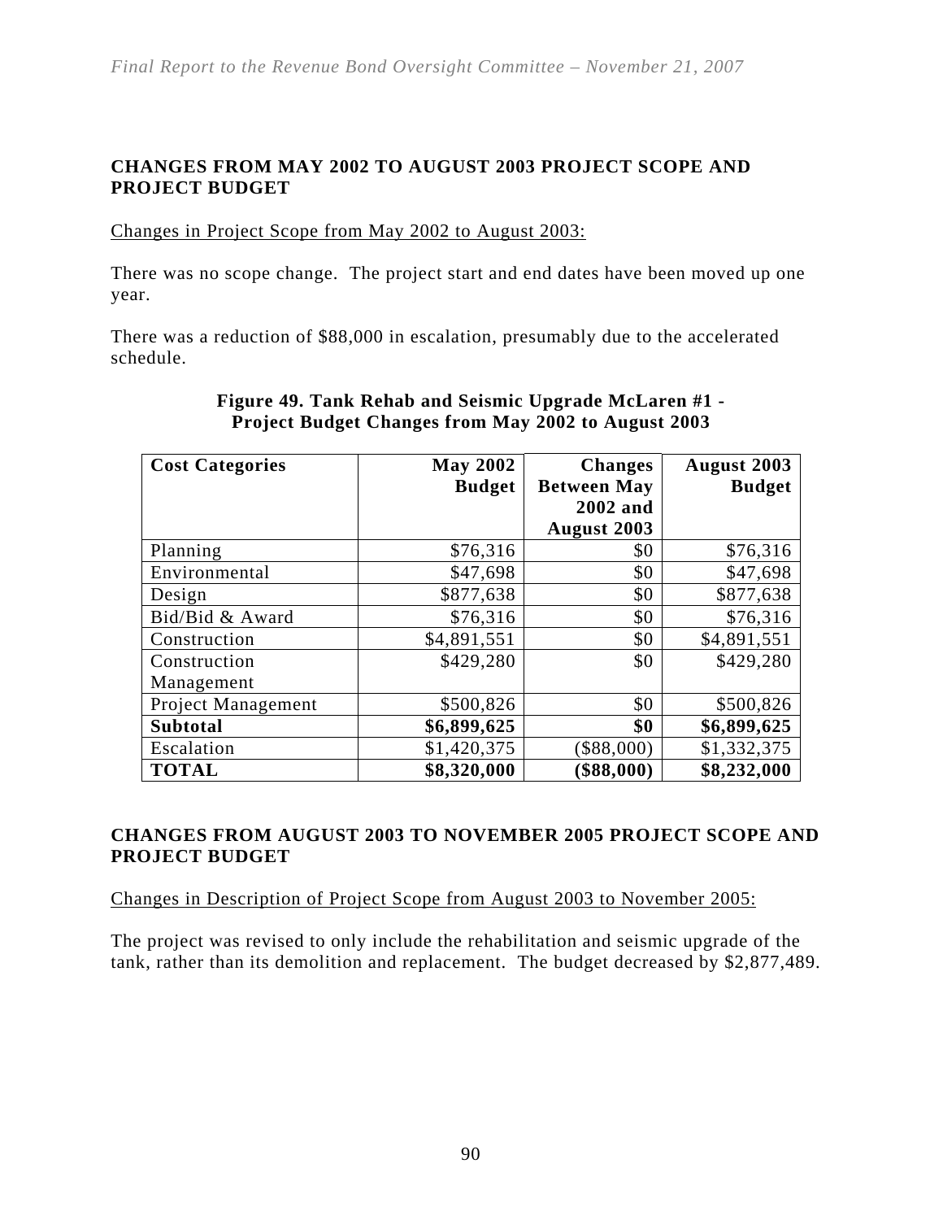## CHANGES FROM MAY 2002 TO AUGUST 2003 PROJECT SCOPE AND PROJECT BUDGET

Changes in Project Scope from May 2002 to August 2003:

There was no scope change. The project start and end dates have been moved up one year.

There was a reduction of $88,000 in escalation, presumably due to the accelerated schedule.

**Figure 49. Tank Rehab and Seismic Upgrade McLaren #1 - Project Budget Changes from May 2002 to August 2003**

| Cost Categories | May 2002 Budget | Changes Between May 2002 and August 2003 | August 2003 Budget |
|---|---|---|---|
| Planning | $76,316 | $0 | $76,316 |
| Environmental | $47,698 | $0 | $47,698 |
| Design | $877,638 | $0 | $877,638 |
| Bid/Bid & Award | $76,316 | $0 | $76,316 |
| Construction | $4,891,551 | $0 | $4,891,551 |
| Construction Management | $429,280 | $0 | $429,280 |
| Project Management | $500,826 | $0 | $500,826 |
| **Subtotal** | **$6,899,625** | **$0** | **$6,899,625** |
| Escalation | $1,420,375 | ($88,000) | $1,332,375 |
| **TOTAL** | **$8,320,000** | **($88,000)** | **$8,232,000** |

## CHANGES FROM AUGUST 2003 TO NOVEMBER 2005 PROJECT SCOPE AND PROJECT BUDGET

Changes in Description of Project Scope from August 2003 to November 2005:

The project was revised to only include the rehabilitation and seismic upgrade of the tank, rather than its demolition and replacement. The budget decreased by $2,877,489.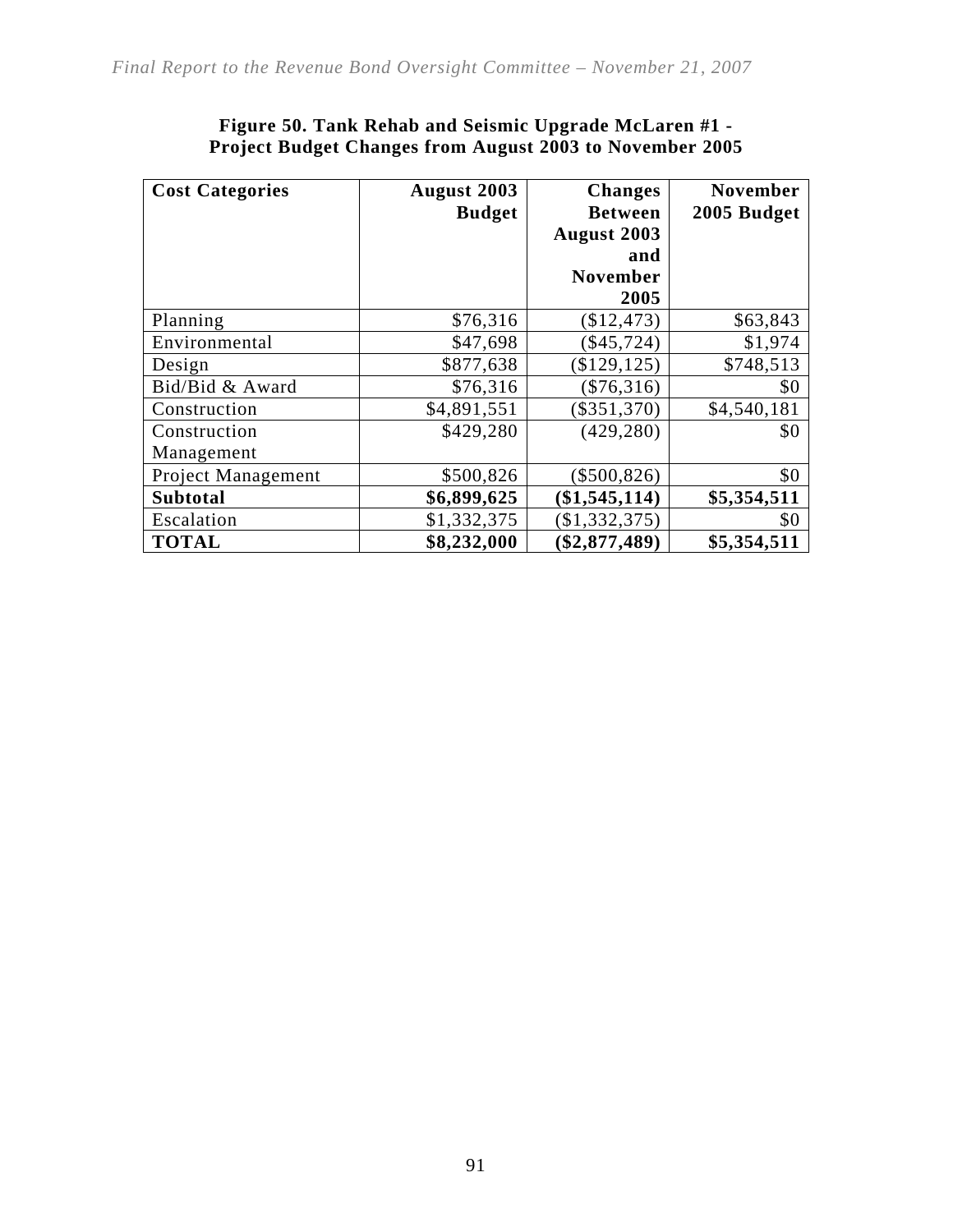**Figure 50. Tank Rehab and Seismic Upgrade McLaren #1 - Project Budget Changes from August 2003 to November 2005**

| Cost Categories | August 2003 Budget | Changes Between August 2003 and November 2005 | November 2005 Budget |
|---|---|---|---|
| Planning | \$76,316 | (\$12,473) | \$63,843 |
| Environmental | \$47,698 | (\$45,724) | \$1,974 |
| Design | \$877,638 | (\$129,125) | \$748,513 |
| Bid/Bid & Award | \$76,316 | (\$76,316) | \$0 |
| Construction | \$4,891,551 | (\$351,370) | \$4,540,181 |
| Construction Management | \$429,280 | (429,280) | \$0 |
| Project Management | \$500,826 | (\$500,826) | \$0 |
| **Subtotal** | **\$6,899,625** | **(\$1,545,114)** | **\$5,354,511** |
| Escalation | \$1,332,375 | (\$1,332,375) | \$0 |
| **TOTAL** | **\$8,232,000** | **(\$2,877,489)** | **\$5,354,511** |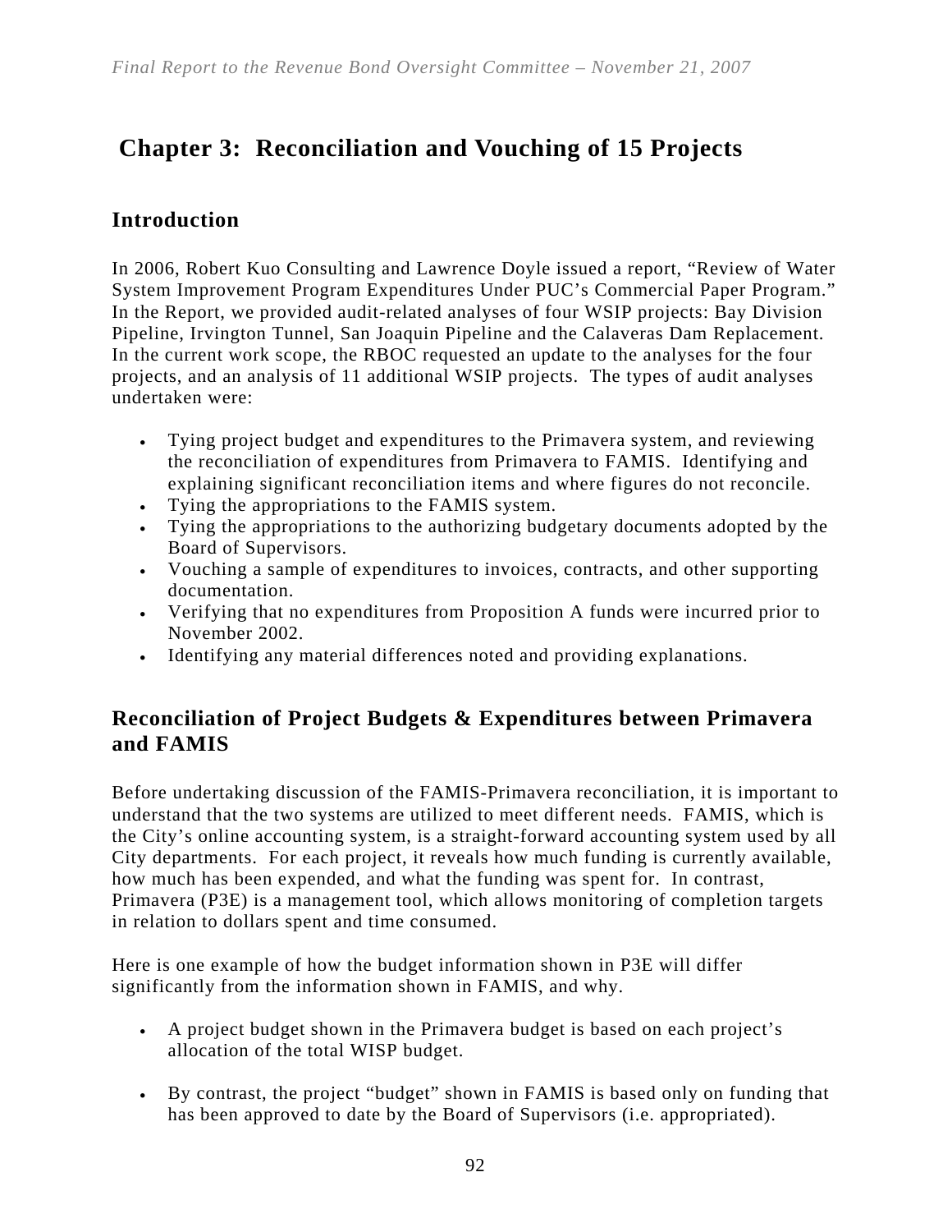# Chapter 3: Reconciliation and Vouching of 15 Projects

## Introduction

In 2006, Robert Kuo Consulting and Lawrence Doyle issued a report, "Review of Water System Improvement Program Expenditures Under PUC's Commercial Paper Program." In the Report, we provided audit-related analyses of four WSIP projects: Bay Division Pipeline, Irvington Tunnel, San Joaquin Pipeline and the Calaveras Dam Replacement. In the current work scope, the RBOC requested an update to the analyses for the four projects, and an analysis of 11 additional WSIP projects. The types of audit analyses undertaken were:

- Tying project budget and expenditures to the Primavera system, and reviewing the reconciliation of expenditures from Primavera to FAMIS. Identifying and explaining significant reconciliation items and where figures do not reconcile.
- Tying the appropriations to the FAMIS system.
- Tying the appropriations to the authorizing budgetary documents adopted by the Board of Supervisors.
- Vouching a sample of expenditures to invoices, contracts, and other supporting documentation.
- Verifying that no expenditures from Proposition A funds were incurred prior to November 2002.
- Identifying any material differences noted and providing explanations.

## Reconciliation of Project Budgets & Expenditures between Primavera and FAMIS

Before undertaking discussion of the FAMIS-Primavera reconciliation, it is important to understand that the two systems are utilized to meet different needs. FAMIS, which is the City's online accounting system, is a straight-forward accounting system used by all City departments. For each project, it reveals how much funding is currently available, how much has been expended, and what the funding was spent for. In contrast, Primavera (P3E) is a management tool, which allows monitoring of completion targets in relation to dollars spent and time consumed.

Here is one example of how the budget information shown in P3E will differ significantly from the information shown in FAMIS, and why.

- A project budget shown in the Primavera budget is based on each project's allocation of the total WISP budget.

- By contrast, the project "budget" shown in FAMIS is based only on funding that has been approved to date by the Board of Supervisors (i.e. appropriated).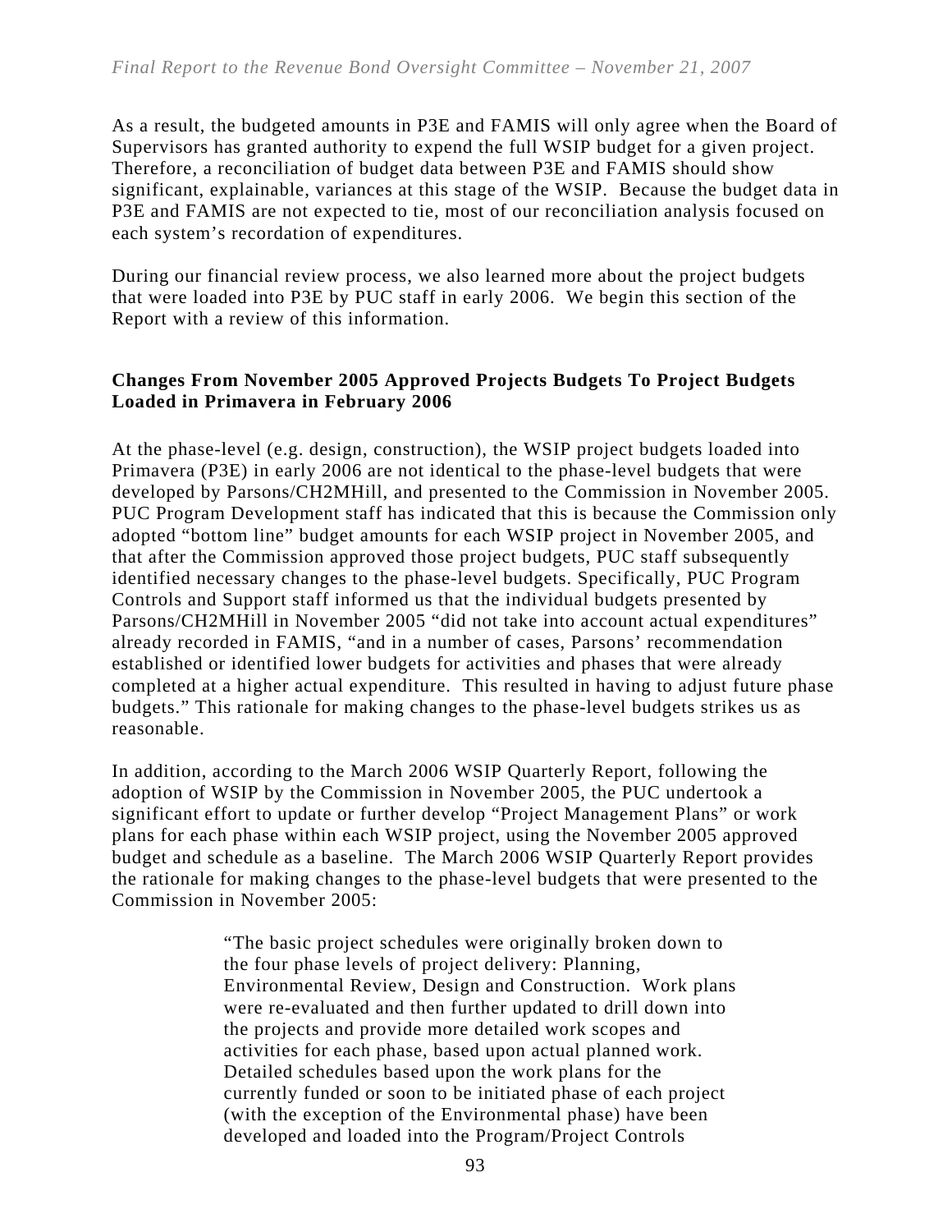As a result, the budgeted amounts in P3E and FAMIS will only agree when the Board of Supervisors has granted authority to expend the full WSIP budget for a given project. Therefore, a reconciliation of budget data between P3E and FAMIS should show significant, explainable, variances at this stage of the WSIP. Because the budget data in P3E and FAMIS are not expected to tie, most of our reconciliation analysis focused on each system's recordation of expenditures.

During our financial review process, we also learned more about the project budgets that were loaded into P3E by PUC staff in early 2006. We begin this section of the Report with a review of this information.

**Changes From November 2005 Approved Projects Budgets To Project Budgets Loaded in Primavera in February 2006**

At the phase-level (e.g. design, construction), the WSIP project budgets loaded into Primavera (P3E) in early 2006 are not identical to the phase-level budgets that were developed by Parsons/CH2MHill, and presented to the Commission in November 2005. PUC Program Development staff has indicated that this is because the Commission only adopted "bottom line" budget amounts for each WSIP project in November 2005, and that after the Commission approved those project budgets, PUC staff subsequently identified necessary changes to the phase-level budgets. Specifically, PUC Program Controls and Support staff informed us that the individual budgets presented by Parsons/CH2MHill in November 2005 "did not take into account actual expenditures" already recorded in FAMIS, "and in a number of cases, Parsons' recommendation established or identified lower budgets for activities and phases that were already completed at a higher actual expenditure. This resulted in having to adjust future phase budgets." This rationale for making changes to the phase-level budgets strikes us as reasonable.

In addition, according to the March 2006 WSIP Quarterly Report, following the adoption of WSIP by the Commission in November 2005, the PUC undertook a significant effort to update or further develop "Project Management Plans" or work plans for each phase within each WSIP project, using the November 2005 approved budget and schedule as a baseline. The March 2006 WSIP Quarterly Report provides the rationale for making changes to the phase-level budgets that were presented to the Commission in November 2005:

> "The basic project schedules were originally broken down to the four phase levels of project delivery: Planning, Environmental Review, Design and Construction. Work plans were re-evaluated and then further updated to drill down into the projects and provide more detailed work scopes and activities for each phase, based upon actual planned work. Detailed schedules based upon the work plans for the currently funded or soon to be initiated phase of each project (with the exception of the Environmental phase) have been developed and loaded into the Program/Project Controls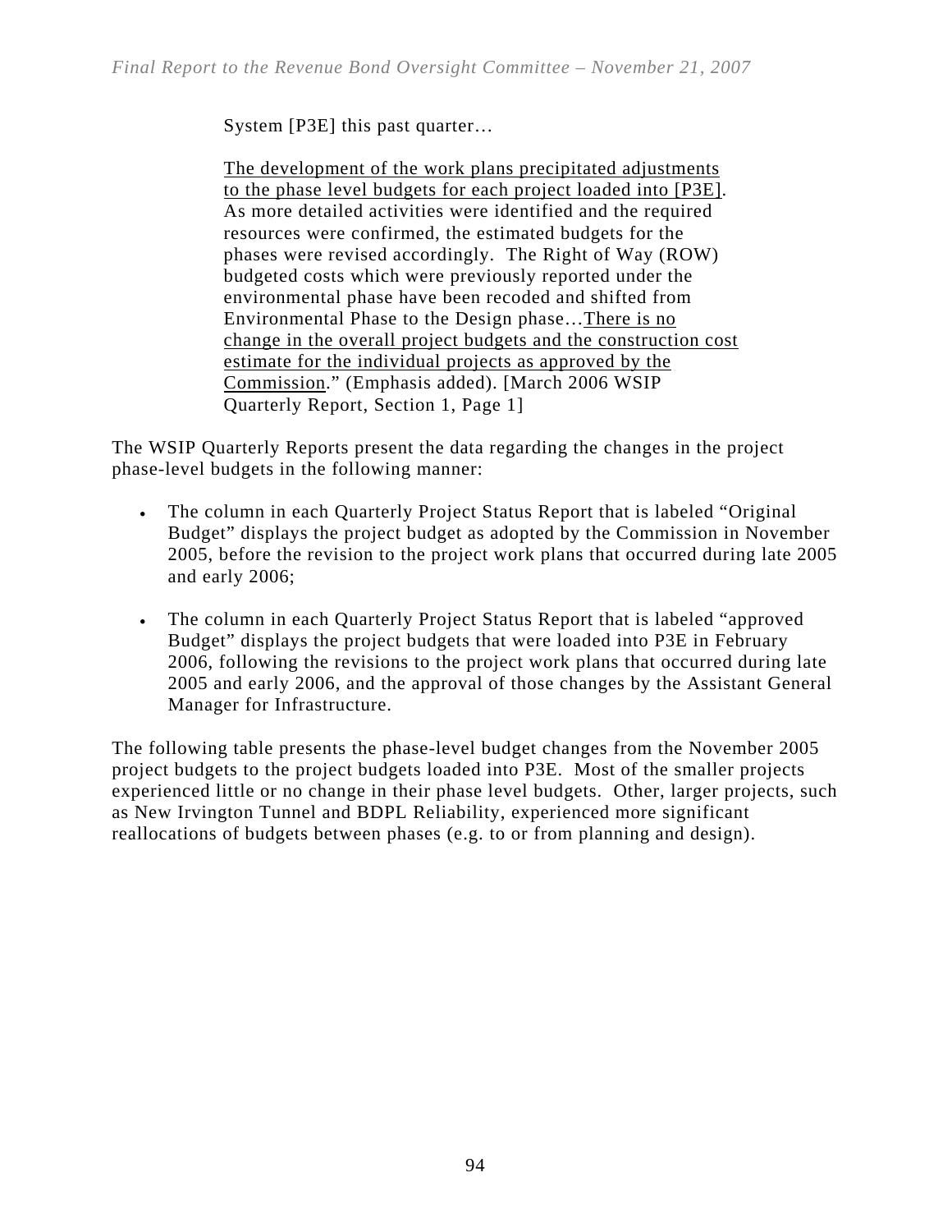> System [P3E] this past quarter…
>
> <u>The development of the work plans precipitated adjustments to the phase level budgets for each project loaded into [P3E]</u>. As more detailed activities were identified and the required resources were confirmed, the estimated budgets for the phases were revised accordingly. The Right of Way (ROW) budgeted costs which were previously reported under the environmental phase have been recoded and shifted from Environmental Phase to the Design phase…<u>There is no change in the overall project budgets and the construction cost estimate for the individual projects as approved by the Commission</u>." (Emphasis added). [March 2006 WSIP Quarterly Report, Section 1, Page 1]

The WSIP Quarterly Reports present the data regarding the changes in the project phase-level budgets in the following manner:

- The column in each Quarterly Project Status Report that is labeled "Original Budget" displays the project budget as adopted by the Commission in November 2005, before the revision to the project work plans that occurred during late 2005 and early 2006;

- The column in each Quarterly Project Status Report that is labeled "approved Budget" displays the project budgets that were loaded into P3E in February 2006, following the revisions to the project work plans that occurred during late 2005 and early 2006, and the approval of those changes by the Assistant General Manager for Infrastructure.

The following table presents the phase-level budget changes from the November 2005 project budgets to the project budgets loaded into P3E. Most of the smaller projects experienced little or no change in their phase level budgets. Other, larger projects, such as New Irvington Tunnel and BDPL Reliability, experienced more significant reallocations of budgets between phases (e.g. to or from planning and design).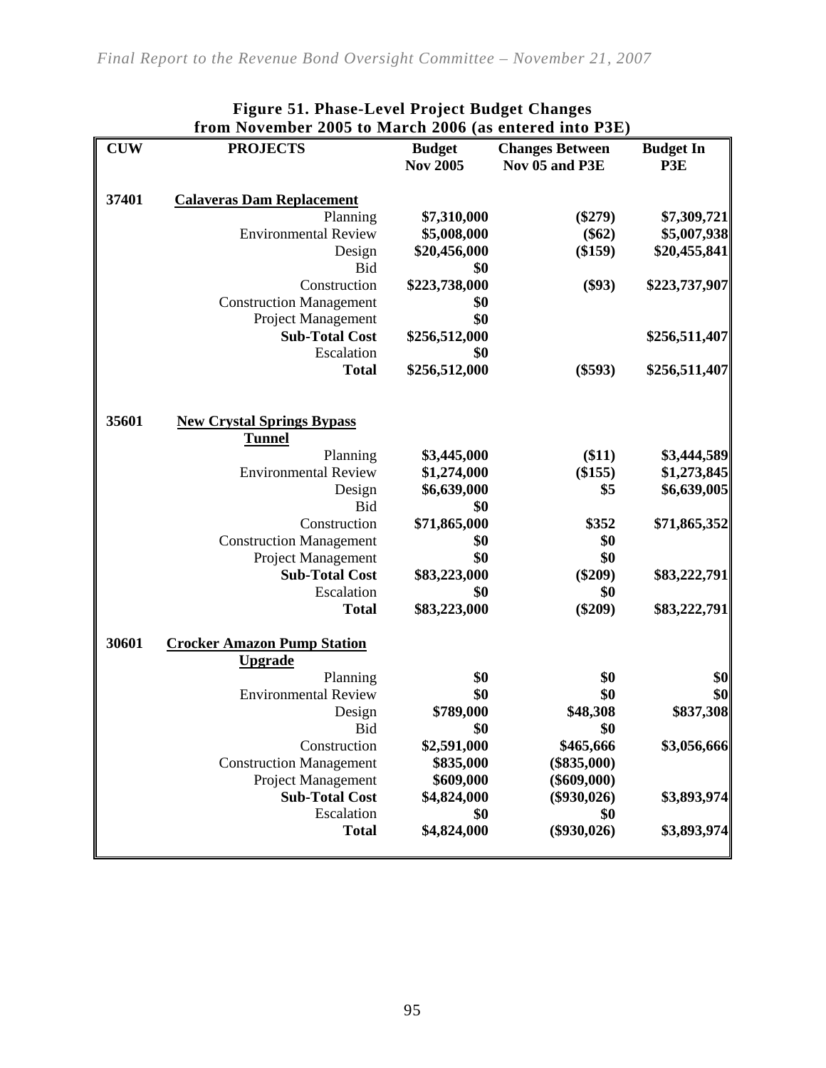**Figure 51. Phase-Level Project Budget Changes from November 2005 to March 2006 (as entered into P3E)**

| CUW | PROJECTS | Budget Nov 2005 | Changes Between Nov 05 and P3E | Budget In P3E |
|---|---|---|---|---|
| 37401 | **Calaveras Dam Replacement** | | | |
| | Planning | $7,310,000 | ($279) | $7,309,721 |
| | Environmental Review | $5,008,000 | ($62) | $5,007,938 |
| | Design | $20,456,000 | ($159) | $20,455,841 |
| | Bid | $0 | | |
| | Construction | $223,738,000 | ($93) | $223,737,907 |
| | Construction Management | $0 | | |
| | Project Management | $0 | | |
| | **Sub-Total Cost** | $256,512,000 | | $256,511,407 |
| | Escalation | $0 | | |
| | **Total** | $256,512,000 | ($593) | $256,511,407 |
| 35601 | **New Crystal Springs Bypass Tunnel** | | | |
| | Planning | $3,445,000 | ($11) | $3,444,589 |
| | Environmental Review | $1,274,000 | ($155) | $1,273,845 |
| | Design | $6,639,000 | $5 | $6,639,005 |
| | Bid | $0 | | |
| | Construction | $71,865,000 | $352 | $71,865,352 |
| | Construction Management | $0 | $0 | |
| | Project Management | $0 | $0 | |
| | **Sub-Total Cost** | $83,223,000 | ($209) | $83,222,791 |
| | Escalation | $0 | $0 | |
| | **Total** | $83,223,000 | ($209) | $83,222,791 |
| 30601 | **Crocker Amazon Pump Station Upgrade** | | | |
| | Planning | $0 | $0 | $0 |
| | Environmental Review | $0 | $0 | $0 |
| | Design | $789,000 | $48,308 | $837,308 |
| | Bid | $0 | $0 | |
| | Construction | $2,591,000 | $465,666 | $3,056,666 |
| | Construction Management | $835,000 | ($835,000) | |
| | Project Management | $609,000 | ($609,000) | |
| | **Sub-Total Cost** | $4,824,000 | ($930,026) | $3,893,974 |
| | Escalation | $0 | $0 | |
| | **Total** | $4,824,000 | ($930,026) | $3,893,974 |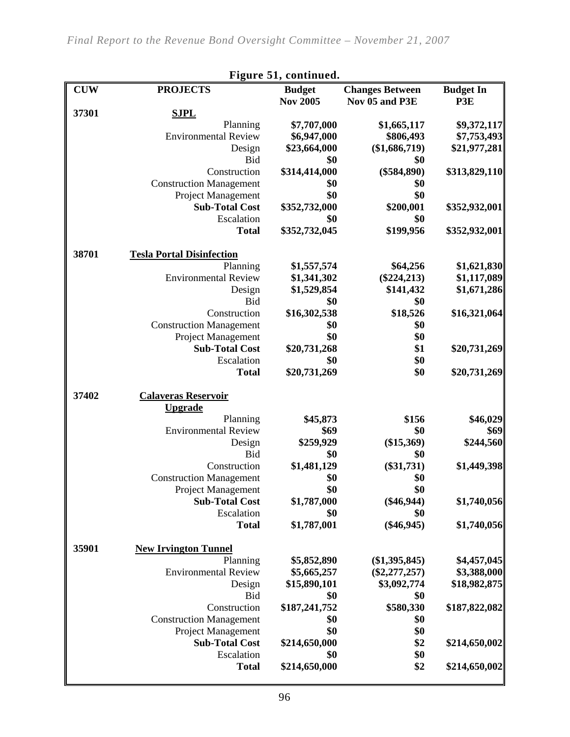**Figure 51, continued.**

| CUW | PROJECTS | Budget Nov 2005 | Changes Between Nov 05 and P3E | Budget In P3E |
|---|---|---|---|---|
| 37301 | **SJPL** | | | |
| | Planning | $7,707,000 | $1,665,117 | $9,372,117 |
| | Environmental Review | $6,947,000 | $806,493 | $7,753,493 |
| | Design | $23,664,000 | ($1,686,719) | $21,977,281 |
| | Bid | $0 | $0 | |
| | Construction | $314,414,000 | ($584,890) | $313,829,110 |
| | Construction Management | $0 | $0 | |
| | Project Management | $0 | $0 | |
| | **Sub-Total Cost** | $352,732,000 | $200,001 | $352,932,001 |
| | Escalation | $0 | $0 | |
| | **Total** | $352,732,045 | $199,956 | $352,932,001 |
| 38701 | **Tesla Portal Disinfection** | | | |
| | Planning | $1,557,574 | $64,256 | $1,621,830 |
| | Environmental Review | $1,341,302 | ($224,213) | $1,117,089 |
| | Design | $1,529,854 | $141,432 | $1,671,286 |
| | Bid | $0 | $0 | |
| | Construction | $16,302,538 | $18,526 | $16,321,064 |
| | Construction Management | $0 | $0 | |
| | Project Management | $0 | $0 | |
| | **Sub-Total Cost** | $20,731,268 | $1 | $20,731,269 |
| | Escalation | $0 | $0 | |
| | **Total** | $20,731,269 | $0 | $20,731,269 |
| 37402 | **Calaveras Reservoir Upgrade** | | | |
| | Planning | $45,873 | $156 | $46,029 |
| | Environmental Review | $69 | $0 | $69 |
| | Design | $259,929 | ($15,369) | $244,560 |
| | Bid | $0 | $0 | |
| | Construction | $1,481,129 | ($31,731) | $1,449,398 |
| | Construction Management | $0 | $0 | |
| | Project Management | $0 | $0 | |
| | **Sub-Total Cost** | $1,787,000 | ($46,944) | $1,740,056 |
| | Escalation | $0 | $0 | |
| | **Total** | $1,787,001 | ($46,945) | $1,740,056 |
| 35901 | **New Irvington Tunnel** | | | |
| | Planning | $5,852,890 | ($1,395,845) | $4,457,045 |
| | Environmental Review | $5,665,257 | ($2,277,257) | $3,388,000 |
| | Design | $15,890,101 | $3,092,774 | $18,982,875 |
| | Bid | $0 | $0 | |
| | Construction | $187,241,752 | $580,330 | $187,822,082 |
| | Construction Management | $0 | $0 | |
| | Project Management | $0 | $0 | |
| | **Sub-Total Cost** | $214,650,000 | $2 | $214,650,002 |
| | Escalation | $0 | $0 | |
| | **Total** | $214,650,000 | $2 | $214,650,002 |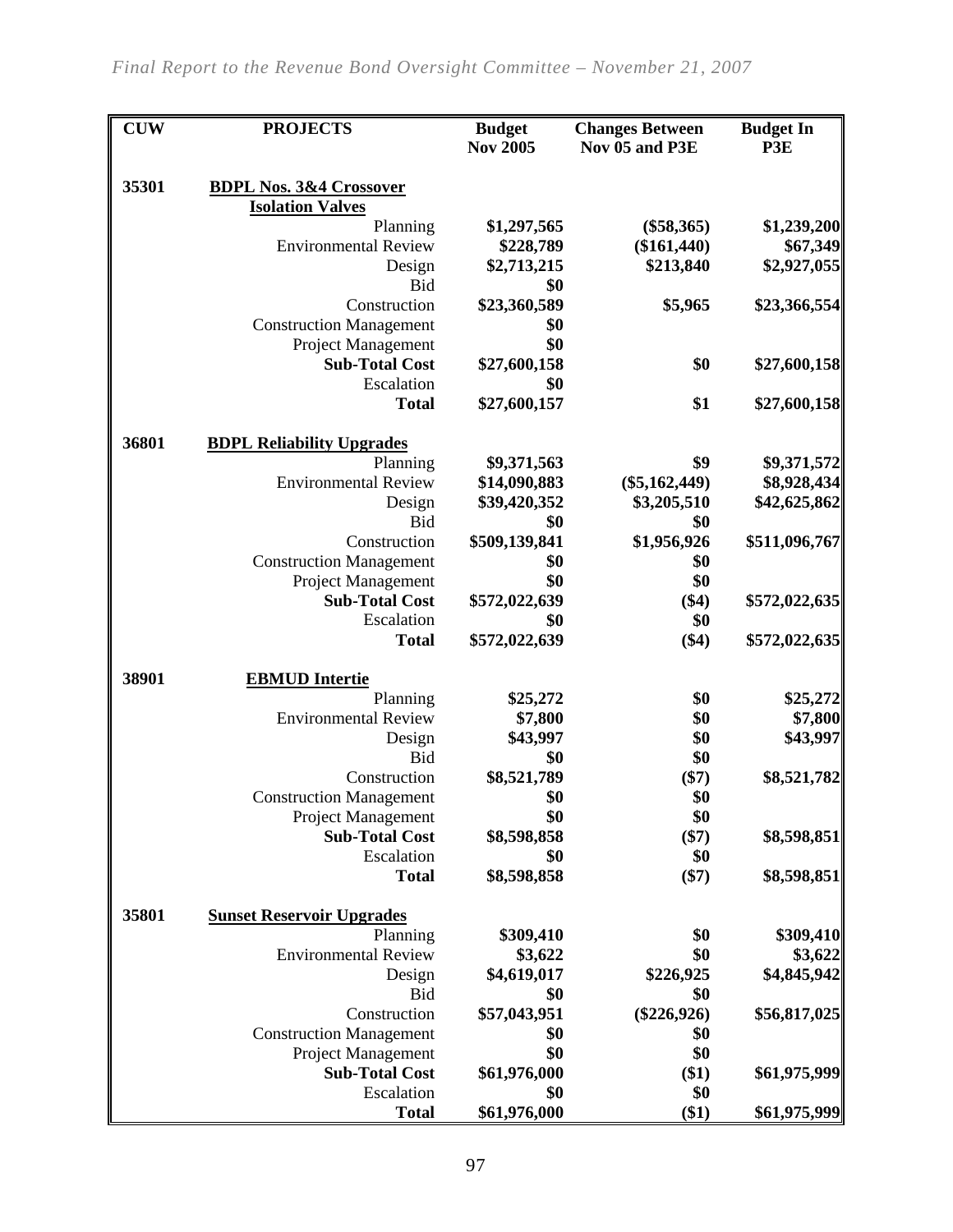| CUW | PROJECTS | Budget Nov 2005 | Changes Between Nov 05 and P3E | Budget In P3E |
|---|---|---|---|---|
| 35301 | **BDPL Nos. 3&4 Crossover Isolation Valves** | | | |
| | Planning | $1,297,565 | ($58,365) | $1,239,200 |
| | Environmental Review | $228,789 | ($161,440) | $67,349 |
| | Design | $2,713,215 | $213,840 | $2,927,055 |
| | Bid | $0 | | |
| | Construction | $23,360,589 | $5,965 | $23,366,554 |
| | Construction Management | $0 | | |
| | Project Management | $0 | | |
| | **Sub-Total Cost** | $27,600,158 | $0 | $27,600,158 |
| | Escalation | $0 | | |
| | **Total** | $27,600,157 | $1 | $27,600,158 |
| 36801 | **BDPL Reliability Upgrades** | | | |
| | Planning | $9,371,563 | $9 | $9,371,572 |
| | Environmental Review | $14,090,883 | ($5,162,449) | $8,928,434 |
| | Design | $39,420,352 | $3,205,510 | $42,625,862 |
| | Bid | $0 | $0 | |
| | Construction | $509,139,841 | $1,956,926 | $511,096,767 |
| | Construction Management | $0 | $0 | |
| | Project Management | $0 | $0 | |
| | **Sub-Total Cost** | $572,022,639 | ($4) | $572,022,635 |
| | Escalation | $0 | $0 | |
| | **Total** | $572,022,639 | ($4) | $572,022,635 |
| 38901 | **EBMUD Intertie** | | | |
| | Planning | $25,272 | $0 | $25,272 |
| | Environmental Review | $7,800 | $0 | $7,800 |
| | Design | $43,997 | $0 | $43,997 |
| | Bid | $0 | $0 | |
| | Construction | $8,521,789 | ($7) | $8,521,782 |
| | Construction Management | $0 | $0 | |
| | Project Management | $0 | $0 | |
| | **Sub-Total Cost** | $8,598,858 | ($7) | $8,598,851 |
| | Escalation | $0 | $0 | |
| | **Total** | $8,598,858 | ($7) | $8,598,851 |
| 35801 | **Sunset Reservoir Upgrades** | | | |
| | Planning | $309,410 | $0 | $309,410 |
| | Environmental Review | $3,622 | $0 | $3,622 |
| | Design | $4,619,017 | $226,925 | $4,845,942 |
| | Bid | $0 | $0 | |
| | Construction | $57,043,951 | ($226,926) | $56,817,025 |
| | Construction Management | $0 | $0 | |
| | Project Management | $0 | $0 | |
| | **Sub-Total Cost** | $61,976,000 | ($1) | $61,975,999 |
| | Escalation | $0 | $0 | |
| | **Total** | $61,976,000 | ($1) | $61,975,999 |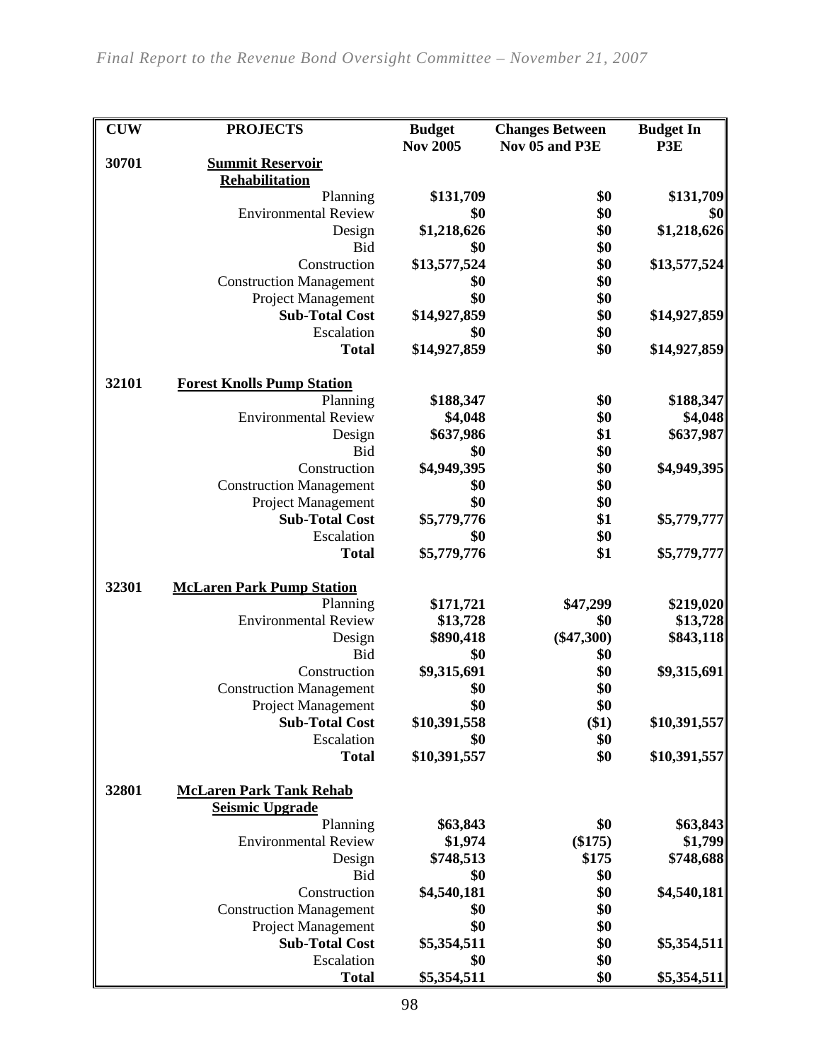| CUW | PROJECTS | Budget Nov 2005 | Changes Between Nov 05 and P3E | Budget In P3E |
|---|---|---|---|---|
| 30701 | **Summit Reservoir Rehabilitation** | | | |
| | Planning | $131,709 | $0 | $131,709 |
| | Environmental Review | $0 | $0 | $0 |
| | Design | $1,218,626 | $0 | $1,218,626 |
| | Bid | $0 | $0 | |
| | Construction | $13,577,524 | $0 | $13,577,524 |
| | Construction Management | $0 | $0 | |
| | Project Management | $0 | $0 | |
| | **Sub-Total Cost** | $14,927,859 | $0 | $14,927,859 |
| | Escalation | $0 | $0 | |
| | **Total** | $14,927,859 | $0 | $14,927,859 |
| 32101 | **Forest Knolls Pump Station** | | | |
| | Planning | $188,347 | $0 | $188,347 |
| | Environmental Review | $4,048 | $0 | $4,048 |
| | Design | $637,986 | $1 | $637,987 |
| | Bid | $0 | $0 | |
| | Construction | $4,949,395 | $0 | $4,949,395 |
| | Construction Management | $0 | $0 | |
| | Project Management | $0 | $0 | |
| | **Sub-Total Cost** | $5,779,776 | $1 | $5,779,777 |
| | Escalation | $0 | $0 | |
| | **Total** | $5,779,776 | $1 | $5,779,777 |
| 32301 | **McLaren Park Pump Station** | | | |
| | Planning | $171,721 | $47,299 | $219,020 |
| | Environmental Review | $13,728 | $0 | $13,728 |
| | Design | $890,418 | ($47,300) | $843,118 |
| | Bid | $0 | $0 | |
| | Construction | $9,315,691 | $0 | $9,315,691 |
| | Construction Management | $0 | $0 | |
| | Project Management | $0 | $0 | |
| | **Sub-Total Cost** | $10,391,558 | ($1) | $10,391,557 |
| | Escalation | $0 | $0 | |
| | **Total** | $10,391,557 | $0 | $10,391,557 |
| 32801 | **McLaren Park Tank Rehab Seismic Upgrade** | | | |
| | Planning | $63,843 | $0 | $63,843 |
| | Environmental Review | $1,974 | ($175) | $1,799 |
| | Design | $748,513 | $175 | $748,688 |
| | Bid | $0 | $0 | |
| | Construction | $4,540,181 | $0 | $4,540,181 |
| | Construction Management | $0 | $0 | |
| | Project Management | $0 | $0 | |
| | **Sub-Total Cost** | $5,354,511 | $0 | $5,354,511 |
| | Escalation | $0 | $0 | |
| | **Total** | $5,354,511 | $0 | $5,354,511 |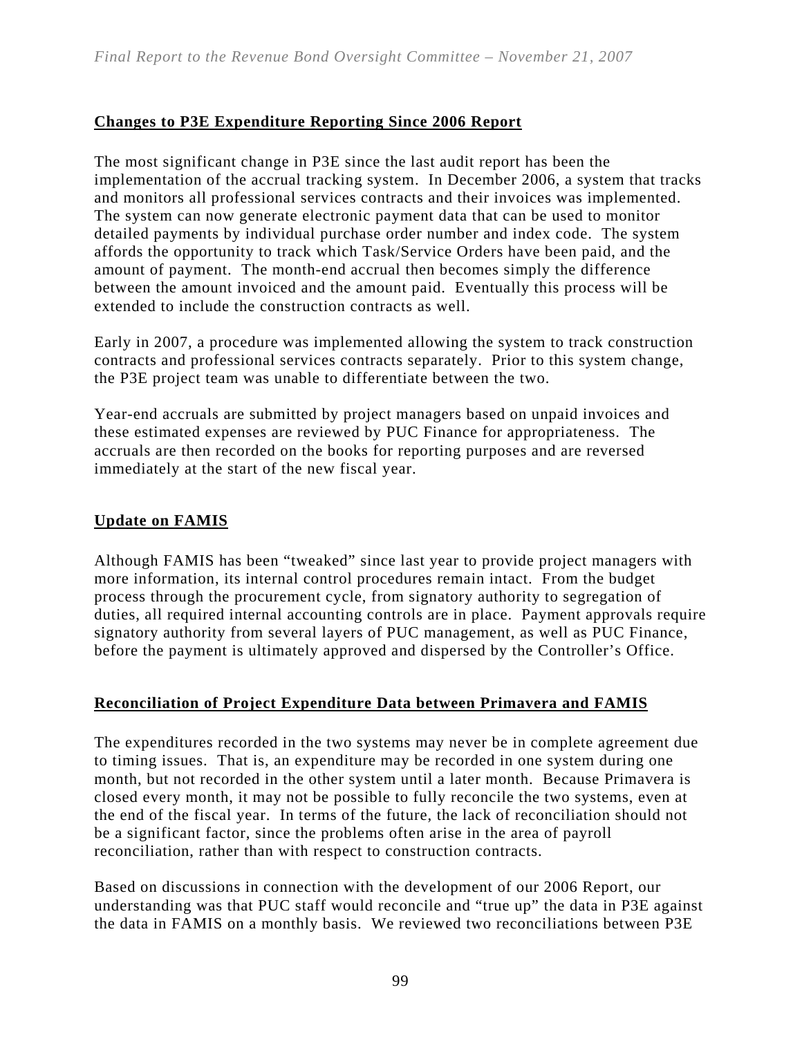## Changes to P3E Expenditure Reporting Since 2006 Report

The most significant change in P3E since the last audit report has been the implementation of the accrual tracking system. In December 2006, a system that tracks and monitors all professional services contracts and their invoices was implemented. The system can now generate electronic payment data that can be used to monitor detailed payments by individual purchase order number and index code. The system affords the opportunity to track which Task/Service Orders have been paid, and the amount of payment. The month-end accrual then becomes simply the difference between the amount invoiced and the amount paid. Eventually this process will be extended to include the construction contracts as well.

Early in 2007, a procedure was implemented allowing the system to track construction contracts and professional services contracts separately. Prior to this system change, the P3E project team was unable to differentiate between the two.

Year-end accruals are submitted by project managers based on unpaid invoices and these estimated expenses are reviewed by PUC Finance for appropriateness. The accruals are then recorded on the books for reporting purposes and are reversed immediately at the start of the new fiscal year.

## Update on FAMIS

Although FAMIS has been "tweaked" since last year to provide project managers with more information, its internal control procedures remain intact. From the budget process through the procurement cycle, from signatory authority to segregation of duties, all required internal accounting controls are in place. Payment approvals require signatory authority from several layers of PUC management, as well as PUC Finance, before the payment is ultimately approved and dispersed by the Controller's Office.

## Reconciliation of Project Expenditure Data between Primavera and FAMIS

The expenditures recorded in the two systems may never be in complete agreement due to timing issues. That is, an expenditure may be recorded in one system during one month, but not recorded in the other system until a later month. Because Primavera is closed every month, it may not be possible to fully reconcile the two systems, even at the end of the fiscal year. In terms of the future, the lack of reconciliation should not be a significant factor, since the problems often arise in the area of payroll reconciliation, rather than with respect to construction contracts.

Based on discussions in connection with the development of our 2006 Report, our understanding was that PUC staff would reconcile and "true up" the data in P3E against the data in FAMIS on a monthly basis. We reviewed two reconciliations between P3E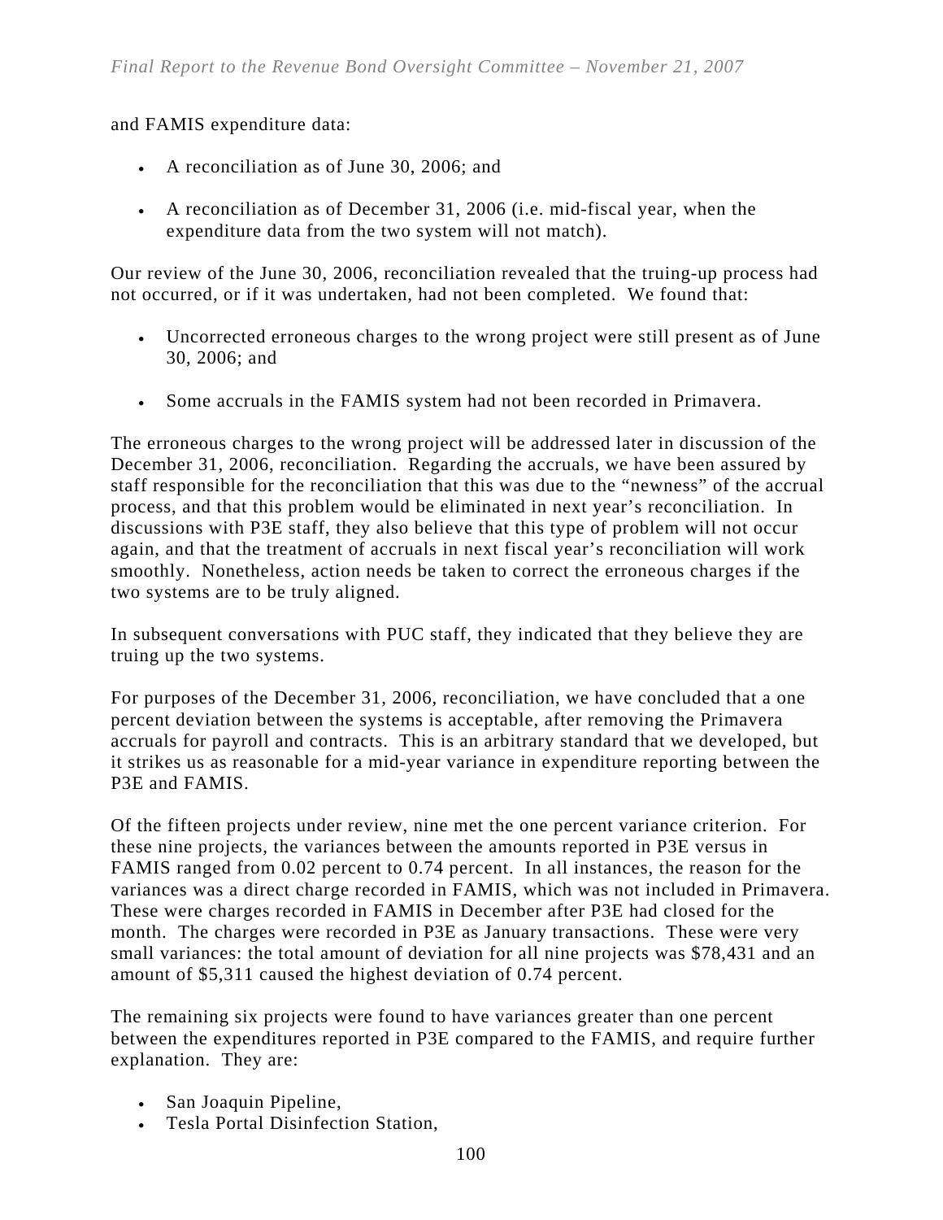and FAMIS expenditure data:

- A reconciliation as of June 30, 2006; and
- A reconciliation as of December 31, 2006 (i.e. mid-fiscal year, when the expenditure data from the two system will not match).

Our review of the June 30, 2006, reconciliation revealed that the truing-up process had not occurred, or if it was undertaken, had not been completed. We found that:

- Uncorrected erroneous charges to the wrong project were still present as of June 30, 2006; and
- Some accruals in the FAMIS system had not been recorded in Primavera.

The erroneous charges to the wrong project will be addressed later in discussion of the December 31, 2006, reconciliation. Regarding the accruals, we have been assured by staff responsible for the reconciliation that this was due to the "newness" of the accrual process, and that this problem would be eliminated in next year's reconciliation. In discussions with P3E staff, they also believe that this type of problem will not occur again, and that the treatment of accruals in next fiscal year's reconciliation will work smoothly. Nonetheless, action needs be taken to correct the erroneous charges if the two systems are to be truly aligned.

In subsequent conversations with PUC staff, they indicated that they believe they are truing up the two systems.

For purposes of the December 31, 2006, reconciliation, we have concluded that a one percent deviation between the systems is acceptable, after removing the Primavera accruals for payroll and contracts. This is an arbitrary standard that we developed, but it strikes us as reasonable for a mid-year variance in expenditure reporting between the P3E and FAMIS.

Of the fifteen projects under review, nine met the one percent variance criterion. For these nine projects, the variances between the amounts reported in P3E versus in FAMIS ranged from 0.02 percent to 0.74 percent. In all instances, the reason for the variances was a direct charge recorded in FAMIS, which was not included in Primavera. These were charges recorded in FAMIS in December after P3E had closed for the month. The charges were recorded in P3E as January transactions. These were very small variances: the total amount of deviation for all nine projects was $78,431 and an amount of $5,311 caused the highest deviation of 0.74 percent.

The remaining six projects were found to have variances greater than one percent between the expenditures reported in P3E compared to the FAMIS, and require further explanation. They are:

- San Joaquin Pipeline,
- Tesla Portal Disinfection Station,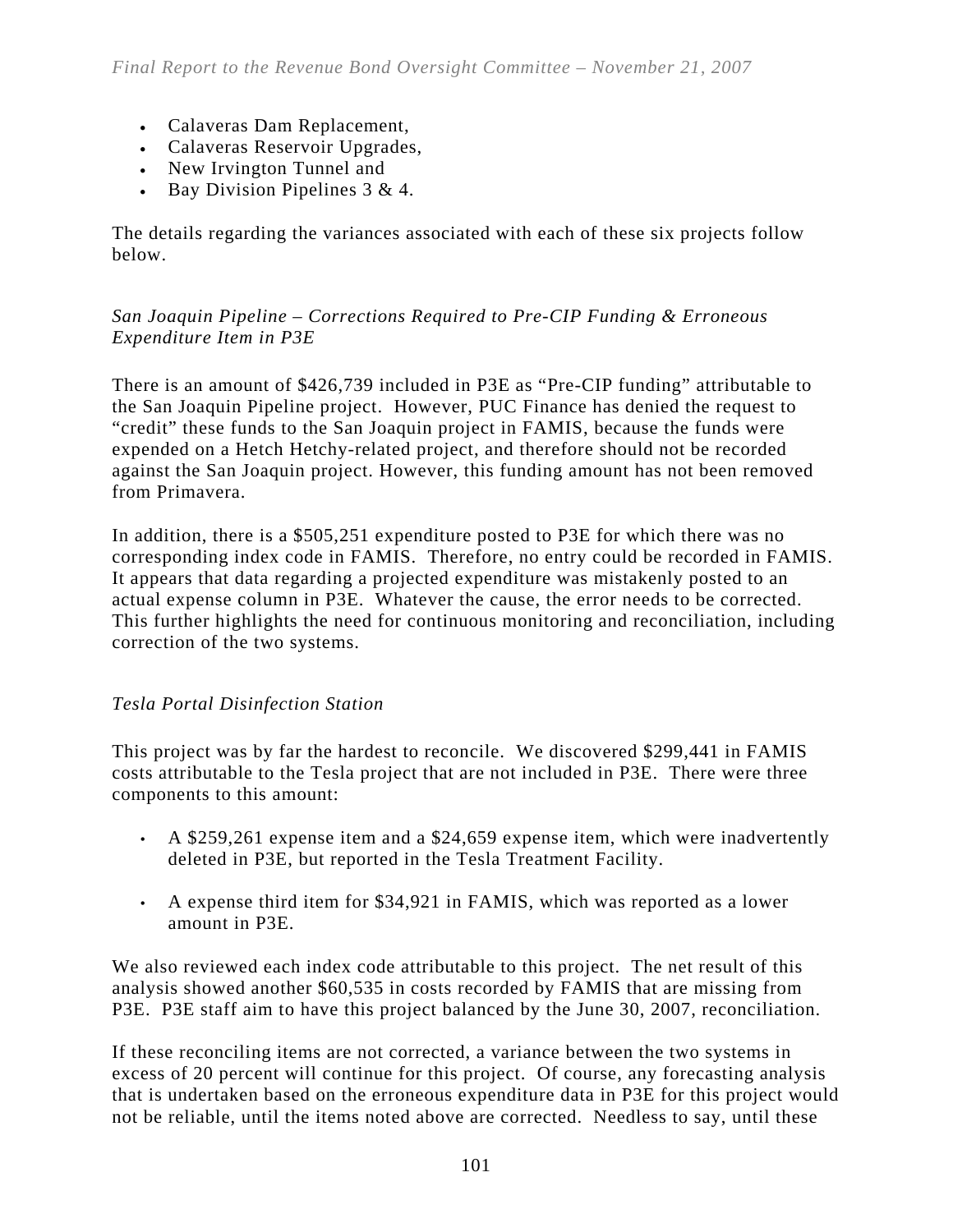- Calaveras Dam Replacement,
- Calaveras Reservoir Upgrades,
- New Irvington Tunnel and
- Bay Division Pipelines 3 & 4.

The details regarding the variances associated with each of these six projects follow below.

*San Joaquin Pipeline – Corrections Required to Pre-CIP Funding & Erroneous Expenditure Item in P3E*

There is an amount of $426,739 included in P3E as "Pre-CIP funding" attributable to the San Joaquin Pipeline project. However, PUC Finance has denied the request to "credit" these funds to the San Joaquin project in FAMIS, because the funds were expended on a Hetch Hetchy-related project, and therefore should not be recorded against the San Joaquin project. However, this funding amount has not been removed from Primavera.

In addition, there is a $505,251 expenditure posted to P3E for which there was no corresponding index code in FAMIS. Therefore, no entry could be recorded in FAMIS. It appears that data regarding a projected expenditure was mistakenly posted to an actual expense column in P3E. Whatever the cause, the error needs to be corrected. This further highlights the need for continuous monitoring and reconciliation, including correction of the two systems.

*Tesla Portal Disinfection Station*

This project was by far the hardest to reconcile. We discovered $299,441 in FAMIS costs attributable to the Tesla project that are not included in P3E. There were three components to this amount:

- A $259,261 expense item and a $24,659 expense item, which were inadvertently deleted in P3E, but reported in the Tesla Treatment Facility.

- A expense third item for $34,921 in FAMIS, which was reported as a lower amount in P3E.

We also reviewed each index code attributable to this project. The net result of this analysis showed another $60,535 in costs recorded by FAMIS that are missing from P3E. P3E staff aim to have this project balanced by the June 30, 2007, reconciliation.

If these reconciling items are not corrected, a variance between the two systems in excess of 20 percent will continue for this project. Of course, any forecasting analysis that is undertaken based on the erroneous expenditure data in P3E for this project would not be reliable, until the items noted above are corrected. Needless to say, until these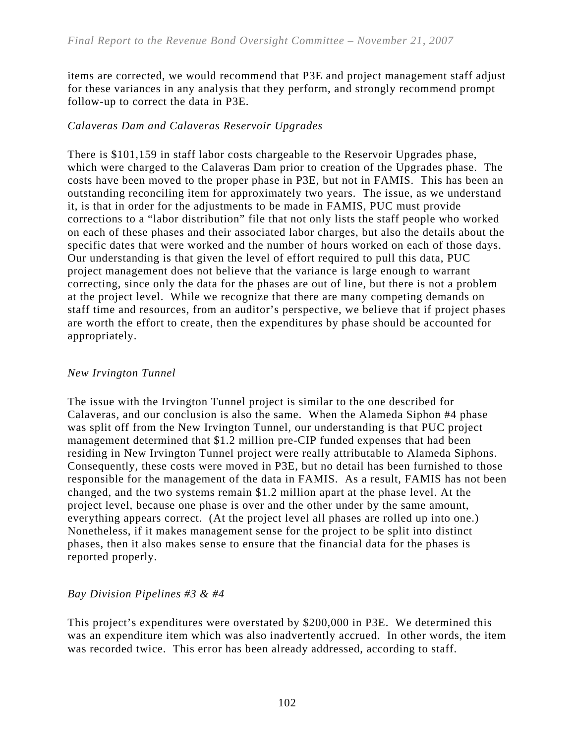items are corrected, we would recommend that P3E and project management staff adjust for these variances in any analysis that they perform, and strongly recommend prompt follow-up to correct the data in P3E.

*Calaveras Dam and Calaveras Reservoir Upgrades*

There is $101,159 in staff labor costs chargeable to the Reservoir Upgrades phase, which were charged to the Calaveras Dam prior to creation of the Upgrades phase. The costs have been moved to the proper phase in P3E, but not in FAMIS. This has been an outstanding reconciling item for approximately two years. The issue, as we understand it, is that in order for the adjustments to be made in FAMIS, PUC must provide corrections to a "labor distribution" file that not only lists the staff people who worked on each of these phases and their associated labor charges, but also the details about the specific dates that were worked and the number of hours worked on each of those days. Our understanding is that given the level of effort required to pull this data, PUC project management does not believe that the variance is large enough to warrant correcting, since only the data for the phases are out of line, but there is not a problem at the project level. While we recognize that there are many competing demands on staff time and resources, from an auditor's perspective, we believe that if project phases are worth the effort to create, then the expenditures by phase should be accounted for appropriately.

*New Irvington Tunnel*

The issue with the Irvington Tunnel project is similar to the one described for Calaveras, and our conclusion is also the same. When the Alameda Siphon #4 phase was split off from the New Irvington Tunnel, our understanding is that PUC project management determined that $1.2 million pre-CIP funded expenses that had been residing in New Irvington Tunnel project were really attributable to Alameda Siphons. Consequently, these costs were moved in P3E, but no detail has been furnished to those responsible for the management of the data in FAMIS. As a result, FAMIS has not been changed, and the two systems remain $1.2 million apart at the phase level. At the project level, because one phase is over and the other under by the same amount, everything appears correct. (At the project level all phases are rolled up into one.) Nonetheless, if it makes management sense for the project to be split into distinct phases, then it also makes sense to ensure that the financial data for the phases is reported properly.

*Bay Division Pipelines #3 & #4*

This project's expenditures were overstated by $200,000 in P3E. We determined this was an expenditure item which was also inadvertently accrued. In other words, the item was recorded twice. This error has been already addressed, according to staff.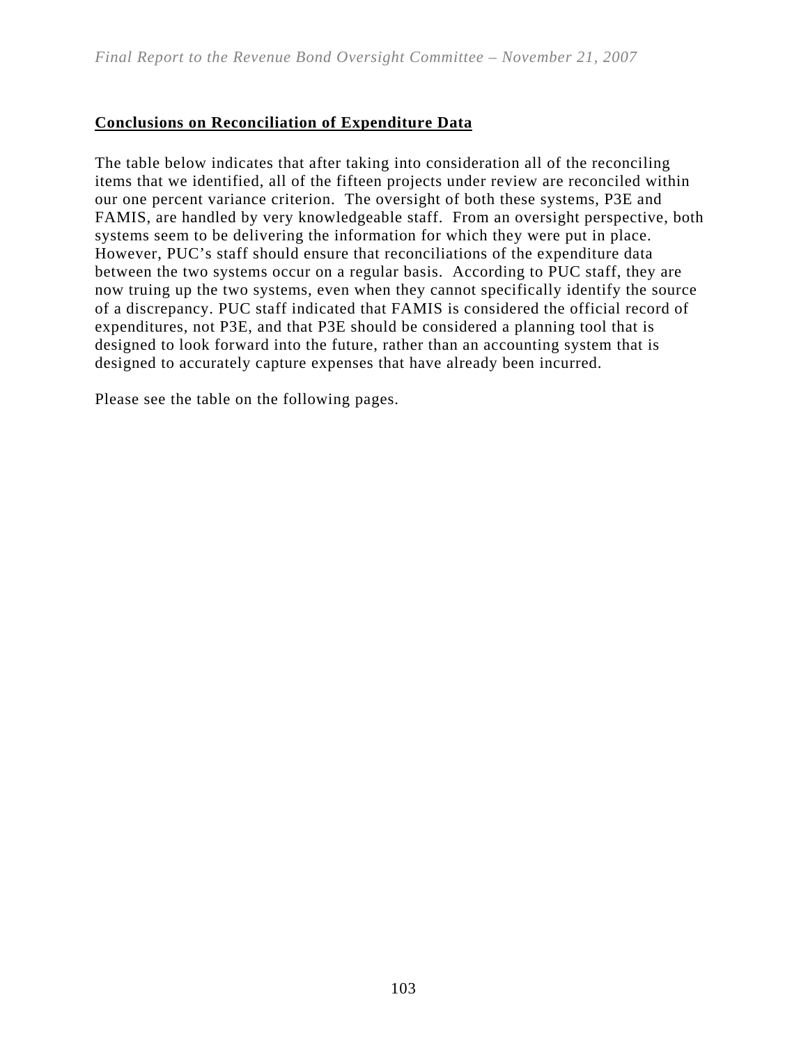## **Conclusions on Reconciliation of Expenditure Data**

The table below indicates that after taking into consideration all of the reconciling items that we identified, all of the fifteen projects under review are reconciled within our one percent variance criterion. The oversight of both these systems, P3E and FAMIS, are handled by very knowledgeable staff. From an oversight perspective, both systems seem to be delivering the information for which they were put in place. However, PUC's staff should ensure that reconciliations of the expenditure data between the two systems occur on a regular basis. According to PUC staff, they are now truing up the two systems, even when they cannot specifically identify the source of a discrepancy. PUC staff indicated that FAMIS is considered the official record of expenditures, not P3E, and that P3E should be considered a planning tool that is designed to look forward into the future, rather than an accounting system that is designed to accurately capture expenses that have already been incurred.

Please see the table on the following pages.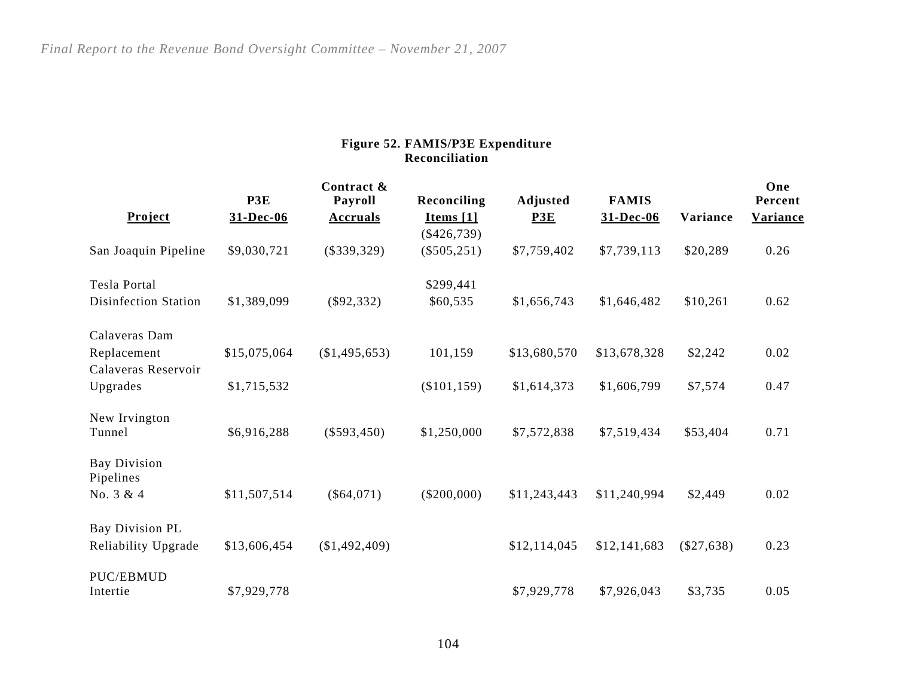**Figure 52. FAMIS/P3E Expenditure Reconciliation**

| Project | P3E 31-Dec-06 | Contract & Payroll Accruals | Reconciling Items [1] | Adjusted P3E | FAMIS 31-Dec-06 | Variance | One Percent Variance |
|---|---|---|---|---|---|---|---|
| San Joaquin Pipeline | $9,030,721 | ($339,329) | ($426,739) ($505,251) | $7,759,402 | $7,739,113 | $20,289 | 0.26 |
| Tesla Portal Disinfection Station | $1,389,099 | ($92,332) | $299,441 $60,535 | $1,656,743 | $1,646,482 | $10,261 | 0.62 |
| Calaveras Dam Replacement | $15,075,064 | ($1,495,653) | 101,159 | $13,680,570 | $13,678,328 | $2,242 | 0.02 |
| Calaveras Reservoir Upgrades | $1,715,532 | | ($101,159) | $1,614,373 | $1,606,799 | $7,574 | 0.47 |
| New Irvington Tunnel | $6,916,288 | ($593,450) | $1,250,000 | $7,572,838 | $7,519,434 | $53,404 | 0.71 |
| Bay Division Pipelines No. 3 & 4 | $11,507,514 | ($64,071) | ($200,000) | $11,243,443 | $11,240,994 | $2,449 | 0.02 |
| Bay Division PL Reliability Upgrade | $13,606,454 | ($1,492,409) | | $12,114,045 | $12,141,683 | ($27,638) | 0.23 |
| PUC/EBMUD Intertie | $7,929,778 | | | $7,929,778 | $7,926,043 | $3,735 | 0.05 |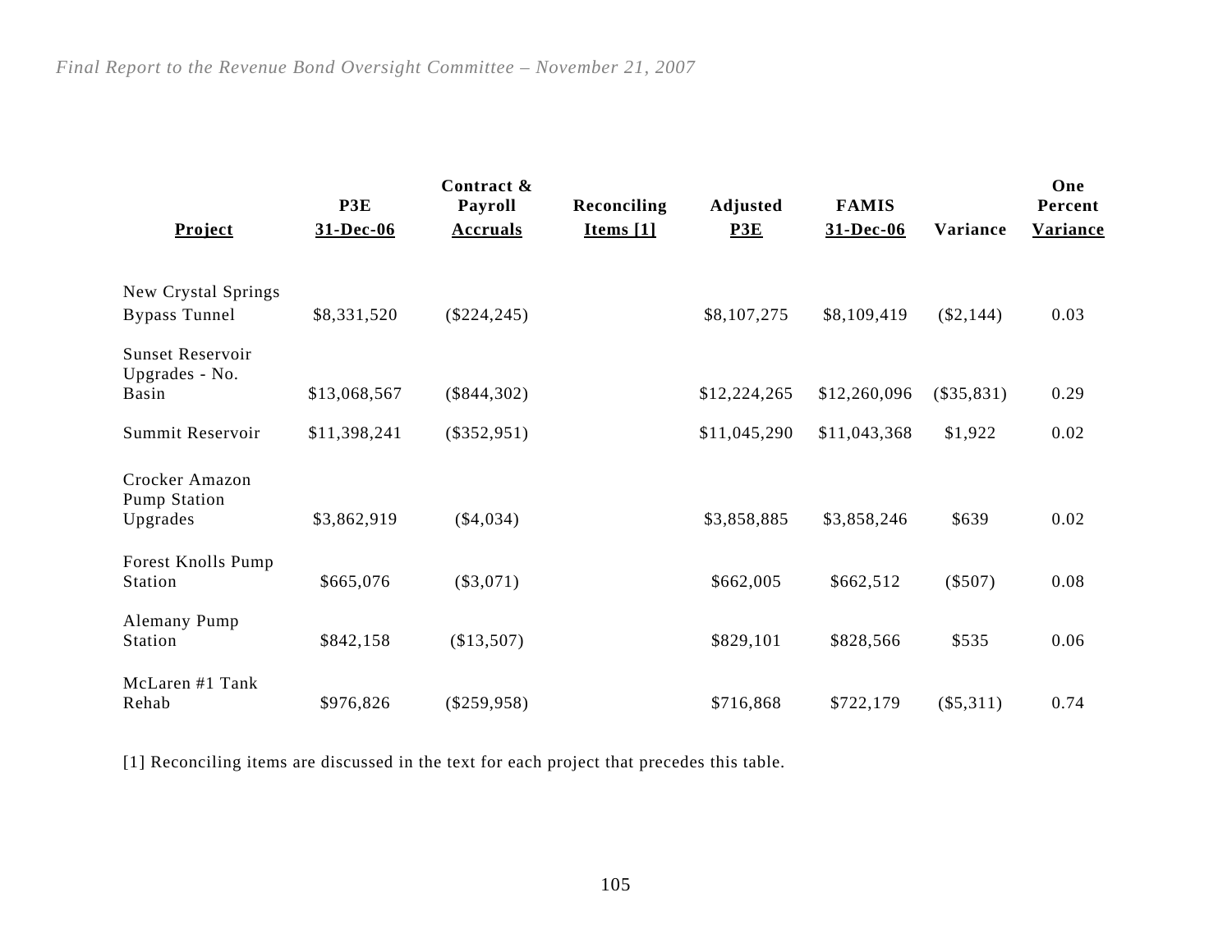| Project | P3E 31-Dec-06 | Contract & Payroll Accruals | Reconciling Items [1] | Adjusted P3E | FAMIS 31-Dec-06 | Variance | One Percent Variance |
|---|---|---|---|---|---|---|---|
| New Crystal Springs Bypass Tunnel | $8,331,520 | ($224,245) | | $8,107,275 | $8,109,419 | ($2,144) | 0.03 |
| Sunset Reservoir Upgrades - No. Basin | $13,068,567 | ($844,302) | | $12,224,265 | $12,260,096 | ($35,831) | 0.29 |
| Summit Reservoir | $11,398,241 | ($352,951) | | $11,045,290 | $11,043,368 | $1,922 | 0.02 |
| Crocker Amazon Pump Station Upgrades | $3,862,919 | ($4,034) | | $3,858,885 | $3,858,246 | $639 | 0.02 |
| Forest Knolls Pump Station | $665,076 | ($3,071) | | $662,005 | $662,512 | ($507) | 0.08 |
| Alemany Pump Station | $842,158 | ($13,507) | | $829,101 | $828,566 | $535 | 0.06 |
| McLaren #1 Tank Rehab | $976,826 | ($259,958) | | $716,868 | $722,179 | ($5,311) | 0.74 |

[1] Reconciling items are discussed in the text for each project that precedes this table.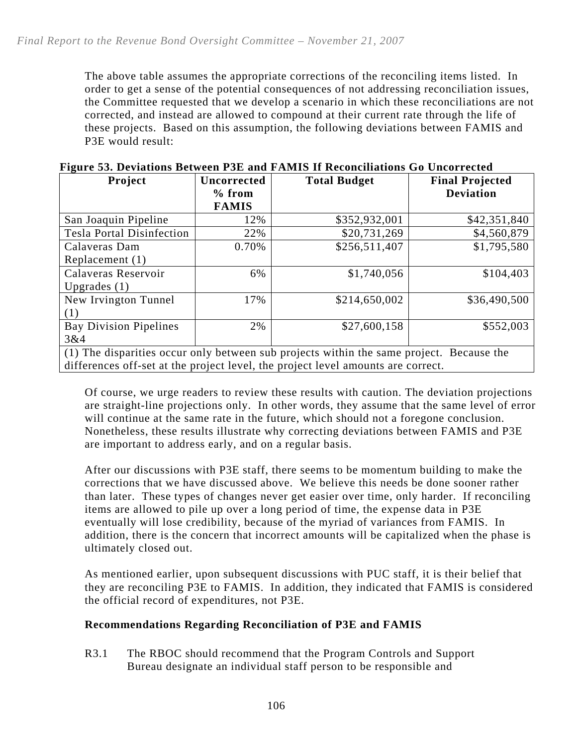The above table assumes the appropriate corrections of the reconciling items listed. In order to get a sense of the potential consequences of not addressing reconciliation issues, the Committee requested that we develop a scenario in which these reconciliations are not corrected, and instead are allowed to compound at their current rate through the life of these projects. Based on this assumption, the following deviations between FAMIS and P3E would result:

**Figure 53. Deviations Between P3E and FAMIS If Reconciliations Go Uncorrected**

| Project | Uncorrected % from FAMIS | Total Budget | Final Projected Deviation |
|---|---|---|---|
| San Joaquin Pipeline | 12% | $352,932,001 | $42,351,840 |
| Tesla Portal Disinfection | 22% | $20,731,269 | $4,560,879 |
| Calaveras Dam Replacement (1) | 0.70% | $256,511,407 | $1,795,580 |
| Calaveras Reservoir Upgrades (1) | 6% | $1,740,056 | $104,403 |
| New Irvington Tunnel (1) | 17% | $214,650,002 | $36,490,500 |
| Bay Division Pipelines 3&4 | 2% | $27,600,158 | $552,003 |
| (1) The disparities occur only between sub projects within the same project. Because the differences off-set at the project level, the project level amounts are correct. | | | |

Of course, we urge readers to review these results with caution. The deviation projections are straight-line projections only. In other words, they assume that the same level of error will continue at the same rate in the future, which should not a foregone conclusion. Nonetheless, these results illustrate why correcting deviations between FAMIS and P3E are important to address early, and on a regular basis.

After our discussions with P3E staff, there seems to be momentum building to make the corrections that we have discussed above. We believe this needs be done sooner rather than later. These types of changes never get easier over time, only harder. If reconciling items are allowed to pile up over a long period of time, the expense data in P3E eventually will lose credibility, because of the myriad of variances from FAMIS. In addition, there is the concern that incorrect amounts will be capitalized when the phase is ultimately closed out.

As mentioned earlier, upon subsequent discussions with PUC staff, it is their belief that they are reconciling P3E to FAMIS. In addition, they indicated that FAMIS is considered the official record of expenditures, not P3E.

**Recommendations Regarding Reconciliation of P3E and FAMIS**

R3.1 The RBOC should recommend that the Program Controls and Support Bureau designate an individual staff person to be responsible and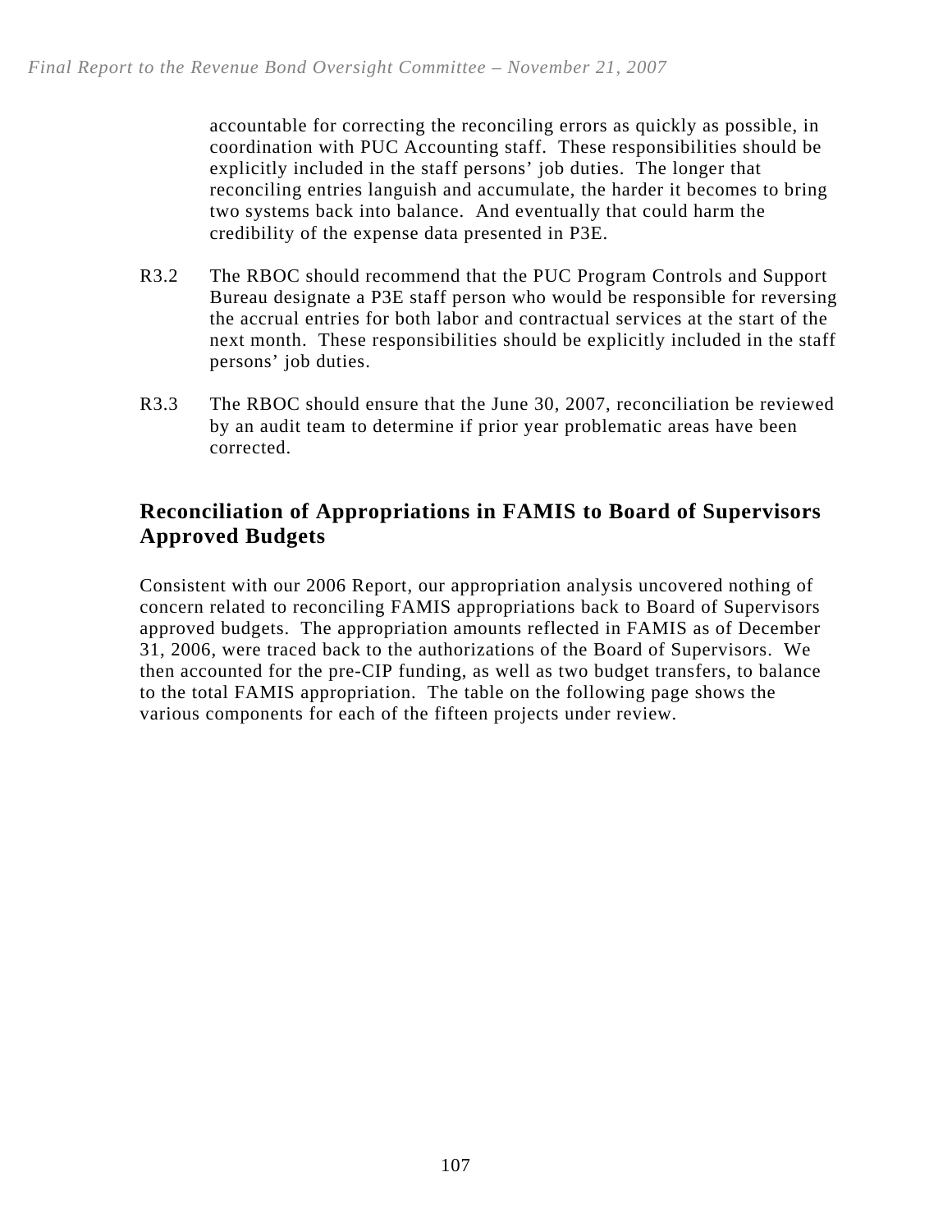accountable for correcting the reconciling errors as quickly as possible, in coordination with PUC Accounting staff. These responsibilities should be explicitly included in the staff persons' job duties. The longer that reconciling entries languish and accumulate, the harder it becomes to bring two systems back into balance. And eventually that could harm the credibility of the expense data presented in P3E.

R3.2 The RBOC should recommend that the PUC Program Controls and Support Bureau designate a P3E staff person who would be responsible for reversing the accrual entries for both labor and contractual services at the start of the next month. These responsibilities should be explicitly included in the staff persons' job duties.

R3.3 The RBOC should ensure that the June 30, 2007, reconciliation be reviewed by an audit team to determine if prior year problematic areas have been corrected.

## Reconciliation of Appropriations in FAMIS to Board of Supervisors Approved Budgets

Consistent with our 2006 Report, our appropriation analysis uncovered nothing of concern related to reconciling FAMIS appropriations back to Board of Supervisors approved budgets. The appropriation amounts reflected in FAMIS as of December 31, 2006, were traced back to the authorizations of the Board of Supervisors. We then accounted for the pre-CIP funding, as well as two budget transfers, to balance to the total FAMIS appropriation. The table on the following page shows the various components for each of the fifteen projects under review.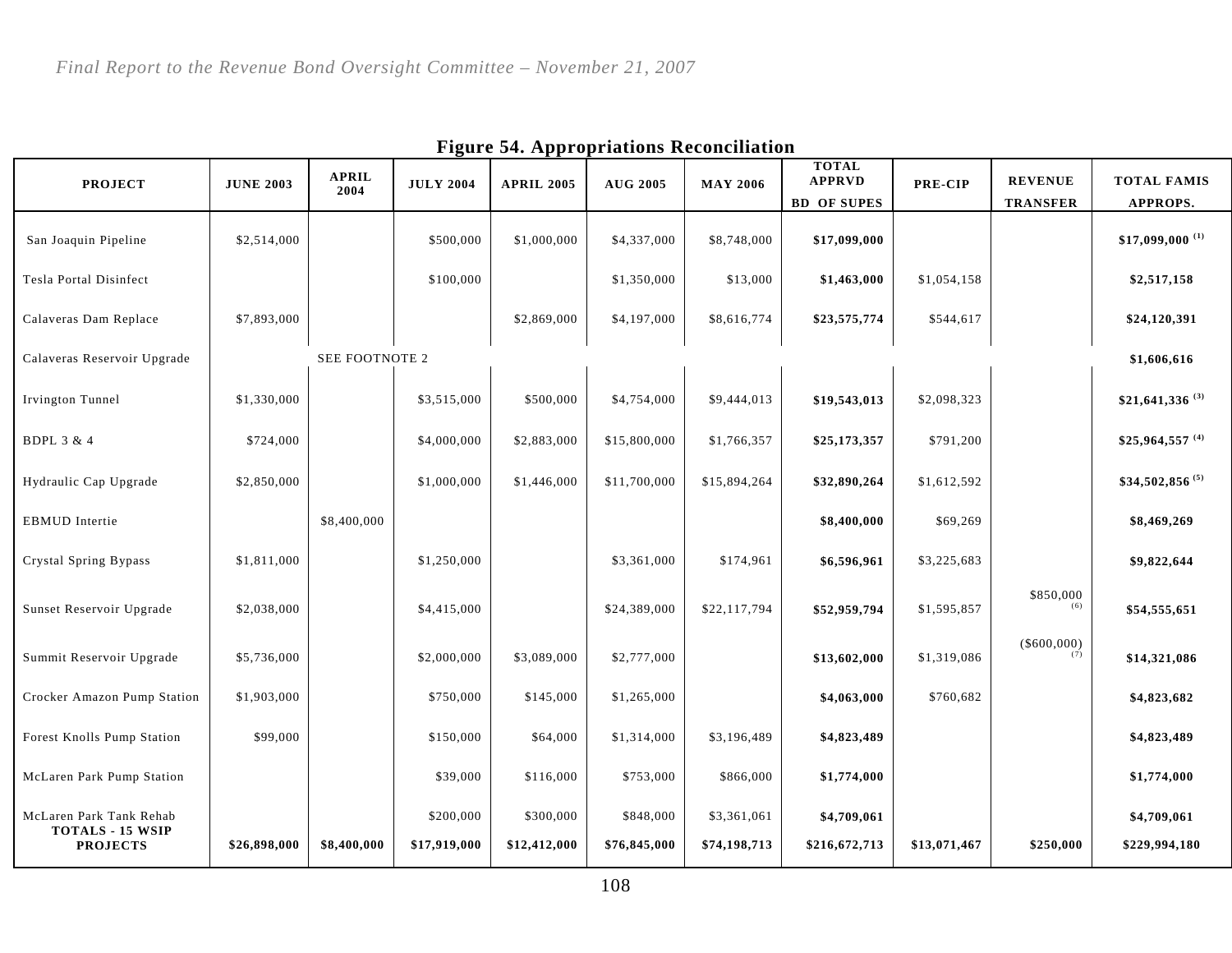**Figure 54. Appropriations Reconciliation**

| PROJECT | JUNE 2003 | APRIL 2004 | JULY 2004 | APRIL 2005 | AUG 2005 | MAY 2006 | TOTAL APPRVD BD OF SUPES | PRE-CIP | REVENUE TRANSFER | TOTAL FAMIS APPROPS. |
|---|---|---|---|---|---|---|---|---|---|---|
| San Joaquin Pipeline | $2,514,000 | | $500,000 | $1,000,000 | $4,337,000 | $8,748,000 | **$17,099,000** | | | **$17,099,000** (1) |
| Tesla Portal Disinfect | | | $100,000 | | $1,350,000 | $13,000 | **$1,463,000** | $1,054,158 | | **$2,517,158** |
| Calaveras Dam Replace | $7,893,000 | | | $2,869,000 | $4,197,000 | $8,616,774 | **$23,575,774** | $544,617 | | **$24,120,391** |
| Calaveras Reservoir Upgrade | | SEE FOOTNOTE 2 | | | | | | | | **$1,606,616** |
| Irvington Tunnel | $1,330,000 | | $3,515,000 | $500,000 | $4,754,000 | $9,444,013 | **$19,543,013** | $2,098,323 | | **$21,641,336** (3) |
| BDPL 3 & 4 | $724,000 | | $4,000,000 | $2,883,000 | $15,800,000 | $1,766,357 | **$25,173,357** | $791,200 | | **$25,964,557** (4) |
| Hydraulic Cap Upgrade | $2,850,000 | | $1,000,000 | $1,446,000 | $11,700,000 | $15,894,264 | **$32,890,264** | $1,612,592 | | **$34,502,856** (5) |
| EBMUD Intertie | | $8,400,000 | | | | | **$8,400,000** | $69,269 | | **$8,469,269** |
| Crystal Spring Bypass | $1,811,000 | | $1,250,000 | | $3,361,000 | $174,961 | **$6,596,961** | $3,225,683 | | **$9,822,644** |
| Sunset Reservoir Upgrade | $2,038,000 | | $4,415,000 | | $24,389,000 | $22,117,794 | **$52,959,794** | $1,595,857 | $850,000 (6) | **$54,555,651** |
| Summit Reservoir Upgrade | $5,736,000 | | $2,000,000 | $3,089,000 | $2,777,000 | | **$13,602,000** | $1,319,086 | ($600,000) (7) | **$14,321,086** |
| Crocker Amazon Pump Station | $1,903,000 | | $750,000 | $145,000 | $1,265,000 | | **$4,063,000** | $760,682 | | **$4,823,682** |
| Forest Knolls Pump Station | $99,000 | | $150,000 | $64,000 | $1,314,000 | $3,196,489 | **$4,823,489** | | | **$4,823,489** |
| McLaren Park Pump Station | | | $39,000 | $116,000 | $753,000 | $866,000 | **$1,774,000** | | | **$1,774,000** |
| McLaren Park Tank Rehab | | | $200,000 | $300,000 | $848,000 | $3,361,061 | **$4,709,061** | | | **$4,709,061** |
| **TOTALS - 15 WSIP PROJECTS** | **$26,898,000** | **$8,400,000** | **$17,919,000** | **$12,412,000** | **$76,845,000** | **$74,198,713** | **$216,672,713** | **$13,071,467** | **$250,000** | **$229,994,180** |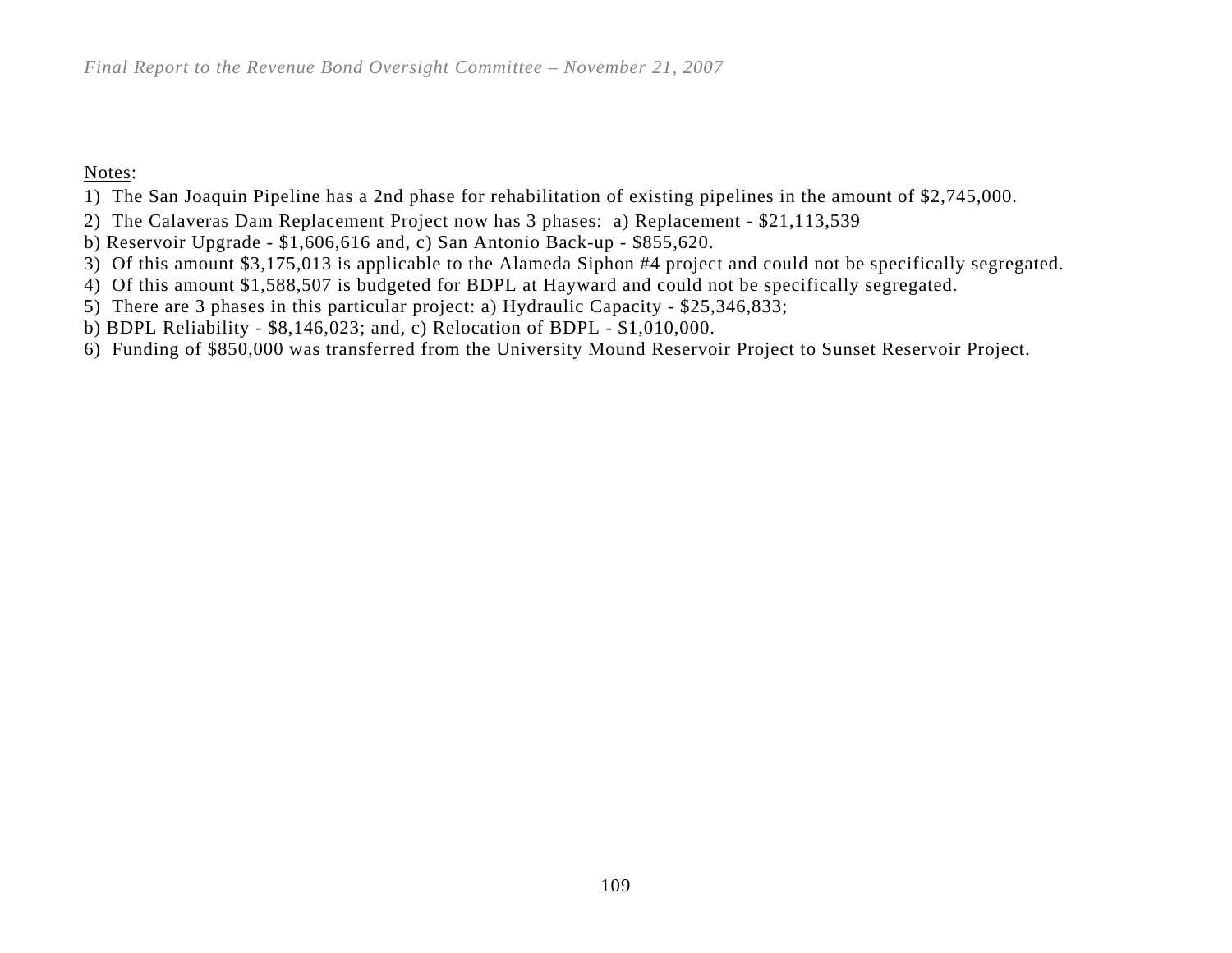Notes:

1) The San Joaquin Pipeline has a 2nd phase for rehabilitation of existing pipelines in the amount of $2,745,000.

2) The Calaveras Dam Replacement Project now has 3 phases: a) Replacement - $21,113,539
b) Reservoir Upgrade - $1,606,616 and, c) San Antonio Back-up - $855,620.

3) Of this amount $3,175,013 is applicable to the Alameda Siphon #4 project and could not be specifically segregated.

4) Of this amount $1,588,507 is budgeted for BDPL at Hayward and could not be specifically segregated.

5) There are 3 phases in this particular project: a) Hydraulic Capacity - $25,346,833;
b) BDPL Reliability - $8,146,023; and, c) Relocation of BDPL - $1,010,000.

6) Funding of $850,000 was transferred from the University Mound Reservoir Project to Sunset Reservoir Project.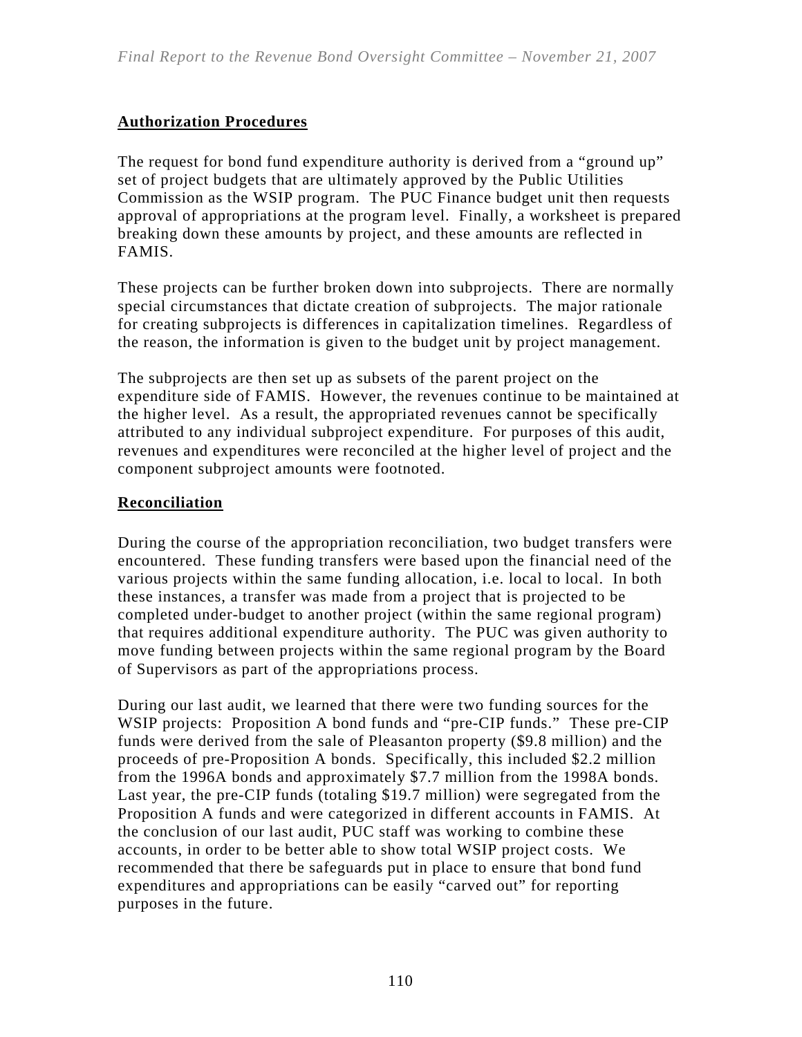**Authorization Procedures**

The request for bond fund expenditure authority is derived from a "ground up" set of project budgets that are ultimately approved by the Public Utilities Commission as the WSIP program. The PUC Finance budget unit then requests approval of appropriations at the program level. Finally, a worksheet is prepared breaking down these amounts by project, and these amounts are reflected in FAMIS.

These projects can be further broken down into subprojects. There are normally special circumstances that dictate creation of subprojects. The major rationale for creating subprojects is differences in capitalization timelines. Regardless of the reason, the information is given to the budget unit by project management.

The subprojects are then set up as subsets of the parent project on the expenditure side of FAMIS. However, the revenues continue to be maintained at the higher level. As a result, the appropriated revenues cannot be specifically attributed to any individual subproject expenditure. For purposes of this audit, revenues and expenditures were reconciled at the higher level of project and the component subproject amounts were footnoted.

**Reconciliation**

During the course of the appropriation reconciliation, two budget transfers were encountered. These funding transfers were based upon the financial need of the various projects within the same funding allocation, i.e. local to local. In both these instances, a transfer was made from a project that is projected to be completed under-budget to another project (within the same regional program) that requires additional expenditure authority. The PUC was given authority to move funding between projects within the same regional program by the Board of Supervisors as part of the appropriations process.

During our last audit, we learned that there were two funding sources for the WSIP projects: Proposition A bond funds and "pre-CIP funds." These pre-CIP funds were derived from the sale of Pleasanton property ($9.8 million) and the proceeds of pre-Proposition A bonds. Specifically, this included $2.2 million from the 1996A bonds and approximately $7.7 million from the 1998A bonds. Last year, the pre-CIP funds (totaling $19.7 million) were segregated from the Proposition A funds and were categorized in different accounts in FAMIS. At the conclusion of our last audit, PUC staff was working to combine these accounts, in order to be better able to show total WSIP project costs. We recommended that there be safeguards put in place to ensure that bond fund expenditures and appropriations can be easily "carved out" for reporting purposes in the future.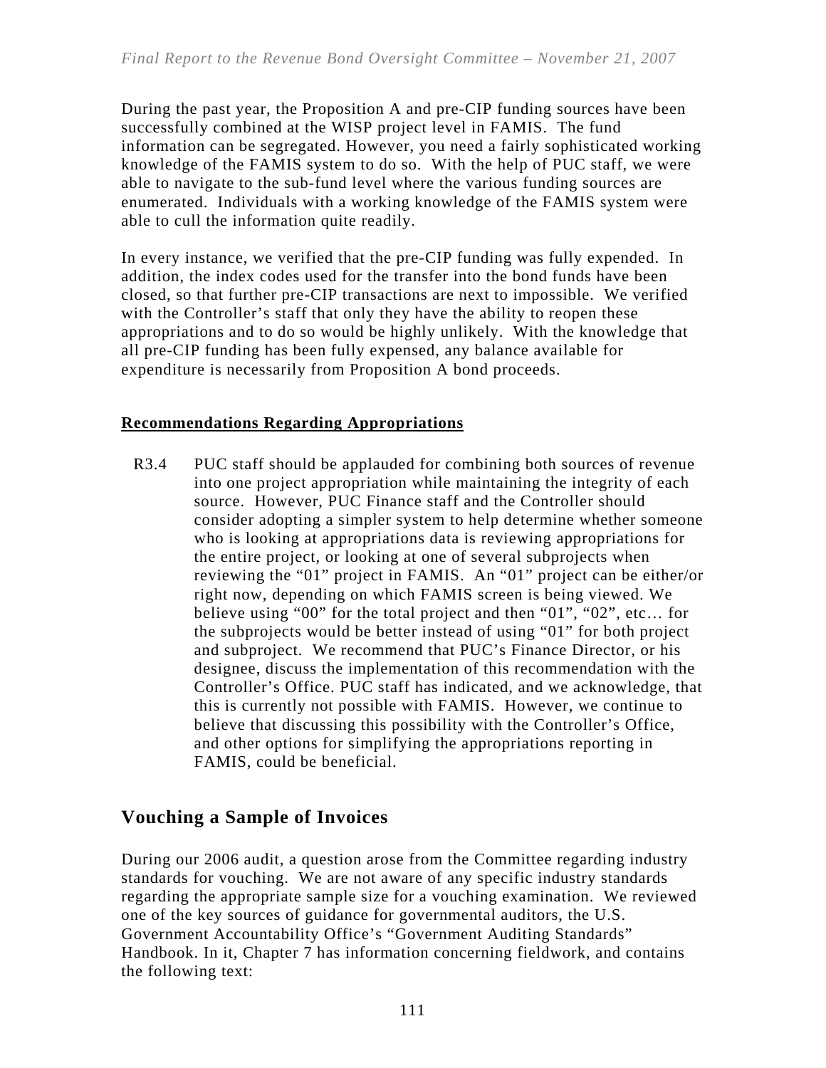During the past year, the Proposition A and pre-CIP funding sources have been successfully combined at the WISP project level in FAMIS. The fund information can be segregated. However, you need a fairly sophisticated working knowledge of the FAMIS system to do so. With the help of PUC staff, we were able to navigate to the sub-fund level where the various funding sources are enumerated. Individuals with a working knowledge of the FAMIS system were able to cull the information quite readily.

In every instance, we verified that the pre-CIP funding was fully expended. In addition, the index codes used for the transfer into the bond funds have been closed, so that further pre-CIP transactions are next to impossible. We verified with the Controller's staff that only they have the ability to reopen these appropriations and to do so would be highly unlikely. With the knowledge that all pre-CIP funding has been fully expensed, any balance available for expenditure is necessarily from Proposition A bond proceeds.

**Recommendations Regarding Appropriations**

R3.4 PUC staff should be applauded for combining both sources of revenue into one project appropriation while maintaining the integrity of each source. However, PUC Finance staff and the Controller should consider adopting a simpler system to help determine whether someone who is looking at appropriations data is reviewing appropriations for the entire project, or looking at one of several subprojects when reviewing the "01" project in FAMIS. An "01" project can be either/or right now, depending on which FAMIS screen is being viewed. We believe using "00" for the total project and then "01", "02", etc… for the subprojects would be better instead of using "01" for both project and subproject. We recommend that PUC's Finance Director, or his designee, discuss the implementation of this recommendation with the Controller's Office. PUC staff has indicated, and we acknowledge, that this is currently not possible with FAMIS. However, we continue to believe that discussing this possibility with the Controller's Office, and other options for simplifying the appropriations reporting in FAMIS, could be beneficial.

## Vouching a Sample of Invoices

During our 2006 audit, a question arose from the Committee regarding industry standards for vouching. We are not aware of any specific industry standards regarding the appropriate sample size for a vouching examination. We reviewed one of the key sources of guidance for governmental auditors, the U.S. Government Accountability Office's "Government Auditing Standards" Handbook. In it, Chapter 7 has information concerning fieldwork, and contains the following text: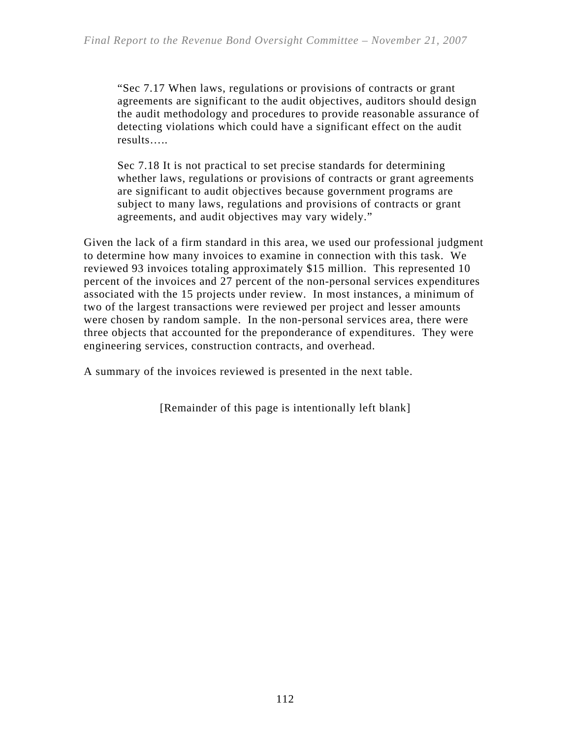> "Sec 7.17 When laws, regulations or provisions of contracts or grant agreements are significant to the audit objectives, auditors should design the audit methodology and procedures to provide reasonable assurance of detecting violations which could have a significant effect on the audit results…..
>
> Sec 7.18 It is not practical to set precise standards for determining whether laws, regulations or provisions of contracts or grant agreements are significant to audit objectives because government programs are subject to many laws, regulations and provisions of contracts or grant agreements, and audit objectives may vary widely."

Given the lack of a firm standard in this area, we used our professional judgment to determine how many invoices to examine in connection with this task. We reviewed 93 invoices totaling approximately $15 million. This represented 10 percent of the invoices and 27 percent of the non-personal services expenditures associated with the 15 projects under review. In most instances, a minimum of two of the largest transactions were reviewed per project and lesser amounts were chosen by random sample. In the non-personal services area, there were three objects that accounted for the preponderance of expenditures. They were engineering services, construction contracts, and overhead.

A summary of the invoices reviewed is presented in the next table.

[Remainder of this page is intentionally left blank]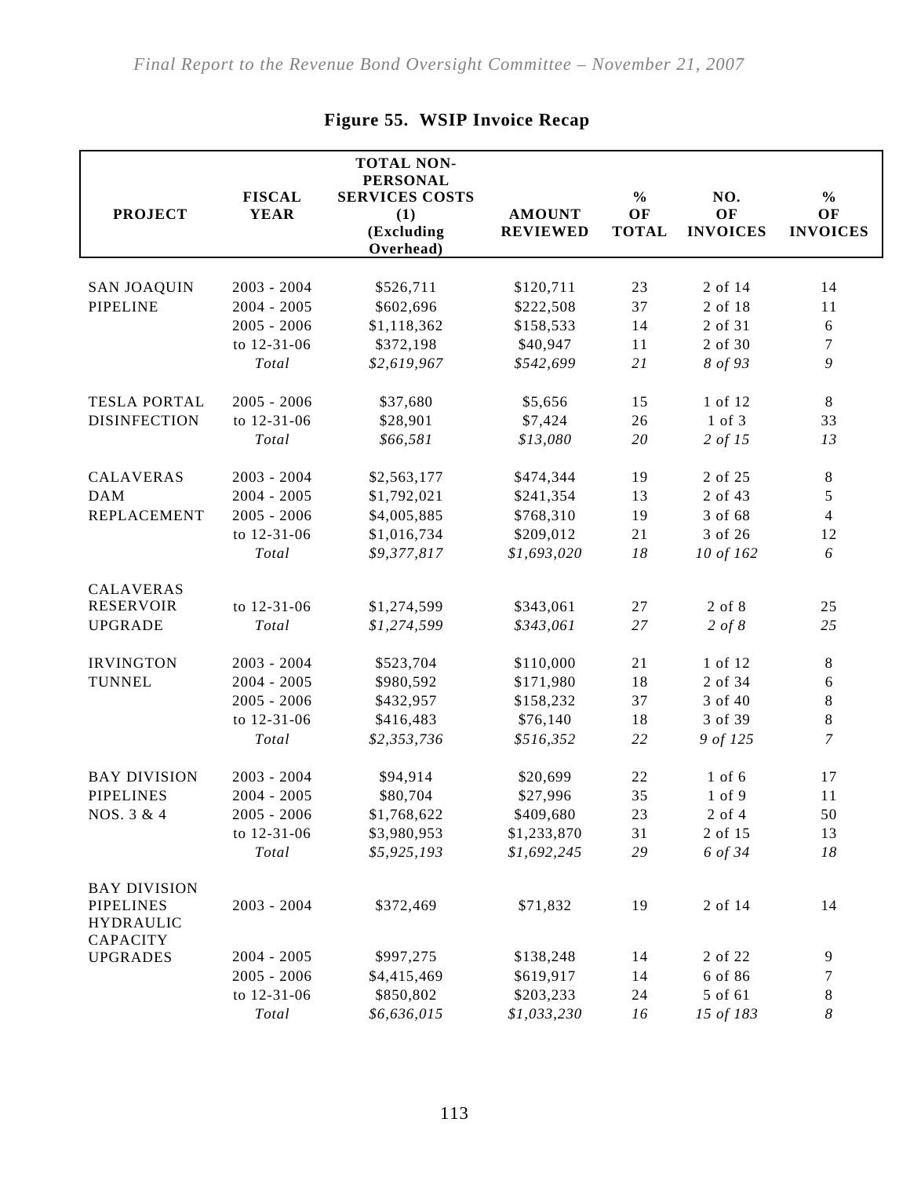**Figure 55. WSIP Invoice Recap**

| PROJECT | FISCAL YEAR | TOTAL NON-PERSONAL SERVICES COSTS (1) (Excluding Overhead) | AMOUNT REVIEWED | % OF TOTAL | NO. OF INVOICES | % OF INVOICES |
|---|---|---|---|---|---|---|
| SAN JOAQUIN PIPELINE | 2003 - 2004 | $526,711 | $120,711 | 23 | 2 of 14 | 14 |
| | 2004 - 2005 | $602,696 | $222,508 | 37 | 2 of 18 | 11 |
| | 2005 - 2006 | $1,118,362 | $158,533 | 14 | 2 of 31 | 6 |
| | to 12-31-06 | $372,198 | $40,947 | 11 | 2 of 30 | 7 |
| | *Total* | *$2,619,967* | *$542,699* | *21* | *8 of 93* | *9* |
| TESLA PORTAL DISINFECTION | 2005 - 2006 | $37,680 | $5,656 | 15 | 1 of 12 | 8 |
| | to 12-31-06 | $28,901 | $7,424 | 26 | 1 of 3 | 33 |
| | *Total* | *$66,581* | *$13,080* | *20* | *2 of 15* | *13* |
| CALAVERAS DAM REPLACEMENT | 2003 - 2004 | $2,563,177 | $474,344 | 19 | 2 of 25 | 8 |
| | 2004 - 2005 | $1,792,021 | $241,354 | 13 | 2 of 43 | 5 |
| | 2005 - 2006 | $4,005,885 | $768,310 | 19 | 3 of 68 | 4 |
| | to 12-31-06 | $1,016,734 | $209,012 | 21 | 3 of 26 | 12 |
| | *Total* | *$9,377,817* | *$1,693,020* | *18* | *10 of 162* | *6* |
| CALAVERAS RESERVOIR UPGRADE | to 12-31-06 | $1,274,599 | $343,061 | 27 | 2 of 8 | 25 |
| | *Total* | *$1,274,599* | *$343,061* | *27* | *2 of 8* | *25* |
| IRVINGTON TUNNEL | 2003 - 2004 | $523,704 | $110,000 | 21 | 1 of 12 | 8 |
| | 2004 - 2005 | $980,592 | $171,980 | 18 | 2 of 34 | 6 |
| | 2005 - 2006 | $432,957 | $158,232 | 37 | 3 of 40 | 8 |
| | to 12-31-06 | $416,483 | $76,140 | 18 | 3 of 39 | 8 |
| | *Total* | *$2,353,736* | *$516,352* | *22* | *9 of 125* | *7* |
| BAY DIVISION PIPELINES NOS. 3 & 4 | 2003 - 2004 | $94,914 | $20,699 | 22 | 1 of 6 | 17 |
| | 2004 - 2005 | $80,704 | $27,996 | 35 | 1 of 9 | 11 |
| | 2005 - 2006 | $1,768,622 | $409,680 | 23 | 2 of 4 | 50 |
| | to 12-31-06 | $3,980,953 | $1,233,870 | 31 | 2 of 15 | 13 |
| | *Total* | *$5,925,193* | *$1,692,245* | *29* | *6 of 34* | *18* |
| BAY DIVISION PIPELINES HYDRAULIC CAPACITY UPGRADES | 2003 - 2004 | $372,469 | $71,832 | 19 | 2 of 14 | 14 |
| | 2004 - 2005 | $997,275 | $138,248 | 14 | 2 of 22 | 9 |
| | 2005 - 2006 | $4,415,469 | $619,917 | 14 | 6 of 86 | 7 |
| | to 12-31-06 | $850,802 | $203,233 | 24 | 5 of 61 | 8 |
| | *Total* | *$6,636,015* | *$1,033,230* | *16* | *15 of 183* | *8* |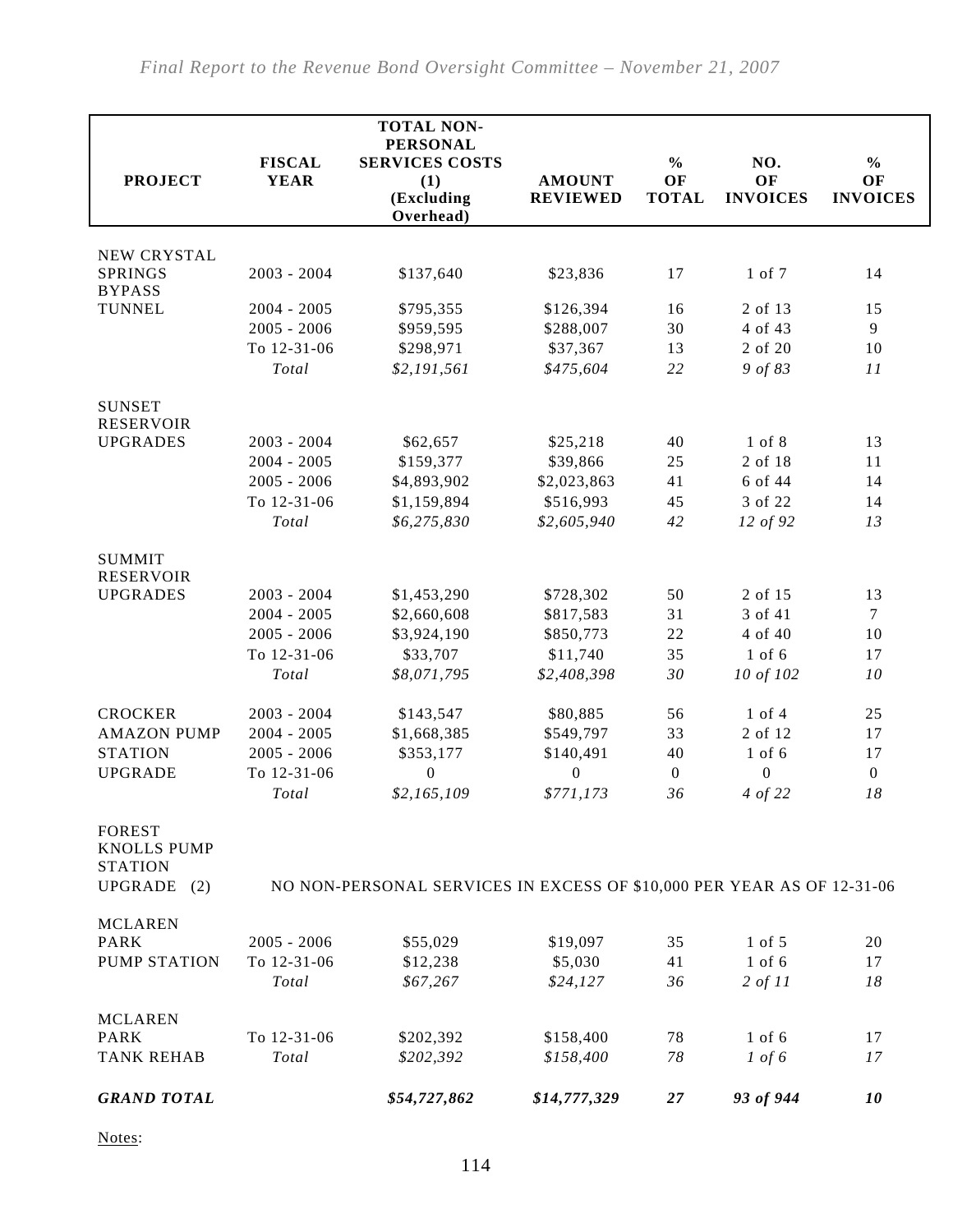| PROJECT | FISCAL YEAR | TOTAL NON-PERSONAL SERVICES COSTS (1) (Excluding Overhead) | AMOUNT REVIEWED | % OF TOTAL | NO. OF INVOICES | % OF INVOICES |
|---|---|---|---|---|---|---|
| NEW CRYSTAL SPRINGS BYPASS | 2003 - 2004 | $137,640 | $23,836 | 17 | 1 of 7 | 14 |
| TUNNEL | 2004 - 2005 | $795,355 | $126,394 | 16 | 2 of 13 | 15 |
| | 2005 - 2006 | $959,595 | $288,007 | 30 | 4 of 43 | 9 |
| | To 12-31-06 | $298,971 | $37,367 | 13 | 2 of 20 | 10 |
| | *Total* | *$2,191,561* | *$475,604* | *22* | *9 of 83* | *11* |
| SUNSET RESERVOIR UPGRADES | 2003 - 2004 | $62,657 | $25,218 | 40 | 1 of 8 | 13 |
| | 2004 - 2005 | $159,377 | $39,866 | 25 | 2 of 18 | 11 |
| | 2005 - 2006 | $4,893,902 | $2,023,863 | 41 | 6 of 44 | 14 |
| | To 12-31-06 | $1,159,894 | $516,993 | 45 | 3 of 22 | 14 |
| | *Total* | *$6,275,830* | *$2,605,940* | *42* | *12 of 92* | *13* |
| SUMMIT RESERVOIR UPGRADES | 2003 - 2004 | $1,453,290 | $728,302 | 50 | 2 of 15 | 13 |
| | 2004 - 2005 | $2,660,608 | $817,583 | 31 | 3 of 41 | 7 |
| | 2005 - 2006 | $3,924,190 | $850,773 | 22 | 4 of 40 | 10 |
| | To 12-31-06 | $33,707 | $11,740 | 35 | 1 of 6 | 17 |
| | *Total* | *$8,071,795* | *$2,408,398* | *30* | *10 of 102* | *10* |
| CROCKER | 2003 - 2004 | $143,547 | $80,885 | 56 | 1 of 4 | 25 |
| AMAZON PUMP | 2004 - 2005 | $1,668,385 | $549,797 | 33 | 2 of 12 | 17 |
| STATION | 2005 - 2006 | $353,177 | $140,491 | 40 | 1 of 6 | 17 |
| UPGRADE | To 12-31-06 | 0 | 0 | 0 | 0 | 0 |
| | *Total* | *$2,165,109* | *$771,173* | *36* | *4 of 22* | *18* |
| FOREST KNOLLS PUMP STATION UPGRADE (2) | NO NON-PERSONAL SERVICES IN EXCESS OF $10,000 PER YEAR AS OF 12-31-06 | | | | | |
| MCLAREN PARK | 2005 - 2006 | $55,029 | $19,097 | 35 | 1 of 5 | 20 |
| PUMP STATION | To 12-31-06 | $12,238 | $5,030 | 41 | 1 of 6 | 17 |
| | *Total* | *$67,267* | *$24,127* | *36* | *2 of 11* | *18* |
| MCLAREN PARK | To 12-31-06 | $202,392 | $158,400 | 78 | 1 of 6 | 17 |
| TANK REHAB | *Total* | *$202,392* | *$158,400* | *78* | *1 of 6* | *17* |
| ***GRAND TOTAL*** | | ***$54,727,862*** | ***$14,777,329*** | ***27*** | ***93 of 944*** | ***10*** |

Notes: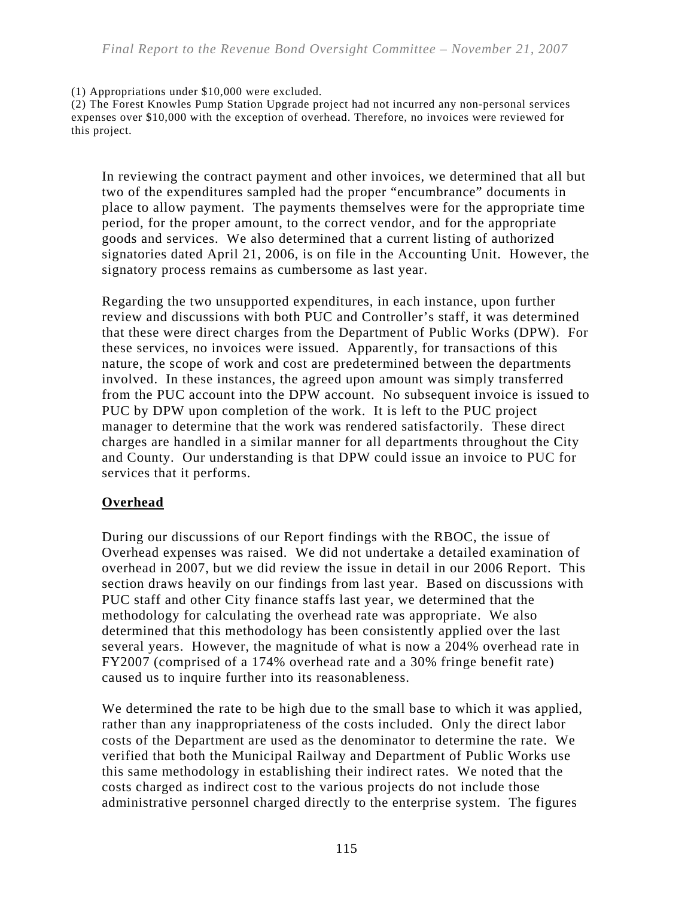(1) Appropriations under $10,000 were excluded.
(2) The Forest Knowles Pump Station Upgrade project had not incurred any non-personal services expenses over $10,000 with the exception of overhead. Therefore, no invoices were reviewed for this project.

In reviewing the contract payment and other invoices, we determined that all but two of the expenditures sampled had the proper "encumbrance" documents in place to allow payment. The payments themselves were for the appropriate time period, for the proper amount, to the correct vendor, and for the appropriate goods and services. We also determined that a current listing of authorized signatories dated April 21, 2006, is on file in the Accounting Unit. However, the signatory process remains as cumbersome as last year.

Regarding the two unsupported expenditures, in each instance, upon further review and discussions with both PUC and Controller's staff, it was determined that these were direct charges from the Department of Public Works (DPW). For these services, no invoices were issued. Apparently, for transactions of this nature, the scope of work and cost are predetermined between the departments involved. In these instances, the agreed upon amount was simply transferred from the PUC account into the DPW account. No subsequent invoice is issued to PUC by DPW upon completion of the work. It is left to the PUC project manager to determine that the work was rendered satisfactorily. These direct charges are handled in a similar manner for all departments throughout the City and County. Our understanding is that DPW could issue an invoice to PUC for services that it performs.

**Overhead**

During our discussions of our Report findings with the RBOC, the issue of Overhead expenses was raised. We did not undertake a detailed examination of overhead in 2007, but we did review the issue in detail in our 2006 Report. This section draws heavily on our findings from last year. Based on discussions with PUC staff and other City finance staffs last year, we determined that the methodology for calculating the overhead rate was appropriate. We also determined that this methodology has been consistently applied over the last several years. However, the magnitude of what is now a 204% overhead rate in FY2007 (comprised of a 174% overhead rate and a 30% fringe benefit rate) caused us to inquire further into its reasonableness.

We determined the rate to be high due to the small base to which it was applied, rather than any inappropriateness of the costs included. Only the direct labor costs of the Department are used as the denominator to determine the rate. We verified that both the Municipal Railway and Department of Public Works use this same methodology in establishing their indirect rates. We noted that the costs charged as indirect cost to the various projects do not include those administrative personnel charged directly to the enterprise system. The figures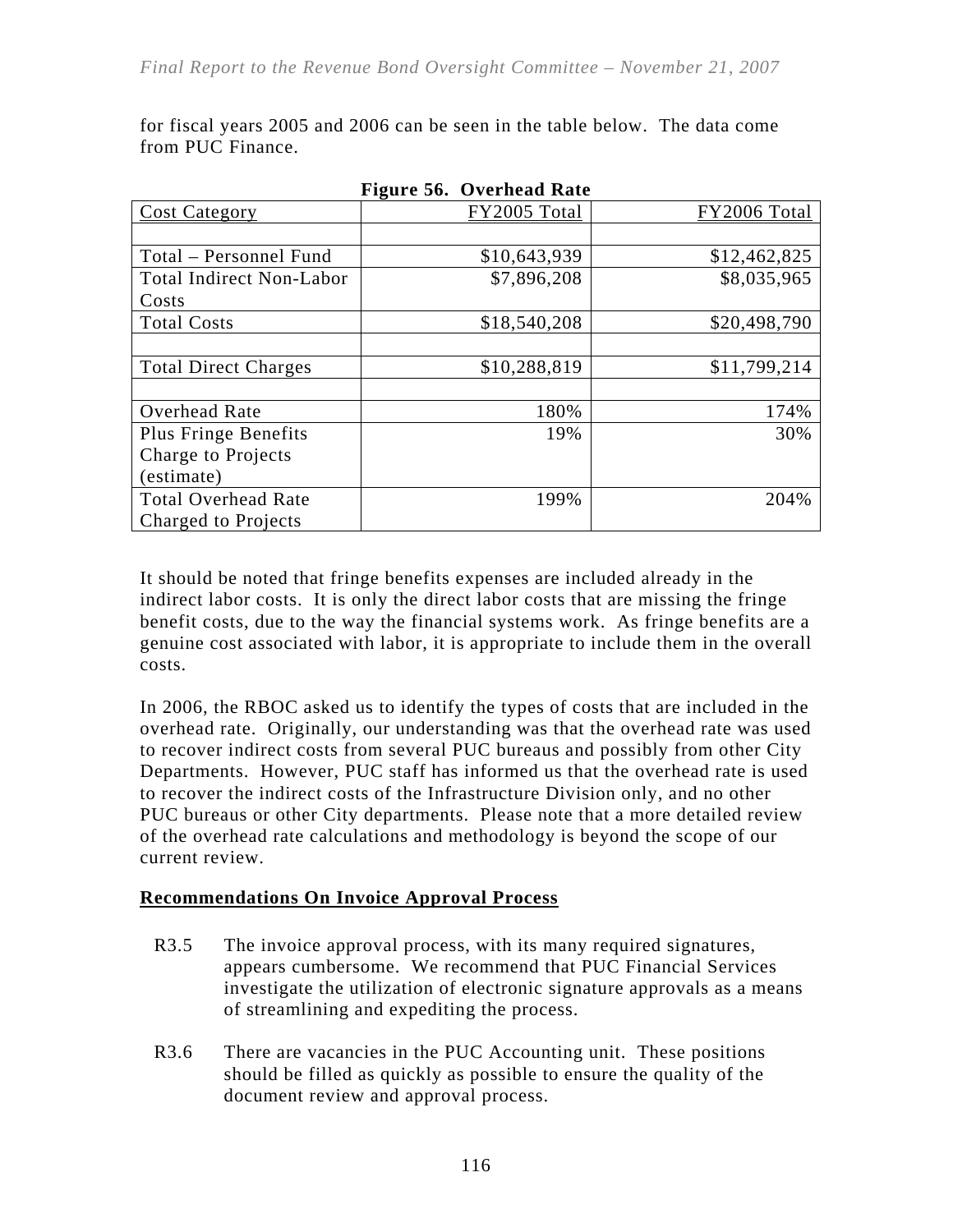for fiscal years 2005 and 2006 can be seen in the table below. The data come from PUC Finance.

**Figure 56. Overhead Rate**

| Cost Category | FY2005 Total | FY2006 Total |
|---|---:|---:|
| | | |
| Total – Personnel Fund | $10,643,939 | $12,462,825 |
| Total Indirect Non-Labor Costs | $7,896,208 | $8,035,965 |
| Total Costs | $18,540,208 | $20,498,790 |
| | | |
| Total Direct Charges | $10,288,819 | $11,799,214 |
| | | |
| Overhead Rate | 180% | 174% |
| Plus Fringe Benefits Charge to Projects (estimate) | 19% | 30% |
| Total Overhead Rate Charged to Projects | 199% | 204% |

It should be noted that fringe benefits expenses are included already in the indirect labor costs. It is only the direct labor costs that are missing the fringe benefit costs, due to the way the financial systems work. As fringe benefits are a genuine cost associated with labor, it is appropriate to include them in the overall costs.

In 2006, the RBOC asked us to identify the types of costs that are included in the overhead rate. Originally, our understanding was that the overhead rate was used to recover indirect costs from several PUC bureaus and possibly from other City Departments. However, PUC staff has informed us that the overhead rate is used to recover the indirect costs of the Infrastructure Division only, and no other PUC bureaus or other City departments. Please note that a more detailed review of the overhead rate calculations and methodology is beyond the scope of our current review.

**Recommendations On Invoice Approval Process**

R3.5 The invoice approval process, with its many required signatures, appears cumbersome. We recommend that PUC Financial Services investigate the utilization of electronic signature approvals as a means of streamlining and expediting the process.

R3.6 There are vacancies in the PUC Accounting unit. These positions should be filled as quickly as possible to ensure the quality of the document review and approval process.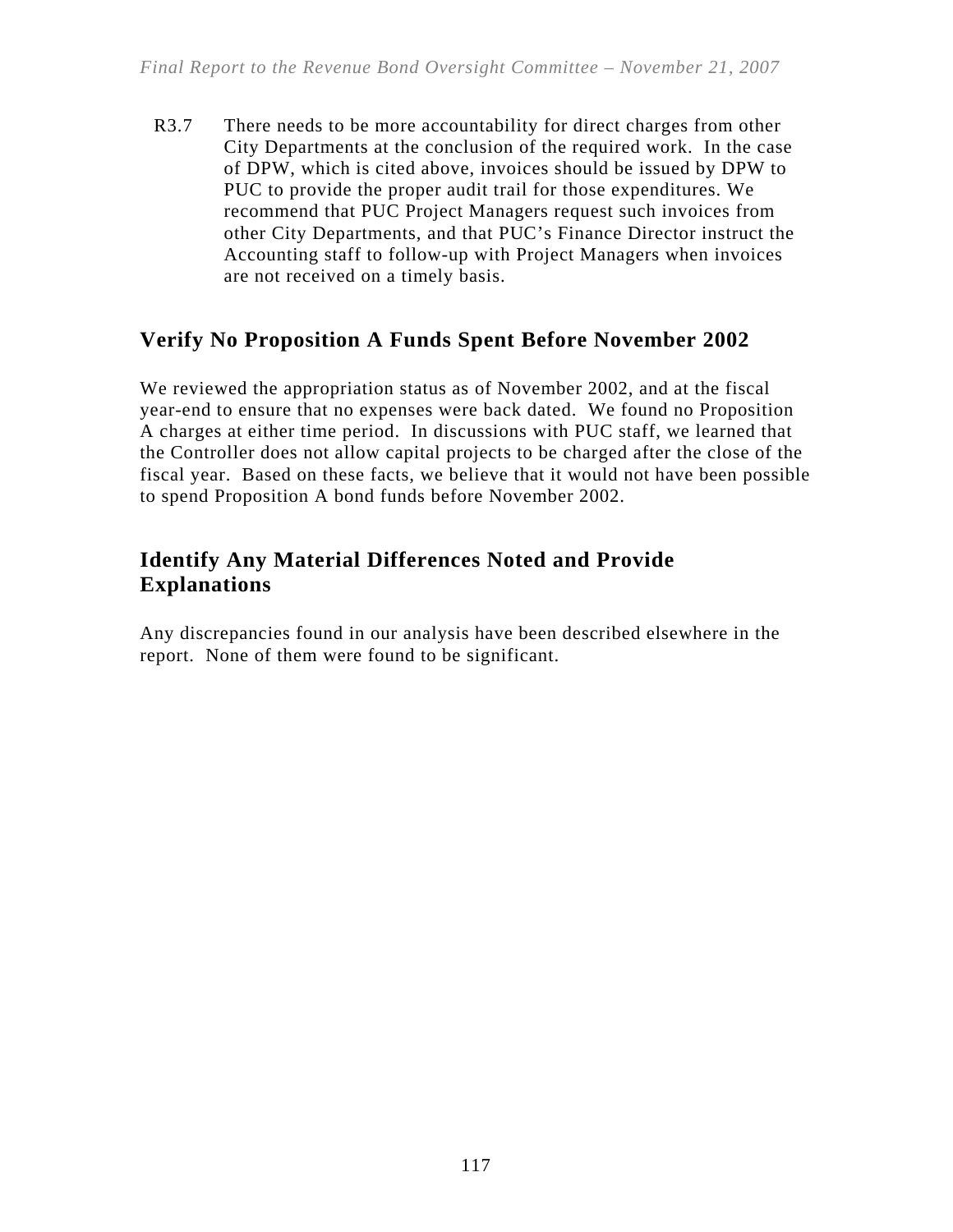R3.7 There needs to be more accountability for direct charges from other City Departments at the conclusion of the required work. In the case of DPW, which is cited above, invoices should be issued by DPW to PUC to provide the proper audit trail for those expenditures. We recommend that PUC Project Managers request such invoices from other City Departments, and that PUC's Finance Director instruct the Accounting staff to follow-up with Project Managers when invoices are not received on a timely basis.

## Verify No Proposition A Funds Spent Before November 2002

We reviewed the appropriation status as of November 2002, and at the fiscal year-end to ensure that no expenses were back dated. We found no Proposition A charges at either time period. In discussions with PUC staff, we learned that the Controller does not allow capital projects to be charged after the close of the fiscal year. Based on these facts, we believe that it would not have been possible to spend Proposition A bond funds before November 2002.

## Identify Any Material Differences Noted and Provide Explanations

Any discrepancies found in our analysis have been described elsewhere in the report. None of them were found to be significant.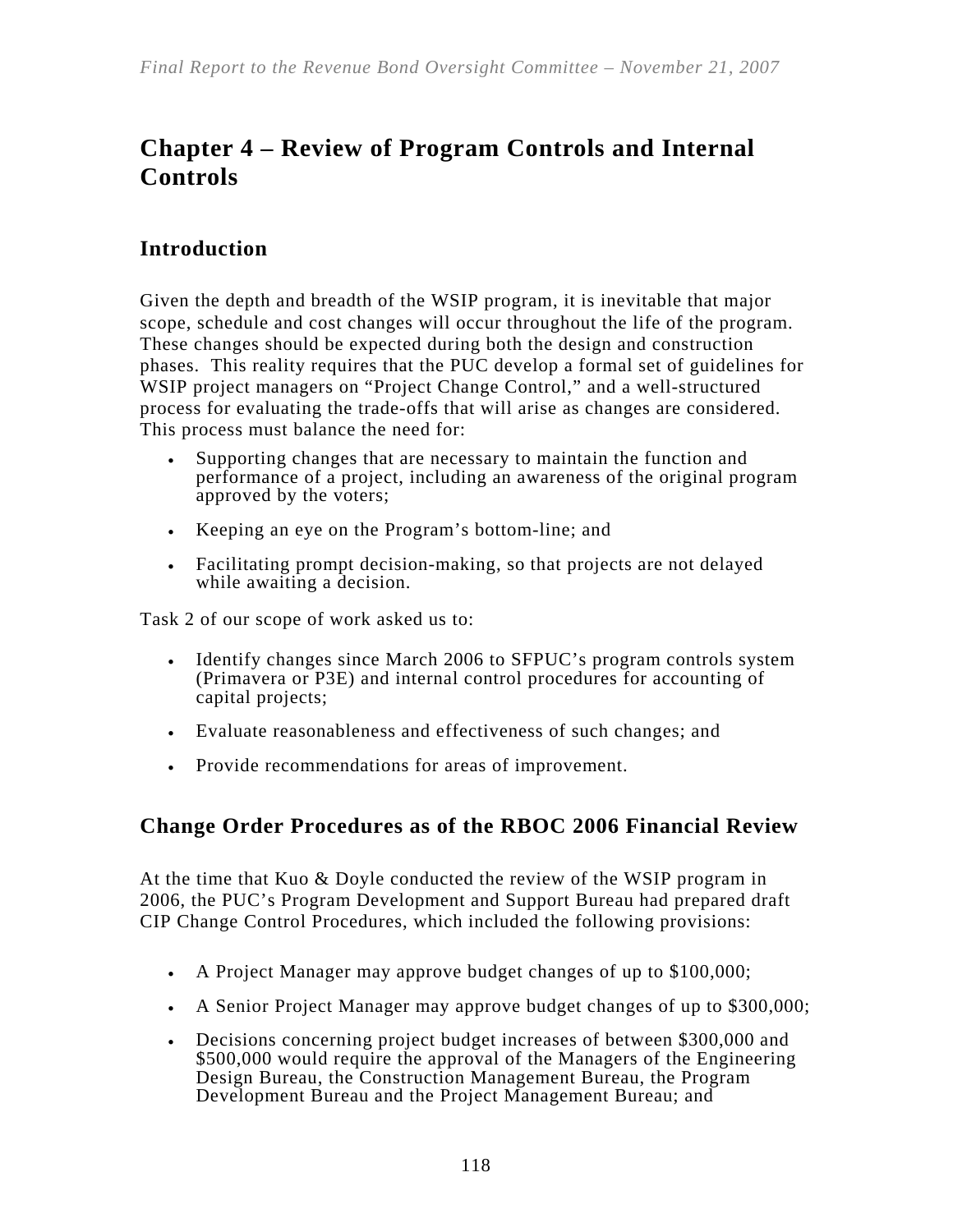# Chapter 4 – Review of Program Controls and Internal Controls

## Introduction

Given the depth and breadth of the WSIP program, it is inevitable that major scope, schedule and cost changes will occur throughout the life of the program. These changes should be expected during both the design and construction phases. This reality requires that the PUC develop a formal set of guidelines for WSIP project managers on "Project Change Control," and a well-structured process for evaluating the trade-offs that will arise as changes are considered. This process must balance the need for:

- Supporting changes that are necessary to maintain the function and performance of a project, including an awareness of the original program approved by the voters;
- Keeping an eye on the Program's bottom-line; and
- Facilitating prompt decision-making, so that projects are not delayed while awaiting a decision.

Task 2 of our scope of work asked us to:

- Identify changes since March 2006 to SFPUC's program controls system (Primavera or P3E) and internal control procedures for accounting of capital projects;
- Evaluate reasonableness and effectiveness of such changes; and
- Provide recommendations for areas of improvement.

## Change Order Procedures as of the RBOC 2006 Financial Review

At the time that Kuo & Doyle conducted the review of the WSIP program in 2006, the PUC's Program Development and Support Bureau had prepared draft CIP Change Control Procedures, which included the following provisions:

- A Project Manager may approve budget changes of up to $100,000;
- A Senior Project Manager may approve budget changes of up to $300,000;
- Decisions concerning project budget increases of between $300,000 and $500,000 would require the approval of the Managers of the Engineering Design Bureau, the Construction Management Bureau, the Program Development Bureau and the Project Management Bureau; and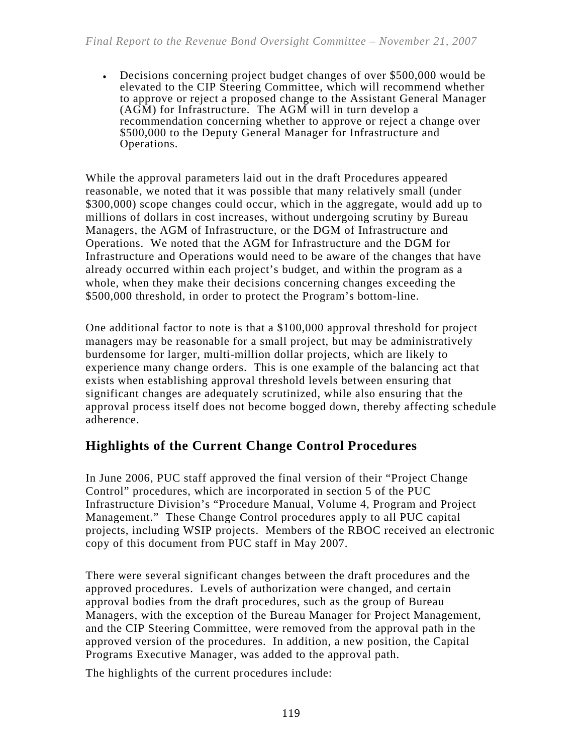- Decisions concerning project budget changes of over $500,000 would be elevated to the CIP Steering Committee, which will recommend whether to approve or reject a proposed change to the Assistant General Manager (AGM) for Infrastructure. The AGM will in turn develop a recommendation concerning whether to approve or reject a change over $500,000 to the Deputy General Manager for Infrastructure and Operations.

While the approval parameters laid out in the draft Procedures appeared reasonable, we noted that it was possible that many relatively small (under $300,000) scope changes could occur, which in the aggregate, would add up to millions of dollars in cost increases, without undergoing scrutiny by Bureau Managers, the AGM of Infrastructure, or the DGM of Infrastructure and Operations. We noted that the AGM for Infrastructure and the DGM for Infrastructure and Operations would need to be aware of the changes that have already occurred within each project's budget, and within the program as a whole, when they make their decisions concerning changes exceeding the $500,000 threshold, in order to protect the Program's bottom-line.

One additional factor to note is that a $100,000 approval threshold for project managers may be reasonable for a small project, but may be administratively burdensome for larger, multi-million dollar projects, which are likely to experience many change orders. This is one example of the balancing act that exists when establishing approval threshold levels between ensuring that significant changes are adequately scrutinized, while also ensuring that the approval process itself does not become bogged down, thereby affecting schedule adherence.

## Highlights of the Current Change Control Procedures

In June 2006, PUC staff approved the final version of their "Project Change Control" procedures, which are incorporated in section 5 of the PUC Infrastructure Division's "Procedure Manual, Volume 4, Program and Project Management." These Change Control procedures apply to all PUC capital projects, including WSIP projects. Members of the RBOC received an electronic copy of this document from PUC staff in May 2007.

There were several significant changes between the draft procedures and the approved procedures. Levels of authorization were changed, and certain approval bodies from the draft procedures, such as the group of Bureau Managers, with the exception of the Bureau Manager for Project Management, and the CIP Steering Committee, were removed from the approval path in the approved version of the procedures. In addition, a new position, the Capital Programs Executive Manager, was added to the approval path.

The highlights of the current procedures include: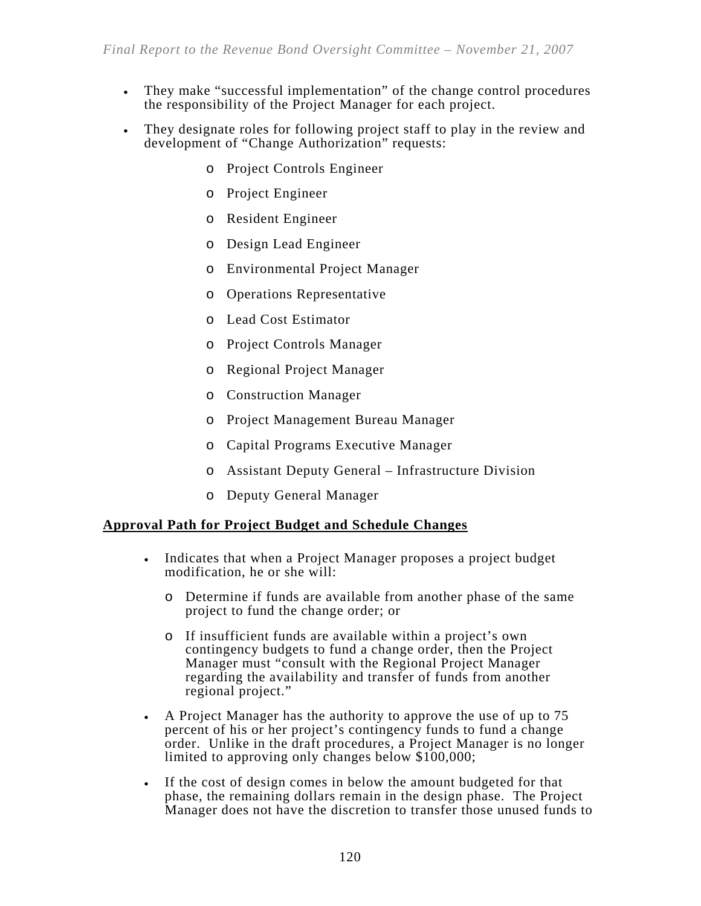- They make "successful implementation" of the change control procedures the responsibility of the Project Manager for each project.
- They designate roles for following project staff to play in the review and development of "Change Authorization" requests:
  - Project Controls Engineer
  - Project Engineer
  - Resident Engineer
  - Design Lead Engineer
  - Environmental Project Manager
  - Operations Representative
  - Lead Cost Estimator
  - Project Controls Manager
  - Regional Project Manager
  - Construction Manager
  - Project Management Bureau Manager
  - Capital Programs Executive Manager
  - Assistant Deputy General – Infrastructure Division
  - Deputy General Manager

**Approval Path for Project Budget and Schedule Changes**

- Indicates that when a Project Manager proposes a project budget modification, he or she will:
  - Determine if funds are available from another phase of the same project to fund the change order; or
  - If insufficient funds are available within a project's own contingency budgets to fund a change order, then the Project Manager must "consult with the Regional Project Manager regarding the availability and transfer of funds from another regional project."
- A Project Manager has the authority to approve the use of up to 75 percent of his or her project's contingency funds to fund a change order. Unlike in the draft procedures, a Project Manager is no longer limited to approving only changes below $100,000;
- If the cost of design comes in below the amount budgeted for that phase, the remaining dollars remain in the design phase. The Project Manager does not have the discretion to transfer those unused funds to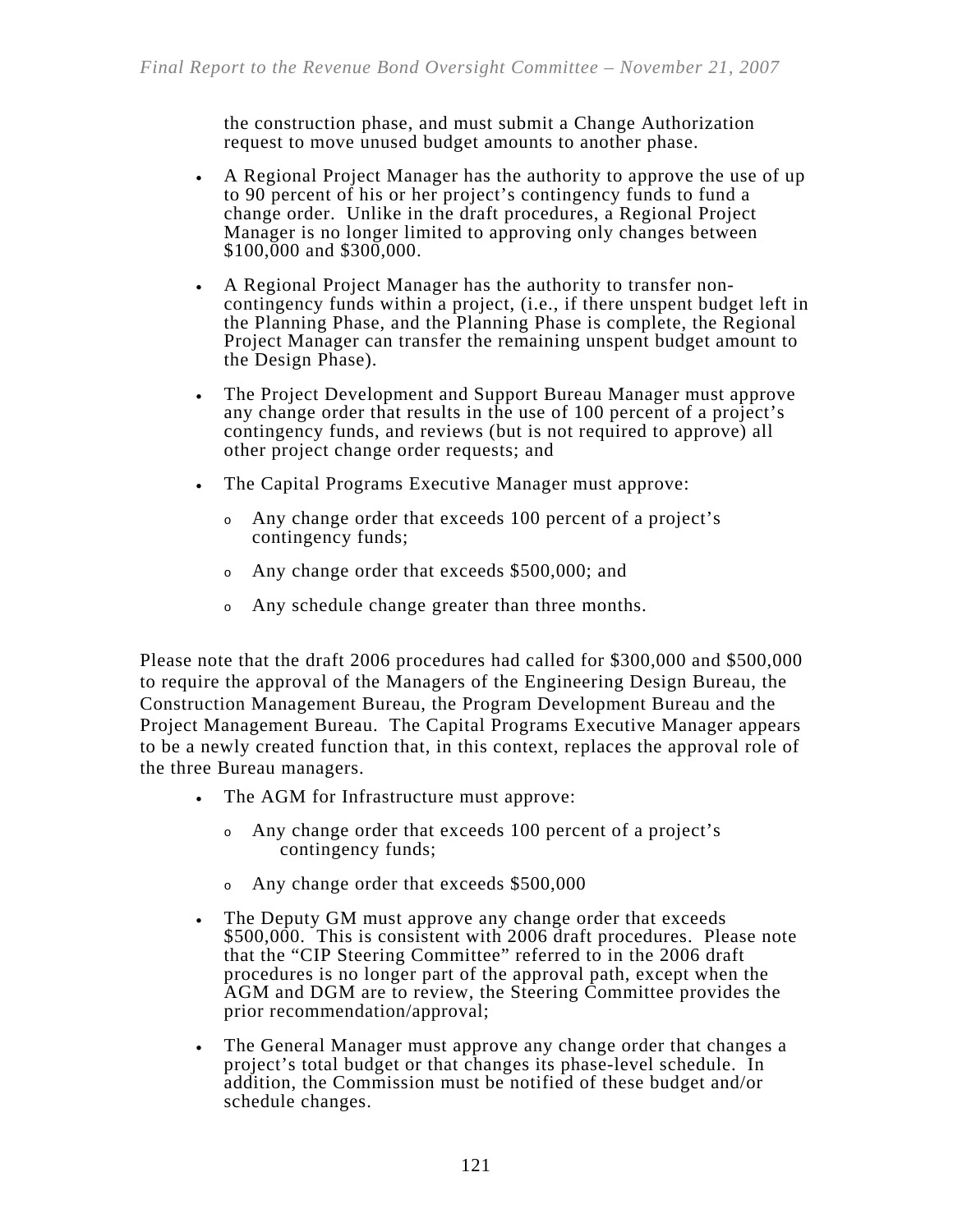the construction phase, and must submit a Change Authorization request to move unused budget amounts to another phase.

- A Regional Project Manager has the authority to approve the use of up to 90 percent of his or her project's contingency funds to fund a change order. Unlike in the draft procedures, a Regional Project Manager is no longer limited to approving only changes between $100,000 and $300,000.

- A Regional Project Manager has the authority to transfer non-contingency funds within a project, (i.e., if there unspent budget left in the Planning Phase, and the Planning Phase is complete, the Regional Project Manager can transfer the remaining unspent budget amount to the Design Phase).

- The Project Development and Support Bureau Manager must approve any change order that results in the use of 100 percent of a project's contingency funds, and reviews (but is not required to approve) all other project change order requests; and

- The Capital Programs Executive Manager must approve:
  - Any change order that exceeds 100 percent of a project's contingency funds;
  - Any change order that exceeds $500,000; and
  - Any schedule change greater than three months.

Please note that the draft 2006 procedures had called for $300,000 and $500,000 to require the approval of the Managers of the Engineering Design Bureau, the Construction Management Bureau, the Program Development Bureau and the Project Management Bureau. The Capital Programs Executive Manager appears to be a newly created function that, in this context, replaces the approval role of the three Bureau managers.

- The AGM for Infrastructure must approve:
  - Any change order that exceeds 100 percent of a project's contingency funds;
  - Any change order that exceeds $500,000

- The Deputy GM must approve any change order that exceeds $500,000. This is consistent with 2006 draft procedures. Please note that the "CIP Steering Committee" referred to in the 2006 draft procedures is no longer part of the approval path, except when the AGM and DGM are to review, the Steering Committee provides the prior recommendation/approval;

- The General Manager must approve any change order that changes a project's total budget or that changes its phase-level schedule. In addition, the Commission must be notified of these budget and/or schedule changes.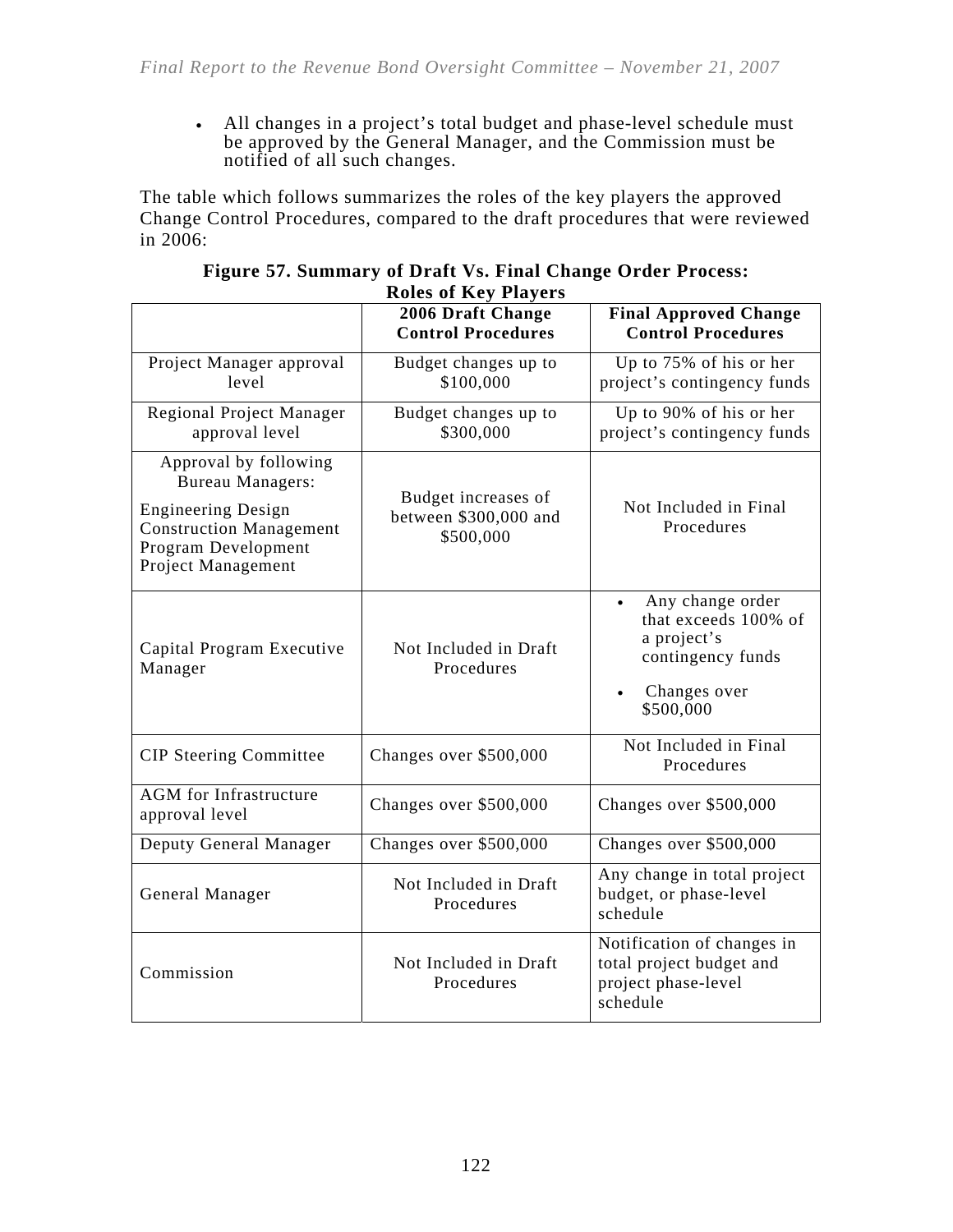- All changes in a project's total budget and phase-level schedule must be approved by the General Manager, and the Commission must be notified of all such changes.

The table which follows summarizes the roles of the key players the approved Change Control Procedures, compared to the draft procedures that were reviewed in 2006:

**Figure 57. Summary of Draft Vs. Final Change Order Process: Roles of Key Players**

| | 2006 Draft Change Control Procedures | Final Approved Change Control Procedures |
|---|---|---|
| Project Manager approval level | Budget changes up to \$100,000 | Up to 75% of his or her project's contingency funds |
| Regional Project Manager approval level | Budget changes up to \$300,000 | Up to 90% of his or her project's contingency funds |
| Approval by following Bureau Managers: Engineering Design, Construction Management, Program Development, Project Management | Budget increases of between \$300,000 and \$500,000 | Not Included in Final Procedures |
| Capital Program Executive Manager | Not Included in Draft Procedures | • Any change order that exceeds 100% of a project's contingency funds<br>• Changes over \$500,000 |
| CIP Steering Committee | Changes over \$500,000 | Not Included in Final Procedures |
| AGM for Infrastructure approval level | Changes over \$500,000 | Changes over \$500,000 |
| Deputy General Manager | Changes over \$500,000 | Changes over \$500,000 |
| General Manager | Not Included in Draft Procedures | Any change in total project budget, or phase-level schedule |
| Commission | Not Included in Draft Procedures | Notification of changes in total project budget and project phase-level schedule |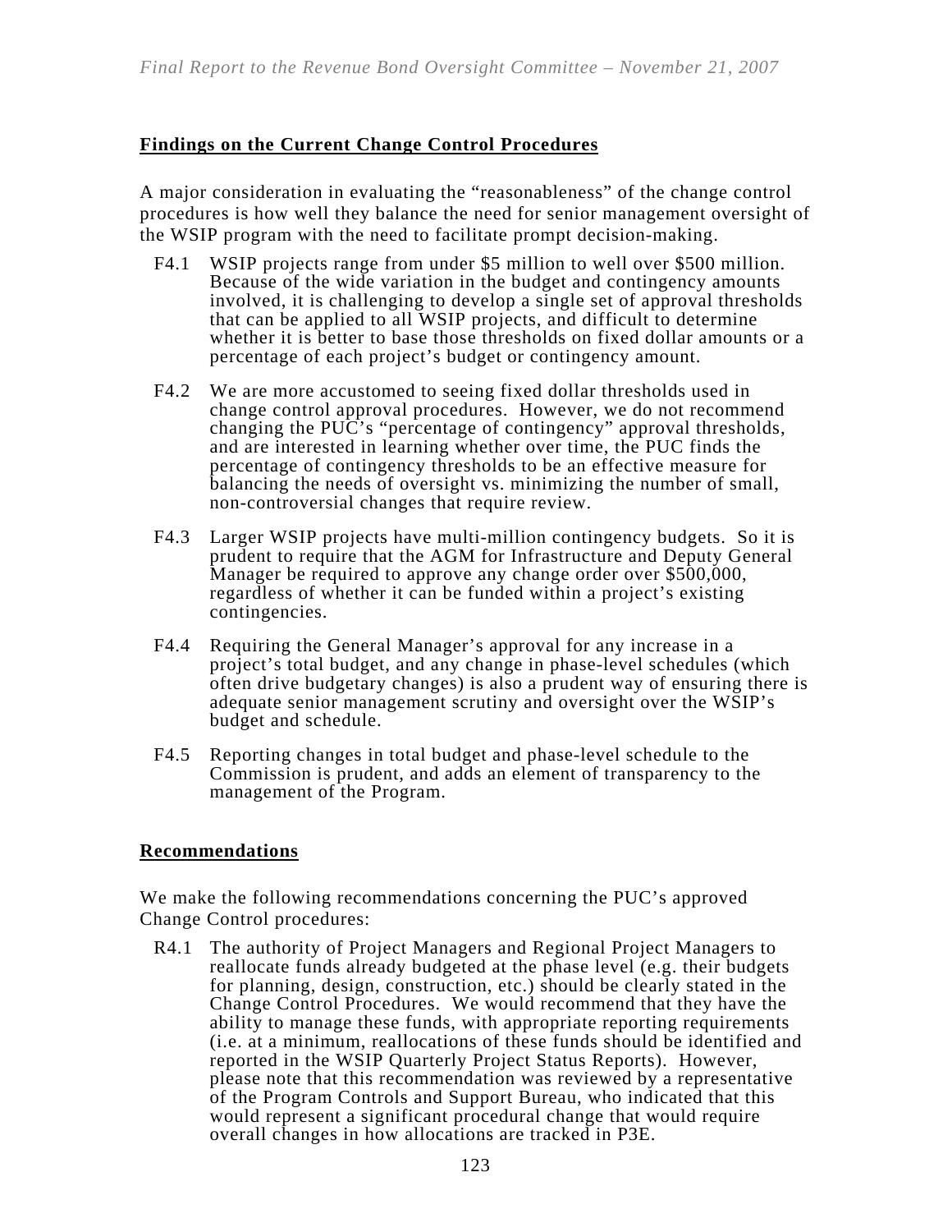**Findings on the Current Change Control Procedures**

A major consideration in evaluating the "reasonableness" of the change control procedures is how well they balance the need for senior management oversight of the WSIP program with the need to facilitate prompt decision-making.

- F4.1 WSIP projects range from under $5 million to well over $500 million. Because of the wide variation in the budget and contingency amounts involved, it is challenging to develop a single set of approval thresholds that can be applied to all WSIP projects, and difficult to determine whether it is better to base those thresholds on fixed dollar amounts or a percentage of each project's budget or contingency amount.

- F4.2 We are more accustomed to seeing fixed dollar thresholds used in change control approval procedures. However, we do not recommend changing the PUC's "percentage of contingency" approval thresholds, and are interested in learning whether over time, the PUC finds the percentage of contingency thresholds to be an effective measure for balancing the needs of oversight vs. minimizing the number of small, non-controversial changes that require review.

- F4.3 Larger WSIP projects have multi-million contingency budgets. So it is prudent to require that the AGM for Infrastructure and Deputy General Manager be required to approve any change order over $500,000, regardless of whether it can be funded within a project's existing contingencies.

- F4.4 Requiring the General Manager's approval for any increase in a project's total budget, and any change in phase-level schedules (which often drive budgetary changes) is also a prudent way of ensuring there is adequate senior management scrutiny and oversight over the WSIP's budget and schedule.

- F4.5 Reporting changes in total budget and phase-level schedule to the Commission is prudent, and adds an element of transparency to the management of the Program.

**Recommendations**

We make the following recommendations concerning the PUC's approved Change Control procedures:

- R4.1 The authority of Project Managers and Regional Project Managers to reallocate funds already budgeted at the phase level (e.g. their budgets for planning, design, construction, etc.) should be clearly stated in the Change Control Procedures. We would recommend that they have the ability to manage these funds, with appropriate reporting requirements (i.e. at a minimum, reallocations of these funds should be identified and reported in the WSIP Quarterly Project Status Reports). However, please note that this recommendation was reviewed by a representative of the Program Controls and Support Bureau, who indicated that this would represent a significant procedural change that would require overall changes in how allocations are tracked in P3E.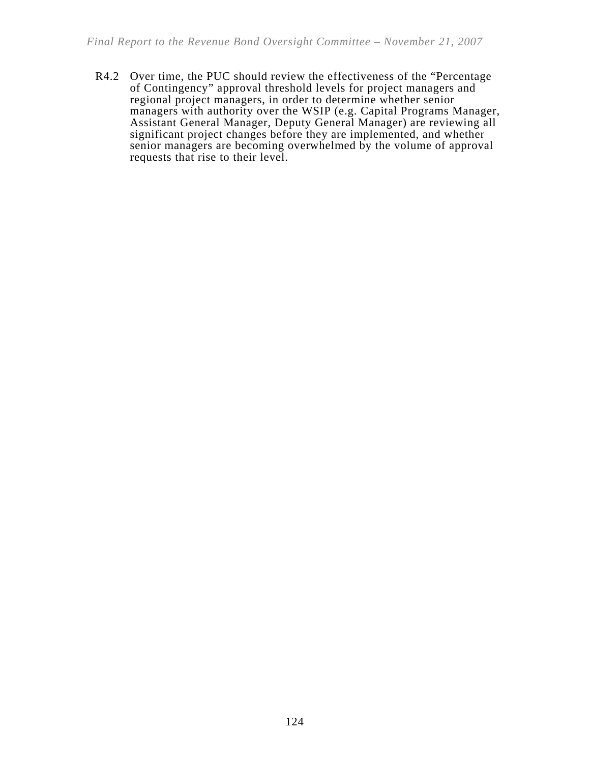R4.2 Over time, the PUC should review the effectiveness of the “Percentage of Contingency” approval threshold levels for project managers and regional project managers, in order to determine whether senior managers with authority over the WSIP (e.g. Capital Programs Manager, Assistant General Manager, Deputy General Manager) are reviewing all significant project changes before they are implemented, and whether senior managers are becoming overwhelmed by the volume of approval requests that rise to their level.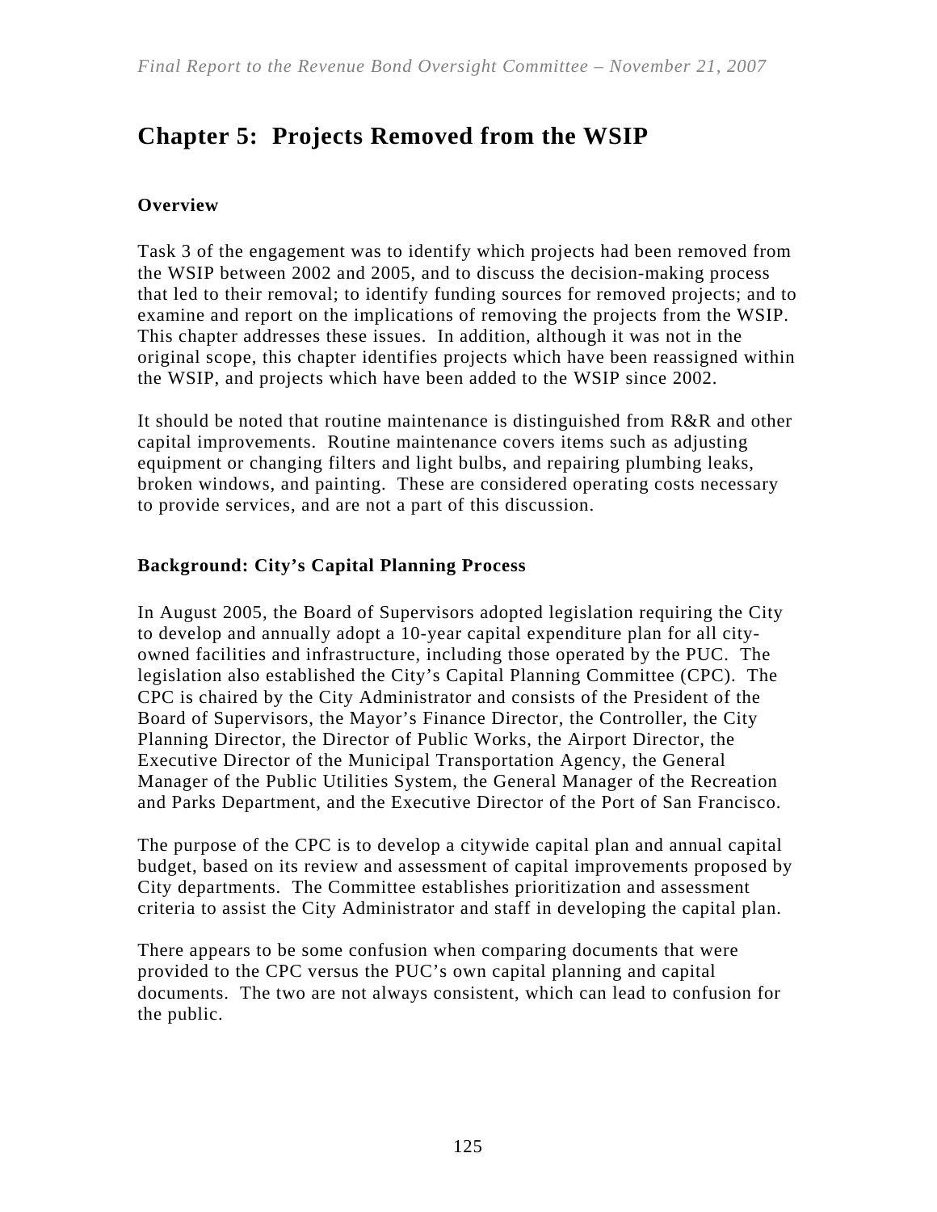# Chapter 5: Projects Removed from the WSIP

### Overview

Task 3 of the engagement was to identify which projects had been removed from the WSIP between 2002 and 2005, and to discuss the decision-making process that led to their removal; to identify funding sources for removed projects; and to examine and report on the implications of removing the projects from the WSIP. This chapter addresses these issues. In addition, although it was not in the original scope, this chapter identifies projects which have been reassigned within the WSIP, and projects which have been added to the WSIP since 2002.

It should be noted that routine maintenance is distinguished from R&R and other capital improvements. Routine maintenance covers items such as adjusting equipment or changing filters and light bulbs, and repairing plumbing leaks, broken windows, and painting. These are considered operating costs necessary to provide services, and are not a part of this discussion.

### Background: City's Capital Planning Process

In August 2005, the Board of Supervisors adopted legislation requiring the City to develop and annually adopt a 10-year capital expenditure plan for all city-owned facilities and infrastructure, including those operated by the PUC. The legislation also established the City's Capital Planning Committee (CPC). The CPC is chaired by the City Administrator and consists of the President of the Board of Supervisors, the Mayor's Finance Director, the Controller, the City Planning Director, the Director of Public Works, the Airport Director, the Executive Director of the Municipal Transportation Agency, the General Manager of the Public Utilities System, the General Manager of the Recreation and Parks Department, and the Executive Director of the Port of San Francisco.

The purpose of the CPC is to develop a citywide capital plan and annual capital budget, based on its review and assessment of capital improvements proposed by City departments. The Committee establishes prioritization and assessment criteria to assist the City Administrator and staff in developing the capital plan.

There appears to be some confusion when comparing documents that were provided to the CPC versus the PUC's own capital planning and capital documents. The two are not always consistent, which can lead to confusion for the public.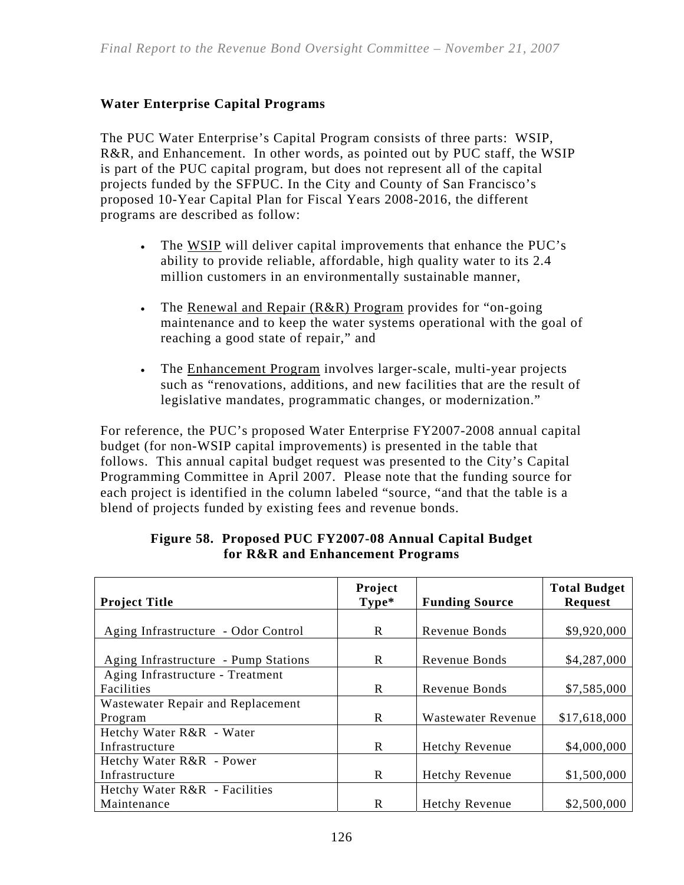**Water Enterprise Capital Programs**

The PUC Water Enterprise's Capital Program consists of three parts: WSIP, R&R, and Enhancement. In other words, as pointed out by PUC staff, the WSIP is part of the PUC capital program, but does not represent all of the capital projects funded by the SFPUC. In the City and County of San Francisco's proposed 10-Year Capital Plan for Fiscal Years 2008-2016, the different programs are described as follow:

- The WSIP will deliver capital improvements that enhance the PUC's ability to provide reliable, affordable, high quality water to its 2.4 million customers in an environmentally sustainable manner,
- The Renewal and Repair (R&R) Program provides for "on-going maintenance and to keep the water systems operational with the goal of reaching a good state of repair," and
- The Enhancement Program involves larger-scale, multi-year projects such as "renovations, additions, and new facilities that are the result of legislative mandates, programmatic changes, or modernization."

For reference, the PUC's proposed Water Enterprise FY2007-2008 annual capital budget (for non-WSIP capital improvements) is presented in the table that follows. This annual capital budget request was presented to the City's Capital Programming Committee in April 2007. Please note that the funding source for each project is identified in the column labeled "source, "and that the table is a blend of projects funded by existing fees and revenue bonds.

**Figure 58. Proposed PUC FY2007-08 Annual Capital Budget for R&R and Enhancement Programs**

| Project Title | Project Type* | Funding Source | Total Budget Request |
|---|---|---|---|
| Aging Infrastructure - Odor Control | R | Revenue Bonds | $9,920,000 |
| Aging Infrastructure - Pump Stations | R | Revenue Bonds | $4,287,000 |
| Aging Infrastructure - Treatment Facilities | R | Revenue Bonds | $7,585,000 |
| Wastewater Repair and Replacement Program | R | Wastewater Revenue | $17,618,000 |
| Hetchy Water R&R - Water Infrastructure | R | Hetchy Revenue | $4,000,000 |
| Hetchy Water R&R - Power Infrastructure | R | Hetchy Revenue | $1,500,000 |
| Hetchy Water R&R - Facilities Maintenance | R | Hetchy Revenue | $2,500,000 |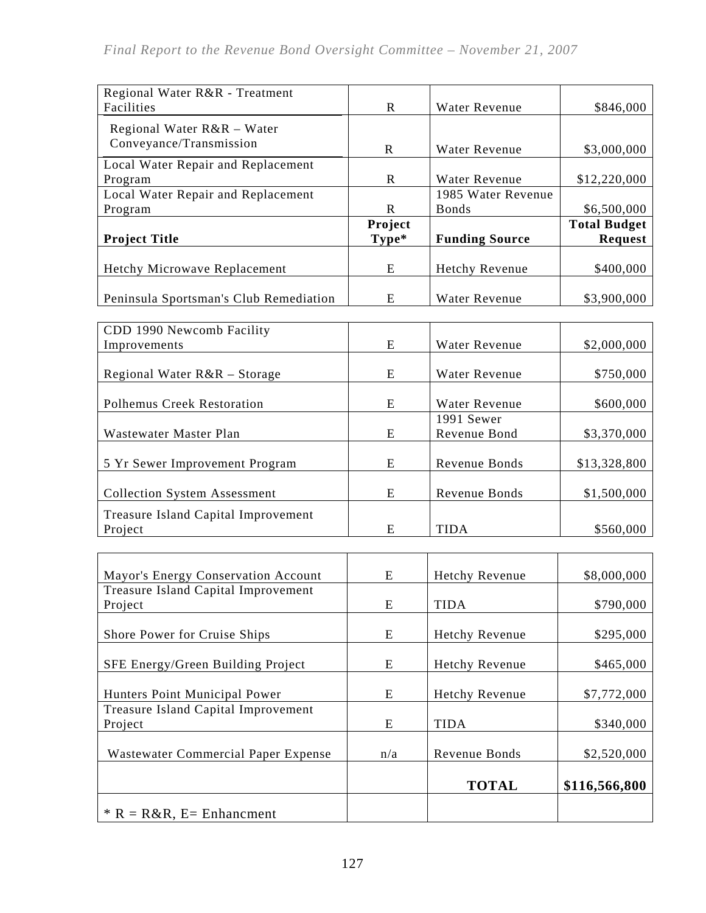| Project Title | Project Type* | Funding Source | Total Budget Request |
|---|---|---|---|
| Regional Water R&R - Treatment Facilities | R | Water Revenue | $846,000 |
| Regional Water R&R – Water Conveyance/Transmission | R | Water Revenue | $3,000,000 |
| Local Water Repair and Replacement Program | R | Water Revenue | $12,220,000 |
| Local Water Repair and Replacement Program | R | 1985 Water Revenue Bonds | $6,500,000 |
| **Project Title** | **Project Type*** | **Funding Source** | **Total Budget Request** |
| Hetchy Microwave Replacement | E | Hetchy Revenue | $400,000 |
| Peninsula Sportsman's Club Remediation | E | Water Revenue | $3,900,000 |
| CDD 1990 Newcomb Facility Improvements | E | Water Revenue | $2,000,000 |
| Regional Water R&R – Storage | E | Water Revenue | $750,000 |
| Polhemus Creek Restoration | E | Water Revenue | $600,000 |
| Wastewater Master Plan | E | 1991 Sewer Revenue Bond | $3,370,000 |
| 5 Yr Sewer Improvement Program | E | Revenue Bonds | $13,328,800 |
| Collection System Assessment | E | Revenue Bonds | $1,500,000 |
| Treasure Island Capital Improvement Project | E | TIDA | $560,000 |
| Mayor's Energy Conservation Account | E | Hetchy Revenue | $8,000,000 |
| Treasure Island Capital Improvement Project | E | TIDA | $790,000 |
| Shore Power for Cruise Ships | E | Hetchy Revenue | $295,000 |
| SFE Energy/Green Building Project | E | Hetchy Revenue | $465,000 |
| Hunters Point Municipal Power | E | Hetchy Revenue | $7,772,000 |
| Treasure Island Capital Improvement Project | E | TIDA | $340,000 |
| Wastewater Commercial Paper Expense | n/a | Revenue Bonds | $2,520,000 |
| | | **TOTAL** | **$116,566,800** |
| * R = R&R, E= Enhancment | | | |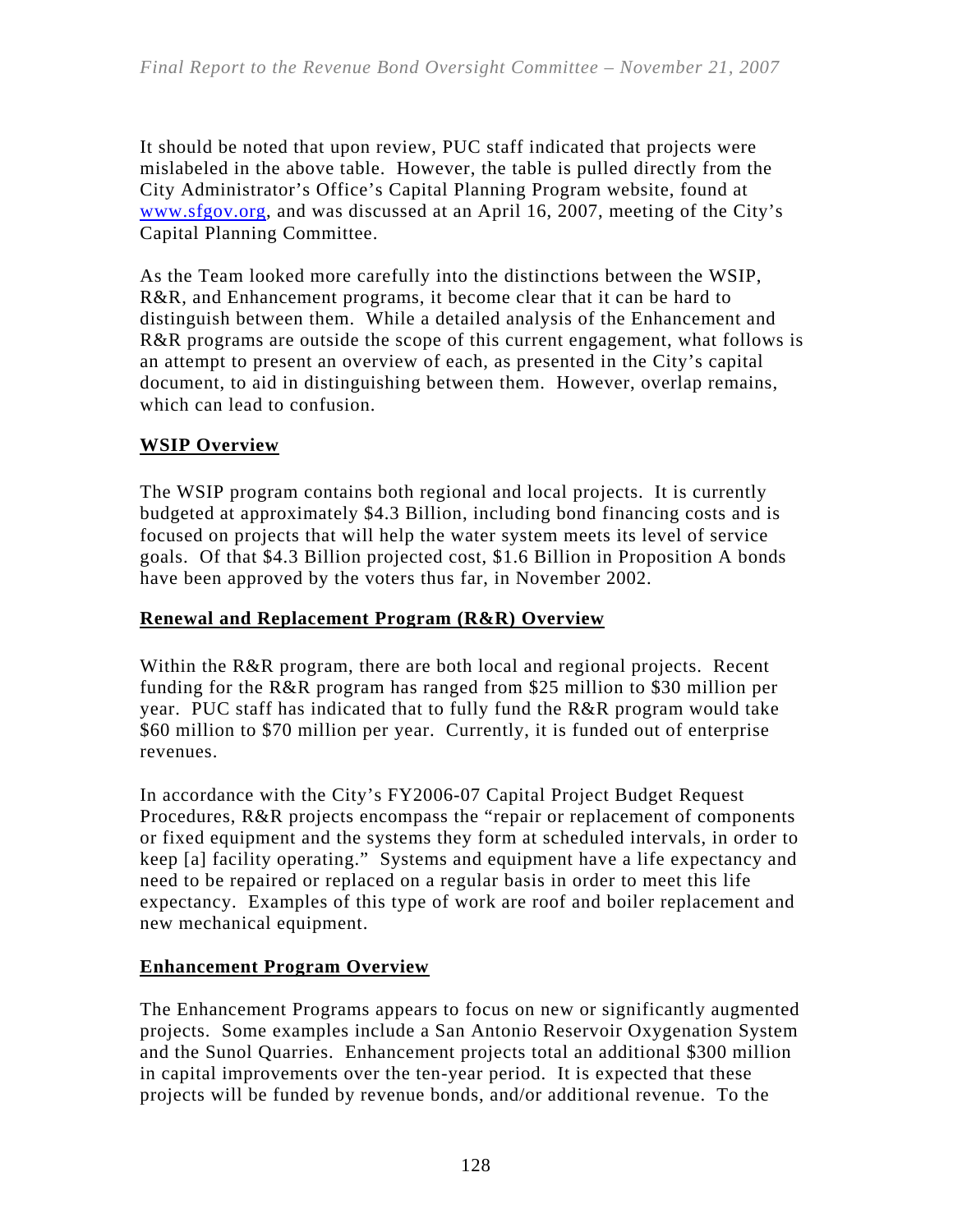It should be noted that upon review, PUC staff indicated that projects were mislabeled in the above table. However, the table is pulled directly from the City Administrator's Office's Capital Planning Program website, found at [www.sfgov.org](http://www.sfgov.org), and was discussed at an April 16, 2007, meeting of the City's Capital Planning Committee.

As the Team looked more carefully into the distinctions between the WSIP, R&R, and Enhancement programs, it become clear that it can be hard to distinguish between them. While a detailed analysis of the Enhancement and R&R programs are outside the scope of this current engagement, what follows is an attempt to present an overview of each, as presented in the City's capital document, to aid in distinguishing between them. However, overlap remains, which can lead to confusion.

**WSIP Overview**

The WSIP program contains both regional and local projects. It is currently budgeted at approximately $4.3 Billion, including bond financing costs and is focused on projects that will help the water system meets its level of service goals. Of that $4.3 Billion projected cost, $1.6 Billion in Proposition A bonds have been approved by the voters thus far, in November 2002.

**Renewal and Replacement Program (R&R) Overview**

Within the R&R program, there are both local and regional projects. Recent funding for the R&R program has ranged from $25 million to $30 million per year. PUC staff has indicated that to fully fund the R&R program would take $60 million to $70 million per year. Currently, it is funded out of enterprise revenues.

In accordance with the City's FY2006-07 Capital Project Budget Request Procedures, R&R projects encompass the "repair or replacement of components or fixed equipment and the systems they form at scheduled intervals, in order to keep [a] facility operating." Systems and equipment have a life expectancy and need to be repaired or replaced on a regular basis in order to meet this life expectancy. Examples of this type of work are roof and boiler replacement and new mechanical equipment.

**Enhancement Program Overview**

The Enhancement Programs appears to focus on new or significantly augmented projects. Some examples include a San Antonio Reservoir Oxygenation System and the Sunol Quarries. Enhancement projects total an additional $300 million in capital improvements over the ten-year period. It is expected that these projects will be funded by revenue bonds, and/or additional revenue. To the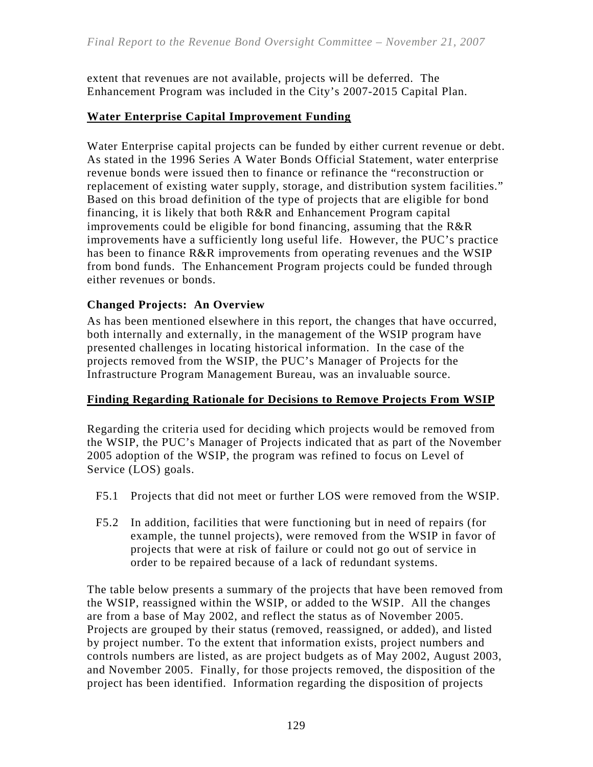extent that revenues are not available, projects will be deferred. The Enhancement Program was included in the City's 2007-2015 Capital Plan.

## Water Enterprise Capital Improvement Funding

Water Enterprise capital projects can be funded by either current revenue or debt. As stated in the 1996 Series A Water Bonds Official Statement, water enterprise revenue bonds were issued then to finance or refinance the "reconstruction or replacement of existing water supply, storage, and distribution system facilities." Based on this broad definition of the type of projects that are eligible for bond financing, it is likely that both R&R and Enhancement Program capital improvements could be eligible for bond financing, assuming that the R&R improvements have a sufficiently long useful life. However, the PUC's practice has been to finance R&R improvements from operating revenues and the WSIP from bond funds. The Enhancement Program projects could be funded through either revenues or bonds.

### Changed Projects: An Overview

As has been mentioned elsewhere in this report, the changes that have occurred, both internally and externally, in the management of the WSIP program have presented challenges in locating historical information. In the case of the projects removed from the WSIP, the PUC's Manager of Projects for the Infrastructure Program Management Bureau, was an invaluable source.

## Finding Regarding Rationale for Decisions to Remove Projects From WSIP

Regarding the criteria used for deciding which projects would be removed from the WSIP, the PUC's Manager of Projects indicated that as part of the November 2005 adoption of the WSIP, the program was refined to focus on Level of Service (LOS) goals.

- F5.1 Projects that did not meet or further LOS were removed from the WSIP.
- F5.2 In addition, facilities that were functioning but in need of repairs (for example, the tunnel projects), were removed from the WSIP in favor of projects that were at risk of failure or could not go out of service in order to be repaired because of a lack of redundant systems.

The table below presents a summary of the projects that have been removed from the WSIP, reassigned within the WSIP, or added to the WSIP. All the changes are from a base of May 2002, and reflect the status as of November 2005. Projects are grouped by their status (removed, reassigned, or added), and listed by project number. To the extent that information exists, project numbers and controls numbers are listed, as are project budgets as of May 2002, August 2003, and November 2005. Finally, for those projects removed, the disposition of the project has been identified. Information regarding the disposition of projects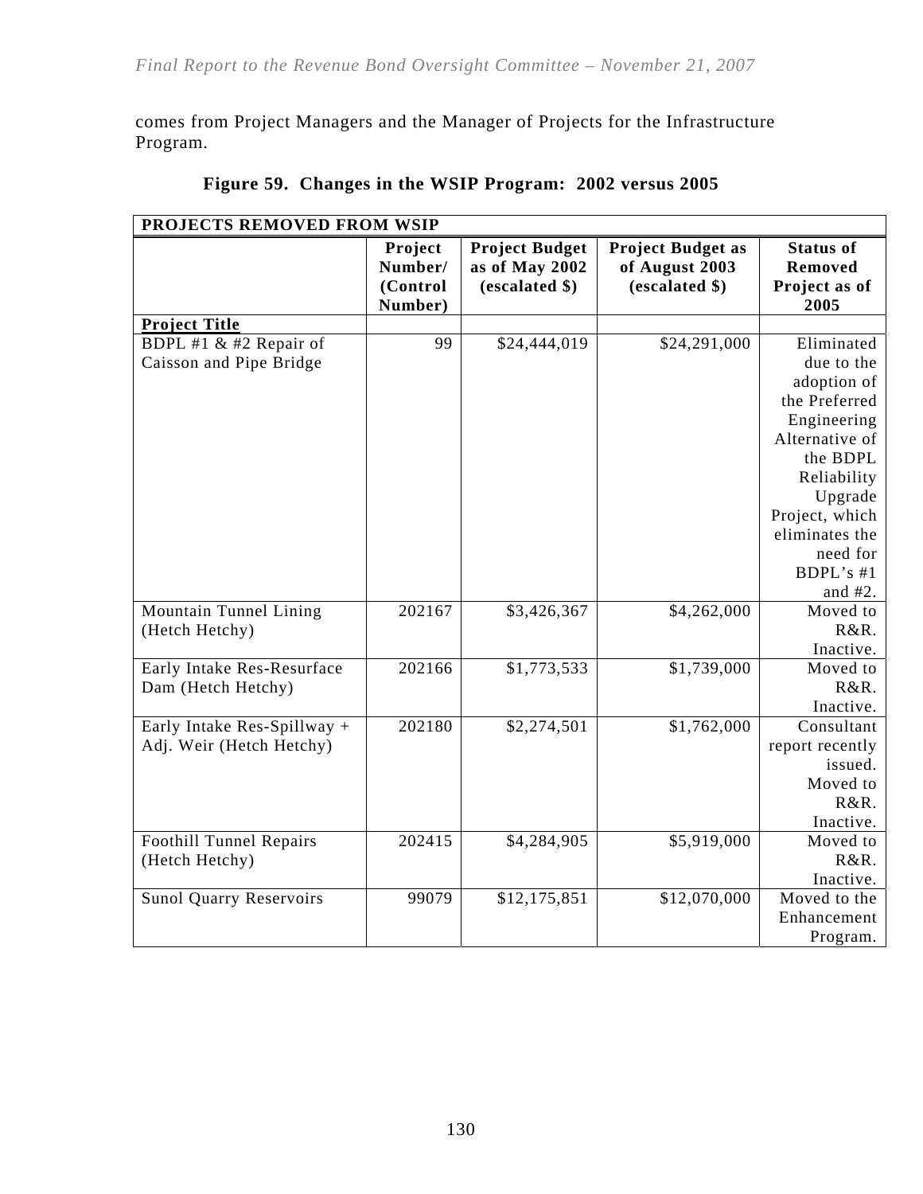comes from Project Managers and the Manager of Projects for the Infrastructure Program.

**Figure 59. Changes in the WSIP Program: 2002 versus 2005**

| PROJECTS REMOVED FROM WSIP | | | | |
|---|---|---|---|---|
| | **Project Number/ (Control Number)** | **Project Budget as of May 2002 (escalated $)** | **Project Budget as of August 2003 (escalated $)** | **Status of Removed Project as of 2005** |
| **Project Title** | | | | |
| BDPL #1 & #2 Repair of Caisson and Pipe Bridge | 99 | $24,444,019 | $24,291,000 | Eliminated due to the adoption of the Preferred Engineering Alternative of the BDPL Reliability Upgrade Project, which eliminates the need for BDPL's #1 and #2. |
| Mountain Tunnel Lining (Hetch Hetchy) | 202167 | $3,426,367 | $4,262,000 | Moved to R&R. Inactive. |
| Early Intake Res-Resurface Dam (Hetch Hetchy) | 202166 | $1,773,533 | $1,739,000 | Moved to R&R. Inactive. |
| Early Intake Res-Spillway + Adj. Weir (Hetch Hetchy) | 202180 | $2,274,501 | $1,762,000 | Consultant report recently issued. Moved to R&R. Inactive. |
| Foothill Tunnel Repairs (Hetch Hetchy) | 202415 | $4,284,905 | $5,919,000 | Moved to R&R. Inactive. |
| Sunol Quarry Reservoirs | 99079 | $12,175,851 | $12,070,000 | Moved to the Enhancement Program. |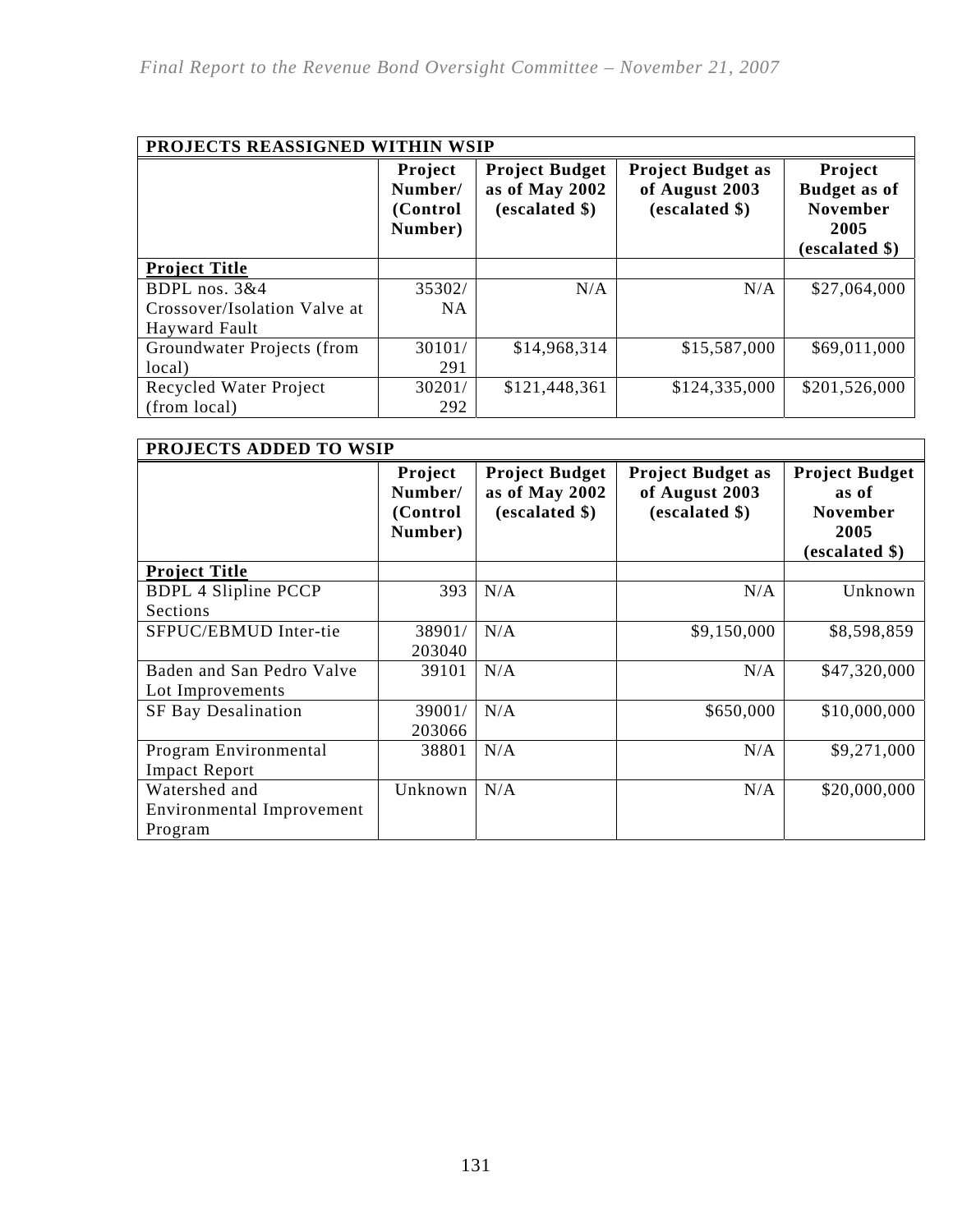| PROJECTS REASSIGNED WITHIN WSIP | | | | |
|---|---|---|---|---|
| | **Project Number/ (Control Number)** | **Project Budget as of May 2002 (escalated $)** | **Project Budget as of August 2003 (escalated $)** | **Project Budget as of November 2005 (escalated $)** |
| **Project Title** | | | | |
| BDPL nos. 3&4 Crossover/Isolation Valve at Hayward Fault | 35302/ NA | N/A | N/A | $27,064,000 |
| Groundwater Projects (from local) | 30101/ 291 | $14,968,314 | $15,587,000 | $69,011,000 |
| Recycled Water Project (from local) | 30201/ 292 | $121,448,361 | $124,335,000 | $201,526,000 |

| PROJECTS ADDED TO WSIP | | | | |
|---|---|---|---|---|
| | **Project Number/ (Control Number)** | **Project Budget as of May 2002 (escalated $)** | **Project Budget as of August 2003 (escalated $)** | **Project Budget as of November 2005 (escalated $)** |
| **Project Title** | | | | |
| BDPL 4 Slipline PCCP Sections | 393 | N/A | N/A | Unknown |
| SFPUC/EBMUD Inter-tie | 38901/ 203040 | N/A | $9,150,000 | $8,598,859 |
| Baden and San Pedro Valve Lot Improvements | 39101 | N/A | N/A | $47,320,000 |
| SF Bay Desalination | 39001/ 203066 | N/A | $650,000 | $10,000,000 |
| Program Environmental Impact Report | 38801 | N/A | N/A | $9,271,000 |
| Watershed and Environmental Improvement Program | Unknown | N/A | N/A | $20,000,000 |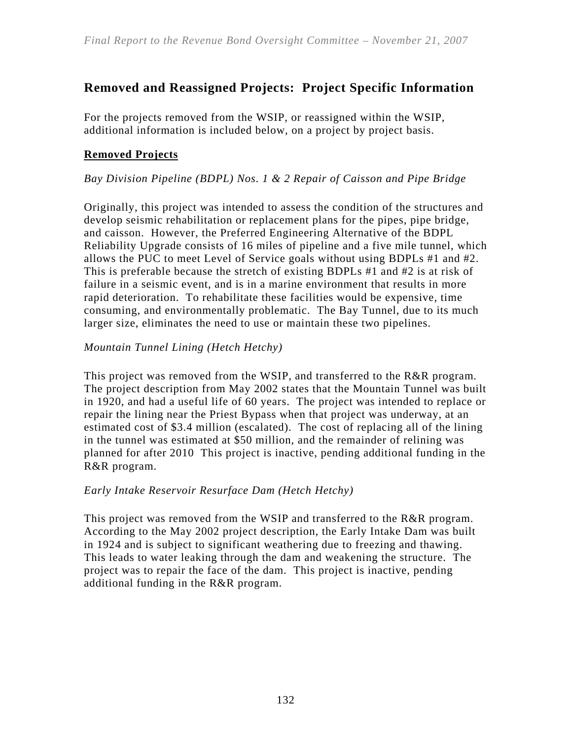## Removed and Reassigned Projects: Project Specific Information

For the projects removed from the WSIP, or reassigned within the WSIP, additional information is included below, on a project by project basis.

**Removed Projects**

*Bay Division Pipeline (BDPL) Nos. 1 & 2 Repair of Caisson and Pipe Bridge*

Originally, this project was intended to assess the condition of the structures and develop seismic rehabilitation or replacement plans for the pipes, pipe bridge, and caisson. However, the Preferred Engineering Alternative of the BDPL Reliability Upgrade consists of 16 miles of pipeline and a five mile tunnel, which allows the PUC to meet Level of Service goals without using BDPLs #1 and #2. This is preferable because the stretch of existing BDPLs #1 and #2 is at risk of failure in a seismic event, and is in a marine environment that results in more rapid deterioration. To rehabilitate these facilities would be expensive, time consuming, and environmentally problematic. The Bay Tunnel, due to its much larger size, eliminates the need to use or maintain these two pipelines.

*Mountain Tunnel Lining (Hetch Hetchy)*

This project was removed from the WSIP, and transferred to the R&R program. The project description from May 2002 states that the Mountain Tunnel was built in 1920, and had a useful life of 60 years. The project was intended to replace or repair the lining near the Priest Bypass when that project was underway, at an estimated cost of $3.4 million (escalated). The cost of replacing all of the lining in the tunnel was estimated at $50 million, and the remainder of relining was planned for after 2010 This project is inactive, pending additional funding in the R&R program.

*Early Intake Reservoir Resurface Dam (Hetch Hetchy)*

This project was removed from the WSIP and transferred to the R&R program. According to the May 2002 project description, the Early Intake Dam was built in 1924 and is subject to significant weathering due to freezing and thawing. This leads to water leaking through the dam and weakening the structure. The project was to repair the face of the dam. This project is inactive, pending additional funding in the R&R program.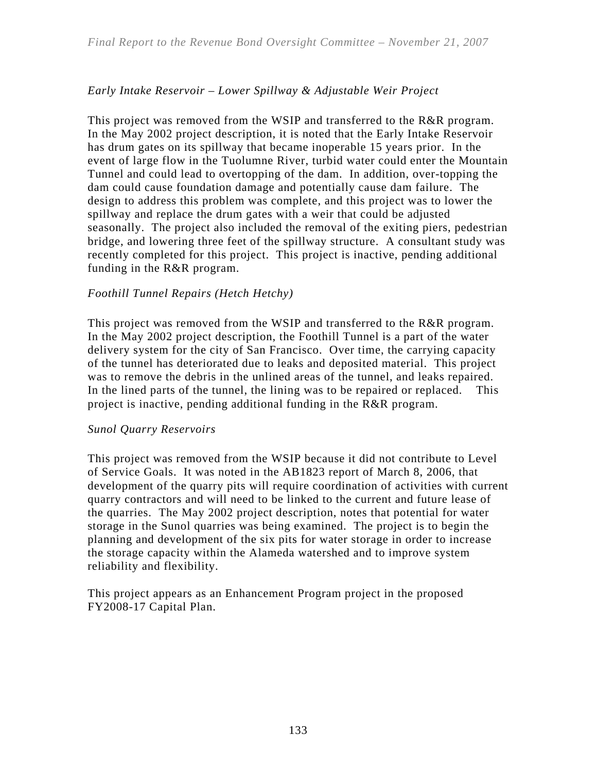*Early Intake Reservoir – Lower Spillway & Adjustable Weir Project*

This project was removed from the WSIP and transferred to the R&R program. In the May 2002 project description, it is noted that the Early Intake Reservoir has drum gates on its spillway that became inoperable 15 years prior. In the event of large flow in the Tuolumne River, turbid water could enter the Mountain Tunnel and could lead to overtopping of the dam. In addition, over-topping the dam could cause foundation damage and potentially cause dam failure. The design to address this problem was complete, and this project was to lower the spillway and replace the drum gates with a weir that could be adjusted seasonally. The project also included the removal of the exiting piers, pedestrian bridge, and lowering three feet of the spillway structure. A consultant study was recently completed for this project. This project is inactive, pending additional funding in the R&R program.

*Foothill Tunnel Repairs (Hetch Hetchy)*

This project was removed from the WSIP and transferred to the R&R program. In the May 2002 project description, the Foothill Tunnel is a part of the water delivery system for the city of San Francisco. Over time, the carrying capacity of the tunnel has deteriorated due to leaks and deposited material. This project was to remove the debris in the unlined areas of the tunnel, and leaks repaired. In the lined parts of the tunnel, the lining was to be repaired or replaced. This project is inactive, pending additional funding in the R&R program.

*Sunol Quarry Reservoirs*

This project was removed from the WSIP because it did not contribute to Level of Service Goals. It was noted in the AB1823 report of March 8, 2006, that development of the quarry pits will require coordination of activities with current quarry contractors and will need to be linked to the current and future lease of the quarries. The May 2002 project description, notes that potential for water storage in the Sunol quarries was being examined. The project is to begin the planning and development of the six pits for water storage in order to increase the storage capacity within the Alameda watershed and to improve system reliability and flexibility.

This project appears as an Enhancement Program project in the proposed FY2008-17 Capital Plan.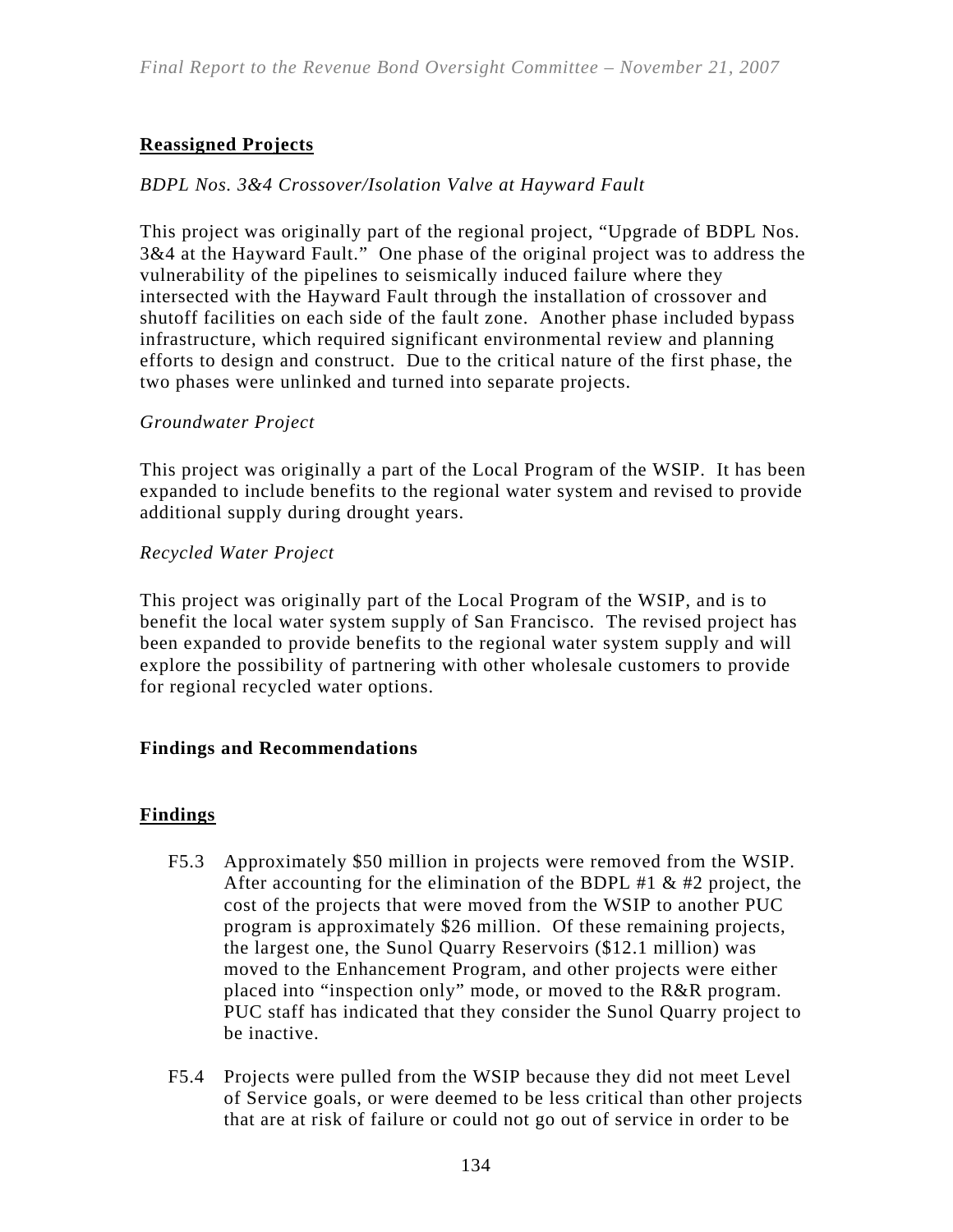## Reassigned Projects

*BDPL Nos. 3&4 Crossover/Isolation Valve at Hayward Fault*

This project was originally part of the regional project, "Upgrade of BDPL Nos. 3&4 at the Hayward Fault." One phase of the original project was to address the vulnerability of the pipelines to seismically induced failure where they intersected with the Hayward Fault through the installation of crossover and shutoff facilities on each side of the fault zone. Another phase included bypass infrastructure, which required significant environmental review and planning efforts to design and construct. Due to the critical nature of the first phase, the two phases were unlinked and turned into separate projects.

*Groundwater Project*

This project was originally a part of the Local Program of the WSIP. It has been expanded to include benefits to the regional water system and revised to provide additional supply during drought years.

*Recycled Water Project*

This project was originally part of the Local Program of the WSIP, and is to benefit the local water system supply of San Francisco. The revised project has been expanded to provide benefits to the regional water system supply and will explore the possibility of partnering with other wholesale customers to provide for regional recycled water options.

### Findings and Recommendations

## Findings

F5.3 Approximately $50 million in projects were removed from the WSIP. After accounting for the elimination of the BDPL #1 & #2 project, the cost of the projects that were moved from the WSIP to another PUC program is approximately $26 million. Of these remaining projects, the largest one, the Sunol Quarry Reservoirs ($12.1 million) was moved to the Enhancement Program, and other projects were either placed into "inspection only" mode, or moved to the R&R program. PUC staff has indicated that they consider the Sunol Quarry project to be inactive.

F5.4 Projects were pulled from the WSIP because they did not meet Level of Service goals, or were deemed to be less critical than other projects that are at risk of failure or could not go out of service in order to be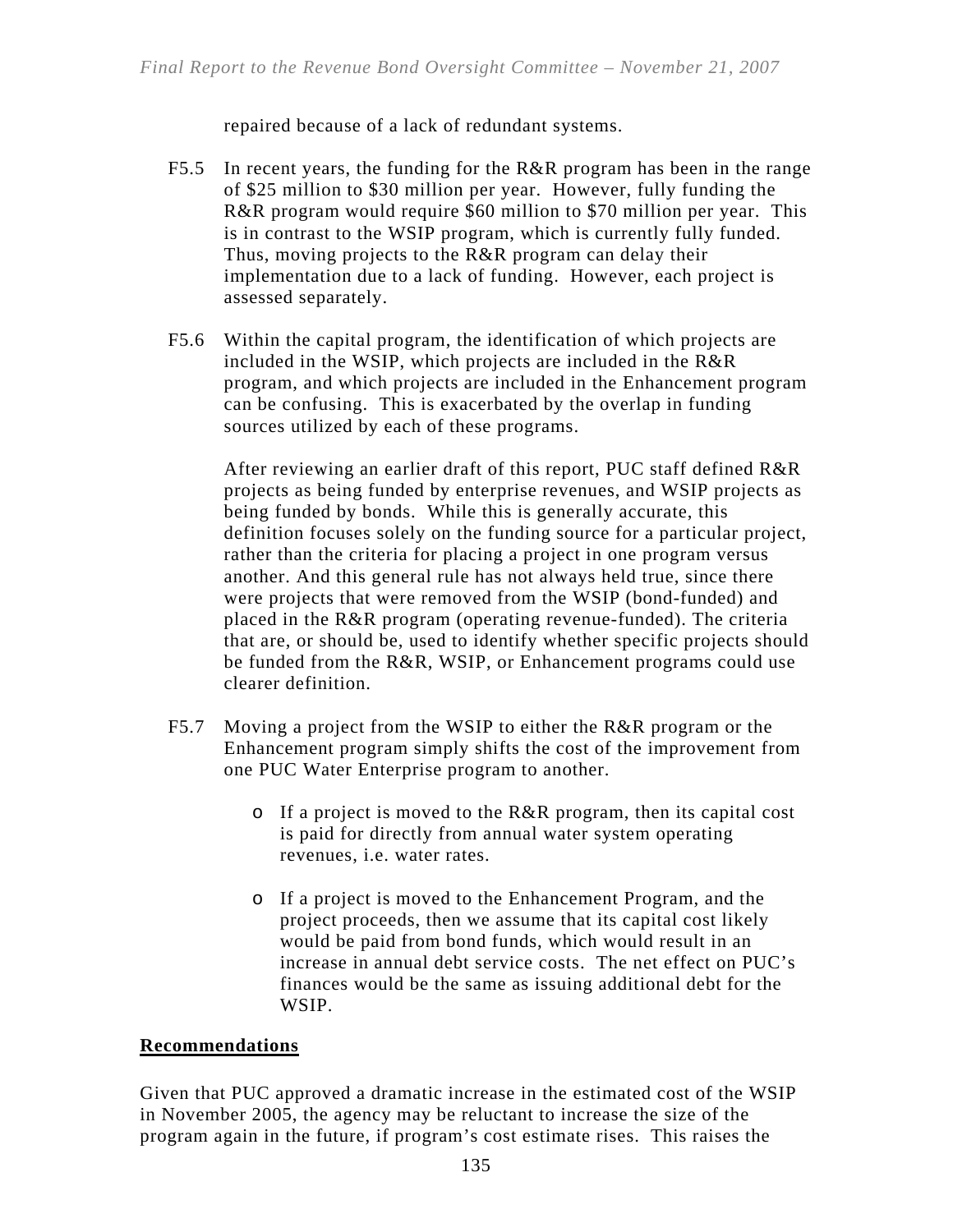repaired because of a lack of redundant systems.

F5.5 In recent years, the funding for the R&R program has been in the range of $25 million to $30 million per year. However, fully funding the R&R program would require $60 million to $70 million per year. This is in contrast to the WSIP program, which is currently fully funded. Thus, moving projects to the R&R program can delay their implementation due to a lack of funding. However, each project is assessed separately.

F5.6 Within the capital program, the identification of which projects are included in the WSIP, which projects are included in the R&R program, and which projects are included in the Enhancement program can be confusing. This is exacerbated by the overlap in funding sources utilized by each of these programs.

After reviewing an earlier draft of this report, PUC staff defined R&R projects as being funded by enterprise revenues, and WSIP projects as being funded by bonds. While this is generally accurate, this definition focuses solely on the funding source for a particular project, rather than the criteria for placing a project in one program versus another. And this general rule has not always held true, since there were projects that were removed from the WSIP (bond-funded) and placed in the R&R program (operating revenue-funded). The criteria that are, or should be, used to identify whether specific projects should be funded from the R&R, WSIP, or Enhancement programs could use clearer definition.

F5.7 Moving a project from the WSIP to either the R&R program or the Enhancement program simply shifts the cost of the improvement from one PUC Water Enterprise program to another.

- If a project is moved to the R&R program, then its capital cost is paid for directly from annual water system operating revenues, i.e. water rates.

- If a project is moved to the Enhancement Program, and the project proceeds, then we assume that its capital cost likely would be paid from bond funds, which would result in an increase in annual debt service costs. The net effect on PUC's finances would be the same as issuing additional debt for the WSIP.

## Recommendations

Given that PUC approved a dramatic increase in the estimated cost of the WSIP in November 2005, the agency may be reluctant to increase the size of the program again in the future, if program's cost estimate rises. This raises the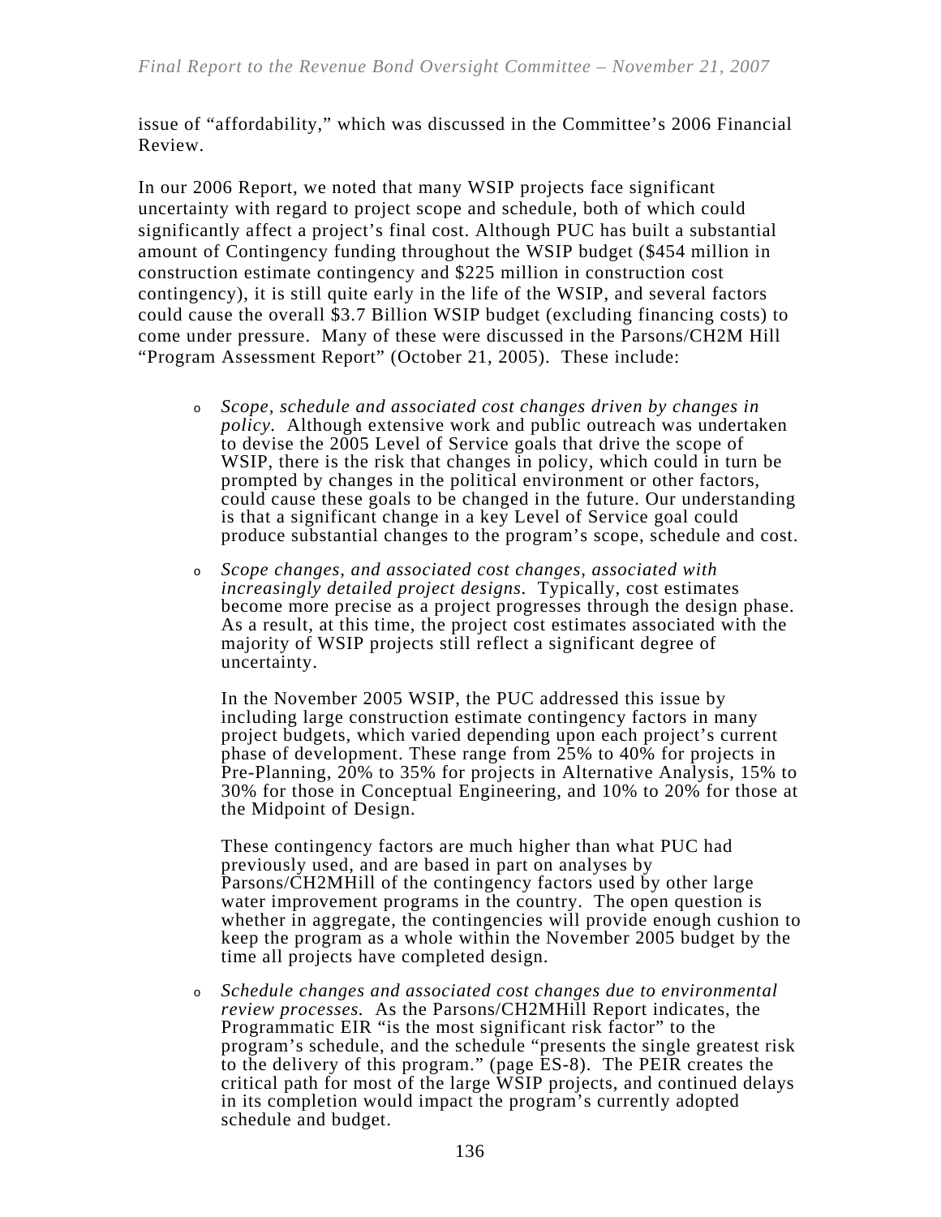issue of “affordability,” which was discussed in the Committee’s 2006 Financial Review.

In our 2006 Report, we noted that many WSIP projects face significant uncertainty with regard to project scope and schedule, both of which could significantly affect a project’s final cost. Although PUC has built a substantial amount of Contingency funding throughout the WSIP budget ($454 million in construction estimate contingency and $225 million in construction cost contingency), it is still quite early in the life of the WSIP, and several factors could cause the overall $3.7 Billion WSIP budget (excluding financing costs) to come under pressure. Many of these were discussed in the Parsons/CH2M Hill “Program Assessment Report” (October 21, 2005). These include:

- *Scope, schedule and associated cost changes driven by changes in policy.* Although extensive work and public outreach was undertaken to devise the 2005 Level of Service goals that drive the scope of WSIP, there is the risk that changes in policy, which could in turn be prompted by changes in the political environment or other factors, could cause these goals to be changed in the future. Our understanding is that a significant change in a key Level of Service goal could produce substantial changes to the program’s scope, schedule and cost.

- *Scope changes, and associated cost changes, associated with increasingly detailed project designs.* Typically, cost estimates become more precise as a project progresses through the design phase. As a result, at this time, the project cost estimates associated with the majority of WSIP projects still reflect a significant degree of uncertainty.

  In the November 2005 WSIP, the PUC addressed this issue by including large construction estimate contingency factors in many project budgets, which varied depending upon each project’s current phase of development. These range from 25% to 40% for projects in Pre-Planning, 20% to 35% for projects in Alternative Analysis, 15% to 30% for those in Conceptual Engineering, and 10% to 20% for those at the Midpoint of Design.

  These contingency factors are much higher than what PUC had previously used, and are based in part on analyses by Parsons/CH2MHill of the contingency factors used by other large water improvement programs in the country. The open question is whether in aggregate, the contingencies will provide enough cushion to keep the program as a whole within the November 2005 budget by the time all projects have completed design.

- *Schedule changes and associated cost changes due to environmental review processes.* As the Parsons/CH2MHill Report indicates, the Programmatic EIR “is the most significant risk factor” to the program’s schedule, and the schedule “presents the single greatest risk to the delivery of this program.” (page ES-8). The PEIR creates the critical path for most of the large WSIP projects, and continued delays in its completion would impact the program’s currently adopted schedule and budget.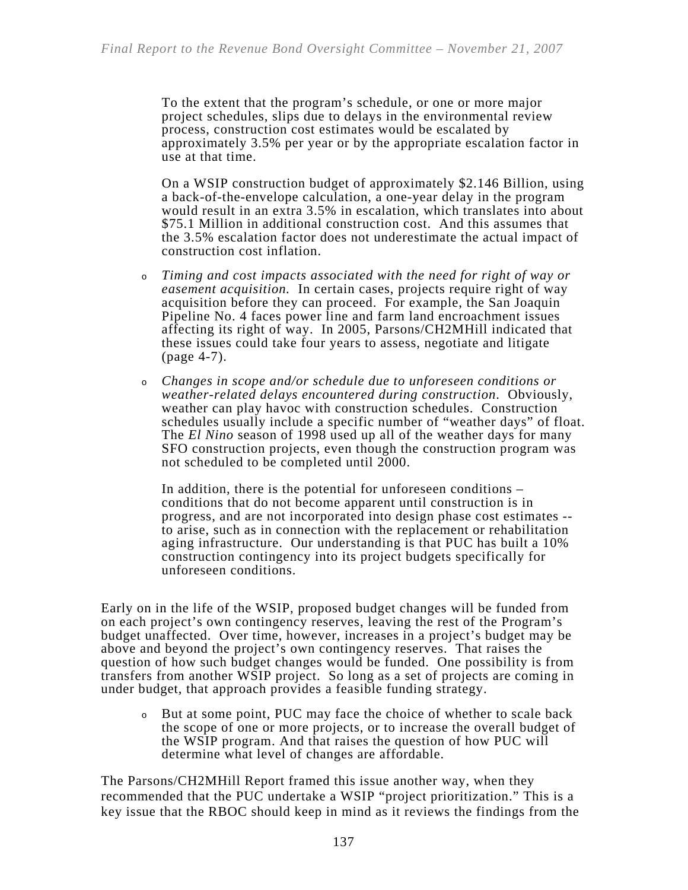To the extent that the program's schedule, or one or more major project schedules, slips due to delays in the environmental review process, construction cost estimates would be escalated by approximately 3.5% per year or by the appropriate escalation factor in use at that time.

On a WSIP construction budget of approximately $2.146 Billion, using a back-of-the-envelope calculation, a one-year delay in the program would result in an extra 3.5% in escalation, which translates into about $75.1 Million in additional construction cost. And this assumes that the 3.5% escalation factor does not underestimate the actual impact of construction cost inflation.

- *Timing and cost impacts associated with the need for right of way or easement acquisition.* In certain cases, projects require right of way acquisition before they can proceed. For example, the San Joaquin Pipeline No. 4 faces power line and farm land encroachment issues affecting its right of way. In 2005, Parsons/CH2MHill indicated that these issues could take four years to assess, negotiate and litigate (page 4-7).

- *Changes in scope and/or schedule due to unforeseen conditions or weather-related delays encountered during construction*. Obviously, weather can play havoc with construction schedules. Construction schedules usually include a specific number of "weather days" of float. The *El Nino* season of 1998 used up all of the weather days for many SFO construction projects, even though the construction program was not scheduled to be completed until 2000.

  In addition, there is the potential for unforeseen conditions – conditions that do not become apparent until construction is in progress, and are not incorporated into design phase cost estimates -- to arise, such as in connection with the replacement or rehabilitation aging infrastructure. Our understanding is that PUC has built a 10% construction contingency into its project budgets specifically for unforeseen conditions.

Early on in the life of the WSIP, proposed budget changes will be funded from on each project's own contingency reserves, leaving the rest of the Program's budget unaffected. Over time, however, increases in a project's budget may be above and beyond the project's own contingency reserves. That raises the question of how such budget changes would be funded. One possibility is from transfers from another WSIP project. So long as a set of projects are coming in under budget, that approach provides a feasible funding strategy.

- But at some point, PUC may face the choice of whether to scale back the scope of one or more projects, or to increase the overall budget of the WSIP program. And that raises the question of how PUC will determine what level of changes are affordable.

The Parsons/CH2MHill Report framed this issue another way, when they recommended that the PUC undertake a WSIP "project prioritization." This is a key issue that the RBOC should keep in mind as it reviews the findings from the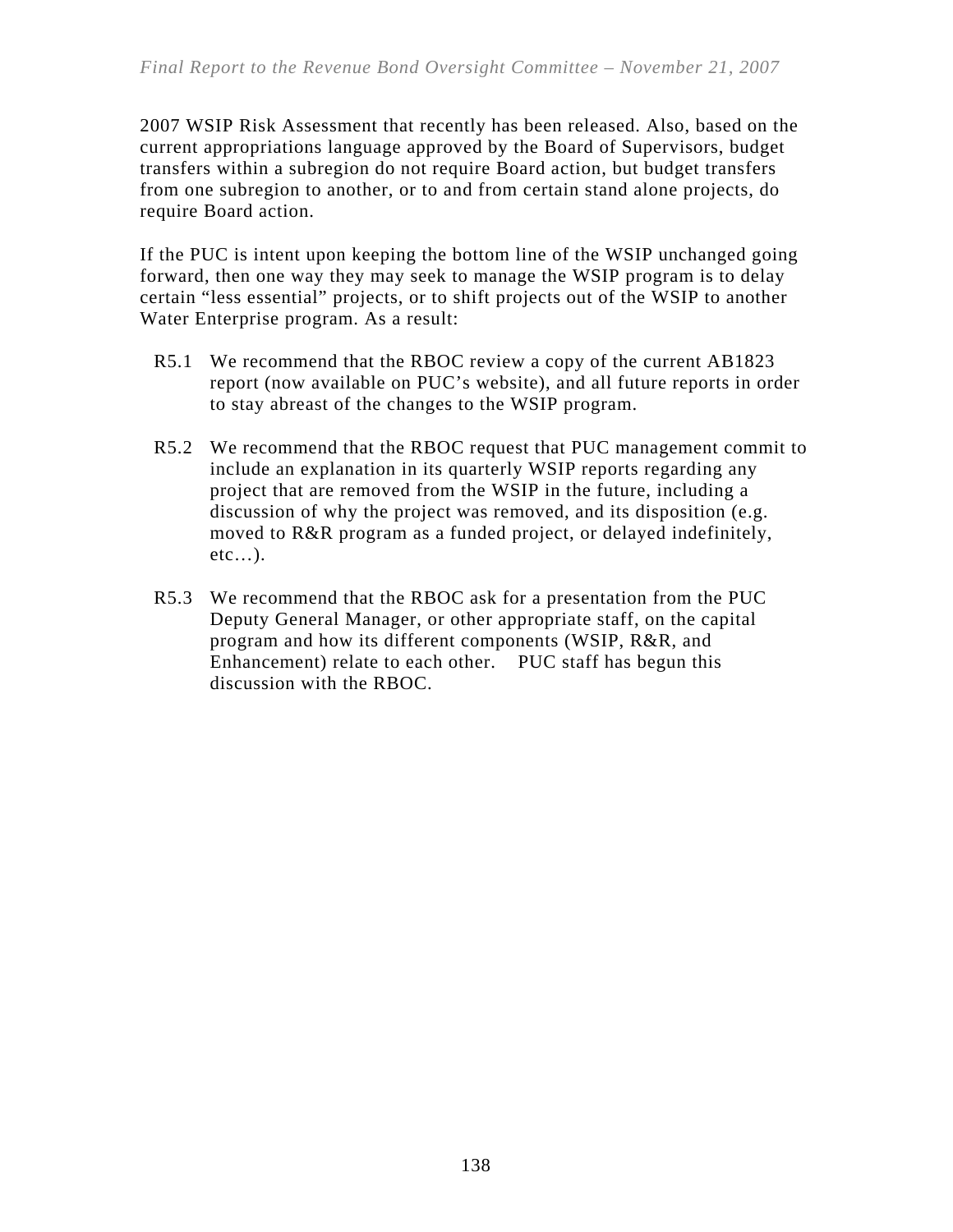2007 WSIP Risk Assessment that recently has been released. Also, based on the current appropriations language approved by the Board of Supervisors, budget transfers within a subregion do not require Board action, but budget transfers from one subregion to another, or to and from certain stand alone projects, do require Board action.

If the PUC is intent upon keeping the bottom line of the WSIP unchanged going forward, then one way they may seek to manage the WSIP program is to delay certain "less essential" projects, or to shift projects out of the WSIP to another Water Enterprise program. As a result:

R5.1 We recommend that the RBOC review a copy of the current AB1823 report (now available on PUC's website), and all future reports in order to stay abreast of the changes to the WSIP program.

R5.2 We recommend that the RBOC request that PUC management commit to include an explanation in its quarterly WSIP reports regarding any project that are removed from the WSIP in the future, including a discussion of why the project was removed, and its disposition (e.g. moved to R&R program as a funded project, or delayed indefinitely, etc…).

R5.3 We recommend that the RBOC ask for a presentation from the PUC Deputy General Manager, or other appropriate staff, on the capital program and how its different components (WSIP, R&R, and Enhancement) relate to each other. PUC staff has begun this discussion with the RBOC.